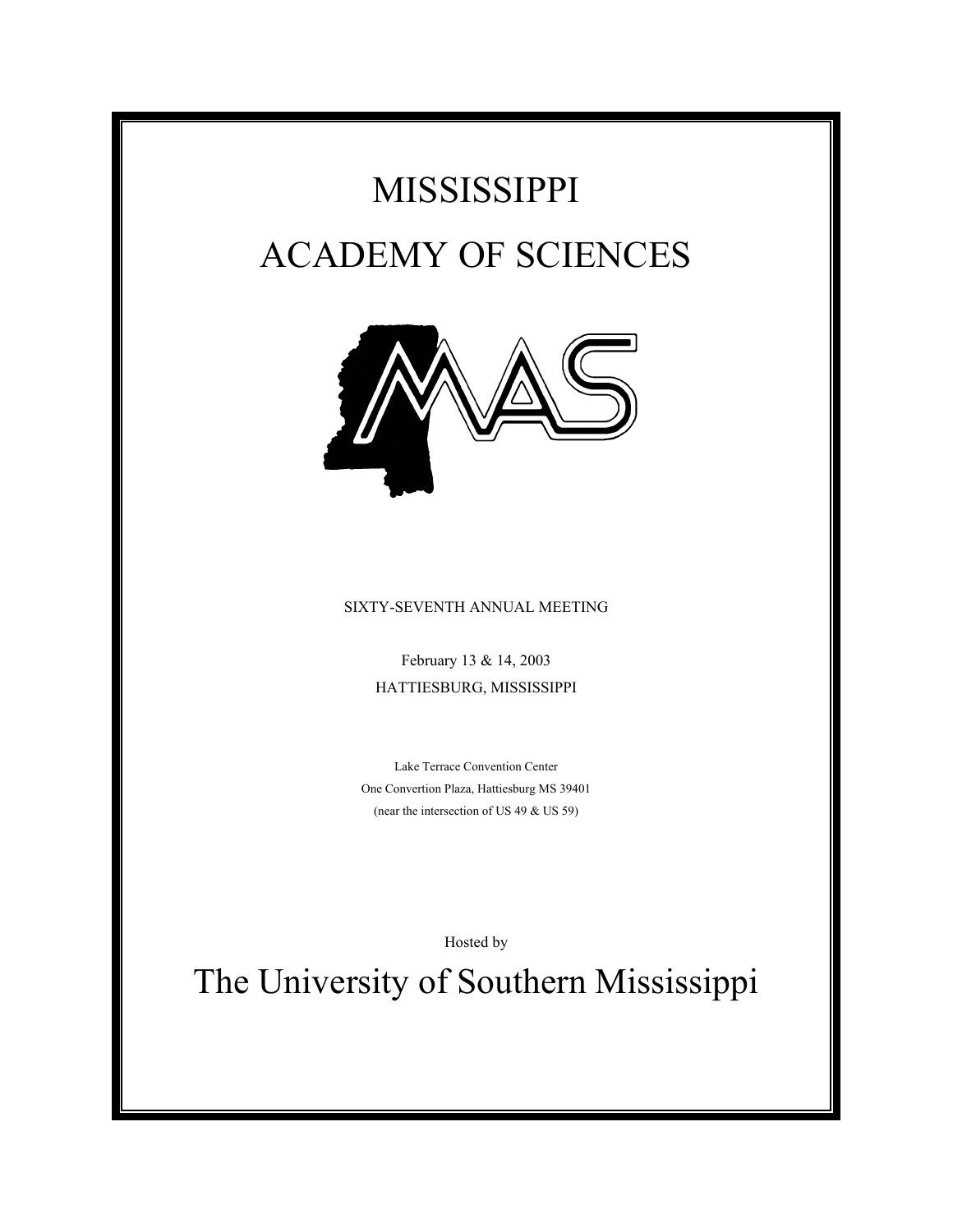# MISSISSIPPI

# ACADEMY OF SCIENCES

SIXTY-SEVENTH ANNUAL MEETING

February 13 & 14, 2003

HATTIESBURG, MISSISSIPPI

Lake Terrace Convention Center

One Convertion Plaza, Hattiesburg MS 39401

(near the intersection of US 49 & US 59)

Hosted by

## The University of Southern Mississippi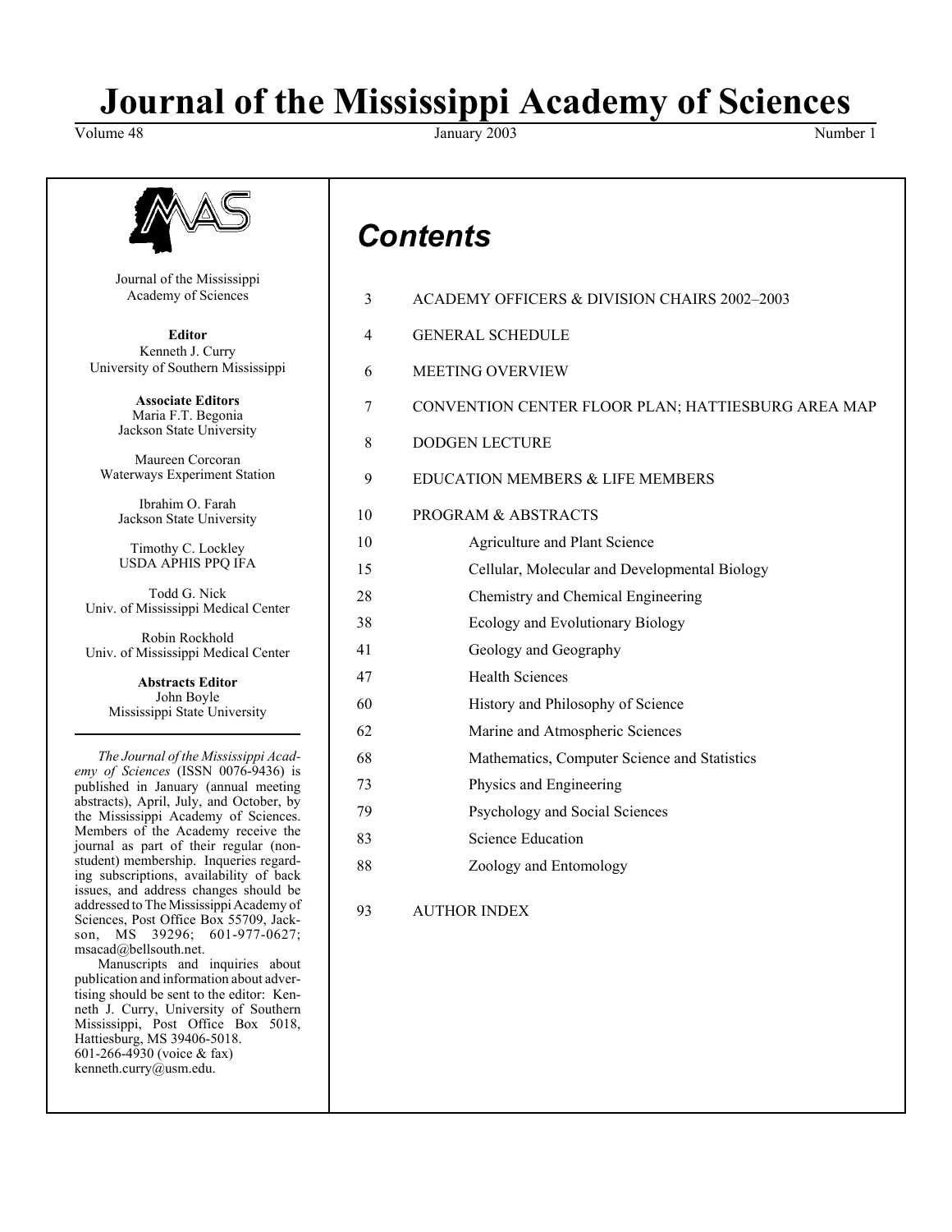# Journal of the Mississippi Academy of Sciences

Volume 48 January 2003 Number 1

Journal of the Mississippi Academy of Sciences

**Editor**
Kenneth J. Curry
University of Southern Mississippi

**Associate Editors**
Maria F.T. Begonia
Jackson State University

Maureen Corcoran
Waterways Experiment Station

Ibrahim O. Farah
Jackson State University

Timothy C. Lockley
USDA APHIS PPQ IFA

Todd G. Nick
Univ. of Mississippi Medical Center

Robin Rockhold
Univ. of Mississippi Medical Center

**Abstracts Editor**
John Boyle
Mississippi State University

*The Journal of the Mississippi Academy of Sciences* (ISSN 0076-9436) is published in January (annual meeting abstracts), April, July, and October, by the Mississippi Academy of Sciences. Members of the Academy receive the journal as part of their regular (non-student) membership. Inqueries regarding subscriptions, availability of back issues, and address changes should be addressed to The Mississippi Academy of Sciences, Post Office Box 55709, Jackson, MS 39296; 601-977-0627; msacad@bellsouth.net.

Manuscripts and inquiries about publication and information about advertising should be sent to the editor: Kenneth J. Curry, University of Southern Mississippi, Post Office Box 5018, Hattiesburg, MS 39406-5018. 601-266-4930 (voice & fax) kenneth.curry@usm.edu.

## *Contents*

| | |
|---|---|
| 3 | ACADEMY OFFICERS & DIVISION CHAIRS 2002–2003 |
| 4 | GENERAL SCHEDULE |
| 6 | MEETING OVERVIEW |
| 7 | CONVENTION CENTER FLOOR PLAN; HATTIESBURG AREA MAP |
| 8 | DODGEN LECTURE |
| 9 | EDUCATION MEMBERS & LIFE MEMBERS |
| 10 | PROGRAM & ABSTRACTS |
| 10 | Agriculture and Plant Science |
| 15 | Cellular, Molecular and Developmental Biology |
| 28 | Chemistry and Chemical Engineering |
| 38 | Ecology and Evolutionary Biology |
| 41 | Geology and Geography |
| 47 | Health Sciences |
| 60 | History and Philosophy of Science |
| 62 | Marine and Atmospheric Sciences |
| 68 | Mathematics, Computer Science and Statistics |
| 73 | Physics and Engineering |
| 79 | Psychology and Social Sciences |
| 83 | Science Education |
| 88 | Zoology and Entomology |
| 93 | AUTHOR INDEX |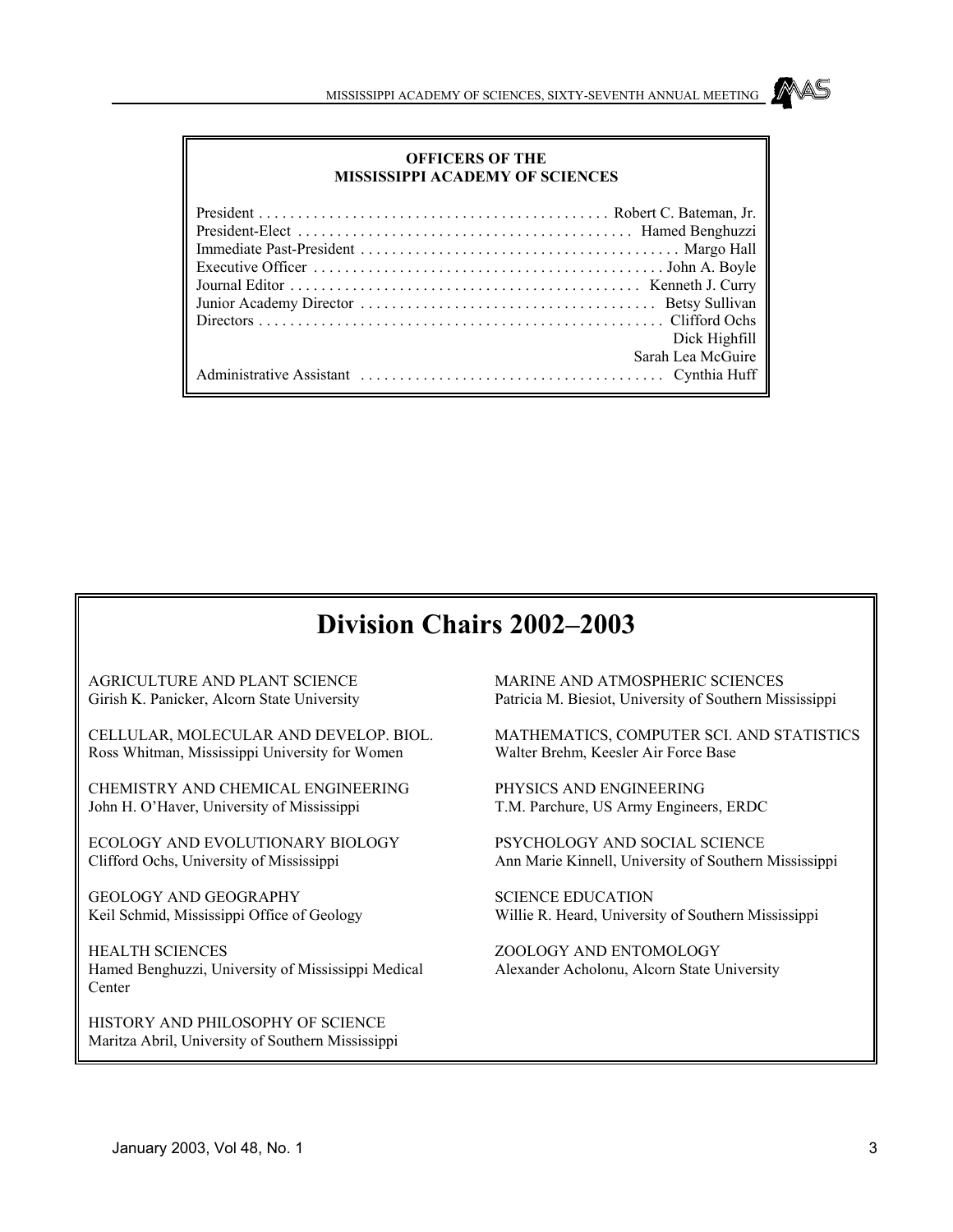**OFFICERS OF THE MISSISSIPPI ACADEMY OF SCIENCES**

| | |
|---|---|
| President | Robert C. Bateman, Jr. |
| President-Elect | Hamed Benghuzzi |
| Immediate Past-President | Margo Hall |
| Executive Officer | John A. Boyle |
| Journal Editor | Kenneth J. Curry |
| Junior Academy Director | Betsy Sullivan |
| Directors | Clifford Ochs |
| | Dick Highfill |
| | Sarah Lea McGuire |
| Administrative Assistant | Cynthia Huff |

# Division Chairs 2002–2003

AGRICULTURE AND PLANT SCIENCE
Girish K. Panicker, Alcorn State University

CELLULAR, MOLECULAR AND DEVELOP. BIOL.
Ross Whitman, Mississippi University for Women

CHEMISTRY AND CHEMICAL ENGINEERING
John H. O'Haver, University of Mississippi

ECOLOGY AND EVOLUTIONARY BIOLOGY
Clifford Ochs, University of Mississippi

GEOLOGY AND GEOGRAPHY
Keil Schmid, Mississippi Office of Geology

HEALTH SCIENCES
Hamed Benghuzzi, University of Mississippi Medical Center

HISTORY AND PHILOSOPHY OF SCIENCE
Maritza Abril, University of Southern Mississippi

MARINE AND ATMOSPHERIC SCIENCES
Patricia M. Biesiot, University of Southern Mississippi

MATHEMATICS, COMPUTER SCI. AND STATISTICS
Walter Brehm, Keesler Air Force Base

PHYSICS AND ENGINEERING
T.M. Parchure, US Army Engineers, ERDC

PSYCHOLOGY AND SOCIAL SCIENCE
Ann Marie Kinnell, University of Southern Mississippi

SCIENCE EDUCATION
Willie R. Heard, University of Southern Mississippi

ZOOLOGY AND ENTOMOLOGY
Alexander Acholonu, Alcorn State University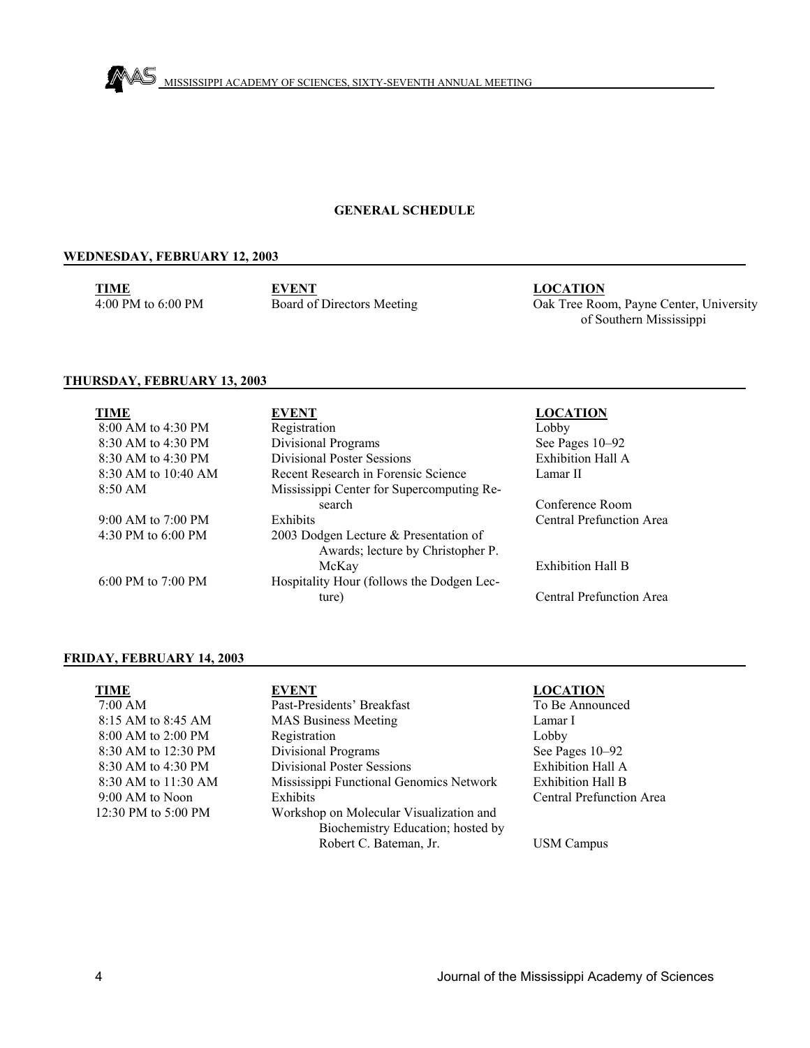## GENERAL SCHEDULE

### WEDNESDAY, FEBRUARY 12, 2003

| TIME | EVENT | LOCATION |
|---|---|---|
| 4:00 PM to 6:00 PM | Board of Directors Meeting | Oak Tree Room, Payne Center, University of Southern Mississippi |

### THURSDAY, FEBRUARY 13, 2003

| TIME | EVENT | LOCATION |
|---|---|---|
| 8:00 AM to 4:30 PM | Registration | Lobby |
| 8:30 AM to 4:30 PM | Divisional Programs | See Pages 10–92 |
| 8:30 AM to 4:30 PM | Divisional Poster Sessions | Exhibition Hall A |
| 8:30 AM to 10:40 AM | Recent Research in Forensic Science | Lamar II |
| 8:50 AM | Mississippi Center for Supercomputing Research | Conference Room |
| 9:00 AM to 7:00 PM | Exhibits | Central Prefunction Area |
| 4:30 PM to 6:00 PM | 2003 Dodgen Lecture & Presentation of Awards; lecture by Christopher P. McKay | Exhibition Hall B |
| 6:00 PM to 7:00 PM | Hospitality Hour (follows the Dodgen Lecture) | Central Prefunction Area |

### FRIDAY, FEBRUARY 14, 2003

| TIME | EVENT | LOCATION |
|---|---|---|
| 7:00 AM | Past-Presidents' Breakfast | To Be Announced |
| 8:15 AM to 8:45 AM | MAS Business Meeting | Lamar I |
| 8:00 AM to 2:00 PM | Registration | Lobby |
| 8:30 AM to 12:30 PM | Divisional Programs | See Pages 10–92 |
| 8:30 AM to 4:30 PM | Divisional Poster Sessions | Exhibition Hall A |
| 8:30 AM to 11:30 AM | Mississippi Functional Genomics Network | Exhibition Hall B |
| 9:00 AM to Noon | Exhibits | Central Prefunction Area |
| 12:30 PM to 5:00 PM | Workshop on Molecular Visualization and Biochemistry Education; hosted by Robert C. Bateman, Jr. | USM Campus |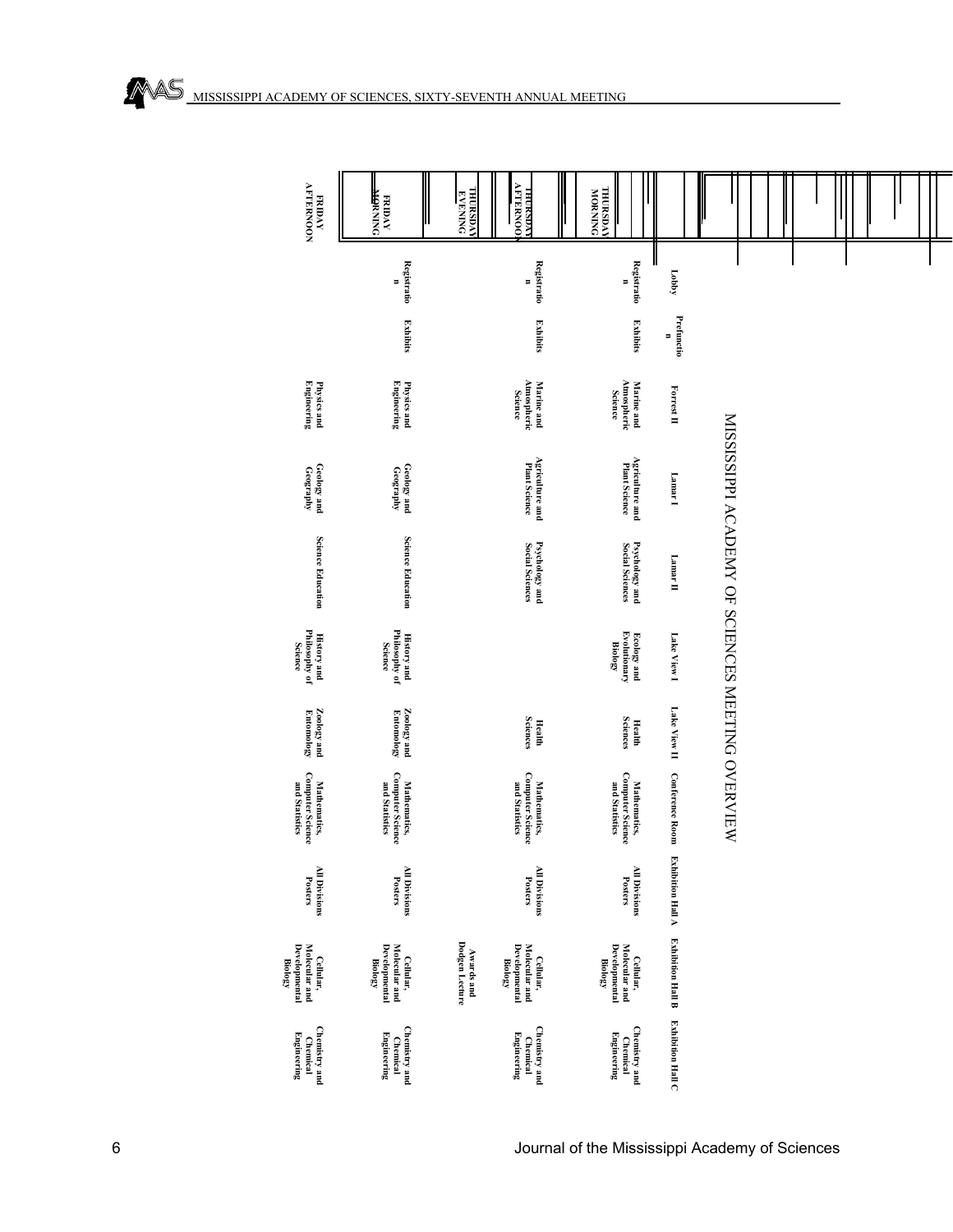# MISSISSIPPI ACADEMY OF SCIENCES MEETING OVERVIEW

| | Lobby | Prefunction | Forrest II | Lamar I | Lamar II | Lake View I | Lake View II | Conference Room | Exhibition Hall A | Exhibition Hall B | Exhibition Hall C |
|---|---|---|---|---|---|---|---|---|---|---|---|
| THURSDAY MORNING | Registration | Exhibits | Marine and Atmospheric Science | Agriculture and Plant Science | Psychology and Social Sciences | Ecology and Evolutionary Biology | Health Sciences | Mathematics, Computer Science and Statistics | All Divisions Posters | Cellular, Molecular and Developmental Biology | Chemistry and Chemical Engineering |
| THURSDAY AFTERNOON | Registration | Exhibits | Marine and Atmospheric Science | Agriculture and Plant Science | Psychology and Social Sciences | | Health Sciences | Mathematics, Computer Science and Statistics | All Divisions Posters | Cellular, Molecular and Developmental Biology | Chemistry and Chemical Engineering |
| THURSDAY EVENING | | | | | | | | | | Awards and Dodgen Lecture | |
| FRIDAY MORNING | Registration | Exhibits | Physics and Engineering | Geology and Geography | Science Education | History and Philosophy of Science | Zoology and Entomology | Mathematics, Computer Science and Statistics | All Divisions Posters | Cellular, Molecular and Developmental Biology | Chemistry and Chemical Engineering |
| FRIDAY AFTERNOON | | | Physics and Engineering | Geology and Geography | Science Education | History and Philosophy of Science | Zoology and Entomology | Mathematics, Computer Science and Statistics | All Divisions Posters | Cellular, Molecular and Developmental Biology | Chemistry and Chemical Engineering |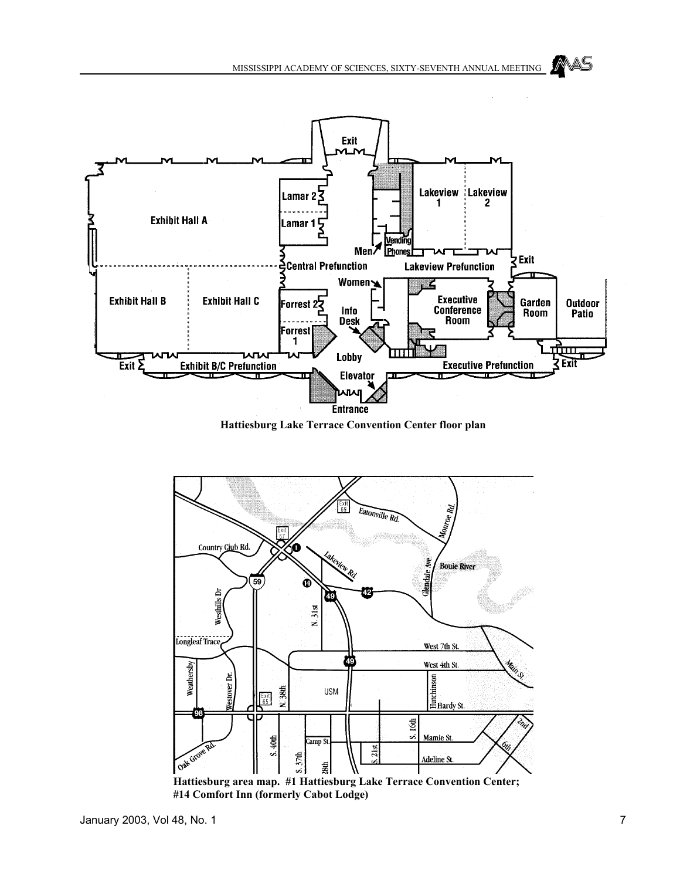**Hattiesburg Lake Terrace Convention Center floor plan**

**Hattiesburg area map. #1 Hattiesburg Lake Terrace Convention Center; #14 Comfort Inn (formerly Cabot Lodge)**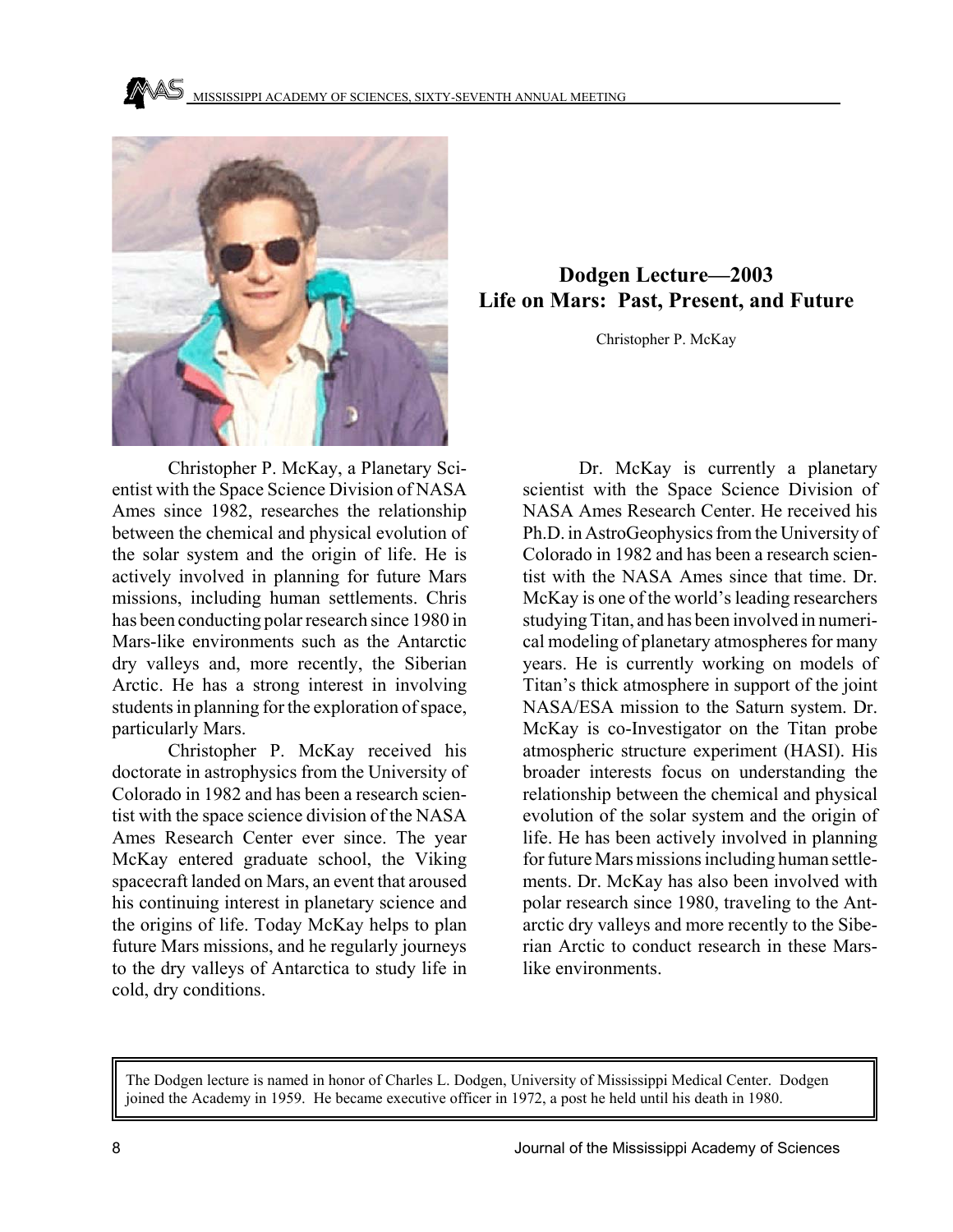## Dodgen Lecture—2003

## Life on Mars: Past, Present, and Future

Christopher P. McKay

Christopher P. McKay, a Planetary Scientist with the Space Science Division of NASA Ames since 1982, researches the relationship between the chemical and physical evolution of the solar system and the origin of life. He is actively involved in planning for future Mars missions, including human settlements. Chris has been conducting polar research since 1980 in Mars-like environments such as the Antarctic dry valleys and, more recently, the Siberian Arctic. He has a strong interest in involving students in planning for the exploration of space, particularly Mars.

Christopher P. McKay received his doctorate in astrophysics from the University of Colorado in 1982 and has been a research scientist with the space science division of the NASA Ames Research Center ever since. The year McKay entered graduate school, the Viking spacecraft landed on Mars, an event that aroused his continuing interest in planetary science and the origins of life. Today McKay helps to plan future Mars missions, and he regularly journeys to the dry valleys of Antarctica to study life in cold, dry conditions.

Dr. McKay is currently a planetary scientist with the Space Science Division of NASA Ames Research Center. He received his Ph.D. in AstroGeophysics from the University of Colorado in 1982 and has been a research scientist with the NASA Ames since that time. Dr. McKay is one of the world's leading researchers studying Titan, and has been involved in numerical modeling of planetary atmospheres for many years. He is currently working on models of Titan's thick atmosphere in support of the joint NASA/ESA mission to the Saturn system. Dr. McKay is co-Investigator on the Titan probe atmospheric structure experiment (HASI). His broader interests focus on understanding the relationship between the chemical and physical evolution of the solar system and the origin of life. He has been actively involved in planning for future Mars missions including human settlements. Dr. McKay has also been involved with polar research since 1980, traveling to the Antarctic dry valleys and more recently to the Siberian Arctic to conduct research in these Mars-like environments.

The Dodgen lecture is named in honor of Charles L. Dodgen, University of Mississippi Medical Center. Dodgen joined the Academy in 1959. He became executive officer in 1972, a post he held until his death in 1980.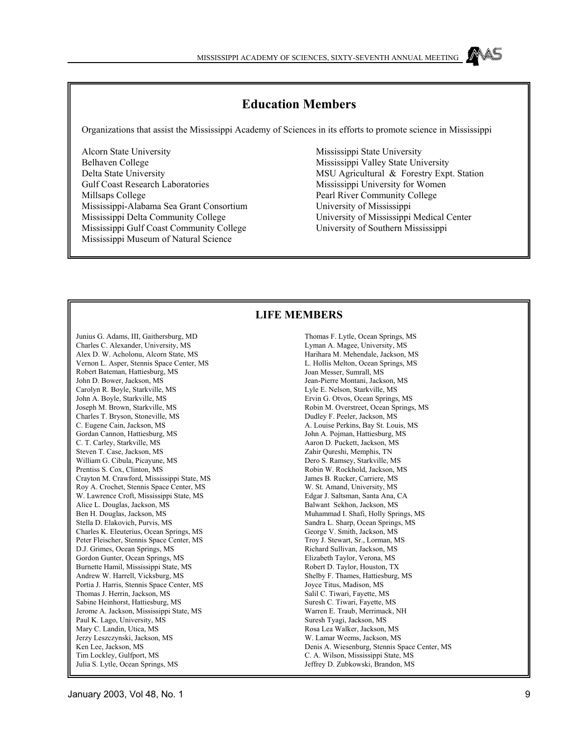## Education Members

Organizations that assist the Mississippi Academy of Sciences in its efforts to promote science in Mississippi

Alcorn State University
Belhaven College
Delta State University
Gulf Coast Research Laboratories
Millsaps College
Mississippi-Alabama Sea Grant Consortium
Mississippi Delta Community College
Mississippi Gulf Coast Community College
Mississippi Museum of Natural Science
Mississippi State University
Mississippi Valley State University
MSU Agricultural & Forestry Expt. Station
Mississippi University for Women
Pearl River Community College
University of Mississippi
University of Mississippi Medical Center
University of Southern Mississippi

## LIFE MEMBERS

Junius G. Adams, III, Gaithersburg, MD
Charles C. Alexander, University, MS
Alex D. W. Acholonu, Alcorn State, MS
Vernon L. Asper, Stennis Space Center, MS
Robert Bateman, Hattiesburg, MS
John D. Bower, Jackson, MS
Carolyn R. Boyle, Starkville, MS
John A. Boyle, Starkville, MS
Joseph M. Brown, Starkville, MS
Charles T. Bryson, Stoneville, MS
C. Eugene Cain, Jackson, MS
Gordan Cannon, Hattiesburg, MS
C. T. Carley, Starkville, MS
Steven T. Case, Jackson, MS
William G. Cibula, Picayune, MS
Prentiss S. Cox, Clinton, MS
Crayton M. Crawford, Mississippi State, MS
Roy A. Crochet, Stennis Space Center, MS
W. Lawrence Croft, Mississippi State, MS
Alice L. Douglas, Jackson, MS
Ben H. Douglas, Jackson, MS
Stella D. Elakovich, Purvis, MS
Charles K. Eleuterius, Ocean Springs, MS
Peter Fleischer, Stennis Space Center, MS
D.J. Grimes, Ocean Springs, MS
Gordon Gunter, Ocean Springs, MS
Burnette Hamil, Mississippi State, MS
Andrew W. Harrell, Vicksburg, MS
Portia J. Harris, Stennis Space Center, MS
Thomas J. Herrin, Jackson, MS
Sabine Heinhorst, Hattiesburg, MS
Jerome A. Jackson, Mississippi State, MS
Paul K. Lago, University, MS
Mary C. Landin, Utica, MS
Jerzy Leszczynski, Jackson, MS
Ken Lee, Jackson, MS
Tim Lockley, Gulfport, MS
Julia S. Lytle, Ocean Springs, MS
Thomas F. Lytle, Ocean Springs, MS
Lyman A. Magee, University, MS
Harihara M. Mehendale, Jackson, MS
L. Hollis Melton, Ocean Springs, MS
Joan Messer, Sumrall, MS
Jean-Pierre Montani, Jackson, MS
Lyle E. Nelson, Starkville, MS
Ervin G. Otvos, Ocean Springs, MS
Robin M. Overstreet, Ocean Springs, MS
Dudley F. Peeler, Jackson, MS
A. Louise Perkins, Bay St. Louis, MS
John A. Pojman, Hattiesburg, MS
Aaron D. Puckett, Jackson, MS
Zahir Qureshi, Memphis, TN
Dero S. Ramsey, Starkville, MS
Robin W. Rockhold, Jackson, MS
James B. Rucker, Carriere, MS
W. St. Amand, University, MS
Edgar J. Saltsman, Santa Ana, CA
Balwant Sekhon, Jackson, MS
Muhammad I. Shafi, Holly Springs, MS
Sandra L. Sharp, Ocean Springs, MS
George V. Smith, Jackson, MS
Troy J. Stewart, Sr., Lorman, MS
Richard Sullivan, Jackson, MS
Elizabeth Taylor, Verona, MS
Robert D. Taylor, Houston, TX
Shelby F. Thames, Hattiesburg, MS
Joyce Titus, Madison, MS
Salil C. Tiwari, Fayette, MS
Suresh C. Tiwari, Fayette, MS
Warren E. Traub, Merrimack, NH
Suresh Tyagi, Jackson, MS
Rosa Lea Walker, Jackson, MS
W. Lamar Weems, Jackson, MS
Denis A. Wiesenburg, Stennis Space Center, MS
C. A. Wilson, Mississippi State, MS
Jeffrey D. Zubkowski, Brandon, MS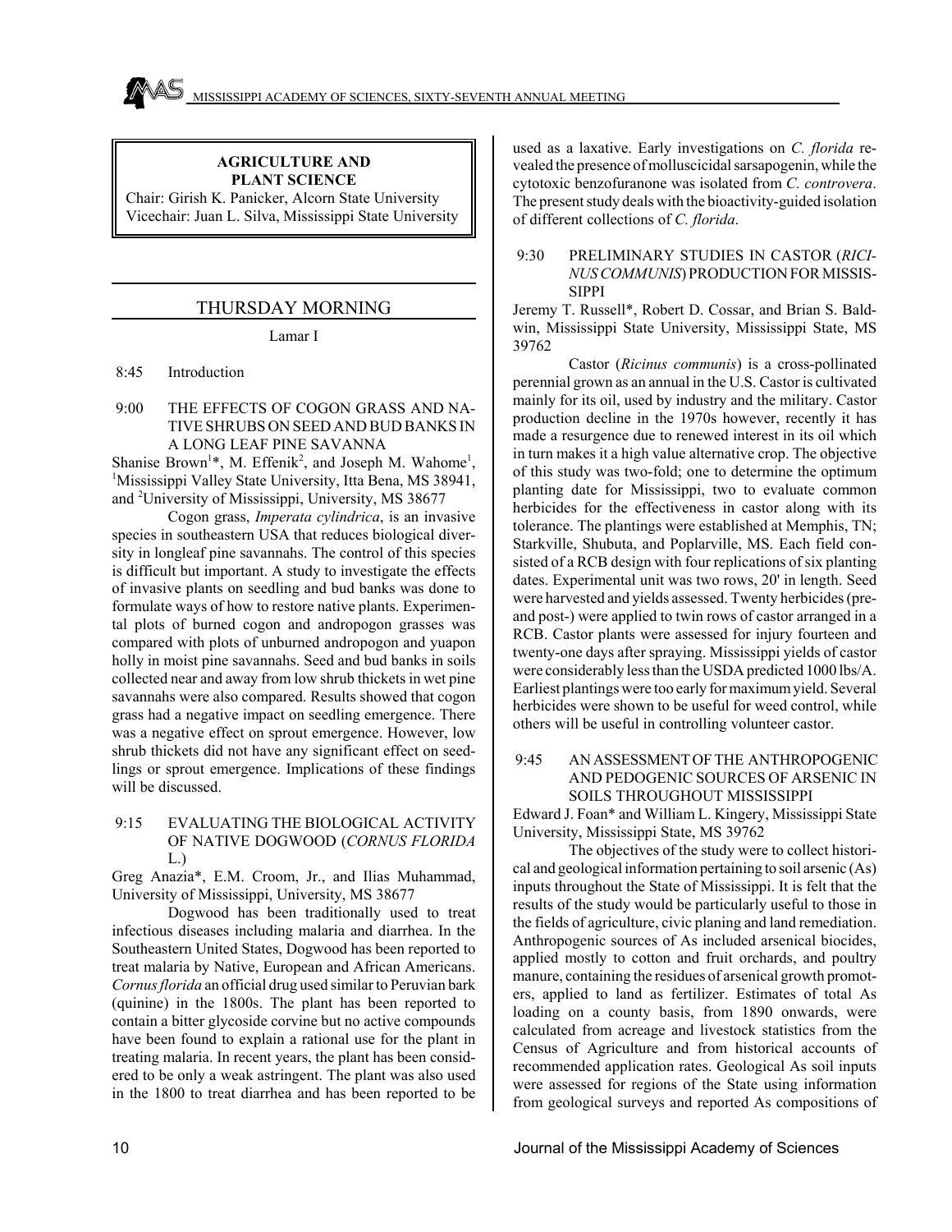## AGRICULTURE AND PLANT SCIENCE

Chair: Girish K. Panicker, Alcorn State University
Vicechair: Juan L. Silva, Mississippi State University

### THURSDAY MORNING

Lamar I

8:45 Introduction

**9:00 THE EFFECTS OF COGON GRASS AND NATIVE SHRUBS ON SEED AND BUD BANKS IN A LONG LEAF PINE SAVANNA**

Shanise Brown[1]*, M. Effenik[2], and Joseph M. Wahome[1], [1]Mississippi Valley State University, Itta Bena, MS 38941, and [2]University of Mississippi, University, MS 38677

Cogon grass, *Imperata cylindrica*, is an invasive species in southeastern USA that reduces biological diversity in longleaf pine savannahs. The control of this species is difficult but important. A study to investigate the effects of invasive plants on seedling and bud banks was done to formulate ways of how to restore native plants. Experimental plots of burned cogon and andropogon grasses was compared with plots of unburned andropogon and yuapon holly in moist pine savannahs. Seed and bud banks in soils collected near and away from low shrub thickets in wet pine savannahs were also compared. Results showed that cogon grass had a negative impact on seedling emergence. There was a negative effect on sprout emergence. However, low shrub thickets did not have any significant effect on seedlings or sprout emergence. Implications of these findings will be discussed.

**9:15 EVALUATING THE BIOLOGICAL ACTIVITY OF NATIVE DOGWOOD (*CORNUS FLORIDA* L.)**

Greg Anazia*, E.M. Croom, Jr., and Ilias Muhammad, University of Mississippi, University, MS 38677

Dogwood has been traditionally used to treat infectious diseases including malaria and diarrhea. In the Southeastern United States, Dogwood has been reported to treat malaria by Native, European and African Americans. *Cornus florida* an official drug used similar to Peruvian bark (quinine) in the 1800s. The plant has been reported to contain a bitter glycoside corvine but no active compounds have been found to explain a rational use for the plant in treating malaria. In recent years, the plant has been considered to be only a weak astringent. The plant was also used in the 1800 to treat diarrhea and has been reported to be used as a laxative. Early investigations on *C. florida* revealed the presence of molluscicidal sarsapogenin, while the cytotoxic benzofuranone was isolated from *C. controvera*. The present study deals with the bioactivity-guided isolation of different collections of *C. florida*.

**9:30 PRELIMINARY STUDIES IN CASTOR (*RICINUS COMMUNIS*) PRODUCTION FOR MISSISSIPPI**

Jeremy T. Russell*, Robert D. Cossar, and Brian S. Baldwin, Mississippi State University, Mississippi State, MS 39762

Castor (*Ricinus communis*) is a cross-pollinated perennial grown as an annual in the U.S. Castor is cultivated mainly for its oil, used by industry and the military. Castor production decline in the 1970s however, recently it has made a resurgence due to renewed interest in its oil which in turn makes it a high value alternative crop. The objective of this study was two-fold; one to determine the optimum planting date for Mississippi, two to evaluate common herbicides for the effectiveness in castor along with its tolerance. The plantings were established at Memphis, TN; Starkville, Shubuta, and Poplarville, MS. Each field consisted of a RCB design with four replications of six planting dates. Experimental unit was two rows, 20' in length. Seed were harvested and yields assessed. Twenty herbicides (pre- and post-) were applied to twin rows of castor arranged in a RCB. Castor plants were assessed for injury fourteen and twenty-one days after spraying. Mississippi yields of castor were considerably less than the USDA predicted 1000 lbs/A. Earliest plantings were too early for maximum yield. Several herbicides were shown to be useful for weed control, while others will be useful in controlling volunteer castor.

**9:45 AN ASSESSMENT OF THE ANTHROPOGENIC AND PEDOGENIC SOURCES OF ARSENIC IN SOILS THROUGHOUT MISSISSIPPI**

Edward J. Foan* and William L. Kingery, Mississippi State University, Mississippi State, MS 39762

The objectives of the study were to collect historical and geological information pertaining to soil arsenic (As) inputs throughout the State of Mississippi. It is felt that the results of the study would be particularly useful to those in the fields of agriculture, civic planing and land remediation. Anthropogenic sources of As included arsenical biocides, applied mostly to cotton and fruit orchards, and poultry manure, containing the residues of arsenical growth promoters, applied to land as fertilizer. Estimates of total As loading on a county basis, from 1890 onwards, were calculated from acreage and livestock statistics from the Census of Agriculture and from historical accounts of recommended application rates. Geological As soil inputs were assessed for regions of the State using information from geological surveys and reported As compositions of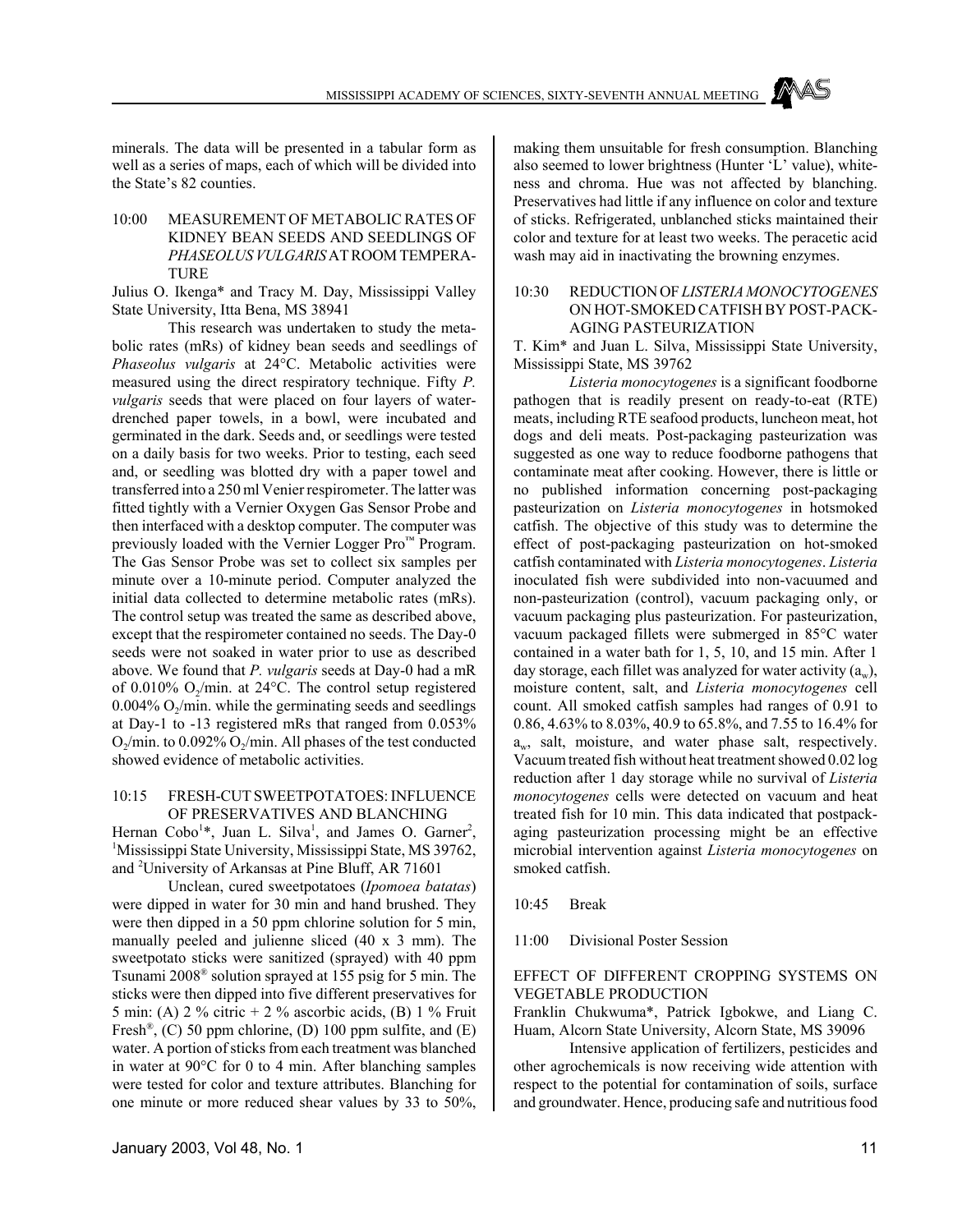minerals. The data will be presented in a tabular form as well as a series of maps, each of which will be divided into the State's 82 counties.

### 10:00 MEASUREMENT OF METABOLIC RATES OF KIDNEY BEAN SEEDS AND SEEDLINGS OF *PHASEOLUS VULGARIS* AT ROOM TEMPERATURE

Julius O. Ikenga* and Tracy M. Day, Mississippi Valley State University, Itta Bena, MS 38941

This research was undertaken to study the metabolic rates (mRs) of kidney bean seeds and seedlings of *Phaseolus vulgaris* at 24°C. Metabolic activities were measured using the direct respiratory technique. Fifty *P. vulgaris* seeds that were placed on four layers of water-drenched paper towels, in a bowl, were incubated and germinated in the dark. Seeds and, or seedlings were tested on a daily basis for two weeks. Prior to testing, each seed and, or seedling was blotted dry with a paper towel and transferred into a 250 ml Venier respirometer. The latter was fitted tightly with a Vernier Oxygen Gas Sensor Probe and then interfaced with a desktop computer. The computer was previously loaded with the Vernier Logger Pro™ Program. The Gas Sensor Probe was set to collect six samples per minute over a 10-minute period. Computer analyzed the initial data collected to determine metabolic rates (mRs). The control setup was treated the same as described above, except that the respirometer contained no seeds. The Day-0 seeds were not soaked in water prior to use as described above. We found that *P. vulgaris* seeds at Day-0 had a mR of 0.010% $O_2$/min. at 24°C. The control setup registered 0.004% $O_2$/min. while the germinating seeds and seedlings at Day-1 to -13 registered mRs that ranged from 0.053% $O_2$/min. to 0.092% $O_2$/min. All phases of the test conducted showed evidence of metabolic activities.

### 10:15 FRESH-CUT SWEETPOTATOES: INFLUENCE OF PRESERVATIVES AND BLANCHING

Hernan Cobo[1]*, Juan L. Silva[1], and James O. Garner[2], [1]Mississippi State University, Mississippi State, MS 39762, and [2]University of Arkansas at Pine Bluff, AR 71601

Unclean, cured sweetpotatoes (*Ipomoea batatas*) were dipped in water for 30 min and hand brushed. They were then dipped in a 50 ppm chlorine solution for 5 min, manually peeled and julienne sliced (40 x 3 mm). The sweetpotato sticks were sanitized (sprayed) with 40 ppm Tsunami 2008® solution sprayed at 155 psig for 5 min. The sticks were then dipped into five different preservatives for 5 min: (A) 2 % citric + 2 % ascorbic acids, (B) 1 % Fruit Fresh®, (C) 50 ppm chlorine, (D) 100 ppm sulfite, and (E) water. A portion of sticks from each treatment was blanched in water at 90°C for 0 to 4 min. After blanching samples were tested for color and texture attributes. Blanching for one minute or more reduced shear values by 33 to 50%, making them unsuitable for fresh consumption. Blanching also seemed to lower brightness (Hunter 'L' value), whiteness and chroma. Hue was not affected by blanching. Preservatives had little if any influence on color and texture of sticks. Refrigerated, unblanched sticks maintained their color and texture for at least two weeks. The peracetic acid wash may aid in inactivating the browning enzymes.

### 10:30 REDUCTION OF *LISTERIA MONOCYTOGENES* ON HOT-SMOKED CATFISH BY POST-PACKAGING PASTEURIZATION

T. Kim* and Juan L. Silva, Mississippi State University, Mississippi State, MS 39762

*Listeria monocytogenes* is a significant foodborne pathogen that is readily present on ready-to-eat (RTE) meats, including RTE seafood products, luncheon meat, hot dogs and deli meats. Post-packaging pasteurization was suggested as one way to reduce foodborne pathogens that contaminate meat after cooking. However, there is little or no published information concerning post-packaging pasteurization on *Listeria monocytogenes* in hotsmoked catfish. The objective of this study was to determine the effect of post-packaging pasteurization on hot-smoked catfish contaminated with *Listeria monocytogenes*. *Listeria* inoculated fish were subdivided into non-vacuumed and non-pasteurization (control), vacuum packaging only, or vacuum packaging plus pasteurization. For pasteurization, vacuum packaged fillets were submerged in 85°C water contained in a water bath for 1, 5, 10, and 15 min. After 1 day storage, each fillet was analyzed for water activity ($a_w$), moisture content, salt, and *Listeria monocytogenes* cell count. All smoked catfish samples had ranges of 0.91 to 0.86, 4.63% to 8.03%, 40.9 to 65.8%, and 7.55 to 16.4% for $a_w$, salt, moisture, and water phase salt, respectively. Vacuum treated fish without heat treatment showed 0.02 log reduction after 1 day storage while no survival of *Listeria monocytogenes* cells were detected on vacuum and heat treated fish for 10 min. This data indicated that postpackaging pasteurization processing might be an effective microbial intervention against *Listeria monocytogenes* on smoked catfish.

10:45 Break

11:00 Divisional Poster Session

### EFFECT OF DIFFERENT CROPPING SYSTEMS ON VEGETABLE PRODUCTION

Franklin Chukwuma*, Patrick Igbokwe, and Liang C. Huam, Alcorn State University, Alcorn State, MS 39096

Intensive application of fertilizers, pesticides and other agrochemicals is now receiving wide attention with respect to the potential for contamination of soils, surface and groundwater. Hence, producing safe and nutritious food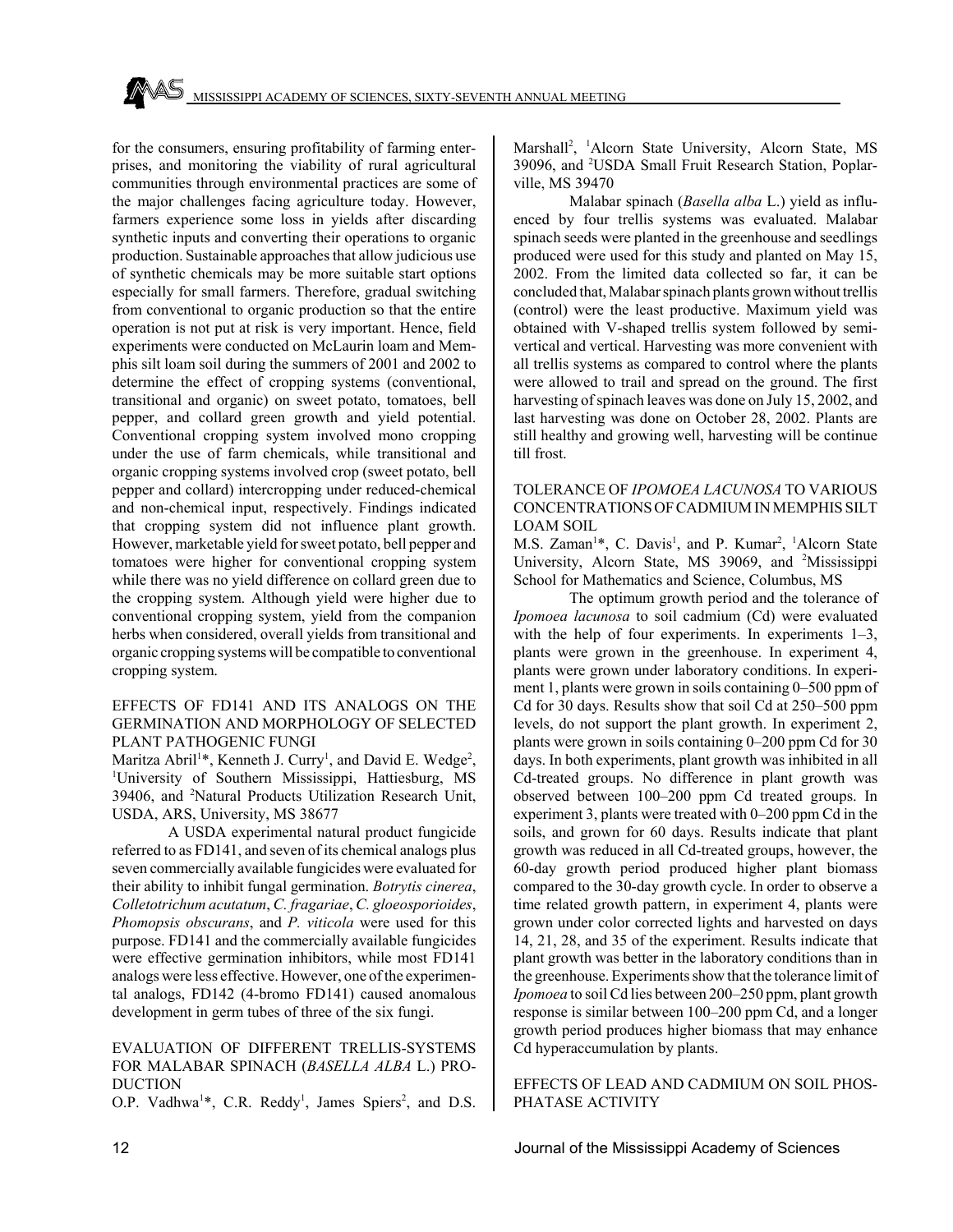for the consumers, ensuring profitability of farming enterprises, and monitoring the viability of rural agricultural communities through environmental practices are some of the major challenges facing agriculture today. However, farmers experience some loss in yields after discarding synthetic inputs and converting their operations to organic production. Sustainable approaches that allow judicious use of synthetic chemicals may be more suitable start options especially for small farmers. Therefore, gradual switching from conventional to organic production so that the entire operation is not put at risk is very important. Hence, field experiments were conducted on McLaurin loam and Memphis silt loam soil during the summers of 2001 and 2002 to determine the effect of cropping systems (conventional, transitional and organic) on sweet potato, tomatoes, bell pepper, and collard green growth and yield potential. Conventional cropping system involved mono cropping under the use of farm chemicals, while transitional and organic cropping systems involved crop (sweet potato, bell pepper and collard) intercropping under reduced-chemical and non-chemical input, respectively. Findings indicated that cropping system did not influence plant growth. However, marketable yield for sweet potato, bell pepper and tomatoes were higher for conventional cropping system while there was no yield difference on collard green due to the cropping system. Although yield were higher due to conventional cropping system, yield from the companion herbs when considered, overall yields from transitional and organic cropping systems will be compatible to conventional cropping system.

## EFFECTS OF FD141 AND ITS ANALOGS ON THE GERMINATION AND MORPHOLOGY OF SELECTED PLANT PATHOGENIC FUNGI

Maritza Abril[1]*, Kenneth J. Curry[1], and David E. Wedge[2], [1]University of Southern Mississippi, Hattiesburg, MS 39406, and [2]Natural Products Utilization Research Unit, USDA, ARS, University, MS 38677

A USDA experimental natural product fungicide referred to as FD141, and seven of its chemical analogs plus seven commercially available fungicides were evaluated for their ability to inhibit fungal germination. *Botrytis cinerea*, *Colletotrichum acutatum*, *C. fragariae*, *C. gloeosporioides*, *Phomopsis obscurans*, and *P. viticola* were used for this purpose. FD141 and the commercially available fungicides were effective germination inhibitors, while most FD141 analogs were less effective. However, one of the experimental analogs, FD142 (4-bromo FD141) caused anomalous development in germ tubes of three of the six fungi.

## EVALUATION OF DIFFERENT TRELLIS-SYSTEMS FOR MALABAR SPINACH (*BASELLA ALBA* L.) PRODUCTION

O.P. Vadhwa[1]*, C.R. Reddy[1], James Spiers[2], and D.S. Marshall[2], [1]Alcorn State University, Alcorn State, MS 39096, and [2]USDA Small Fruit Research Station, Poplarville, MS 39470

Malabar spinach (*Basella alba* L.) yield as influenced by four trellis systems was evaluated. Malabar spinach seeds were planted in the greenhouse and seedlings produced were used for this study and planted on May 15, 2002. From the limited data collected so far, it can be concluded that, Malabar spinach plants grown without trellis (control) were the least productive. Maximum yield was obtained with V-shaped trellis system followed by semi-vertical and vertical. Harvesting was more convenient with all trellis systems as compared to control where the plants were allowed to trail and spread on the ground. The first harvesting of spinach leaves was done on July 15, 2002, and last harvesting was done on October 28, 2002. Plants are still healthy and growing well, harvesting will be continue till frost.

## TOLERANCE OF *IPOMOEA LACUNOSA* TO VARIOUS CONCENTRATIONS OF CADMIUM IN MEMPHIS SILT LOAM SOIL

M.S. Zaman[1]*, C. Davis[1], and P. Kumar[2], [1]Alcorn State University, Alcorn State, MS 39069, and [2]Mississippi School for Mathematics and Science, Columbus, MS

The optimum growth period and the tolerance of *Ipomoea lacunosa* to soil cadmium (Cd) were evaluated with the help of four experiments. In experiments 1–3, plants were grown in the greenhouse. In experiment 4, plants were grown under laboratory conditions. In experiment 1, plants were grown in soils containing 0–500 ppm of Cd for 30 days. Results show that soil Cd at 250–500 ppm levels, do not support the plant growth. In experiment 2, plants were grown in soils containing 0–200 ppm Cd for 30 days. In both experiments, plant growth was inhibited in all Cd-treated groups. No difference in plant growth was observed between 100–200 ppm Cd treated groups. In experiment 3, plants were treated with 0–200 ppm Cd in the soils, and grown for 60 days. Results indicate that plant growth was reduced in all Cd-treated groups, however, the 60-day growth period produced higher plant biomass compared to the 30-day growth cycle. In order to observe a time related growth pattern, in experiment 4, plants were grown under color corrected lights and harvested on days 14, 21, 28, and 35 of the experiment. Results indicate that plant growth was better in the laboratory conditions than in the greenhouse. Experiments show that the tolerance limit of *Ipomoea* to soil Cd lies between 200–250 ppm, plant growth response is similar between 100–200 ppm Cd, and a longer growth period produces higher biomass that may enhance Cd hyperaccumulation by plants.

## EFFECTS OF LEAD AND CADMIUM ON SOIL PHOSPHATASE ACTIVITY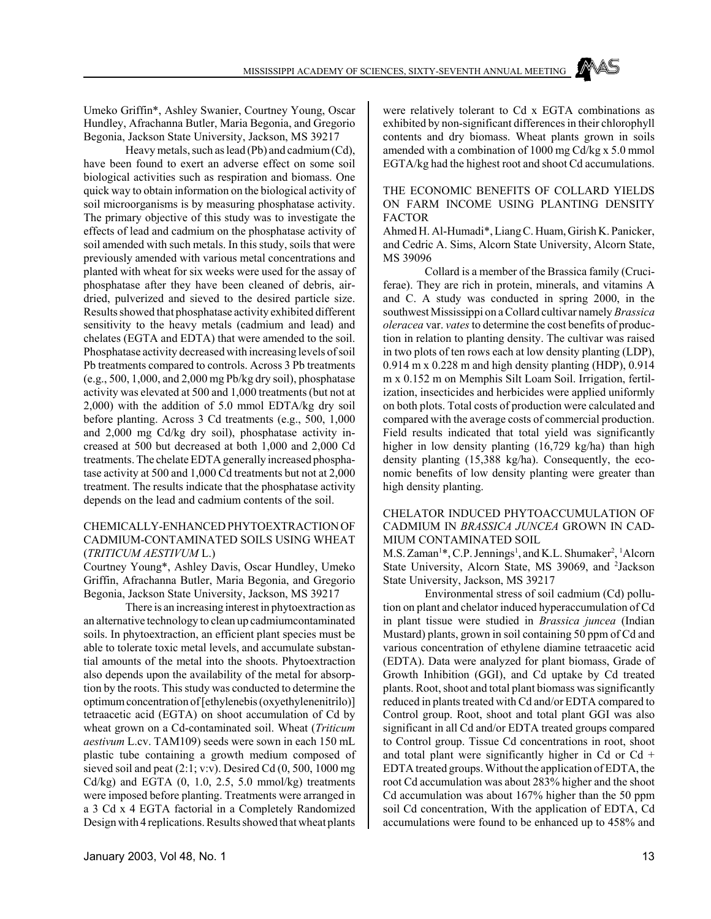Umeko Griffin*, Ashley Swanier, Courtney Young, Oscar Hundley, Afrachanna Butler, Maria Begonia, and Gregorio Begonia, Jackson State University, Jackson, MS 39217

Heavy metals, such as lead (Pb) and cadmium (Cd), have been found to exert an adverse effect on some soil biological activities such as respiration and biomass. One quick way to obtain information on the biological activity of soil microorganisms is by measuring phosphatase activity. The primary objective of this study was to investigate the effects of lead and cadmium on the phosphatase activity of soil amended with such metals. In this study, soils that were previously amended with various metal concentrations and planted with wheat for six weeks were used for the assay of phosphatase after they have been cleaned of debris, air-dried, pulverized and sieved to the desired particle size. Results showed that phosphatase activity exhibited different sensitivity to the heavy metals (cadmium and lead) and chelates (EGTA and EDTA) that were amended to the soil. Phosphatase activity decreased with increasing levels of soil Pb treatments compared to controls. Across 3 Pb treatments (e.g., 500, 1,000, and 2,000 mg Pb/kg dry soil), phosphatase activity was elevated at 500 and 1,000 treatments (but not at 2,000) with the addition of 5.0 mmol EDTA/kg dry soil before planting. Across 3 Cd treatments (e.g., 500, 1,000 and 2,000 mg Cd/kg dry soil), phosphatase activity increased at 500 but decreased at both 1,000 and 2,000 Cd treatments. The chelate EDTA generally increased phosphatase activity at 500 and 1,000 Cd treatments but not at 2,000 treatment. The results indicate that the phosphatase activity depends on the lead and cadmium contents of the soil.

## CHEMICALLY-ENHANCED PHYTOEXTRACTION OF CADMIUM-CONTAMINATED SOILS USING WHEAT (*TRITICUM AESTIVUM* L.)

Courtney Young*, Ashley Davis, Oscar Hundley, Umeko Griffin, Afrachanna Butler, Maria Begonia, and Gregorio Begonia, Jackson State University, Jackson, MS 39217

There is an increasing interest in phytoextraction as an alternative technology to clean up cadmiumcontaminated soils. In phytoextraction, an efficient plant species must be able to tolerate toxic metal levels, and accumulate substantial amounts of the metal into the shoots. Phytoextraction also depends upon the availability of the metal for absorption by the roots. This study was conducted to determine the optimum concentration of [ethylenebis (oxyethylenenitrilo)] tetraacetic acid (EGTA) on shoot accumulation of Cd by wheat grown on a Cd-contaminated soil. Wheat (*Triticum aestivum* L.cv. TAM109) seeds were sown in each 150 mL plastic tube containing a growth medium composed of sieved soil and peat (2:1; v:v). Desired Cd (0, 500, 1000 mg Cd/kg) and EGTA (0, 1.0, 2.5, 5.0 mmol/kg) treatments were imposed before planting. Treatments were arranged in a 3 Cd x 4 EGTA factorial in a Completely Randomized Design with 4 replications. Results showed that wheat plants were relatively tolerant to Cd x EGTA combinations as exhibited by non-significant differences in their chlorophyll contents and dry biomass. Wheat plants grown in soils amended with a combination of 1000 mg Cd/kg x 5.0 mmol EGTA/kg had the highest root and shoot Cd accumulations.

## THE ECONOMIC BENEFITS OF COLLARD YIELDS ON FARM INCOME USING PLANTING DENSITY FACTOR

Ahmed H. Al-Humadi*, Liang C. Huam, Girish K. Panicker, and Cedric A. Sims, Alcorn State University, Alcorn State, MS 39096

Collard is a member of the Brassica family (Cruciferae). They are rich in protein, minerals, and vitamins A and C. A study was conducted in spring 2000, in the southwest Mississippi on a Collard cultivar namely *Brassica oleracea* var. *vates* to determine the cost benefits of production in relation to planting density. The cultivar was raised in two plots of ten rows each at low density planting (LDP), 0.914 m x 0.228 m and high density planting (HDP), 0.914 m x 0.152 m on Memphis Silt Loam Soil. Irrigation, fertilization, insecticides and herbicides were applied uniformly on both plots. Total costs of production were calculated and compared with the average costs of commercial production. Field results indicated that total yield was significantly higher in low density planting (16,729 kg/ha) than high density planting (15,388 kg/ha). Consequently, the economic benefits of low density planting were greater than high density planting.

## CHELATOR INDUCED PHYTOACCUMULATION OF CADMIUM IN *BRASSICA JUNCEA* GROWN IN CADMIUM CONTAMINATED SOIL

M.S. Zaman[1]*, C.P. Jennings[2], and K.L. Shumaker[2], [1]Alcorn State University, Alcorn State, MS 39069, and [2]Jackson State University, Jackson, MS 39217

Environmental stress of soil cadmium (Cd) pollution on plant and chelator induced hyperaccumulation of Cd in plant tissue were studied in *Brassica juncea* (Indian Mustard) plants, grown in soil containing 50 ppm of Cd and various concentration of ethylene diamine tetraacetic acid (EDTA). Data were analyzed for plant biomass, Grade of Growth Inhibition (GGI), and Cd uptake by Cd treated plants. Root, shoot and total plant biomass was significantly reduced in plants treated with Cd and/or EDTA compared to Control group. Root, shoot and total plant GGI was also significant in all Cd and/or EDTA treated groups compared to Control group. Tissue Cd concentrations in root, shoot and total plant were significantly higher in Cd or Cd + EDTA treated groups. Without the application of EDTA, the root Cd accumulation was about 283% higher and the shoot Cd accumulation was about 167% higher than the 50 ppm soil Cd concentration, With the application of EDTA, Cd accumulations were found to be enhanced up to 458% and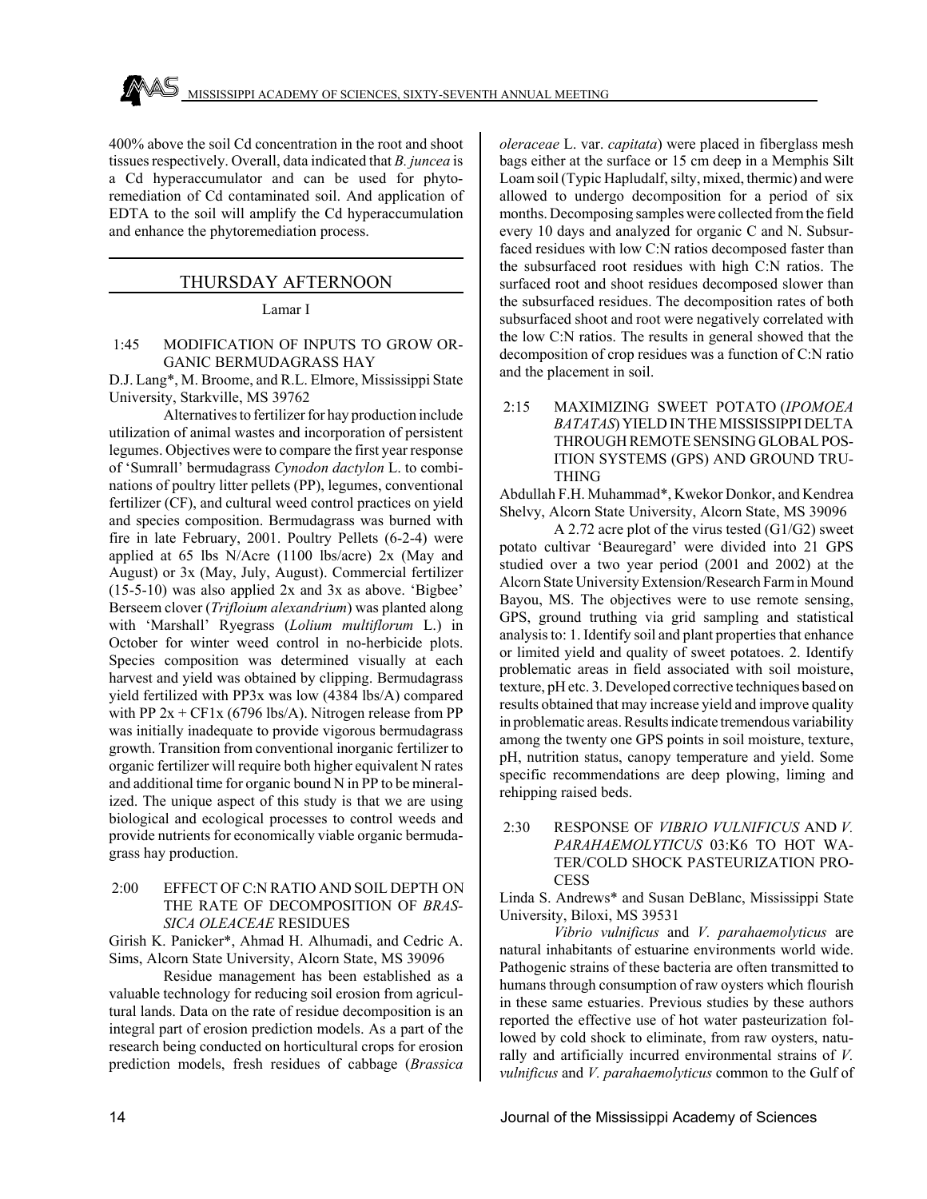400% above the soil Cd concentration in the root and shoot tissues respectively. Overall, data indicated that *B. juncea* is a Cd hyperaccumulator and can be used for phytoremediation of Cd contaminated soil. And application of EDTA to the soil will amplify the Cd hyperaccumulation and enhance the phytoremediation process.

## THURSDAY AFTERNOON

Lamar I

### 1:45 MODIFICATION OF INPUTS TO GROW ORGANIC BERMUDAGRASS HAY

D.J. Lang*, M. Broome, and R.L. Elmore, Mississippi State University, Starkville, MS 39762

Alternatives to fertilizer for hay production include utilization of animal wastes and incorporation of persistent legumes. Objectives were to compare the first year response of 'Sumrall' bermudagrass *Cynodon dactylon* L. to combinations of poultry litter pellets (PP), legumes, conventional fertilizer (CF), and cultural weed control practices on yield and species composition. Bermudagrass was burned with fire in late February, 2001. Poultry Pellets (6-2-4) were applied at 65 lbs N/Acre (1100 lbs/acre) 2x (May and August) or 3x (May, July, August). Commercial fertilizer (15-5-10) was also applied 2x and 3x as above. 'Bigbee' Berseem clover (*Trifloium alexandrium*) was planted along with 'Marshall' Ryegrass (*Lolium multiflorum* L.) in October for winter weed control in no-herbicide plots. Species composition was determined visually at each harvest and yield was obtained by clipping. Bermudagrass yield fertilized with PP3x was low (4384 lbs/A) compared with PP 2x + CF1x (6796 lbs/A). Nitrogen release from PP was initially inadequate to provide vigorous bermudagrass growth. Transition from conventional inorganic fertilizer to organic fertilizer will require both higher equivalent N rates and additional time for organic bound N in PP to be mineralized. The unique aspect of this study is that we are using biological and ecological processes to control weeds and provide nutrients for economically viable organic bermudagrass hay production.

### 2:00 EFFECT OF C:N RATIO AND SOIL DEPTH ON THE RATE OF DECOMPOSITION OF *BRASSICA OLEACEAE* RESIDUES

Girish K. Panicker*, Ahmad H. Alhumadi, and Cedric A. Sims, Alcorn State University, Alcorn State, MS 39096

Residue management has been established as a valuable technology for reducing soil erosion from agricultural lands. Data on the rate of residue decomposition is an integral part of erosion prediction models. As a part of the research being conducted on horticultural crops for erosion prediction models, fresh residues of cabbage (*Brassica oleraceae* L. var. *capitata*) were placed in fiberglass mesh bags either at the surface or 15 cm deep in a Memphis Silt Loam soil (Typic Hapludalf, silty, mixed, thermic) and were allowed to undergo decomposition for a period of six months. Decomposing samples were collected from the field every 10 days and analyzed for organic C and N. Subsurfaced residues with low C:N ratios decomposed faster than the subsurfaced root residues with high C:N ratios. The surfaced root and shoot residues decomposed slower than the subsurfaced residues. The decomposition rates of both subsurfaced shoot and root were negatively correlated with the low C:N ratios. The results in general showed that the decomposition of crop residues was a function of C:N ratio and the placement in soil.

### 2:15 MAXIMIZING SWEET POTATO (*IPOMOEA BATATAS*) YIELD IN THE MISSISSIPPI DELTA THROUGH REMOTE SENSING GLOBAL POSITION SYSTEMS (GPS) AND GROUND TRUTHING

Abdullah F.H. Muhammad*, Kwekor Donkor, and Kendrea Shelvy, Alcorn State University, Alcorn State, MS 39096

A 2.72 acre plot of the virus tested (G1/G2) sweet potato cultivar 'Beauregard' were divided into 21 GPS studied over a two year period (2001 and 2002) at the Alcorn State University Extension/Research Farm in Mound Bayou, MS. The objectives were to use remote sensing, GPS, ground truthing via grid sampling and statistical analysis to: 1. Identify soil and plant properties that enhance or limited yield and quality of sweet potatoes. 2. Identify problematic areas in field associated with soil moisture, texture, pH etc. 3. Developed corrective techniques based on results obtained that may increase yield and improve quality in problematic areas. Results indicate tremendous variability among the twenty one GPS points in soil moisture, texture, pH, nutrition status, canopy temperature and yield. Some specific recommendations are deep plowing, liming and rehipping raised beds.

### 2:30 RESPONSE OF *VIBRIO VULNIFICUS* AND *V. PARAHAEMOLYTICUS* 03:K6 TO HOT WATER/COLD SHOCK PASTEURIZATION PROCESS

Linda S. Andrews* and Susan DeBlanc, Mississippi State University, Biloxi, MS 39531

*Vibrio vulnificus* and *V. parahaemolyticus* are natural inhabitants of estuarine environments world wide. Pathogenic strains of these bacteria are often transmitted to humans through consumption of raw oysters which flourish in these same estuaries. Previous studies by these authors reported the effective use of hot water pasteurization followed by cold shock to eliminate, from raw oysters, naturally and artificially incurred environmental strains of *V. vulnificus* and *V. parahaemolyticus* common to the Gulf of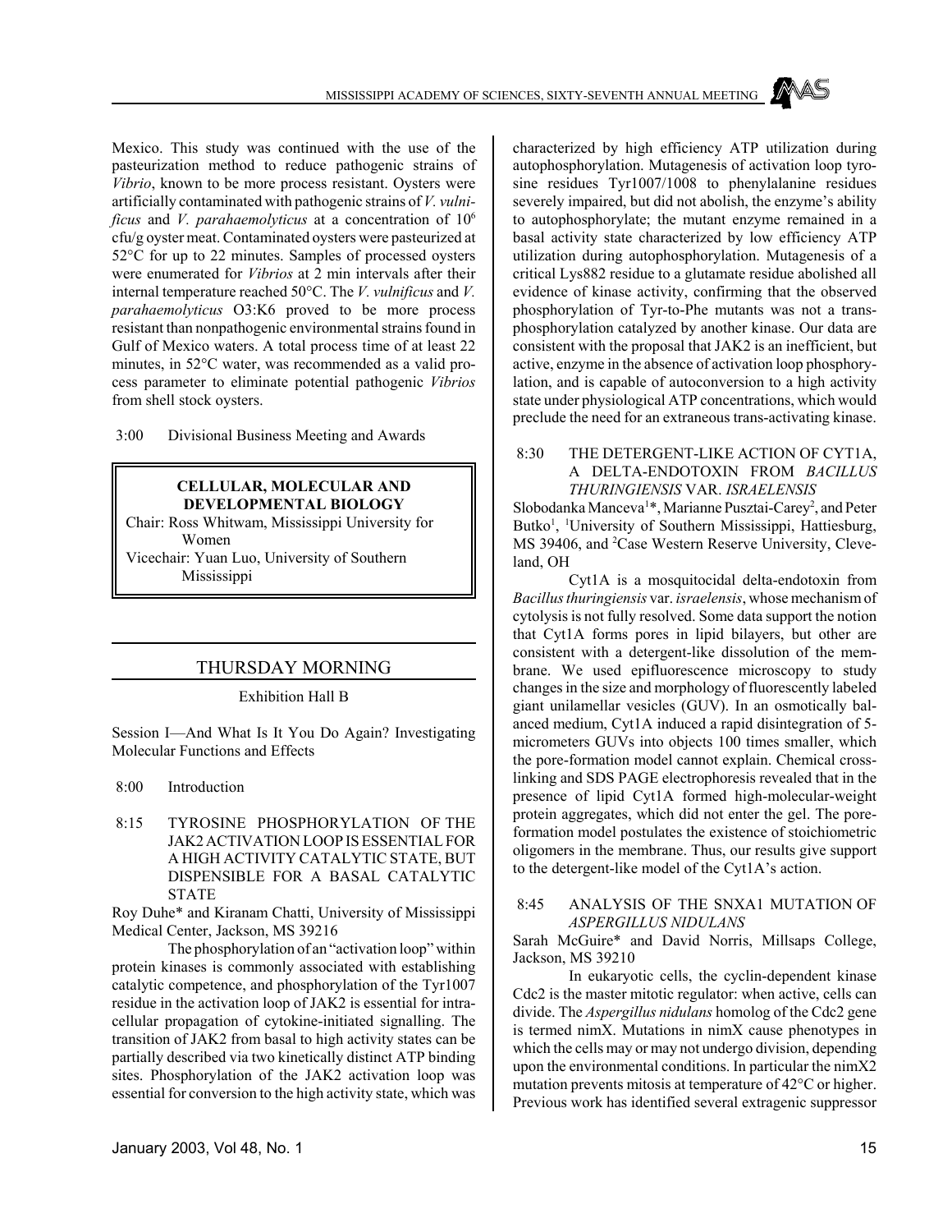Mexico. This study was continued with the use of the pasteurization method to reduce pathogenic strains of *Vibrio*, known to be more process resistant. Oysters were artificially contaminated with pathogenic strains of *V. vulnificus* and *V. parahaemolyticus* at a concentration of $10^6$ cfu/g oyster meat. Contaminated oysters were pasteurized at 52°C for up to 22 minutes. Samples of processed oysters were enumerated for *Vibrios* at 2 min intervals after their internal temperature reached 50°C. The *V. vulnificus* and *V. parahaemolyticus* O3:K6 proved to be more process resistant than nonpathogenic environmental strains found in Gulf of Mexico waters. A total process time of at least 22 minutes, in 52°C water, was recommended as a valid process parameter to eliminate potential pathogenic *Vibrios* from shell stock oysters.

3:00 Divisional Business Meeting and Awards

## CELLULAR, MOLECULAR AND DEVELOPMENTAL BIOLOGY

Chair: Ross Whitwam, Mississippi University for Women

Vicechair: Yuan Luo, University of Southern Mississippi

## THURSDAY MORNING

Exhibition Hall B

Session I—And What Is It You Do Again? Investigating Molecular Functions and Effects

8:00 Introduction

8:15 TYROSINE PHOSPHORYLATION OF THE JAK2 ACTIVATION LOOP IS ESSENTIAL FOR A HIGH ACTIVITY CATALYTIC STATE, BUT DISPENSIBLE FOR A BASAL CATALYTIC STATE

Roy Duhe* and Kiranam Chatti, University of Mississippi Medical Center, Jackson, MS 39216

The phosphorylation of an "activation loop" within protein kinases is commonly associated with establishing catalytic competence, and phosphorylation of the Tyr1007 residue in the activation loop of JAK2 is essential for intracellular propagation of cytokine-initiated signalling. The transition of JAK2 from basal to high activity states can be partially described via two kinetically distinct ATP binding sites. Phosphorylation of the JAK2 activation loop was essential for conversion to the high activity state, which was characterized by high efficiency ATP utilization during autophosphorylation. Mutagenesis of activation loop tyrosine residues Tyr1007/1008 to phenylalanine residues severely impaired, but did not abolish, the enzyme's ability to autophosphorylate; the mutant enzyme remained in a basal activity state characterized by low efficiency ATP utilization during autophosphorylation. Mutagenesis of a critical Lys882 residue to a glutamate residue abolished all evidence of kinase activity, confirming that the observed phosphorylation of Tyr-to-Phe mutants was not a transphosphorylation catalyzed by another kinase. Our data are consistent with the proposal that JAK2 is an inefficient, but active, enzyme in the absence of activation loop phosphorylation, and is capable of autoconversion to a high activity state under physiological ATP concentrations, which would preclude the need for an extraneous trans-activating kinase.

8:30 THE DETERGENT-LIKE ACTION OF CYT1A, A DELTA-ENDOTOXIN FROM *BACILLUS THURINGIENSIS* VAR. *ISRAELENSIS*

Slobodanka Manceva[1]*, Marianne Pusztai-Carey[2], and Peter Butko[1], [1]University of Southern Mississippi, Hattiesburg, MS 39406, and [2]Case Western Reserve University, Cleveland, OH

Cyt1A is a mosquitocidal delta-endotoxin from *Bacillus thuringiensis* var. *israelensis*, whose mechanism of cytolysis is not fully resolved. Some data support the notion that Cyt1A forms pores in lipid bilayers, but other are consistent with a detergent-like dissolution of the membrane. We used epifluorescence microscopy to study changes in the size and morphology of fluorescently labeled giant unilamellar vesicles (GUV). In an osmotically balanced medium, Cyt1A induced a rapid disintegration of 5-micrometers GUVs into objects 100 times smaller, which the pore-formation model cannot explain. Chemical cross-linking and SDS PAGE electrophoresis revealed that in the presence of lipid Cyt1A formed high-molecular-weight protein aggregates, which did not enter the gel. The pore-formation model postulates the existence of stoichiometric oligomers in the membrane. Thus, our results give support to the detergent-like model of the Cyt1A's action.

8:45 ANALYSIS OF THE SNXA1 MUTATION OF *ASPERGILLUS NIDULANS*

Sarah McGuire* and David Norris, Millsaps College, Jackson, MS 39210

In eukaryotic cells, the cyclin-dependent kinase Cdc2 is the master mitotic regulator: when active, cells can divide. The *Aspergillus nidulans* homolog of the Cdc2 gene is termed nimX. Mutations in nimX cause phenotypes in which the cells may or may not undergo division, depending upon the environmental conditions. In particular the nimX2 mutation prevents mitosis at temperature of 42°C or higher. Previous work has identified several extragenic suppressor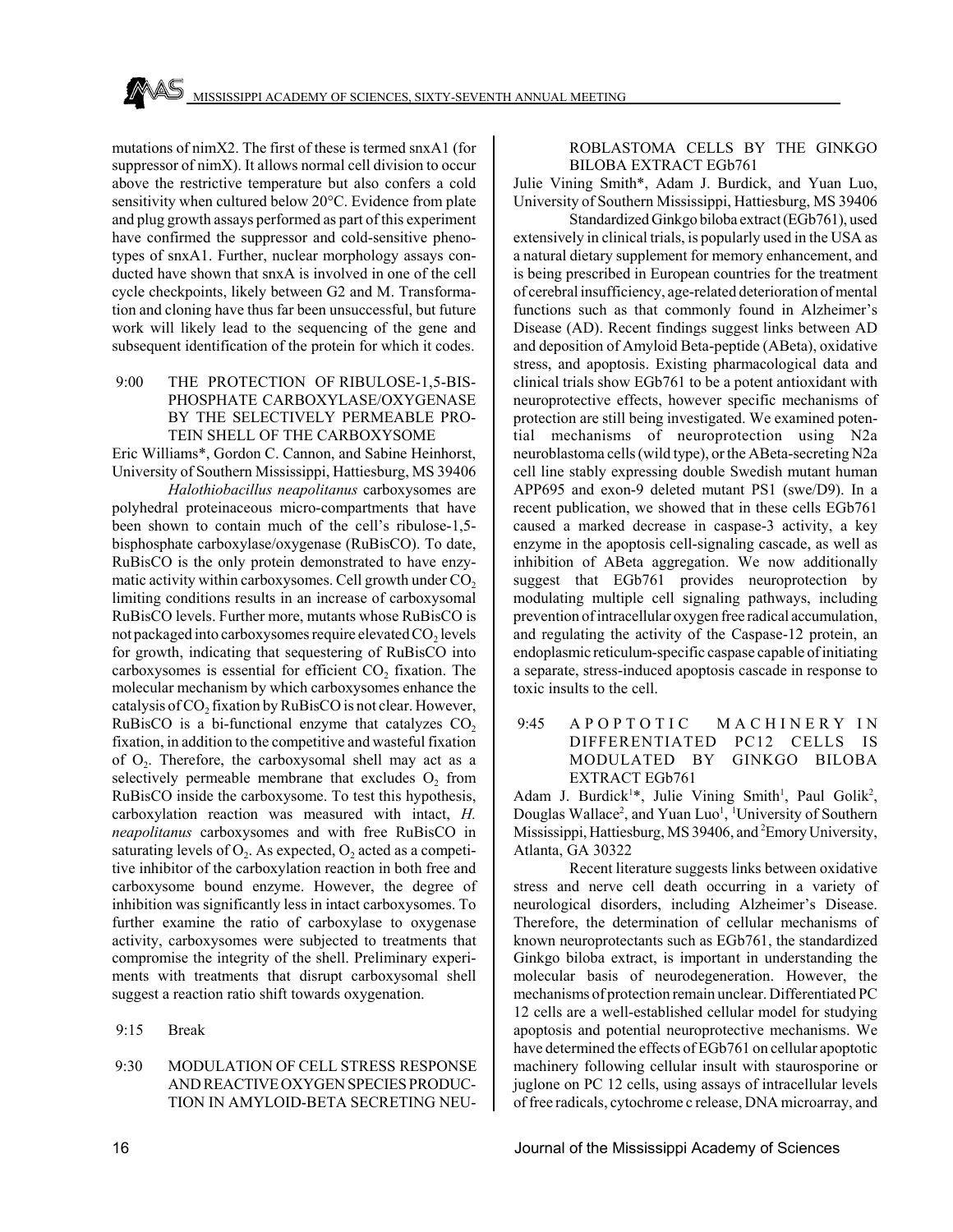mutations of nimX2. The first of these is termed snxA1 (for suppressor of nimX). It allows normal cell division to occur above the restrictive temperature but also confers a cold sensitivity when cultured below 20°C. Evidence from plate and plug growth assays performed as part of this experiment have confirmed the suppressor and cold-sensitive phenotypes of snxA1. Further, nuclear morphology assays conducted have shown that snxA is involved in one of the cell cycle checkpoints, likely between G2 and M. Transformation and cloning have thus far been unsuccessful, but future work will likely lead to the sequencing of the gene and subsequent identification of the protein for which it codes.

9:00 THE PROTECTION OF RIBULOSE-1,5-BISPHOSPHATE CARBOXYLASE/OXYGENASE BY THE SELECTIVELY PERMEABLE PROTEIN SHELL OF THE CARBOXYSOME

Eric Williams*, Gordon C. Cannon, and Sabine Heinhorst, University of Southern Mississippi, Hattiesburg, MS 39406

*Halothiobacillus neapolitanus* carboxysomes are polyhedral proteinaceous micro-compartments that have been shown to contain much of the cell's ribulose-1,5-bisphosphate carboxylase/oxygenase (RuBisCO). To date, RuBisCO is the only protein demonstrated to have enzymatic activity within carboxysomes. Cell growth under $CO_2$ limiting conditions results in an increase of carboxysomal RuBisCO levels. Further more, mutants whose RuBisCO is not packaged into carboxysomes require elevated $CO_2$ levels for growth, indicating that sequestering of RuBisCO into carboxysomes is essential for efficient $CO_2$ fixation. The molecular mechanism by which carboxysomes enhance the catalysis of $CO_2$ fixation by RuBisCO is not clear. However, RuBisCO is a bi-functional enzyme that catalyzes $CO_2$ fixation, in addition to the competitive and wasteful fixation of $O_2$. Therefore, the carboxysomal shell may act as a selectively permeable membrane that excludes $O_2$ from RuBisCO inside the carboxysome. To test this hypothesis, carboxylation reaction was measured with intact, *H. neapolitanus* carboxysomes and with free RuBisCO in saturating levels of $O_2$. As expected, $O_2$ acted as a competitive inhibitor of the carboxylation reaction in both free and carboxysome bound enzyme. However, the degree of inhibition was significantly less in intact carboxysomes. To further examine the ratio of carboxylase to oxygenase activity, carboxysomes were subjected to treatments that compromise the integrity of the shell. Preliminary experiments with treatments that disrupt carboxysomal shell suggest a reaction ratio shift towards oxygenation.

9:15 Break

9:30 MODULATION OF CELL STRESS RESPONSE AND REACTIVE OXYGEN SPECIES PRODUCTION IN AMYLOID-BETA SECRETING NEUROBLASTOMA CELLS BY THE GINKGO BILOBA EXTRACT EGb761

Julie Vining Smith*, Adam J. Burdick, and Yuan Luo, University of Southern Mississippi, Hattiesburg, MS 39406

Standardized Ginkgo biloba extract (EGb761), used extensively in clinical trials, is popularly used in the USA as a natural dietary supplement for memory enhancement, and is being prescribed in European countries for the treatment of cerebral insufficiency, age-related deterioration of mental functions such as that commonly found in Alzheimer's Disease (AD). Recent findings suggest links between AD and deposition of Amyloid Beta-peptide (ABeta), oxidative stress, and apoptosis. Existing pharmacological data and clinical trials show EGb761 to be a potent antioxidant with neuroprotective effects, however specific mechanisms of protection are still being investigated. We examined potential mechanisms of neuroprotection using N2a neuroblastoma cells (wild type), or the ABeta-secreting N2a cell line stably expressing double Swedish mutant human APP695 and exon-9 deleted mutant PS1 (swe/D9). In a recent publication, we showed that in these cells EGb761 caused a marked decrease in caspase-3 activity, a key enzyme in the apoptosis cell-signaling cascade, as well as inhibition of ABeta aggregation. We now additionally suggest that EGb761 provides neuroprotection by modulating multiple cell signaling pathways, including prevention of intracellular oxygen free radical accumulation, and regulating the activity of the Caspase-12 protein, an endoplasmic reticulum-specific caspase capable of initiating a separate, stress-induced apoptosis cascade in response to toxic insults to the cell.

9:45 APOPTOTIC MACHINERY IN DIFFERENTIATED PC12 CELLS IS MODULATED BY GINKGO BILOBA EXTRACT EGb761

Adam J. Burdick[1]*, Julie Vining Smith[1], Paul Golik[2], Douglas Wallace[2], and Yuan Luo[1], [1]University of Southern Mississippi, Hattiesburg, MS 39406, and [2]Emory University, Atlanta, GA 30322

Recent literature suggests links between oxidative stress and nerve cell death occurring in a variety of neurological disorders, including Alzheimer's Disease. Therefore, the determination of cellular mechanisms of known neuroprotectants such as EGb761, the standardized Ginkgo biloba extract, is important in understanding the molecular basis of neurodegeneration. However, the mechanisms of protection remain unclear. Differentiated PC 12 cells are a well-established cellular model for studying apoptosis and potential neuroprotective mechanisms. We have determined the effects of EGb761 on cellular apoptotic machinery following cellular insult with staurosporine or juglone on PC 12 cells, using assays of intracellular levels of free radicals, cytochrome c release, DNA microarray, and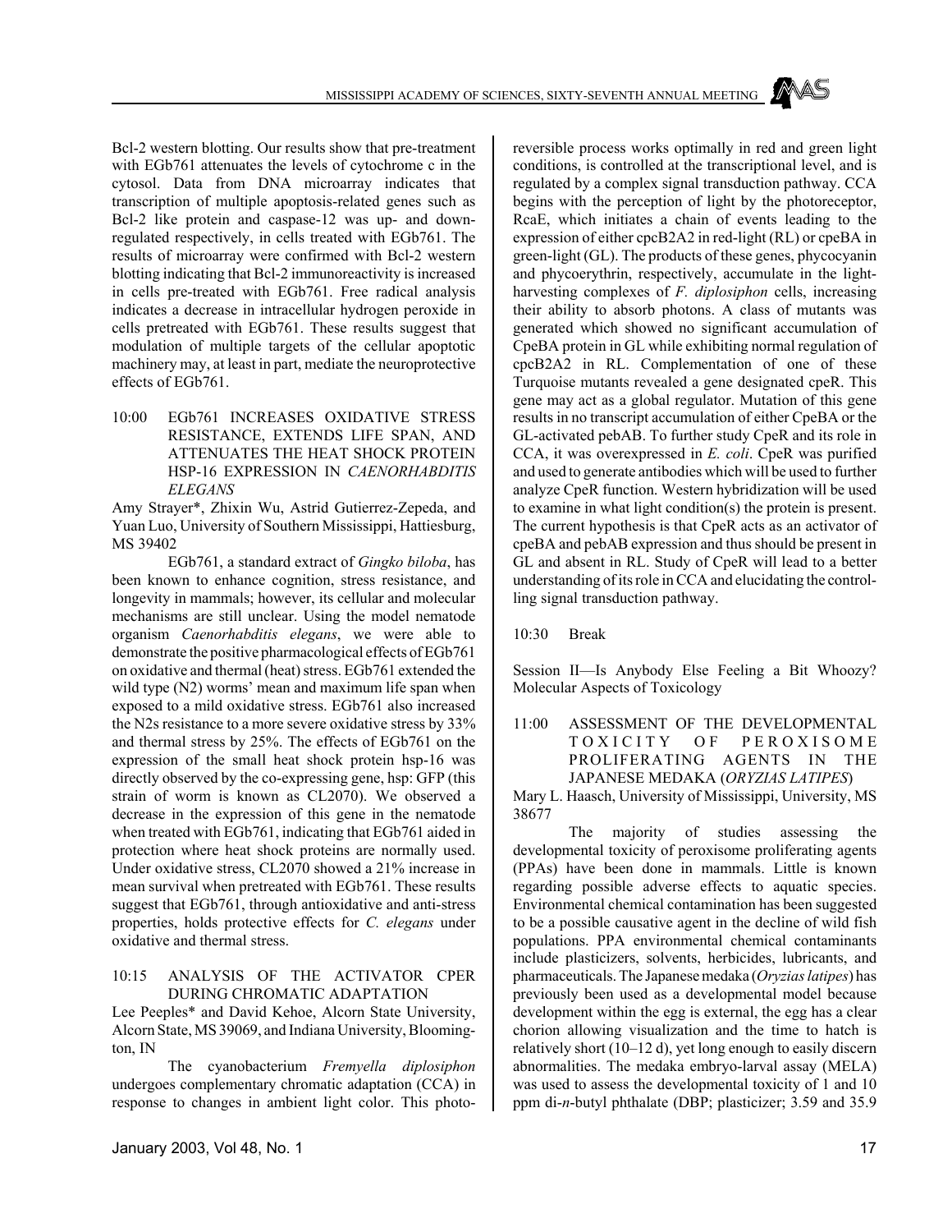Bcl-2 western blotting. Our results show that pre-treatment with EGb761 attenuates the levels of cytochrome c in the cytosol. Data from DNA microarray indicates that transcription of multiple apoptosis-related genes such as Bcl-2 like protein and caspase-12 was up- and down-regulated respectively, in cells treated with EGb761. The results of microarray were confirmed with Bcl-2 western blotting indicating that Bcl-2 immunoreactivity is increased in cells pre-treated with EGb761. Free radical analysis indicates a decrease in intracellular hydrogen peroxide in cells pretreated with EGb761. These results suggest that modulation of multiple targets of the cellular apoptotic machinery may, at least in part, mediate the neuroprotective effects of EGb761.

10:00 EGb761 INCREASES OXIDATIVE STRESS RESISTANCE, EXTENDS LIFE SPAN, AND ATTENUATES THE HEAT SHOCK PROTEIN HSP-16 EXPRESSION IN *CAENORHABDITIS ELEGANS*

Amy Strayer*, Zhixin Wu, Astrid Gutierrez-Zepeda, and Yuan Luo, University of Southern Mississippi, Hattiesburg, MS 39402

EGb761, a standard extract of *Gingko biloba*, has been known to enhance cognition, stress resistance, and longevity in mammals; however, its cellular and molecular mechanisms are still unclear. Using the model nematode organism *Caenorhabditis elegans*, we were able to demonstrate the positive pharmacological effects of EGb761 on oxidative and thermal (heat) stress. EGb761 extended the wild type (N2) worms' mean and maximum life span when exposed to a mild oxidative stress. EGb761 also increased the N2s resistance to a more severe oxidative stress by 33% and thermal stress by 25%. The effects of EGb761 on the expression of the small heat shock protein hsp-16 was directly observed by the co-expressing gene, hsp: GFP (this strain of worm is known as CL2070). We observed a decrease in the expression of this gene in the nematode when treated with EGb761, indicating that EGb761 aided in protection where heat shock proteins are normally used. Under oxidative stress, CL2070 showed a 21% increase in mean survival when pretreated with EGb761. These results suggest that EGb761, through antioxidative and anti-stress properties, holds protective effects for *C. elegans* under oxidative and thermal stress.

10:15 ANALYSIS OF THE ACTIVATOR CPER DURING CHROMATIC ADAPTATION

Lee Peeples* and David Kehoe, Alcorn State University, Alcorn State, MS 39069, and Indiana University, Bloomington, IN

The cyanobacterium *Fremyella diplosiphon* undergoes complementary chromatic adaptation (CCA) in response to changes in ambient light color. This photo-reversible process works optimally in red and green light conditions, is controlled at the transcriptional level, and is regulated by a complex signal transduction pathway. CCA begins with the perception of light by the photoreceptor, RcaE, which initiates a chain of events leading to the expression of either cpcB2A2 in red-light (RL) or cpeBA in green-light (GL). The products of these genes, phycocyanin and phycoerythrin, respectively, accumulate in the light-harvesting complexes of *F. diplosiphon* cells, increasing their ability to absorb photons. A class of mutants was generated which showed no significant accumulation of CpeBA protein in GL while exhibiting normal regulation of cpcB2A2 in RL. Complementation of one of these Turquoise mutants revealed a gene designated cpeR. This gene may act as a global regulator. Mutation of this gene results in no transcript accumulation of either CpeBA or the GL-activated pebAB. To further study CpeR and its role in CCA, it was overexpressed in *E. coli*. CpeR was purified and used to generate antibodies which will be used to further analyze CpeR function. Western hybridization will be used to examine in what light condition(s) the protein is present. The current hypothesis is that CpeR acts as an activator of cpeBA and pebAB expression and thus should be present in GL and absent in RL. Study of CpeR will lead to a better understanding of its role in CCA and elucidating the controlling signal transduction pathway.

10:30 Break

Session II—Is Anybody Else Feeling a Bit Whoozy? Molecular Aspects of Toxicology

11:00 ASSESSMENT OF THE DEVELOPMENTAL TOXICITY OF PEROXISOME PROLIFERATING AGENTS IN THE JAPANESE MEDAKA (*ORYZIAS LATIPES*)

Mary L. Haasch, University of Mississippi, University, MS 38677

The majority of studies assessing the developmental toxicity of peroxisome proliferating agents (PPAs) have been done in mammals. Little is known regarding possible adverse effects to aquatic species. Environmental chemical contamination has been suggested to be a possible causative agent in the decline of wild fish populations. PPA environmental chemical contaminants include plasticizers, solvents, herbicides, lubricants, and pharmaceuticals. The Japanese medaka (*Oryzias latipes*) has previously been used as a developmental model because development within the egg is external, the egg has a clear chorion allowing visualization and the time to hatch is relatively short (10–12 d), yet long enough to easily discern abnormalities. The medaka embryo-larval assay (MELA) was used to assess the developmental toxicity of 1 and 10 ppm di-*n*-butyl phthalate (DBP; plasticizer; 3.59 and 35.9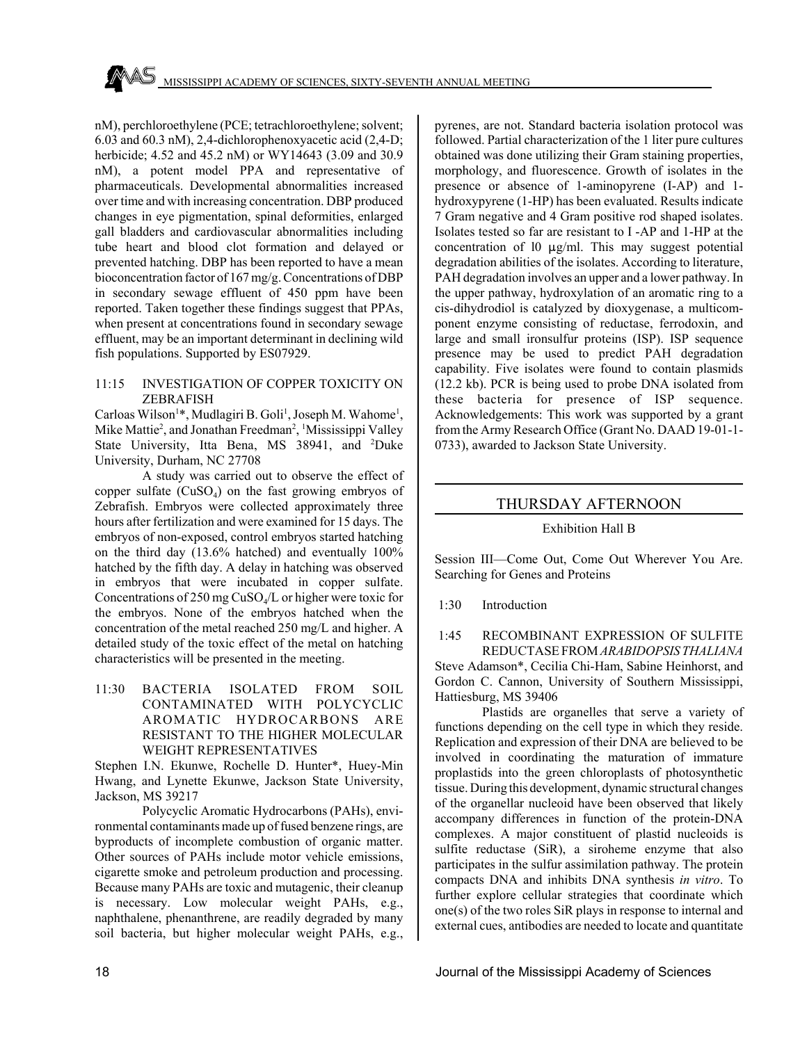nM), perchloroethylene (PCE; tetrachloroethylene; solvent; 6.03 and 60.3 nM), 2,4-dichlorophenoxyacetic acid (2,4-D; herbicide; 4.52 and 45.2 nM) or WY14643 (3.09 and 30.9 nM), a potent model PPA and representative of pharmaceuticals. Developmental abnormalities increased over time and with increasing concentration. DBP produced changes in eye pigmentation, spinal deformities, enlarged gall bladders and cardiovascular abnormalities including tube heart and blood clot formation and delayed or prevented hatching. DBP has been reported to have a mean bioconcentration factor of 167 mg/g. Concentrations of DBP in secondary sewage effluent of 450 ppm have been reported. Taken together these findings suggest that PPAs, when present at concentrations found in secondary sewage effluent, may be an important determinant in declining wild fish populations. Supported by ES07929.

11:15 INVESTIGATION OF COPPER TOXICITY ON ZEBRAFISH

Carloas Wilson[1]*, Mudlagiri B. Goli[1], Joseph M. Wahome[1], Mike Mattie[2], and Jonathan Freedman[2], [1]Mississippi Valley State University, Itta Bena, MS 38941, and [2]Duke University, Durham, NC 27708

A study was carried out to observe the effect of copper sulfate ($CuSO_4$) on the fast growing embryos of Zebrafish. Embryos were collected approximately three hours after fertilization and were examined for 15 days. The embryos of non-exposed, control embryos started hatching on the third day (13.6% hatched) and eventually 100% hatched by the fifth day. A delay in hatching was observed in embryos that were incubated in copper sulfate. Concentrations of 250 mg $CuSO_4$/L or higher were toxic for the embryos. None of the embryos hatched when the concentration of the metal reached 250 mg/L and higher. A detailed study of the toxic effect of the metal on hatching characteristics will be presented in the meeting.

11:30 BACTERIA ISOLATED FROM SOIL CONTAMINATED WITH POLYCYCLIC AROMATIC HYDROCARBONS ARE RESISTANT TO THE HIGHER MOLECULAR WEIGHT REPRESENTATIVES

Stephen I.N. Ekunwe, Rochelle D. Hunter*, Huey-Min Hwang, and Lynette Ekunwe, Jackson State University, Jackson, MS 39217

Polycyclic Aromatic Hydrocarbons (PAHs), environmental contaminants made up of fused benzene rings, are byproducts of incomplete combustion of organic matter. Other sources of PAHs include motor vehicle emissions, cigarette smoke and petroleum production and processing. Because many PAHs are toxic and mutagenic, their cleanup is necessary. Low molecular weight PAHs, e.g., naphthalene, phenanthrene, are readily degraded by many soil bacteria, but higher molecular weight PAHs, e.g., pyrenes, are not. Standard bacteria isolation protocol was followed. Partial characterization of the 1 liter pure cultures obtained was done utilizing their Gram staining properties, morphology, and fluorescence. Growth of isolates in the presence or absence of 1-aminopyrene (I-AP) and 1-hydroxypyrene (1-HP) has been evaluated. Results indicate 7 Gram negative and 4 Gram positive rod shaped isolates. Isolates tested so far are resistant to I -AP and 1-HP at the concentration of l0 μg/ml. This may suggest potential degradation abilities of the isolates. According to literature, PAH degradation involves an upper and a lower pathway. In the upper pathway, hydroxylation of an aromatic ring to a cis-dihydrodiol is catalyzed by dioxygenase, a multicomponent enzyme consisting of reductase, ferrodoxin, and large and small ironsulfur proteins (ISP). ISP sequence presence may be used to predict PAH degradation capability. Five isolates were found to contain plasmids (12.2 kb). PCR is being used to probe DNA isolated from these bacteria for presence of ISP sequence. Acknowledgements: This work was supported by a grant from the Army Research Office (Grant No. DAAD 19-01-1-0733), awarded to Jackson State University.

## THURSDAY AFTERNOON

Exhibition Hall B

Session III—Come Out, Come Out Wherever You Are. Searching for Genes and Proteins

1:30 Introduction

1:45 RECOMBINANT EXPRESSION OF SULFITE REDUCTASE FROM *ARABIDOPSIS THALIANA*

Steve Adamson*, Cecilia Chi-Ham, Sabine Heinhorst, and Gordon C. Cannon, University of Southern Mississippi, Hattiesburg, MS 39406

Plastids are organelles that serve a variety of functions depending on the cell type in which they reside. Replication and expression of their DNA are believed to be involved in coordinating the maturation of immature proplastids into the green chloroplasts of photosynthetic tissue. During this development, dynamic structural changes of the organellar nucleoid have been observed that likely accompany differences in function of the protein-DNA complexes. A major constituent of plastid nucleoids is sulfite reductase (SiR), a siroheme enzyme that also participates in the sulfur assimilation pathway. The protein compacts DNA and inhibits DNA synthesis *in vitro*. To further explore cellular strategies that coordinate which one(s) of the two roles SiR plays in response to internal and external cues, antibodies are needed to locate and quantitate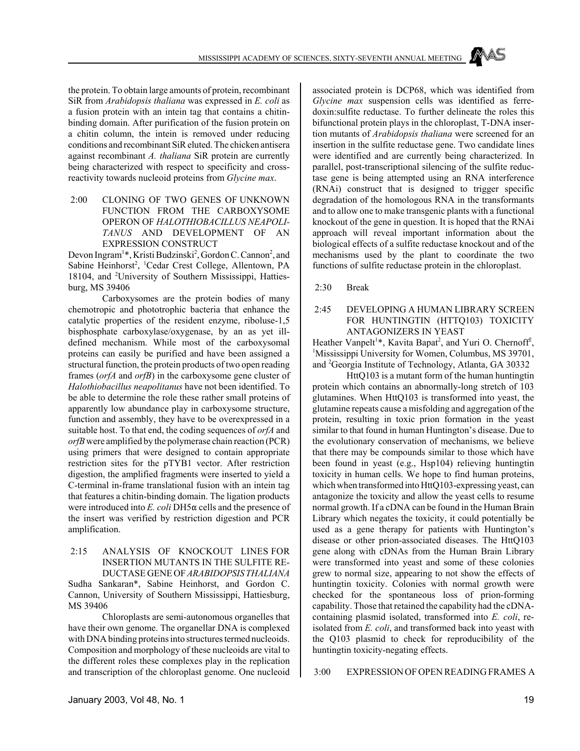the protein. To obtain large amounts of protein, recombinant SiR from *Arabidopsis thaliana* was expressed in *E. coli* as a fusion protein with an intein tag that contains a chitin-binding domain. After purification of the fusion protein on a chitin column, the intein is removed under reducing conditions and recombinant SiR eluted. The chicken antisera against recombinant *A. thaliana* SiR protein are currently being characterized with respect to specificity and cross-reactivity towards nucleoid proteins from *Glycine max*.

2:00 CLONING OF TWO GENES OF UNKNOWN FUNCTION FROM THE CARBOXYSOME OPERON OF *HALOTHIOBACILLUS NEAPOLITANUS* AND DEVELOPMENT OF AN EXPRESSION CONSTRUCT

Devon Ingram[1]*, Kristi Budzinski[2], Gordon C. Cannon[2], and Sabine Heinhorst[2], [1]Cedar Crest College, Allentown, PA 18104, and [2]University of Southern Mississippi, Hattiesburg, MS 39406

Carboxysomes are the protein bodies of many chemotropic and phototrophic bacteria that enhance the catalytic properties of the resident enzyme, riboluse-1,5 bisphosphate carboxylase/oxygenase, by an as yet ill-defined mechanism. While most of the carboxysomal proteins can easily be purified and have been assigned a structural function, the protein products of two open reading frames (*orfA* and *orfB*) in the carboxysome gene cluster of *Halothiobacillus neapolitanus* have not been identified. To be able to determine the role these rather small proteins of apparently low abundance play in carboxysome structure, function and assembly, they have to be overexpressed in a suitable host. To that end, the coding sequences of *orfA* and *orfB* were amplified by the polymerase chain reaction (PCR) using primers that were designed to contain appropriate restriction sites for the pTYB1 vector. After restriction digestion, the amplified fragments were inserted to yield a C-terminal in-frame translational fusion with an intein tag that features a chitin-binding domain. The ligation products were introduced into *E. coli* DH5α cells and the presence of the insert was verified by restriction digestion and PCR amplification.

2:15 ANALYSIS OF KNOCKOUT LINES FOR INSERTION MUTANTS IN THE SULFITE REDUCTASE GENE OF *ARABIDOPSIS THALIANA*

Sudha Sankaran*, Sabine Heinhorst, and Gordon C. Cannon, University of Southern Mississippi, Hattiesburg, MS 39406

Chloroplasts are semi-autonomous organelles that have their own genome. The organellar DNA is complexed with DNA binding proteins into structures termed nucleoids. Composition and morphology of these nucleoids are vital to the different roles these complexes play in the replication and transcription of the chloroplast genome. One nucleoid associated protein is DCP68, which was identified from *Glycine max* suspension cells was identified as ferredoxin:sulfite reductase. To further delineate the roles this bifunctional protein plays in the chloroplast, T-DNA insertion mutants of *Arabidopsis thaliana* were screened for an insertion in the sulfite reductase gene. Two candidate lines were identified and are currently being characterized. In parallel, post-transcriptional silencing of the sulfite reductase gene is being attempted using an RNA interference (RNAi) construct that is designed to trigger specific degradation of the homologous RNA in the transformants and to allow one to make transgenic plants with a functional knockout of the gene in question. It is hoped that the RNAi approach will reveal important information about the biological effects of a sulfite reductase knockout and of the mechanisms used by the plant to coordinate the two functions of sulfite reductase protein in the chloroplast.

2:30 Break

2:45 DEVELOPING A HUMAN LIBRARY SCREEN FOR HUNTINGTIN (HTTQ103) TOXICITY ANTAGONIZERS IN YEAST

Heather Vanpelt[1]*, Kavita Bapat[2], and Yuri O. Chernoff[2], [1]Mississippi University for Women, Columbus, MS 39701, and [2]Georgia Institute of Technology, Atlanta, GA 30332

HttQ103 is a mutant form of the human huntingtin protein which contains an abnormally-long stretch of 103 glutamines. When HttQ103 is transformed into yeast, the glutamine repeats cause a misfolding and aggregation of the protein, resulting in toxic prion formation in the yeast similar to that found in human Huntington's disease. Due to the evolutionary conservation of mechanisms, we believe that there may be compounds similar to those which have been found in yeast (e.g., Hsp104) relieving huntingtin toxicity in human cells. We hope to find human proteins, which when transformed into HttQ103-expressing yeast, can antagonize the toxicity and allow the yeast cells to resume normal growth. If a cDNA can be found in the Human Brain Library which negates the toxicity, it could potentially be used as a gene therapy for patients with Huntington's disease or other prion-associated diseases. The HttQ103 gene along with cDNAs from the Human Brain Library were transformed into yeast and some of these colonies grew to normal size, appearing to not show the effects of huntingtin toxicity. Colonies with normal growth were checked for the spontaneous loss of prion-forming capability. Those that retained the capability had the cDNA-containing plasmid isolated, transformed into *E. coli*, re-isolated from *E. coli*, and transformed back into yeast with the Q103 plasmid to check for reproducibility of the huntingtin toxicity-negating effects.

3:00 EXPRESSION OF OPEN READING FRAMES A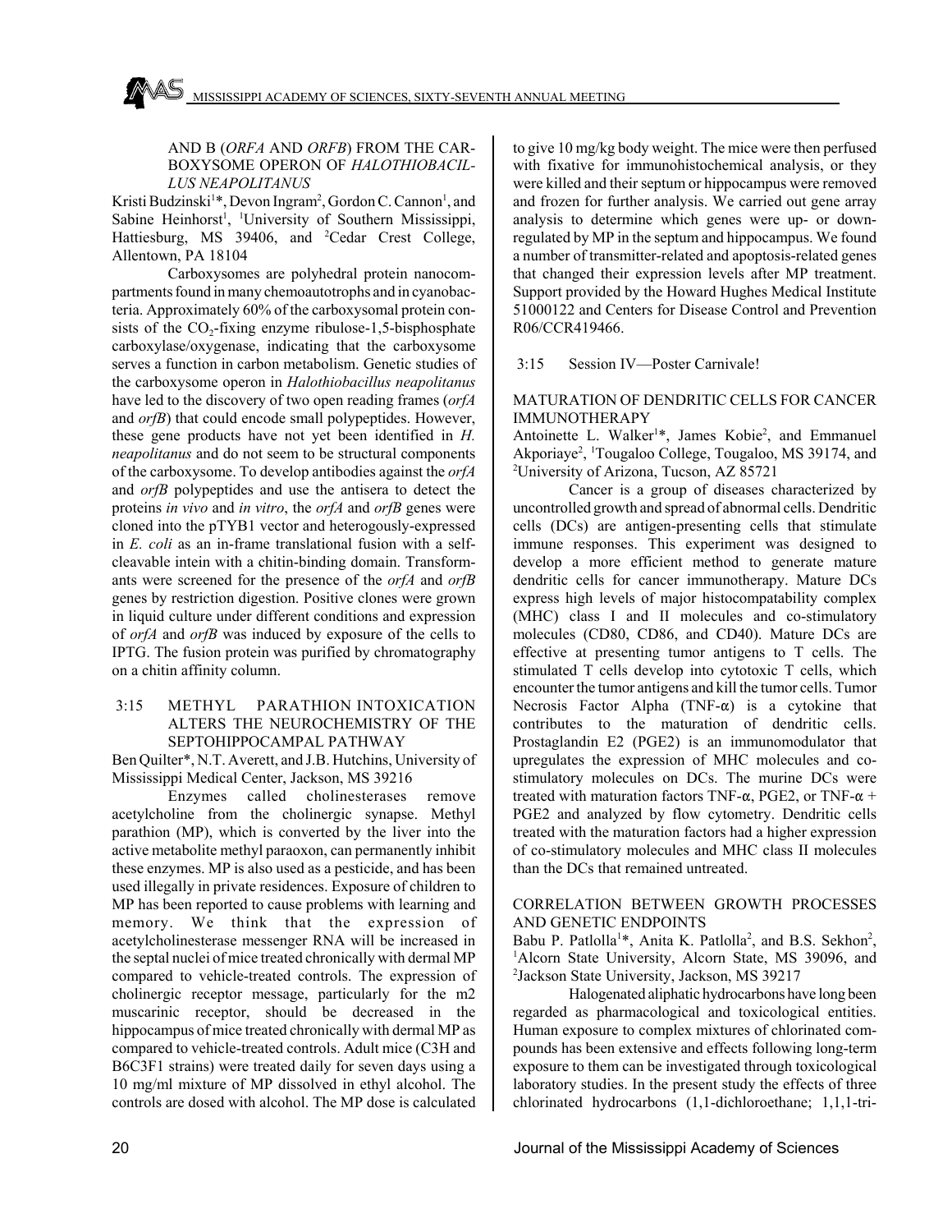AND B (*ORFA* AND *ORFB*) FROM THE CARBOXYSOME OPERON OF *HALOTHIOBACILLUS NEAPOLITANUS*

Kristi Budzinski[1]*, Devon Ingram[2], Gordon C. Cannon[1], and Sabine Heinhorst[1], [1]University of Southern Mississippi, Hattiesburg, MS 39406, and [2]Cedar Crest College, Allentown, PA 18104

Carboxysomes are polyhedral protein nanocompartments found in many chemoautotrophs and in cyanobacteria. Approximately 60% of the carboxysomal protein consists of the $CO_2$-fixing enzyme ribulose-1,5-bisphosphate carboxylase/oxygenase, indicating that the carboxysome serves a function in carbon metabolism. Genetic studies of the carboxysome operon in *Halothiobacillus neapolitanus* have led to the discovery of two open reading frames (*orfA* and *orfB*) that could encode small polypeptides. However, these gene products have not yet been identified in *H. neapolitanus* and do not seem to be structural components of the carboxysome. To develop antibodies against the *orfA* and *orfB* polypeptides and use the antisera to detect the proteins *in vivo* and *in vitro*, the *orfA* and *orfB* genes were cloned into the pTYB1 vector and heterogously-expressed in *E. coli* as an in-frame translational fusion with a self-cleavable intein with a chitin-binding domain. Transformants were screened for the presence of the *orfA* and *orfB* genes by restriction digestion. Positive clones were grown in liquid culture under different conditions and expression of *orfA* and *orfB* was induced by exposure of the cells to IPTG. The fusion protein was purified by chromatography on a chitin affinity column.

3:15 METHYL PARATHION INTOXICATION ALTERS THE NEUROCHEMISTRY OF THE SEPTOHIPPOCAMPAL PATHWAY

Ben Quilter*, N.T. Averett, and J.B. Hutchins, University of Mississippi Medical Center, Jackson, MS 39216

Enzymes called cholinesterases remove acetylcholine from the cholinergic synapse. Methyl parathion (MP), which is converted by the liver into the active metabolite methyl paraoxon, can permanently inhibit these enzymes. MP is also used as a pesticide, and has been used illegally in private residences. Exposure of children to MP has been reported to cause problems with learning and memory. We think that the expression of acetylcholinesterase messenger RNA will be increased in the septal nuclei of mice treated chronically with dermal MP compared to vehicle-treated controls. The expression of cholinergic receptor message, particularly for the m2 muscarinic receptor, should be decreased in the hippocampus of mice treated chronically with dermal MP as compared to vehicle-treated controls. Adult mice (C3H and B6C3F1 strains) were treated daily for seven days using a 10 mg/ml mixture of MP dissolved in ethyl alcohol. The controls are dosed with alcohol. The MP dose is calculated to give 10 mg/kg body weight. The mice were then perfused with fixative for immunohistochemical analysis, or they were killed and their septum or hippocampus were removed and frozen for further analysis. We carried out gene array analysis to determine which genes were up- or down-regulated by MP in the septum and hippocampus. We found a number of transmitter-related and apoptosis-related genes that changed their expression levels after MP treatment. Support provided by the Howard Hughes Medical Institute 51000122 and Centers for Disease Control and Prevention R06/CCR419466.

3:15 Session IV—Poster Carnivale!

MATURATION OF DENDRITIC CELLS FOR CANCER IMMUNOTHERAPY

Antoinette L. Walker[1]*, James Kobie[2], and Emmanuel Akporiaye[2], [1]Tougaloo College, Tougaloo, MS 39174, and [2]University of Arizona, Tucson, AZ 85721

Cancer is a group of diseases characterized by uncontrolled growth and spread of abnormal cells. Dendritic cells (DCs) are antigen-presenting cells that stimulate immune responses. This experiment was designed to develop a more efficient method to generate mature dendritic cells for cancer immunotherapy. Mature DCs express high levels of major histocompatability complex (MHC) class I and II molecules and co-stimulatory molecules (CD80, CD86, and CD40). Mature DCs are effective at presenting tumor antigens to T cells. The stimulated T cells develop into cytotoxic T cells, which encounter the tumor antigens and kill the tumor cells. Tumor Necrosis Factor Alpha (TNF-$\alpha$) is a cytokine that contributes to the maturation of dendritic cells. Prostaglandin E2 (PGE2) is an immunomodulator that upregulates the expression of MHC molecules and co-stimulatory molecules on DCs. The murine DCs were treated with maturation factors TNF-$\alpha$, PGE2, or TNF-$\alpha$ + PGE2 and analyzed by flow cytometry. Dendritic cells treated with the maturation factors had a higher expression of co-stimulatory molecules and MHC class II molecules than the DCs that remained untreated.

CORRELATION BETWEEN GROWTH PROCESSES AND GENETIC ENDPOINTS

Babu P. Patlolla[1]*, Anita K. Patlolla[2], and B.S. Sekhon[2], [1]Alcorn State University, Alcorn State, MS 39096, and [2]Jackson State University, Jackson, MS 39217

Halogenated aliphatic hydrocarbons have long been regarded as pharmacological and toxicological entities. Human exposure to complex mixtures of chlorinated compounds has been extensive and effects following long-term exposure to them can be investigated through toxicological laboratory studies. In the present study the effects of three chlorinated hydrocarbons (1,1-dichloroethane; 1,1,1-tri-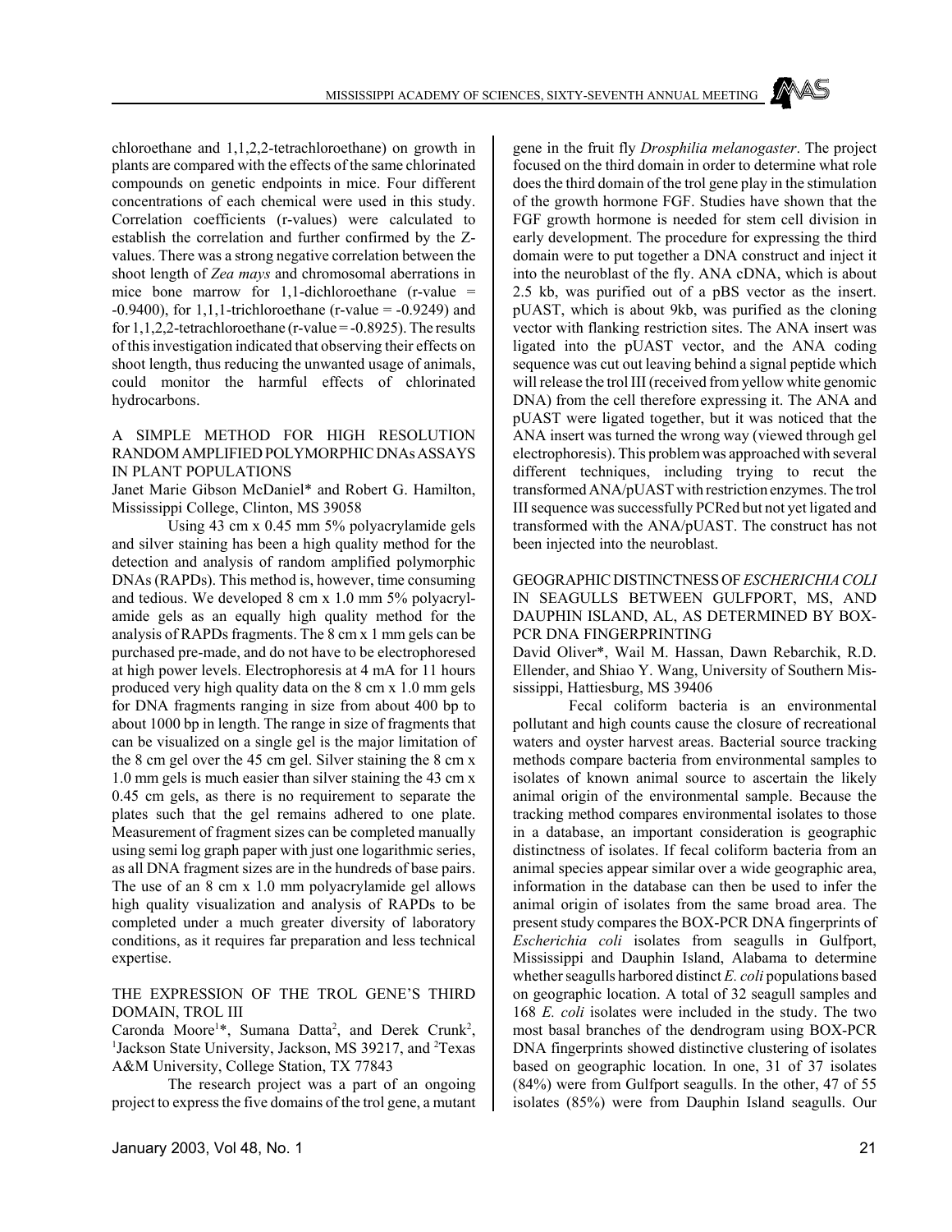chloroethane and 1,1,2,2-tetrachloroethane) on growth in plants are compared with the effects of the same chlorinated compounds on genetic endpoints in mice. Four different concentrations of each chemical were used in this study. Correlation coefficients (r-values) were calculated to establish the correlation and further confirmed by the Z-values. There was a strong negative correlation between the shoot length of *Zea mays* and chromosomal aberrations in mice bone marrow for 1,1-dichloroethane (r-value = -0.9400), for 1,1,1-trichloroethane (r-value = -0.9249) and for 1,1,2,2-tetrachloroethane (r-value = -0.8925). The results of this investigation indicated that observing their effects on shoot length, thus reducing the unwanted usage of animals, could monitor the harmful effects of chlorinated hydrocarbons.

## A SIMPLE METHOD FOR HIGH RESOLUTION RANDOM AMPLIFIED POLYMORPHIC DNAs ASSAYS IN PLANT POPULATIONS

Janet Marie Gibson McDaniel* and Robert G. Hamilton, Mississippi College, Clinton, MS 39058

Using 43 cm x 0.45 mm 5% polyacrylamide gels and silver staining has been a high quality method for the detection and analysis of random amplified polymorphic DNAs (RAPDs). This method is, however, time consuming and tedious. We developed 8 cm x 1.0 mm 5% polyacrylamide gels as an equally high quality method for the analysis of RAPDs fragments. The 8 cm x 1 mm gels can be purchased pre-made, and do not have to be electrophoresed at high power levels. Electrophoresis at 4 mA for 11 hours produced very high quality data on the 8 cm x 1.0 mm gels for DNA fragments ranging in size from about 400 bp to about 1000 bp in length. The range in size of fragments that can be visualized on a single gel is the major limitation of the 8 cm gel over the 45 cm gel. Silver staining the 8 cm x 1.0 mm gels is much easier than silver staining the 43 cm x 0.45 cm gels, as there is no requirement to separate the plates such that the gel remains adhered to one plate. Measurement of fragment sizes can be completed manually using semi log graph paper with just one logarithmic series, as all DNA fragment sizes are in the hundreds of base pairs. The use of an 8 cm x 1.0 mm polyacrylamide gel allows high quality visualization and analysis of RAPDs to be completed under a much greater diversity of laboratory conditions, as it requires far preparation and less technical expertise.

## THE EXPRESSION OF THE TROL GENE'S THIRD DOMAIN, TROL III

Caronda Moore[1]*, Sumana Datta[2], and Derek Crunk[2], [1]Jackson State University, Jackson, MS 39217, and [2]Texas A&M University, College Station, TX 77843

The research project was a part of an ongoing project to express the five domains of the trol gene, a mutant gene in the fruit fly *Drosphilia melanogaster*. The project focused on the third domain in order to determine what role does the third domain of the trol gene play in the stimulation of the growth hormone FGF. Studies have shown that the FGF growth hormone is needed for stem cell division in early development. The procedure for expressing the third domain were to put together a DNA construct and inject it into the neuroblast of the fly. ANA cDNA, which is about 2.5 kb, was purified out of a pBS vector as the insert. pUAST, which is about 9kb, was purified as the cloning vector with flanking restriction sites. The ANA insert was ligated into the pUAST vector, and the ANA coding sequence was cut out leaving behind a signal peptide which will release the trol III (received from yellow white genomic DNA) from the cell therefore expressing it. The ANA and pUAST were ligated together, but it was noticed that the ANA insert was turned the wrong way (viewed through gel electrophoresis). This problem was approached with several different techniques, including trying to recut the transformed ANA/pUAST with restriction enzymes. The trol III sequence was successfully PCRed but not yet ligated and transformed with the ANA/pUAST. The construct has not been injected into the neuroblast.

## GEOGRAPHIC DISTINCTNESS OF *ESCHERICHIA COLI* IN SEAGULLS BETWEEN GULFPORT, MS, AND DAUPHIN ISLAND, AL, AS DETERMINED BY BOX-PCR DNA FINGERPRINTING

David Oliver*, Wail M. Hassan, Dawn Rebarchik, R.D. Ellender, and Shiao Y. Wang, University of Southern Mississippi, Hattiesburg, MS 39406

Fecal coliform bacteria is an environmental pollutant and high counts cause the closure of recreational waters and oyster harvest areas. Bacterial source tracking methods compare bacteria from environmental samples to isolates of known animal source to ascertain the likely animal origin of the environmental sample. Because the tracking method compares environmental isolates to those in a database, an important consideration is geographic distinctness of isolates. If fecal coliform bacteria from an animal species appear similar over a wide geographic area, information in the database can then be used to infer the animal origin of isolates from the same broad area. The present study compares the BOX-PCR DNA fingerprints of *Escherichia coli* isolates from seagulls in Gulfport, Mississippi and Dauphin Island, Alabama to determine whether seagulls harbored distinct *E. coli* populations based on geographic location. A total of 32 seagull samples and 168 *E. coli* isolates were included in the study. The two most basal branches of the dendrogram using BOX-PCR DNA fingerprints showed distinctive clustering of isolates based on geographic location. In one, 31 of 37 isolates (84%) were from Gulfport seagulls. In the other, 47 of 55 isolates (85%) were from Dauphin Island seagulls. Our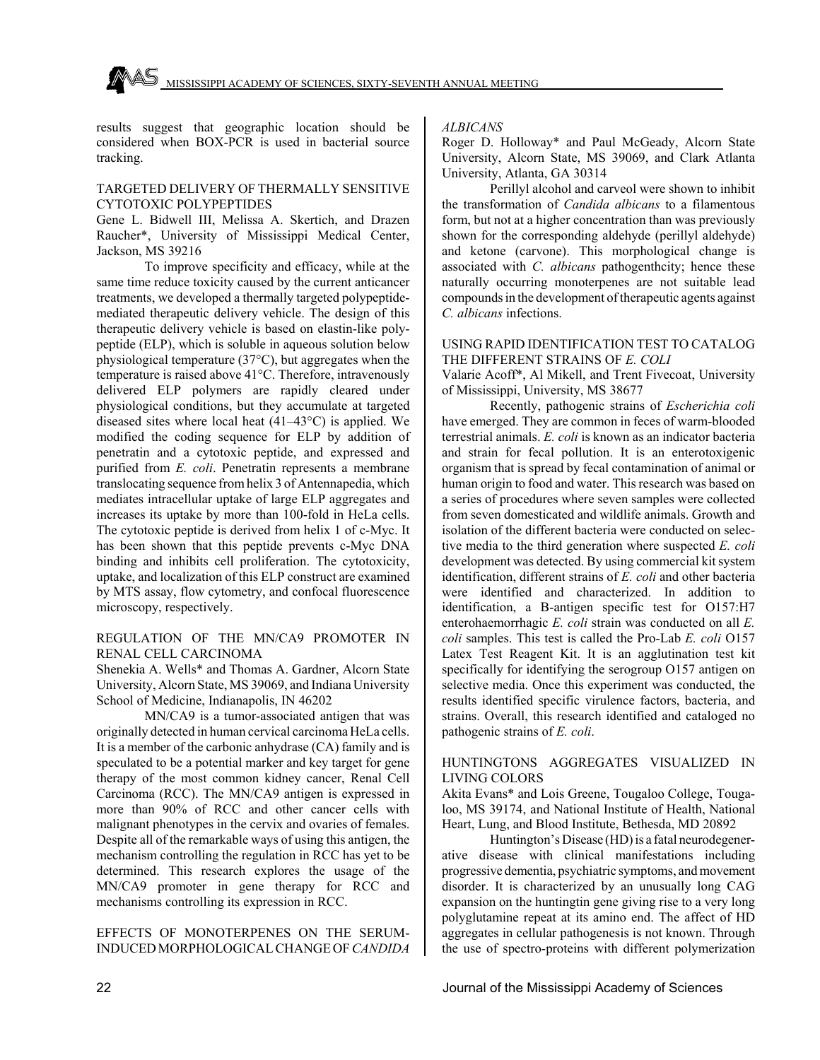results suggest that geographic location should be considered when BOX-PCR is used in bacterial source tracking.

## TARGETED DELIVERY OF THERMALLY SENSITIVE CYTOTOXIC POLYPEPTIDES

Gene L. Bidwell III, Melissa A. Skertich, and Drazen Raucher*, University of Mississippi Medical Center, Jackson, MS 39216

To improve specificity and efficacy, while at the same time reduce toxicity caused by the current anticancer treatments, we developed a thermally targeted polypeptide-mediated therapeutic delivery vehicle. The design of this therapeutic delivery vehicle is based on elastin-like polypeptide (ELP), which is soluble in aqueous solution below physiological temperature (37°C), but aggregates when the temperature is raised above 41°C. Therefore, intravenously delivered ELP polymers are rapidly cleared under physiological conditions, but they accumulate at targeted diseased sites where local heat (41–43°C) is applied. We modified the coding sequence for ELP by addition of penetratin and a cytotoxic peptide, and expressed and purified from *E. coli*. Penetratin represents a membrane translocating sequence from helix 3 of Antennapedia, which mediates intracellular uptake of large ELP aggregates and increases its uptake by more than 100-fold in HeLa cells. The cytotoxic peptide is derived from helix 1 of c-Myc. It has been shown that this peptide prevents c-Myc DNA binding and inhibits cell proliferation. The cytotoxicity, uptake, and localization of this ELP construct are examined by MTS assay, flow cytometry, and confocal fluorescence microscopy, respectively.

## REGULATION OF THE MN/CA9 PROMOTER IN RENAL CELL CARCINOMA

Shenekia A. Wells* and Thomas A. Gardner, Alcorn State University, Alcorn State, MS 39069, and Indiana University School of Medicine, Indianapolis, IN 46202

MN/CA9 is a tumor-associated antigen that was originally detected in human cervical carcinoma HeLa cells. It is a member of the carbonic anhydrase (CA) family and is speculated to be a potential marker and key target for gene therapy of the most common kidney cancer, Renal Cell Carcinoma (RCC). The MN/CA9 antigen is expressed in more than 90% of RCC and other cancer cells with malignant phenotypes in the cervix and ovaries of females. Despite all of the remarkable ways of using this antigen, the mechanism controlling the regulation in RCC has yet to be determined. This research explores the usage of the MN/CA9 promoter in gene therapy for RCC and mechanisms controlling its expression in RCC.

## EFFECTS OF MONOTERPENES ON THE SERUM-INDUCED MORPHOLOGICAL CHANGE OF *CANDIDA ALBICANS*

Roger D. Holloway* and Paul McGeady, Alcorn State University, Alcorn State, MS 39069, and Clark Atlanta University, Atlanta, GA 30314

Perillyl alcohol and carveol were shown to inhibit the transformation of *Candida albicans* to a filamentous form, but not at a higher concentration than was previously shown for the corresponding aldehyde (perillyl aldehyde) and ketone (carvone). This morphological change is associated with *C. albicans* pathogenthcity; hence these naturally occurring monoterpenes are not suitable lead compounds in the development of therapeutic agents against *C. albicans* infections.

## USING RAPID IDENTIFICATION TEST TO CATALOG THE DIFFERENT STRAINS OF *E. COLI*

Valarie Acoff*, Al Mikell, and Trent Fivecoat, University of Mississippi, University, MS 38677

Recently, pathogenic strains of *Escherichia coli* have emerged. They are common in feces of warm-blooded terrestrial animals. *E. coli* is known as an indicator bacteria and strain for fecal pollution. It is an enterotoxigenic organism that is spread by fecal contamination of animal or human origin to food and water. This research was based on a series of procedures where seven samples were collected from seven domesticated and wildlife animals. Growth and isolation of the different bacteria were conducted on selective media to the third generation where suspected *E. coli* development was detected. By using commercial kit system identification, different strains of *E. coli* and other bacteria were identified and characterized. In addition to identification, a B-antigen specific test for O157:H7 enterohaemorrhagic *E. coli* strain was conducted on all *E. coli* samples. This test is called the Pro-Lab *E. coli* O157 Latex Test Reagent Kit. It is an agglutination test kit specifically for identifying the serogroup O157 antigen on selective media. Once this experiment was conducted, the results identified specific virulence factors, bacteria, and strains. Overall, this research identified and cataloged no pathogenic strains of *E. coli*.

## HUNTINGTONS AGGREGATES VISUALIZED IN LIVING COLORS

Akita Evans* and Lois Greene, Tougaloo College, Tougaloo, MS 39174, and National Institute of Health, National Heart, Lung, and Blood Institute, Bethesda, MD 20892

Huntington's Disease (HD) is a fatal neurodegenerative disease with clinical manifestations including progressive dementia, psychiatric symptoms, and movement disorder. It is characterized by an unusually long CAG expansion on the huntingtin gene giving rise to a very long polyglutamine repeat at its amino end. The affect of HD aggregates in cellular pathogenesis is not known. Through the use of spectro-proteins with different polymerization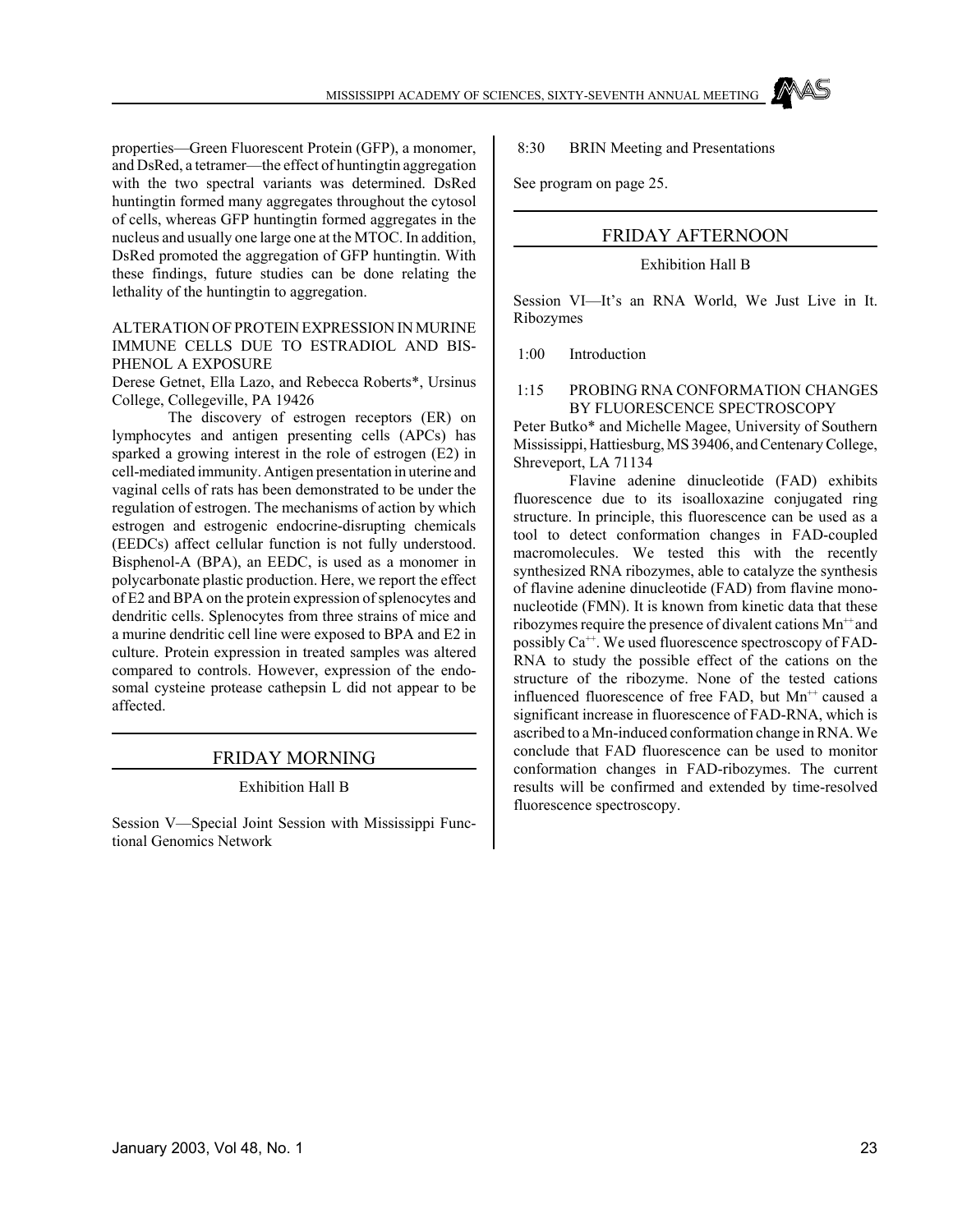properties—Green Fluorescent Protein (GFP), a monomer, and DsRed, a tetramer—the effect of huntingtin aggregation with the two spectral variants was determined. DsRed huntingtin formed many aggregates throughout the cytosol of cells, whereas GFP huntingtin formed aggregates in the nucleus and usually one large one at the MTOC. In addition, DsRed promoted the aggregation of GFP huntingtin. With these findings, future studies can be done relating the lethality of the huntingtin to aggregation.

### ALTERATION OF PROTEIN EXPRESSION IN MURINE IMMUNE CELLS DUE TO ESTRADIOL AND BISPHENOL A EXPOSURE

Derese Getnet, Ella Lazo, and Rebecca Roberts*, Ursinus College, Collegeville, PA 19426

The discovery of estrogen receptors (ER) on lymphocytes and antigen presenting cells (APCs) has sparked a growing interest in the role of estrogen (E2) in cell-mediated immunity. Antigen presentation in uterine and vaginal cells of rats has been demonstrated to be under the regulation of estrogen. The mechanisms of action by which estrogen and estrogenic endocrine-disrupting chemicals (EEDCs) affect cellular function is not fully understood. Bisphenol-A (BPA), an EEDC, is used as a monomer in polycarbonate plastic production. Here, we report the effect of E2 and BPA on the protein expression of splenocytes and dendritic cells. Splenocytes from three strains of mice and a murine dendritic cell line were exposed to BPA and E2 in culture. Protein expression in treated samples was altered compared to controls. However, expression of the endosomal cysteine protease cathepsin L did not appear to be affected.

## FRIDAY MORNING

Exhibition Hall B

Session V—Special Joint Session with Mississippi Functional Genomics Network

8:30 BRIN Meeting and Presentations

See program on page 25.

## FRIDAY AFTERNOON

Exhibition Hall B

Session VI—It's an RNA World, We Just Live in It. Ribozymes

1:00 Introduction

1:15 PROBING RNA CONFORMATION CHANGES BY FLUORESCENCE SPECTROSCOPY

Peter Butko* and Michelle Magee, University of Southern Mississippi, Hattiesburg, MS 39406, and Centenary College, Shreveport, LA 71134

Flavine adenine dinucleotide (FAD) exhibits fluorescence due to its isoalloxazine conjugated ring structure. In principle, this fluorescence can be used as a tool to detect conformation changes in FAD-coupled macromolecules. We tested this with the recently synthesized RNA ribozymes, able to catalyze the synthesis of flavine adenine dinucleotide (FAD) from flavine mononucleotide (FMN). It is known from kinetic data that these ribozymes require the presence of divalent cations $Mn^{++}$ and possibly $Ca^{++}$. We used fluorescence spectroscopy of FAD-RNA to study the possible effect of the cations on the structure of the ribozyme. None of the tested cations influenced fluorescence of free FAD, but $Mn^{++}$ caused a significant increase in fluorescence of FAD-RNA, which is ascribed to a Mn-induced conformation change in RNA. We conclude that FAD fluorescence can be used to monitor conformation changes in FAD-ribozymes. The current results will be confirmed and extended by time-resolved fluorescence spectroscopy.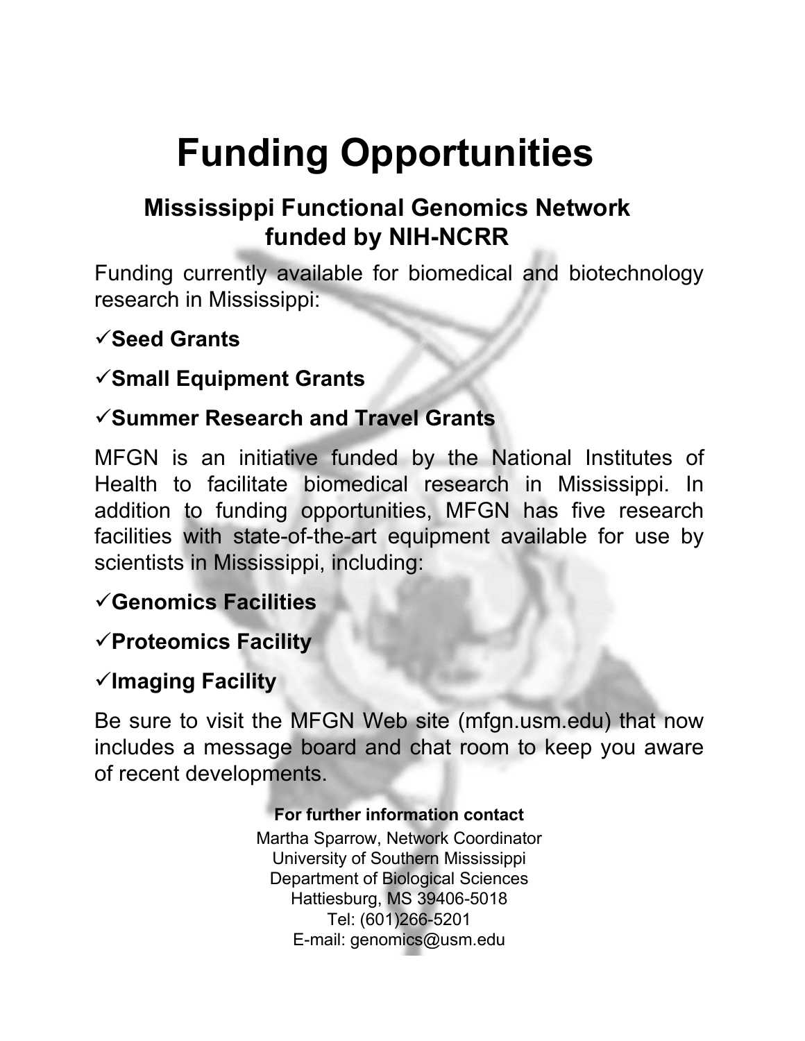# Funding Opportunities

## Mississippi Functional Genomics Network funded by NIH-NCRR

Funding currently available for biomedical and biotechnology research in Mississippi:

✓**Seed Grants**

✓**Small Equipment Grants**

✓**Summer Research and Travel Grants**

MFGN is an initiative funded by the National Institutes of Health to facilitate biomedical research in Mississippi. In addition to funding opportunities, MFGN has five research facilities with state-of-the-art equipment available for use by scientists in Mississippi, including:

✓**Genomics Facilities**

✓**Proteomics Facility**

✓**Imaging Facility**

Be sure to visit the MFGN Web site (mfgn.usm.edu) that now includes a message board and chat room to keep you aware of recent developments.

**For further information contact**

Martha Sparrow, Network Coordinator
University of Southern Mississippi
Department of Biological Sciences
Hattiesburg, MS 39406-5018
Tel: (601)266-5201
E-mail: genomics@usm.edu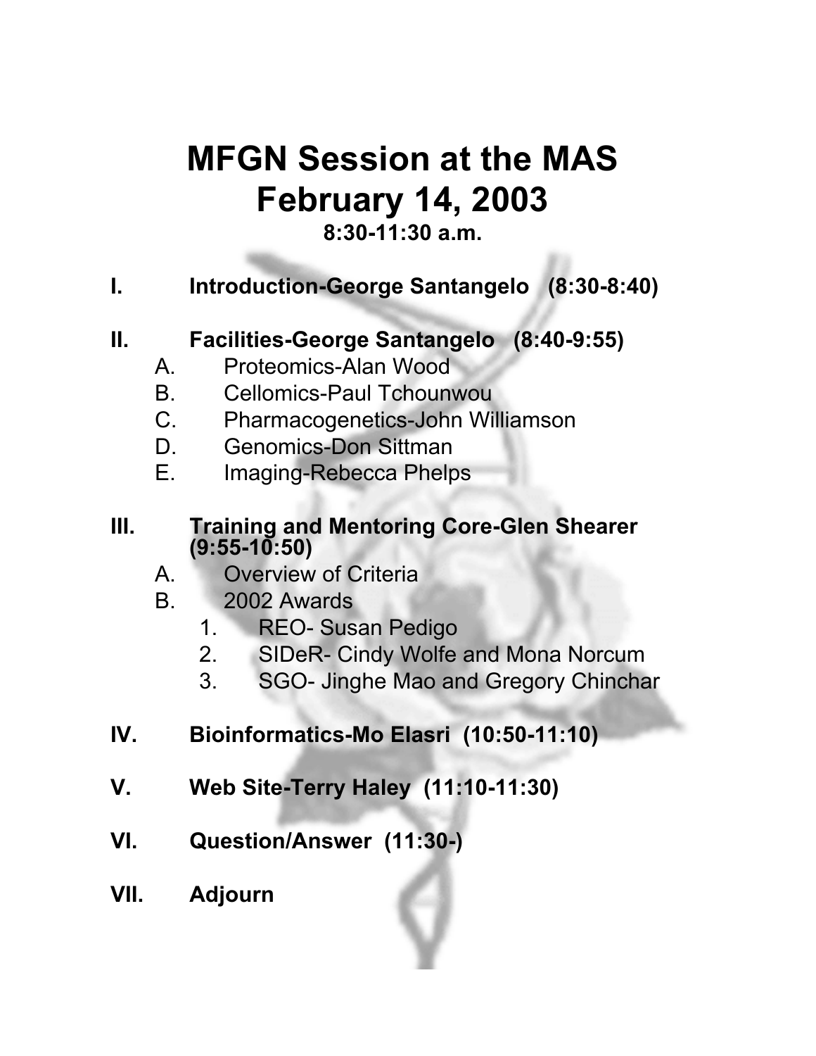# MFGN Session at the MAS
# February 14, 2003

**8:30-11:30 a.m.**

**I. Introduction-George Santangelo (8:30-8:40)**

**II. Facilities-George Santangelo (8:40-9:55)**

A. Proteomics-Alan Wood
B. Cellomics-Paul Tchounwou
C. Pharmacogenetics-John Williamson
D. Genomics-Don Sittman
E. Imaging-Rebecca Phelps

**III. Training and Mentoring Core-Glen Shearer (9:55-10:50)**

A. Overview of Criteria
B. 2002 Awards
   1. REO- Susan Pedigo
   2. SIDeR- Cindy Wolfe and Mona Norcum
   3. SGO- Jinghe Mao and Gregory Chinchar

**IV. Bioinformatics-Mo Elasri (10:50-11:10)**

**V. Web Site-Terry Haley (11:10-11:30)**

**VI. Question/Answer (11:30-)**

**VII. Adjourn**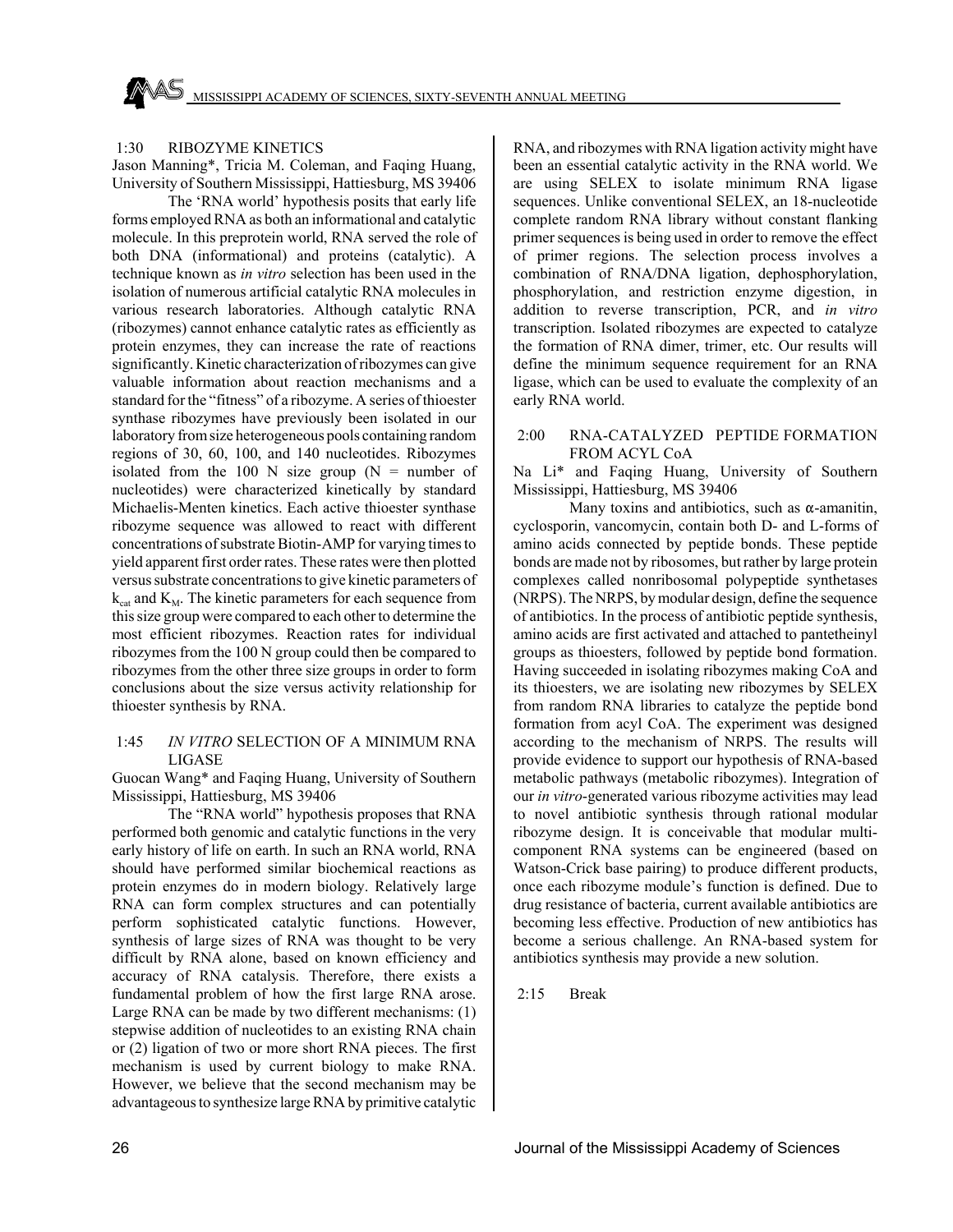## 1:30 RIBOZYME KINETICS

Jason Manning*, Tricia M. Coleman, and Faqing Huang, University of Southern Mississippi, Hattiesburg, MS 39406

The 'RNA world' hypothesis posits that early life forms employed RNA as both an informational and catalytic molecule. In this preprotein world, RNA served the role of both DNA (informational) and proteins (catalytic). A technique known as *in vitro* selection has been used in the isolation of numerous artificial catalytic RNA molecules in various research laboratories. Although catalytic RNA (ribozymes) cannot enhance catalytic rates as efficiently as protein enzymes, they can increase the rate of reactions significantly. Kinetic characterization of ribozymes can give valuable information about reaction mechanisms and a standard for the "fitness" of a ribozyme. A series of thioester synthase ribozymes have previously been isolated in our laboratory from size heterogeneous pools containing random regions of 30, 60, 100, and 140 nucleotides. Ribozymes isolated from the 100 N size group (N = number of nucleotides) were characterized kinetically by standard Michaelis-Menten kinetics. Each active thioester synthase ribozyme sequence was allowed to react with different concentrations of substrate Biotin-AMP for varying times to yield apparent first order rates. These rates were then plotted versus substrate concentrations to give kinetic parameters of $k_{cat}$ and $K_M$. The kinetic parameters for each sequence from this size group were compared to each other to determine the most efficient ribozymes. Reaction rates for individual ribozymes from the 100 N group could then be compared to ribozymes from the other three size groups in order to form conclusions about the size versus activity relationship for thioester synthesis by RNA.

## 1:45 *IN VITRO* SELECTION OF A MINIMUM RNA LIGASE

Guocan Wang* and Faqing Huang, University of Southern Mississippi, Hattiesburg, MS 39406

The "RNA world" hypothesis proposes that RNA performed both genomic and catalytic functions in the very early history of life on earth. In such an RNA world, RNA should have performed similar biochemical reactions as protein enzymes do in modern biology. Relatively large RNA can form complex structures and can potentially perform sophisticated catalytic functions. However, synthesis of large sizes of RNA was thought to be very difficult by RNA alone, based on known efficiency and accuracy of RNA catalysis. Therefore, there exists a fundamental problem of how the first large RNA arose. Large RNA can be made by two different mechanisms: (1) stepwise addition of nucleotides to an existing RNA chain or (2) ligation of two or more short RNA pieces. The first mechanism is used by current biology to make RNA. However, we believe that the second mechanism may be advantageous to synthesize large RNA by primitive catalytic RNA, and ribozymes with RNA ligation activity might have been an essential catalytic activity in the RNA world. We are using SELEX to isolate minimum RNA ligase sequences. Unlike conventional SELEX, an 18-nucleotide complete random RNA library without constant flanking primer sequences is being used in order to remove the effect of primer regions. The selection process involves a combination of RNA/DNA ligation, dephosphorylation, phosphorylation, and restriction enzyme digestion, in addition to reverse transcription, PCR, and *in vitro* transcription. Isolated ribozymes are expected to catalyze the formation of RNA dimer, trimer, etc. Our results will define the minimum sequence requirement for an RNA ligase, which can be used to evaluate the complexity of an early RNA world.

## 2:00 RNA-CATALYZED PEPTIDE FORMATION FROM ACYL CoA

Na Li* and Faqing Huang, University of Southern Mississippi, Hattiesburg, MS 39406

Many toxins and antibiotics, such as α-amanitin, cyclosporin, vancomycin, contain both D- and L-forms of amino acids connected by peptide bonds. These peptide bonds are made not by ribosomes, but rather by large protein complexes called nonribosomal polypeptide synthetases (NRPS). The NRPS, by modular design, define the sequence of antibiotics. In the process of antibiotic peptide synthesis, amino acids are first activated and attached to pantetheinyl groups as thioesters, followed by peptide bond formation. Having succeeded in isolating ribozymes making CoA and its thioesters, we are isolating new ribozymes by SELEX from random RNA libraries to catalyze the peptide bond formation from acyl CoA. The experiment was designed according to the mechanism of NRPS. The results will provide evidence to support our hypothesis of RNA-based metabolic pathways (metabolic ribozymes). Integration of our *in vitro*-generated various ribozyme activities may lead to novel antibiotic synthesis through rational modular ribozyme design. It is conceivable that modular multi-component RNA systems can be engineered (based on Watson-Crick base pairing) to produce different products, once each ribozyme module's function is defined. Due to drug resistance of bacteria, current available antibiotics are becoming less effective. Production of new antibiotics has become a serious challenge. An RNA-based system for antibiotics synthesis may provide a new solution.

2:15 Break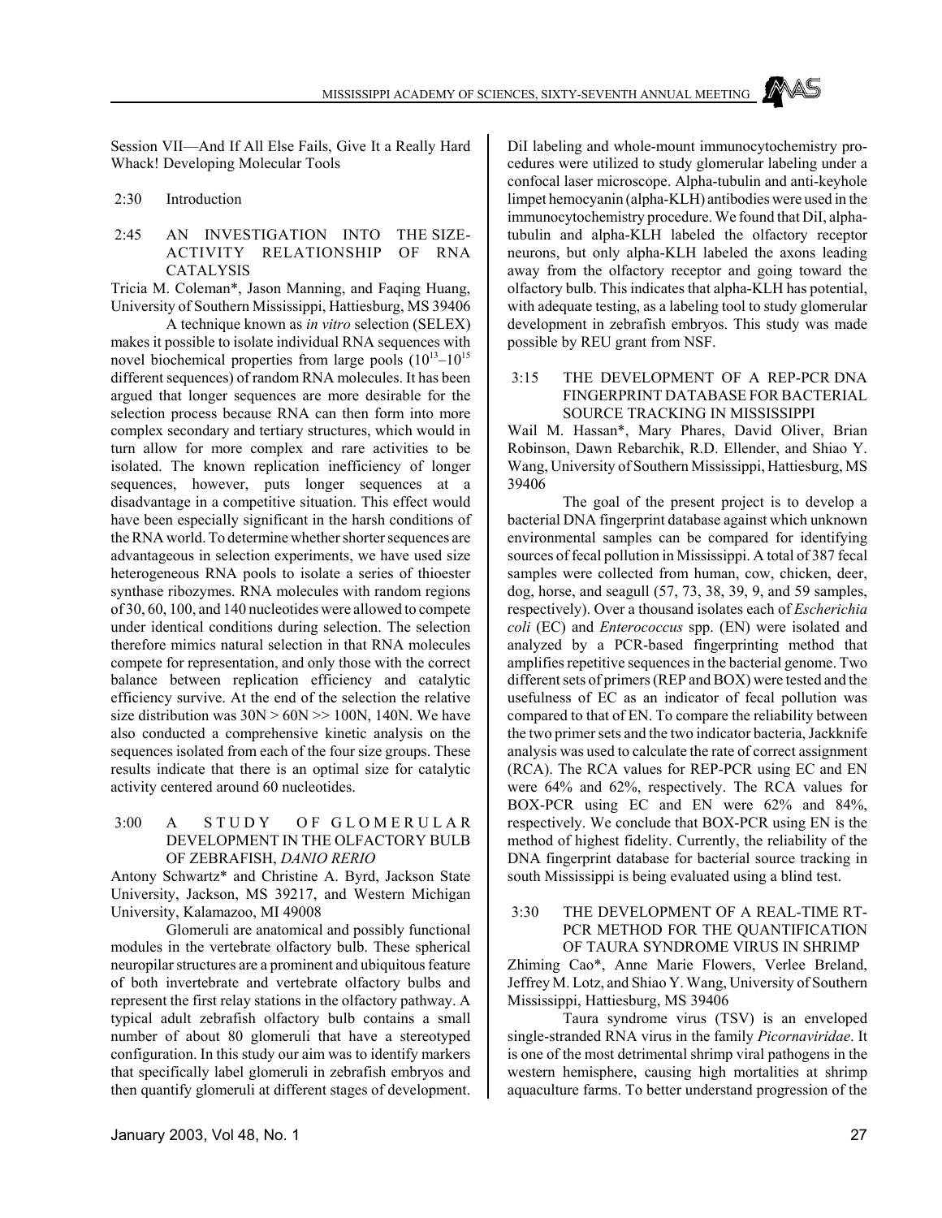Session VII—And If All Else Fails, Give It a Really Hard Whack! Developing Molecular Tools

2:30 Introduction

### 2:45 AN INVESTIGATION INTO THE SIZE-ACTIVITY RELATIONSHIP OF RNA CATALYSIS

Tricia M. Coleman*, Jason Manning, and Faqing Huang, University of Southern Mississippi, Hattiesburg, MS 39406

A technique known as *in vitro* selection (SELEX) makes it possible to isolate individual RNA sequences with novel biochemical properties from large pools ($10^{13}$–$10^{15}$ different sequences) of random RNA molecules. It has been argued that longer sequences are more desirable for the selection process because RNA can then form into more complex secondary and tertiary structures, which would in turn allow for more complex and rare activities to be isolated. The known replication inefficiency of longer sequences, however, puts longer sequences at a disadvantage in a competitive situation. This effect would have been especially significant in the harsh conditions of the RNA world. To determine whether shorter sequences are advantageous in selection experiments, we have used size heterogeneous RNA pools to isolate a series of thioester synthase ribozymes. RNA molecules with random regions of 30, 60, 100, and 140 nucleotides were allowed to compete under identical conditions during selection. The selection therefore mimics natural selection in that RNA molecules compete for representation, and only those with the correct balance between replication efficiency and catalytic efficiency survive. At the end of the selection the relative size distribution was 30N > 60N >> 100N, 140N. We have also conducted a comprehensive kinetic analysis on the sequences isolated from each of the four size groups. These results indicate that there is an optimal size for catalytic activity centered around 60 nucleotides.

### 3:00 A STUDY OF GLOMERULAR DEVELOPMENT IN THE OLFACTORY BULB OF ZEBRAFISH, *DANIO RERIO*

Antony Schwartz* and Christine A. Byrd, Jackson State University, Jackson, MS 39217, and Western Michigan University, Kalamazoo, MI 49008

Glomeruli are anatomical and possibly functional modules in the vertebrate olfactory bulb. These spherical neuropilar structures are a prominent and ubiquitous feature of both invertebrate and vertebrate olfactory bulbs and represent the first relay stations in the olfactory pathway. A typical adult zebrafish olfactory bulb contains a small number of about 80 glomeruli that have a stereotyped configuration. In this study our aim was to identify markers that specifically label glomeruli in zebrafish embryos and then quantify glomeruli at different stages of development. DiI labeling and whole-mount immunocytochemistry procedures were utilized to study glomerular labeling under a confocal laser microscope. Alpha-tubulin and anti-keyhole limpet hemocyanin (alpha-KLH) antibodies were used in the immunocytochemistry procedure. We found that DiI, alpha-tubulin and alpha-KLH labeled the olfactory receptor neurons, but only alpha-KLH labeled the axons leading away from the olfactory receptor and going toward the olfactory bulb. This indicates that alpha-KLH has potential, with adequate testing, as a labeling tool to study glomerular development in zebrafish embryos. This study was made possible by REU grant from NSF.

### 3:15 THE DEVELOPMENT OF A REP-PCR DNA FINGERPRINT DATABASE FOR BACTERIAL SOURCE TRACKING IN MISSISSIPPI

Wail M. Hassan*, Mary Phares, David Oliver, Brian Robinson, Dawn Rebarchik, R.D. Ellender, and Shiao Y. Wang, University of Southern Mississippi, Hattiesburg, MS 39406

The goal of the present project is to develop a bacterial DNA fingerprint database against which unknown environmental samples can be compared for identifying sources of fecal pollution in Mississippi. A total of 387 fecal samples were collected from human, cow, chicken, deer, dog, horse, and seagull (57, 73, 38, 39, 9, and 59 samples, respectively). Over a thousand isolates each of *Escherichia coli* (EC) and *Enterococcus* spp. (EN) were isolated and analyzed by a PCR-based fingerprinting method that amplifies repetitive sequences in the bacterial genome. Two different sets of primers (REP and BOX) were tested and the usefulness of EC as an indicator of fecal pollution was compared to that of EN. To compare the reliability between the two primer sets and the two indicator bacteria, Jackknife analysis was used to calculate the rate of correct assignment (RCA). The RCA values for REP-PCR using EC and EN were 64% and 62%, respectively. The RCA values for BOX-PCR using EC and EN were 62% and 84%, respectively. We conclude that BOX-PCR using EN is the method of highest fidelity. Currently, the reliability of the DNA fingerprint database for bacterial source tracking in south Mississippi is being evaluated using a blind test.

### 3:30 THE DEVELOPMENT OF A REAL-TIME RT-PCR METHOD FOR THE QUANTIFICATION OF TAURA SYNDROME VIRUS IN SHRIMP

Zhiming Cao*, Anne Marie Flowers, Verlee Breland, Jeffrey M. Lotz, and Shiao Y. Wang, University of Southern Mississippi, Hattiesburg, MS 39406

Taura syndrome virus (TSV) is an enveloped single-stranded RNA virus in the family *Picornaviridae*. It is one of the most detrimental shrimp viral pathogens in the western hemisphere, causing high mortalities at shrimp aquaculture farms. To better understand progression of the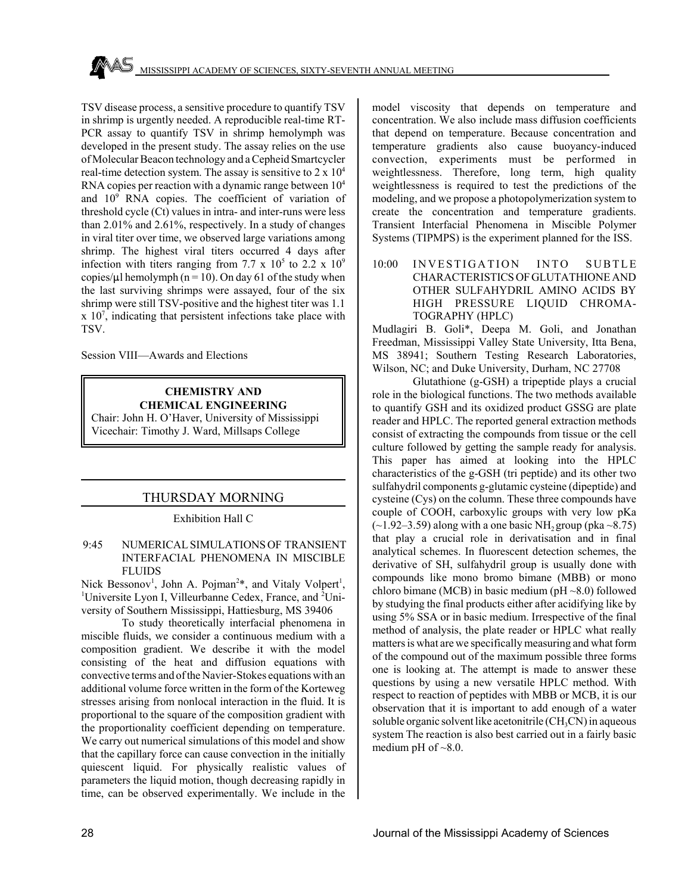TSV disease process, a sensitive procedure to quantify TSV in shrimp is urgently needed. A reproducible real-time RT-PCR assay to quantify TSV in shrimp hemolymph was developed in the present study. The assay relies on the use of Molecular Beacon technology and a Cepheid Smartcycler real-time detection system. The assay is sensitive to $2 \times 10^4$ RNA copies per reaction with a dynamic range between $10^4$ and $10^9$ RNA copies. The coefficient of variation of threshold cycle (Ct) values in intra- and inter-runs were less than 2.01% and 2.61%, respectively. In a study of changes in viral titer over time, we observed large variations among shrimp. The highest viral titers occurred 4 days after infection with titers ranging from $7.7 \times 10^5$ to $2.2 \times 10^9$ copies/µl hemolymph (n = 10). On day 61 of the study when the last surviving shrimps were assayed, four of the six shrimp were still TSV-positive and the highest titer was $1.1 \times 10^7$, indicating that persistent infections take place with TSV.

Session VIII—Awards and Elections

## CHEMISTRY AND CHEMICAL ENGINEERING

Chair: John H. O'Haver, University of Mississippi
Vicechair: Timothy J. Ward, Millsaps College

## THURSDAY MORNING

Exhibition Hall C

### 9:45 NUMERICAL SIMULATIONS OF TRANSIENT INTERFACIAL PHENOMENA IN MISCIBLE FLUIDS

Nick Bessonov[1], John A. Pojman[2]*, and Vitaly Volpert[1], [1]Universite Lyon I, Villeurbanne Cedex, France, and [2]University of Southern Mississippi, Hattiesburg, MS 39406

To study theoretically interfacial phenomena in miscible fluids, we consider a continuous medium with a composition gradient. We describe it with the model consisting of the heat and diffusion equations with convective terms and of the Navier-Stokes equations with an additional volume force written in the form of the Korteweg stresses arising from nonlocal interaction in the fluid. It is proportional to the square of the composition gradient with the proportionality coefficient depending on temperature. We carry out numerical simulations of this model and show that the capillary force can cause convection in the initially quiescent liquid. For physically realistic values of parameters the liquid motion, though decreasing rapidly in time, can be observed experimentally. We include in the model viscosity that depends on temperature and concentration. We also include mass diffusion coefficients that depend on temperature. Because concentration and temperature gradients also cause buoyancy-induced convection, experiments must be performed in weightlessness. Therefore, long term, high quality weightlessness is required to test the predictions of the modeling, and we propose a photopolymerization system to create the concentration and temperature gradients. Transient Interfacial Phenomena in Miscible Polymer Systems (TIPMPS) is the experiment planned for the ISS.

### 10:00 INVESTIGATION INTO SUBTLE CHARACTERISTICS OF GLUTATHIONE AND OTHER SULFAHYDRIL AMINO ACIDS BY HIGH PRESSURE LIQUID CHROMATOGRAPHY (HPLC)

Mudlagiri B. Goli*, Deepa M. Goli, and Jonathan Freedman, Mississippi Valley State University, Itta Bena, MS 38941; Southern Testing Research Laboratories, Wilson, NC; and Duke University, Durham, NC 27708

Glutathione (g-GSH) a tripeptide plays a crucial role in the biological functions. The two methods available to quantify GSH and its oxidized product GSSG are plate reader and HPLC. The reported general extraction methods consist of extracting the compounds from tissue or the cell culture followed by getting the sample ready for analysis. This paper has aimed at looking into the HPLC characteristics of the g-GSH (tri peptide) and its other two sulfahydril components g-glutamic cysteine (dipeptide) and cysteine (Cys) on the column. These three compounds have couple of COOH, carboxylic groups with very low pKa (~1.92–3.59) along with a one basic $NH_2$ group (pka ~8.75) that play a crucial role in derivatisation and in final analytical schemes. In fluorescent detection schemes, the derivative of SH, sulfahydril group is usually done with compounds like mono bromo bimane (MBB) or mono chloro bimane (MCB) in basic medium (pH ~8.0) followed by studying the final products either after acidifying like by using 5% SSA or in basic medium. Irrespective of the final method of analysis, the plate reader or HPLC what really matters is what are we specifically measuring and what form of the compound out of the maximum possible three forms one is looking at. The attempt is made to answer these questions by using a new versatile HPLC method. With respect to reaction of peptides with MBB or MCB, it is our observation that it is important to add enough of a water soluble organic solvent like acetonitrile ($CH_3CN$) in aqueous system The reaction is also best carried out in a fairly basic medium pH of ~8.0.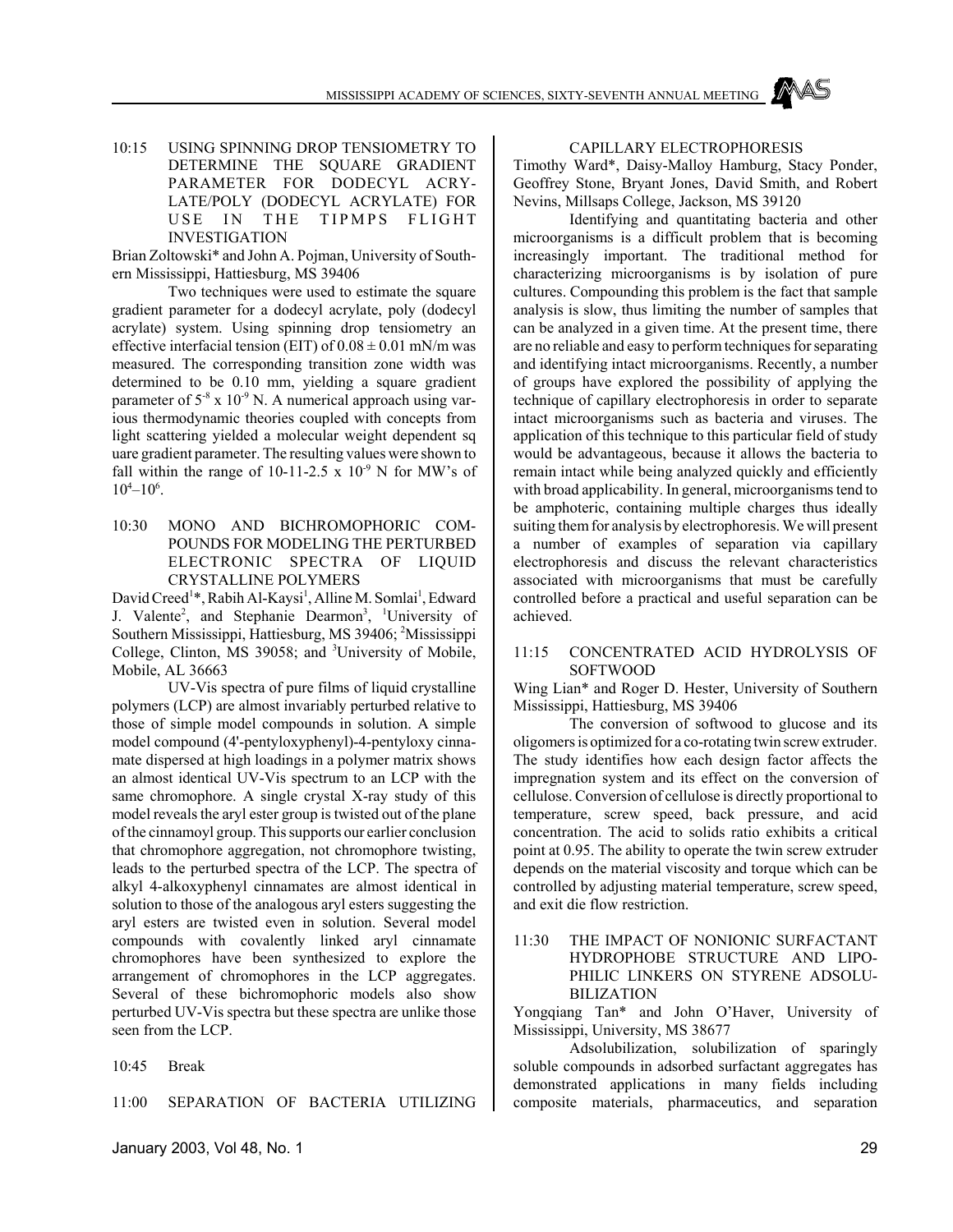10:15 USING SPINNING DROP TENSIOMETRY TO DETERMINE THE SQUARE GRADIENT PARAMETER FOR DODECYL ACRYLATE/POLY (DODECYL ACRYLATE) FOR USE IN THE TIPMPS FLIGHT INVESTIGATION

Brian Zoltowski* and John A. Pojman, University of Southern Mississippi, Hattiesburg, MS 39406

Two techniques were used to estimate the square gradient parameter for a dodecyl acrylate, poly (dodecyl acrylate) system. Using spinning drop tensiometry an effective interfacial tension (EIT) of $0.08 \pm 0.01$ mN/m was measured. The corresponding transition zone width was determined to be 0.10 mm, yielding a square gradient parameter of $5^{-8} \times 10^{-9}$ N. A numerical approach using various thermodynamic theories coupled with concepts from light scattering yielded a molecular weight dependent sq uare gradient parameter. The resulting values were shown to fall within the range of 10-11-2.5 x $10^{-9}$ N for MW's of $10^4$–$10^6$.

10:30 MONO AND BICHROMOPHORIC COMPOUNDS FOR MODELING THE PERTURBED ELECTRONIC SPECTRA OF LIQUID CRYSTALLINE POLYMERS

David Creed[1]*, Rabih Al-Kaysi[1], Alline M. Somlai[1], Edward J. Valente[2], and Stephanie Dearmon[3], [1]University of Southern Mississippi, Hattiesburg, MS 39406; [2]Mississippi College, Clinton, MS 39058; and [3]University of Mobile, Mobile, AL 36663

UV-Vis spectra of pure films of liquid crystalline polymers (LCP) are almost invariably perturbed relative to those of simple model compounds in solution. A simple model compound (4'-pentyloxyphenyl)-4-pentyloxy cinnamate dispersed at high loadings in a polymer matrix shows an almost identical UV-Vis spectrum to an LCP with the same chromophore. A single crystal X-ray study of this model reveals the aryl ester group is twisted out of the plane of the cinnamoyl group. This supports our earlier conclusion that chromophore aggregation, not chromophore twisting, leads to the perturbed spectra of the LCP. The spectra of alkyl 4-alkoxyphenyl cinnamates are almost identical in solution to those of the analogous aryl esters suggesting the aryl esters are twisted even in solution. Several model compounds with covalently linked aryl cinnamate chromophores have been synthesized to explore the arrangement of chromophores in the LCP aggregates. Several of these bichromophoric models also show perturbed UV-Vis spectra but these spectra are unlike those seen from the LCP.

10:45 Break

11:00 SEPARATION OF BACTERIA UTILIZING CAPILLARY ELECTROPHORESIS

Timothy Ward*, Daisy-Malloy Hamburg, Stacy Ponder, Geoffrey Stone, Bryant Jones, David Smith, and Robert Nevins, Millsaps College, Jackson, MS 39120

Identifying and quantitating bacteria and other microorganisms is a difficult problem that is becoming increasingly important. The traditional method for characterizing microorganisms is by isolation of pure cultures. Compounding this problem is the fact that sample analysis is slow, thus limiting the number of samples that can be analyzed in a given time. At the present time, there are no reliable and easy to perform techniques for separating and identifying intact microorganisms. Recently, a number of groups have explored the possibility of applying the technique of capillary electrophoresis in order to separate intact microorganisms such as bacteria and viruses. The application of this technique to this particular field of study would be advantageous, because it allows the bacteria to remain intact while being analyzed quickly and efficiently with broad applicability. In general, microorganisms tend to be amphoteric, containing multiple charges thus ideally suiting them for analysis by electrophoresis. We will present a number of examples of separation via capillary electrophoresis and discuss the relevant characteristics associated with microorganisms that must be carefully controlled before a practical and useful separation can be achieved.

11:15 CONCENTRATED ACID HYDROLYSIS OF SOFTWOOD

Wing Lian* and Roger D. Hester, University of Southern Mississippi, Hattiesburg, MS 39406

The conversion of softwood to glucose and its oligomers is optimized for a co-rotating twin screw extruder. The study identifies how each design factor affects the impregnation system and its effect on the conversion of cellulose. Conversion of cellulose is directly proportional to temperature, screw speed, back pressure, and acid concentration. The acid to solids ratio exhibits a critical point at 0.95. The ability to operate the twin screw extruder depends on the material viscosity and torque which can be controlled by adjusting material temperature, screw speed, and exit die flow restriction.

11:30 THE IMPACT OF NONIONIC SURFACTANT HYDROPHOBE STRUCTURE AND LIPOPHILIC LINKERS ON STYRENE ADSOLUBILIZATION

Yongqiang Tan* and John O'Haver, University of Mississippi, University, MS 38677

Adsolubilization, solubilization of sparingly soluble compounds in adsorbed surfactant aggregates has demonstrated applications in many fields including composite materials, pharmaceutics, and separation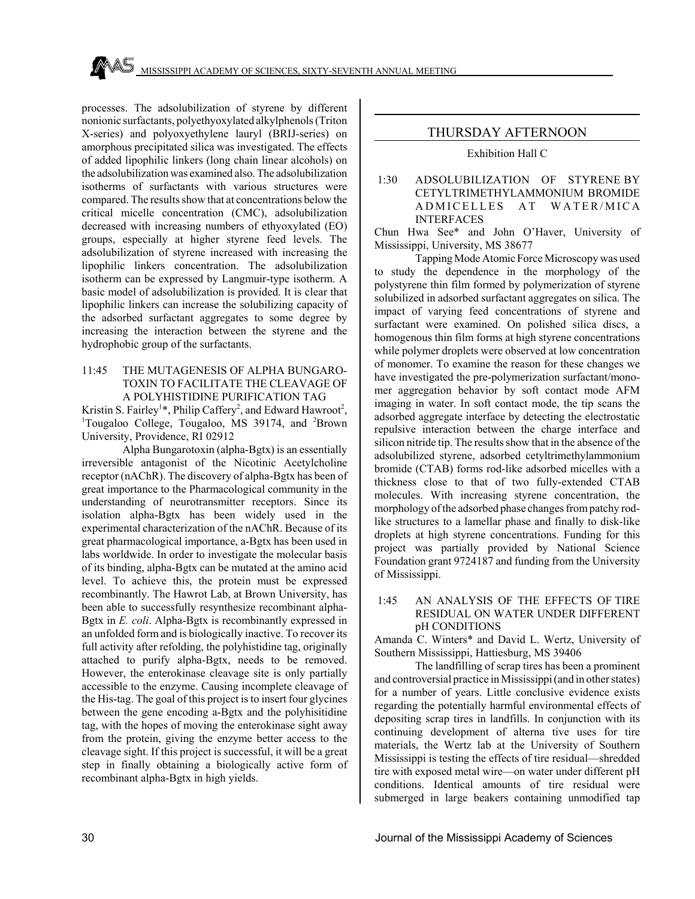processes. The adsolubilization of styrene by different nonionic surfactants, polyethyoxylated alkylphenols (Triton X-series) and polyoxyethylene lauryl (BRIJ-series) on amorphous precipitated silica was investigated. The effects of added lipophilic linkers (long chain linear alcohols) on the adsolubilization was examined also. The adsolubilization isotherms of surfactants with various structures were compared. The results show that at concentrations below the critical micelle concentration (CMC), adsolubilization decreased with increasing numbers of ethyoxylated (EO) groups, especially at higher styrene feed levels. The adsolubilization of styrene increased with increasing the lipophilic linkers concentration. The adsolubilization isotherm can be expressed by Langmuir-type isotherm. A basic model of adsolubilization is provided. It is clear that lipophilic linkers can increase the solubilizing capacity of the adsorbed surfactant aggregates to some degree by increasing the interaction between the styrene and the hydrophobic group of the surfactants.

11:45 THE MUTAGENESIS OF ALPHA BUNGAROTOXIN TO FACILITATE THE CLEAVAGE OF A POLYHISTIDINE PURIFICATION TAG

Kristin S. Fairley[1]*, Philip Caffery[2], and Edward Hawroot[2], [1]Tougaloo College, Tougaloo, MS 39174, and [2]Brown University, Providence, RI 02912

Alpha Bungarotoxin (alpha-Bgtx) is an essentially irreversible antagonist of the Nicotinic Acetylcholine receptor (nAChR). The discovery of alpha-Bgtx has been of great importance to the Pharmacological community in the understanding of neurotransmitter receptors. Since its isolation alpha-Bgtx has been widely used in the experimental characterization of the nAChR. Because of its great pharmacological importance, a-Bgtx has been used in labs worldwide. In order to investigate the molecular basis of its binding, alpha-Bgtx can be mutated at the amino acid level. To achieve this, the protein must be expressed recombinantly. The Hawrot Lab, at Brown University, has been able to successfully resynthesize recombinant alpha-Bgtx in *E. coli*. Alpha-Bgtx is recombinantly expressed in an unfolded form and is biologically inactive. To recover its full activity after refolding, the polyhistidine tag, originally attached to purify alpha-Bgtx, needs to be removed. However, the enterokinase cleavage site is only partially accessible to the enzyme. Causing incomplete cleavage of the His-tag. The goal of this project is to insert four glycines between the gene encoding a-Bgtx and the polyhisitidine tag, with the hopes of moving the enterokinase sight away from the protein, giving the enzyme better access to the cleavage sight. If this project is successful, it will be a great step in finally obtaining a biologically active form of recombinant alpha-Bgtx in high yields.

## THURSDAY AFTERNOON

Exhibition Hall C

1:30 ADSOLUBILIZATION OF STYRENE BY CETYLTRIMETHYLAMMONIUM BROMIDE ADMICELLES AT WATER/MICA INTERFACES

Chun Hwa See* and John O'Haver, University of Mississippi, University, MS 38677

Tapping Mode Atomic Force Microscopy was used to study the dependence in the morphology of the polystyrene thin film formed by polymerization of styrene solubilized in adsorbed surfactant aggregates on silica. The impact of varying feed concentrations of styrene and surfactant were examined. On polished silica discs, a homogenous thin film forms at high styrene concentrations while polymer droplets were observed at low concentration of monomer. To examine the reason for these changes we have investigated the pre-polymerization surfactant/monomer aggregation behavior by soft contact mode AFM imaging in water. In soft contact mode, the tip scans the adsorbed aggregate interface by detecting the electrostatic repulsive interaction between the charge interface and silicon nitride tip. The results show that in the absence of the adsolubilized styrene, adsorbed cetyltrimethylammonium bromide (CTAB) forms rod-like adsorbed micelles with a thickness close to that of two fully-extended CTAB molecules. With increasing styrene concentration, the morphology of the adsorbed phase changes from patchy rod-like structures to a lamellar phase and finally to disk-like droplets at high styrene concentrations. Funding for this project was partially provided by National Science Foundation grant 9724187 and funding from the University of Mississippi.

1:45 AN ANALYSIS OF THE EFFECTS OF TIRE RESIDUAL ON WATER UNDER DIFFERENT pH CONDITIONS

Amanda C. Winters* and David L. Wertz, University of Southern Mississippi, Hattiesburg, MS 39406

The landfilling of scrap tires has been a prominent and controversial practice in Mississippi (and in other states) for a number of years. Little conclusive evidence exists regarding the potentially harmful environmental effects of depositing scrap tires in landfills. In conjunction with its continuing development of alterna tive uses for tire materials, the Wertz lab at the University of Southern Mississippi is testing the effects of tire residual—shredded tire with exposed metal wire—on water under different pH conditions. Identical amounts of tire residual were submerged in large beakers containing unmodified tap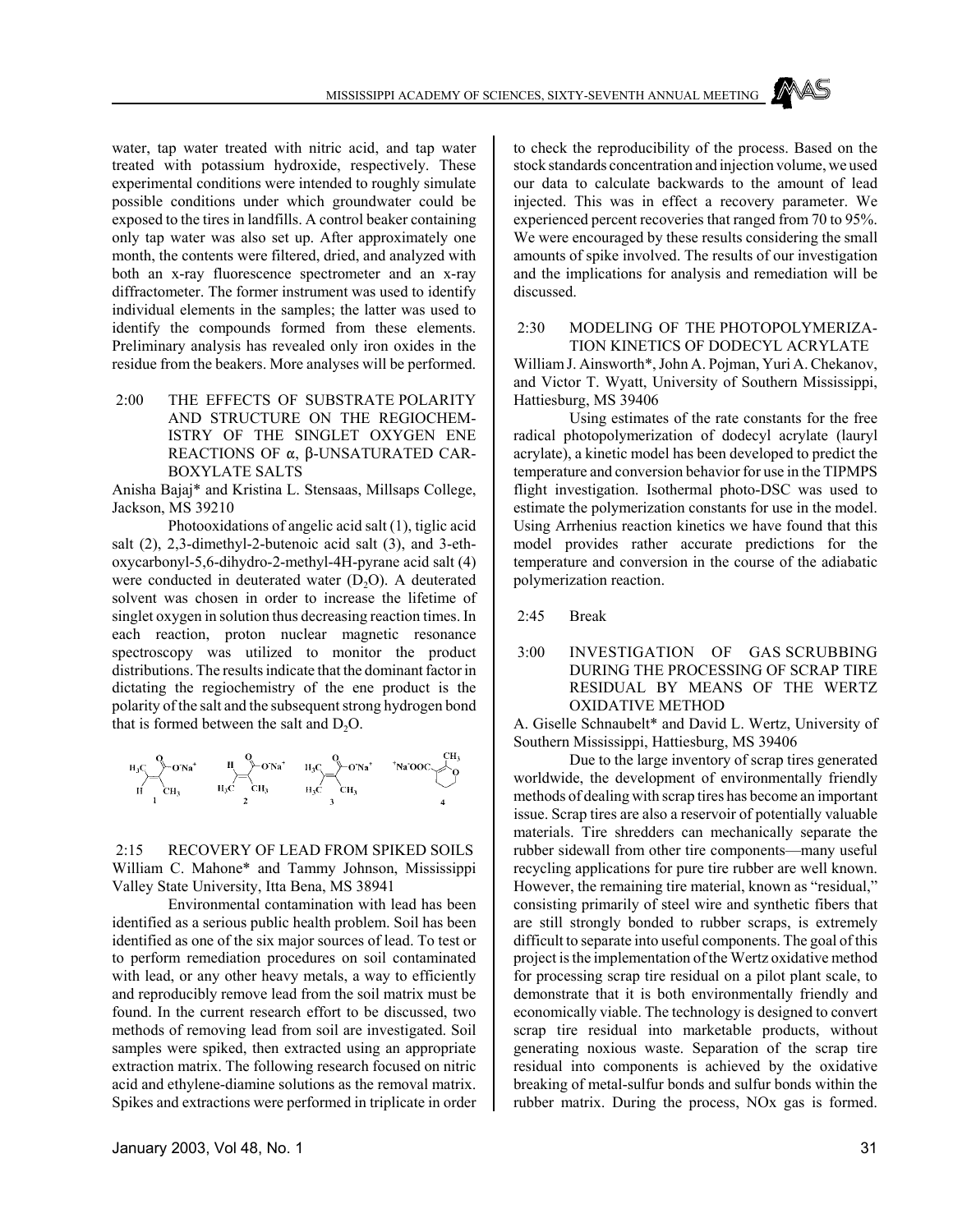water, tap water treated with nitric acid, and tap water treated with potassium hydroxide, respectively. These experimental conditions were intended to roughly simulate possible conditions under which groundwater could be exposed to the tires in landfills. A control beaker containing only tap water was also set up. After approximately one month, the contents were filtered, dried, and analyzed with both an x-ray fluorescence spectrometer and an x-ray diffractometer. The former instrument was used to identify individual elements in the samples; the latter was used to identify the compounds formed from these elements. Preliminary analysis has revealed only iron oxides in the residue from the beakers. More analyses will be performed.

### 2:00 THE EFFECTS OF SUBSTRATE POLARITY AND STRUCTURE ON THE REGIOCHEMISTRY OF THE SINGLET OXYGEN ENE REACTIONS OF α, β-UNSATURATED CARBOXYLATE SALTS

Anisha Bajaj* and Kristina L. Stensaas, Millsaps College, Jackson, MS 39210

Photooxidations of angelic acid salt (1), tiglic acid salt (2), 2,3-dimethyl-2-butenoic acid salt (3), and 3-ethoxycarbonyl-5,6-dihydro-2-methyl-4H-pyrane acid salt (4) were conducted in deuterated water ($D_2O$). A deuterated solvent was chosen in order to increase the lifetime of singlet oxygen in solution thus decreasing reaction times. In each reaction, proton nuclear magnetic resonance spectroscopy was utilized to monitor the product distributions. The results indicate that the dominant factor in dictating the regiochemistry of the ene product is the polarity of the salt and the subsequent strong hydrogen bond that is formed between the salt and $D_2O$.

### 2:15 RECOVERY OF LEAD FROM SPIKED SOILS

William C. Mahone* and Tammy Johnson, Mississippi Valley State University, Itta Bena, MS 38941

Environmental contamination with lead has been identified as a serious public health problem. Soil has been identified as one of the six major sources of lead. To test or to perform remediation procedures on soil contaminated with lead, or any other heavy metals, a way to efficiently and reproducibly remove lead from the soil matrix must be found. In the current research effort to be discussed, two methods of removing lead from soil are investigated. Soil samples were spiked, then extracted using an appropriate extraction matrix. The following research focused on nitric acid and ethylene-diamine solutions as the removal matrix. Spikes and extractions were performed in triplicate in order to check the reproducibility of the process. Based on the stock standards concentration and injection volume, we used our data to calculate backwards to the amount of lead injected. This was in effect a recovery parameter. We experienced percent recoveries that ranged from 70 to 95%. We were encouraged by these results considering the small amounts of spike involved. The results of our investigation and the implications for analysis and remediation will be discussed.

### 2:30 MODELING OF THE PHOTOPOLYMERIZATION KINETICS OF DODECYL ACRYLATE

William J. Ainsworth*, John A. Pojman, Yuri A. Chekanov, and Victor T. Wyatt, University of Southern Mississippi, Hattiesburg, MS 39406

Using estimates of the rate constants for the free radical photopolymerization of dodecyl acrylate (lauryl acrylate), a kinetic model has been developed to predict the temperature and conversion behavior for use in the TIPMPS flight investigation. Isothermal photo-DSC was used to estimate the polymerization constants for use in the model. Using Arrhenius reaction kinetics we have found that this model provides rather accurate predictions for the temperature and conversion in the course of the adiabatic polymerization reaction.

### 2:45 Break

### 3:00 INVESTIGATION OF GAS SCRUBBING DURING THE PROCESSING OF SCRAP TIRE RESIDUAL BY MEANS OF THE WERTZ OXIDATIVE METHOD

A. Giselle Schnaubelt* and David L. Wertz, University of Southern Mississippi, Hattiesburg, MS 39406

Due to the large inventory of scrap tires generated worldwide, the development of environmentally friendly methods of dealing with scrap tires has become an important issue. Scrap tires are also a reservoir of potentially valuable materials. Tire shredders can mechanically separate the rubber sidewall from other tire components—many useful recycling applications for pure tire rubber are well known. However, the remaining tire material, known as "residual," consisting primarily of steel wire and synthetic fibers that are still strongly bonded to rubber scraps, is extremely difficult to separate into useful components. The goal of this project is the implementation of the Wertz oxidative method for processing scrap tire residual on a pilot plant scale, to demonstrate that it is both environmentally friendly and economically viable. The technology is designed to convert scrap tire residual into marketable products, without generating noxious waste. Separation of the scrap tire residual into components is achieved by the oxidative breaking of metal-sulfur bonds and sulfur bonds within the rubber matrix. During the process, NOx gas is formed.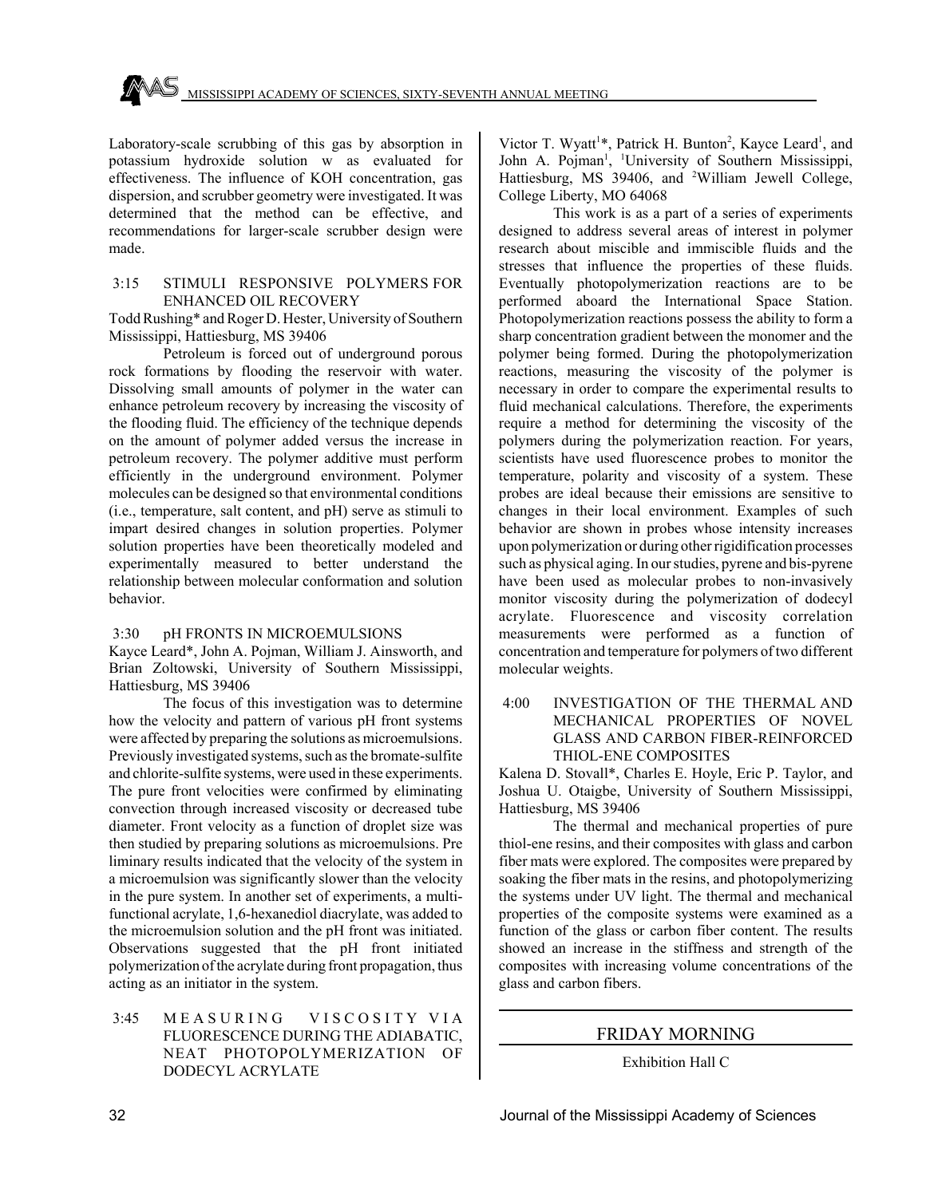Laboratory-scale scrubbing of this gas by absorption in potassium hydroxide solution w as evaluated for effectiveness. The influence of KOH concentration, gas dispersion, and scrubber geometry were investigated. It was determined that the method can be effective, and recommendations for larger-scale scrubber design were made.

### 3:15 STIMULI RESPONSIVE POLYMERS FOR ENHANCED OIL RECOVERY

Todd Rushing* and Roger D. Hester, University of Southern Mississippi, Hattiesburg, MS 39406

Petroleum is forced out of underground porous rock formations by flooding the reservoir with water. Dissolving small amounts of polymer in the water can enhance petroleum recovery by increasing the viscosity of the flooding fluid. The efficiency of the technique depends on the amount of polymer added versus the increase in petroleum recovery. The polymer additive must perform efficiently in the underground environment. Polymer molecules can be designed so that environmental conditions (i.e., temperature, salt content, and pH) serve as stimuli to impart desired changes in solution properties. Polymer solution properties have been theoretically modeled and experimentally measured to better understand the relationship between molecular conformation and solution behavior.

### 3:30 pH FRONTS IN MICROEMULSIONS

Kayce Leard*, John A. Pojman, William J. Ainsworth, and Brian Zoltowski, University of Southern Mississippi, Hattiesburg, MS 39406

The focus of this investigation was to determine how the velocity and pattern of various pH front systems were affected by preparing the solutions as microemulsions. Previously investigated systems, such as the bromate-sulfite and chlorite-sulfite systems, were used in these experiments. The pure front velocities were confirmed by eliminating convection through increased viscosity or decreased tube diameter. Front velocity as a function of droplet size was then studied by preparing solutions as microemulsions. Pre liminary results indicated that the velocity of the system in a microemulsion was significantly slower than the velocity in the pure system. In another set of experiments, a multi-functional acrylate, 1,6-hexanediol diacrylate, was added to the microemulsion solution and the pH front was initiated. Observations suggested that the pH front initiated polymerization of the acrylate during front propagation, thus acting as an initiator in the system.

### 3:45 MEASURING VISCOSITY VIA FLUORESCENCE DURING THE ADIABATIC, NEAT PHOTOPOLYMERIZATION OF DODECYL ACRYLATE

Victor T. Wyatt[1]*, Patrick H. Bunton[2], Kayce Leard[1], and John A. Pojman[1], [1]University of Southern Mississippi, Hattiesburg, MS 39406, and [2]William Jewell College, College Liberty, MO 64068

This work is as a part of a series of experiments designed to address several areas of interest in polymer research about miscible and immiscible fluids and the stresses that influence the properties of these fluids. Eventually photopolymerization reactions are to be performed aboard the International Space Station. Photopolymerization reactions possess the ability to form a sharp concentration gradient between the monomer and the polymer being formed. During the photopolymerization reactions, measuring the viscosity of the polymer is necessary in order to compare the experimental results to fluid mechanical calculations. Therefore, the experiments require a method for determining the viscosity of the polymers during the polymerization reaction. For years, scientists have used fluorescence probes to monitor the temperature, polarity and viscosity of a system. These probes are ideal because their emissions are sensitive to changes in their local environment. Examples of such behavior are shown in probes whose intensity increases upon polymerization or during other rigidification processes such as physical aging. In our studies, pyrene and bis-pyrene have been used as molecular probes to non-invasively monitor viscosity during the polymerization of dodecyl acrylate. Fluorescence and viscosity correlation measurements were performed as a function of concentration and temperature for polymers of two different molecular weights.

### 4:00 INVESTIGATION OF THE THERMAL AND MECHANICAL PROPERTIES OF NOVEL GLASS AND CARBON FIBER-REINFORCED THIOL-ENE COMPOSITES

Kalena D. Stovall*, Charles E. Hoyle, Eric P. Taylor, and Joshua U. Otaigbe, University of Southern Mississippi, Hattiesburg, MS 39406

The thermal and mechanical properties of pure thiol-ene resins, and their composites with glass and carbon fiber mats were explored. The composites were prepared by soaking the fiber mats in the resins, and photopolymerizing the systems under UV light. The thermal and mechanical properties of the composite systems were examined as a function of the glass or carbon fiber content. The results showed an increase in the stiffness and strength of the composites with increasing volume concentrations of the glass and carbon fibers.

## FRIDAY MORNING

Exhibition Hall C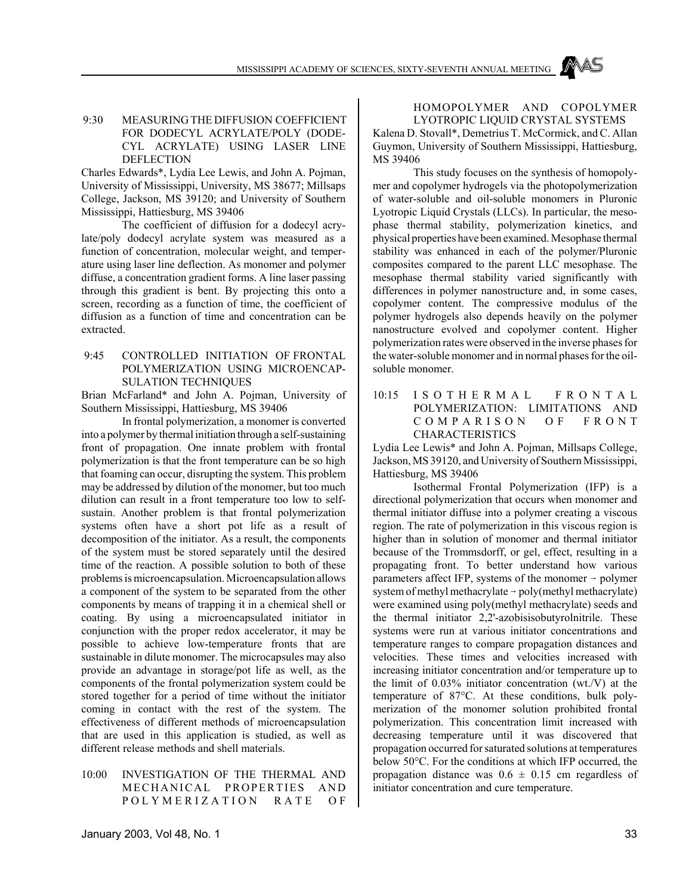**9:30 MEASURING THE DIFFUSION COEFFICIENT FOR DODECYL ACRYLATE/POLY (DODECYL ACRYLATE) USING LASER LINE DEFLECTION**

Charles Edwards*, Lydia Lee Lewis, and John A. Pojman, University of Mississippi, University, MS 38677; Millsaps College, Jackson, MS 39120; and University of Southern Mississippi, Hattiesburg, MS 39406

The coefficient of diffusion for a dodecyl acrylate/poly dodecyl acrylate system was measured as a function of concentration, molecular weight, and temperature using laser line deflection. As monomer and polymer diffuse, a concentration gradient forms. A line laser passing through this gradient is bent. By projecting this onto a screen, recording as a function of time, the coefficient of diffusion as a function of time and concentration can be extracted.

**9:45 CONTROLLED INITIATION OF FRONTAL POLYMERIZATION USING MICROENCAPSULATION TECHNIQUES**

Brian McFarland* and John A. Pojman, University of Southern Mississippi, Hattiesburg, MS 39406

In frontal polymerization, a monomer is converted into a polymer by thermal initiation through a self-sustaining front of propagation. One innate problem with frontal polymerization is that the front temperature can be so high that foaming can occur, disrupting the system. This problem may be addressed by dilution of the monomer, but too much dilution can result in a front temperature too low to self-sustain. Another problem is that frontal polymerization systems often have a short pot life as a result of decomposition of the initiator. As a result, the components of the system must be stored separately until the desired time of the reaction. A possible solution to both of these problems is microencapsulation. Microencapsulation allows a component of the system to be separated from the other components by means of trapping it in a chemical shell or coating. By using a microencapsulated initiator in conjunction with the proper redox accelerator, it may be possible to achieve low-temperature fronts that are sustainable in dilute monomer. The microcapsules may also provide an advantage in storage/pot life as well, as the components of the frontal polymerization system could be stored together for a period of time without the initiator coming in contact with the rest of the system. The effectiveness of different methods of microencapsulation that are used in this application is studied, as well as different release methods and shell materials.

**10:00 INVESTIGATION OF THE THERMAL AND MECHANICAL PROPERTIES AND POLYMERIZATION RATE OF HOMOPOLYMER AND COPOLYMER LYOTROPIC LIQUID CRYSTAL SYSTEMS**

Kalena D. Stovall*, Demetrius T. McCormick, and C. Allan Guymon, University of Southern Mississippi, Hattiesburg, MS 39406

This study focuses on the synthesis of homopolymer and copolymer hydrogels via the photopolymerization of water-soluble and oil-soluble monomers in Pluronic Lyotropic Liquid Crystals (LLCs). In particular, the mesophase thermal stability, polymerization kinetics, and physical properties have been examined. Mesophase thermal stability was enhanced in each of the polymer/Pluronic composites compared to the parent LLC mesophase. The mesophase thermal stability varied significantly with differences in polymer nanostructure and, in some cases, copolymer content. The compressive modulus of the polymer hydrogels also depends heavily on the polymer nanostructure evolved and copolymer content. Higher polymerization rates were observed in the inverse phases for the water-soluble monomer and in normal phases for the oil-soluble monomer.

**10:15 ISOTHERMAL FRONTAL POLYMERIZATION: LIMITATIONS AND COMPARISON OF FRONT CHARACTERISTICS**

Lydia Lee Lewis* and John A. Pojman, Millsaps College, Jackson, MS 39120, and University of Southern Mississippi, Hattiesburg, MS 39406

Isothermal Frontal Polymerization (IFP) is a directional polymerization that occurs when monomer and thermal initiator diffuse into a polymer creating a viscous region. The rate of polymerization in this viscous region is higher than in solution of monomer and thermal initiator because of the Trommsdorff, or gel, effect, resulting in a propagating front. To better understand how various parameters affect IFP, systems of the monomer → polymer system of methyl methacrylate → poly(methyl methacrylate) were examined using poly(methyl methacrylate) seeds and the thermal initiator 2,2'-azobisisobutyrolnitrile. These systems were run at various initiator concentrations and temperature ranges to compare propagation distances and velocities. These times and velocities increased with increasing initiator concentration and/or temperature up to the limit of 0.03% initiator concentration (wt./V) at the temperature of 87°C. At these conditions, bulk polymerization of the monomer solution prohibited frontal polymerization. This concentration limit increased with decreasing temperature until it was discovered that propagation occurred for saturated solutions at temperatures below 50°C. For the conditions at which IFP occurred, the propagation distance was $0.6 \pm 0.15$ cm regardless of initiator concentration and cure temperature.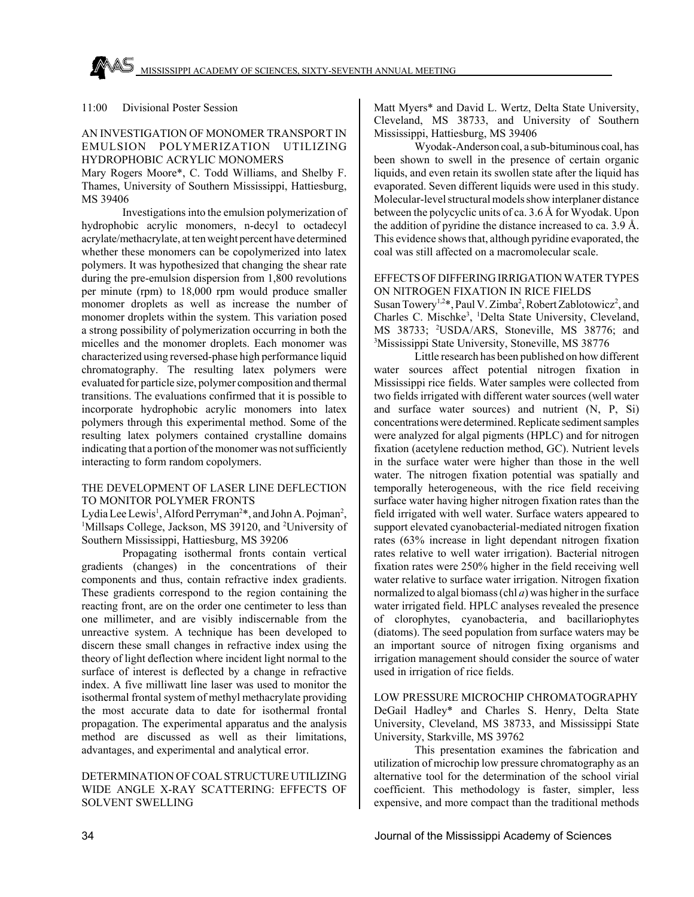11:00 Divisional Poster Session

AN INVESTIGATION OF MONOMER TRANSPORT IN EMULSION POLYMERIZATION UTILIZING HYDROPHOBIC ACRYLIC MONOMERS

Mary Rogers Moore*, C. Todd Williams, and Shelby F. Thames, University of Southern Mississippi, Hattiesburg, MS 39406

Investigations into the emulsion polymerization of hydrophobic acrylic monomers, n-decyl to octadecyl acrylate/methacrylate, at ten weight percent have determined whether these monomers can be copolymerized into latex polymers. It was hypothesized that changing the shear rate during the pre-emulsion dispersion from 1,800 revolutions per minute (rpm) to 18,000 rpm would produce smaller monomer droplets as well as increase the number of monomer droplets within the system. This variation posed a strong possibility of polymerization occurring in both the micelles and the monomer droplets. Each monomer was characterized using reversed-phase high performance liquid chromatography. The resulting latex polymers were evaluated for particle size, polymer composition and thermal transitions. The evaluations confirmed that it is possible to incorporate hydrophobic acrylic monomers into latex polymers through this experimental method. Some of the resulting latex polymers contained crystalline domains indicating that a portion of the monomer was not sufficiently interacting to form random copolymers.

THE DEVELOPMENT OF LASER LINE DEFLECTION TO MONITOR POLYMER FRONTS

Lydia Lee Lewis[1], Alford Perryman[2]*, and John A. Pojman[2], [1]Millsaps College, Jackson, MS 39120, and [2]University of Southern Mississippi, Hattiesburg, MS 39206

Propagating isothermal fronts contain vertical gradients (changes) in the concentrations of their components and thus, contain refractive index gradients. These gradients correspond to the region containing the reacting front, are on the order one centimeter to less than one millimeter, and are visibly indiscernable from the unreactive system. A technique has been developed to discern these small changes in refractive index using the theory of light deflection where incident light normal to the surface of interest is deflected by a change in refractive index. A five milliwatt line laser was used to monitor the isothermal frontal system of methyl methacrylate providing the most accurate data to date for isothermal frontal propagation. The experimental apparatus and the analysis method are discussed as well as their limitations, advantages, and experimental and analytical error.

DETERMINATION OF COAL STRUCTURE UTILIZING WIDE ANGLE X-RAY SCATTERING: EFFECTS OF SOLVENT SWELLING

Matt Myers* and David L. Wertz, Delta State University, Cleveland, MS 38733, and University of Southern Mississippi, Hattiesburg, MS 39406

Wyodak-Anderson coal, a sub-bituminous coal, has been shown to swell in the presence of certain organic liquids, and even retain its swollen state after the liquid has evaporated. Seven different liquids were used in this study. Molecular-level structural models show interplaner distance between the polycyclic units of ca. 3.6 Å for Wyodak. Upon the addition of pyridine the distance increased to ca. 3.9 Å. This evidence shows that, although pyridine evaporated, the coal was still affected on a macromolecular scale.

EFFECTS OF DIFFERING IRRIGATION WATER TYPES ON NITROGEN FIXATION IN RICE FIELDS

Susan Towery[1,2]*, Paul V. Zimba[2], Robert Zablotowicz[2], and Charles C. Mischke[3], [1]Delta State University, Cleveland, MS 38733; [2]USDA/ARS, Stoneville, MS 38776; and [3]Mississippi State University, Stoneville, MS 38776

Little research has been published on how different water sources affect potential nitrogen fixation in Mississippi rice fields. Water samples were collected from two fields irrigated with different water sources (well water and surface water sources) and nutrient (N, P, Si) concentrations were determined. Replicate sediment samples were analyzed for algal pigments (HPLC) and for nitrogen fixation (acetylene reduction method, GC). Nutrient levels in the surface water were higher than those in the well water. The nitrogen fixation potential was spatially and temporally heterogeneous, with the rice field receiving surface water having higher nitrogen fixation rates than the field irrigated with well water. Surface waters appeared to support elevated cyanobacterial-mediated nitrogen fixation rates (63% increase in light dependant nitrogen fixation rates relative to well water irrigation). Bacterial nitrogen fixation rates were 250% higher in the field receiving well water relative to surface water irrigation. Nitrogen fixation normalized to algal biomass (chl *a*) was higher in the surface water irrigated field. HPLC analyses revealed the presence of clorophytes, cyanobacteria, and bacillariophytes (diatoms). The seed population from surface waters may be an important source of nitrogen fixing organisms and irrigation management should consider the source of water used in irrigation of rice fields.

LOW PRESSURE MICROCHIP CHROMATOGRAPHY

DeGail Hadley* and Charles S. Henry, Delta State University, Cleveland, MS 38733, and Mississippi State University, Starkville, MS 39762

This presentation examines the fabrication and utilization of microchip low pressure chromatography as an alternative tool for the determination of the school virial coefficient. This methodology is faster, simpler, less expensive, and more compact than the traditional methods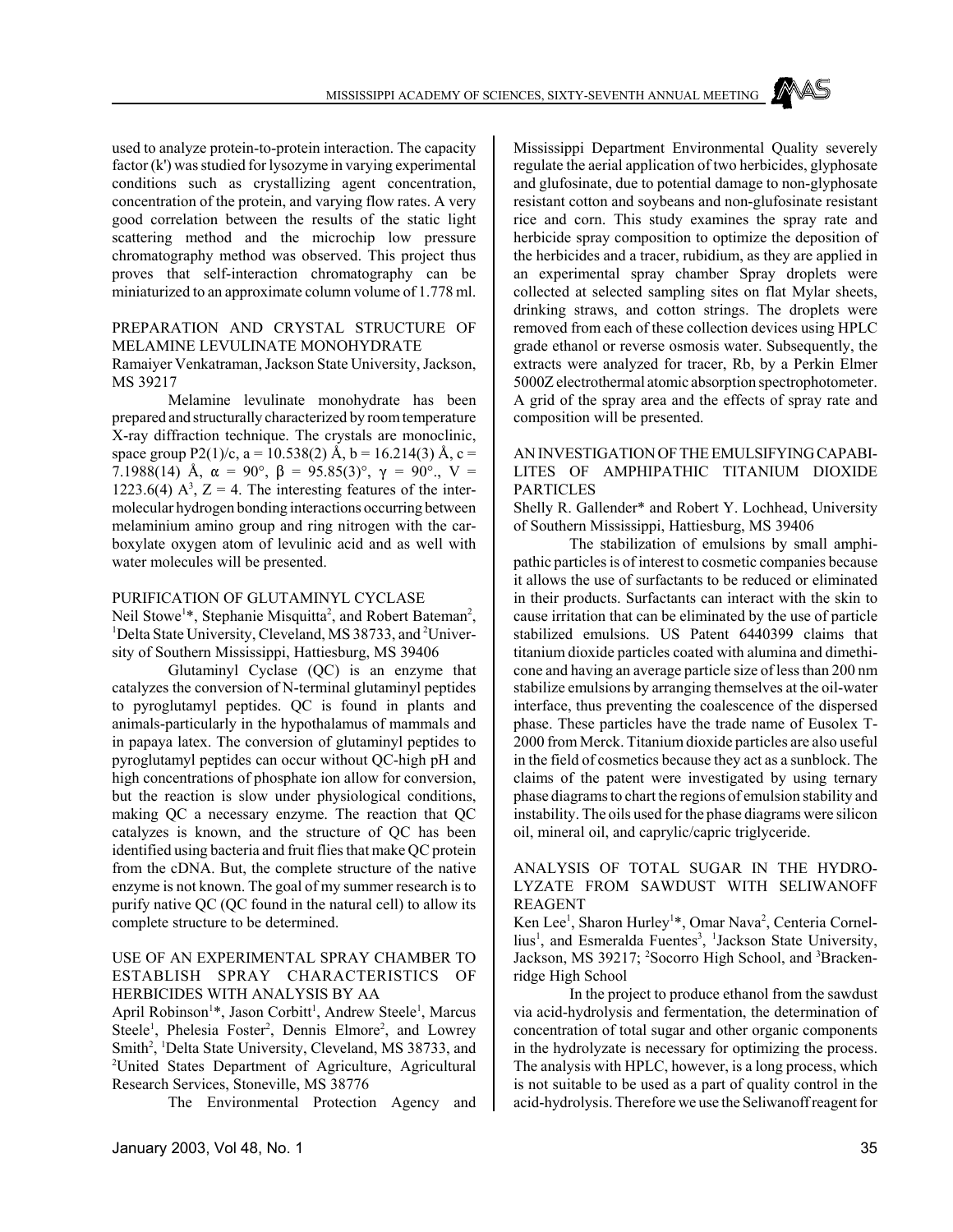used to analyze protein-to-protein interaction. The capacity factor (k') was studied for lysozyme in varying experimental conditions such as crystallizing agent concentration, concentration of the protein, and varying flow rates. A very good correlation between the results of the static light scattering method and the microchip low pressure chromatography method was observed. This project thus proves that self-interaction chromatography can be miniaturized to an approximate column volume of 1.778 ml.

### PREPARATION AND CRYSTAL STRUCTURE OF MELAMINE LEVULINATE MONOHYDRATE

Ramaiyer Venkatraman, Jackson State University, Jackson, MS 39217

Melamine levulinate monohydrate has been prepared and structurally characterized by room temperature X-ray diffraction technique. The crystals are monoclinic, space group P2(1)/c, a = 10.538(2) Å, b = 16.214(3) Å, c = 7.1988(14) Å, $\alpha$ = 90°, $\beta$ = 95.85(3)°, $\gamma$ = 90°., V = 1223.6(4) $A^3$, Z = 4. The interesting features of the intermolecular hydrogen bonding interactions occurring between melaminium amino group and ring nitrogen with the carboxylate oxygen atom of levulinic acid and as well with water molecules will be presented.

### PURIFICATION OF GLUTAMINYL CYCLASE

Neil Stowe[1]*, Stephanie Misquitta[2], and Robert Bateman[2], [1]Delta State University, Cleveland, MS 38733, and [2]University of Southern Mississippi, Hattiesburg, MS 39406

Glutaminyl Cyclase (QC) is an enzyme that catalyzes the conversion of N-terminal glutaminyl peptides to pyroglutamyl peptides. QC is found in plants and animals-particularly in the hypothalamus of mammals and in papaya latex. The conversion of glutaminyl peptides to pyroglutamyl peptides can occur without QC-high pH and high concentrations of phosphate ion allow for conversion, but the reaction is slow under physiological conditions, making QC a necessary enzyme. The reaction that QC catalyzes is known, and the structure of QC has been identified using bacteria and fruit flies that make QC protein from the cDNA. But, the complete structure of the native enzyme is not known. The goal of my summer research is to purify native QC (QC found in the natural cell) to allow its complete structure to be determined.

### USE OF AN EXPERIMENTAL SPRAY CHAMBER TO ESTABLISH SPRAY CHARACTERISTICS OF HERBICIDES WITH ANALYSIS BY AA

April Robinson[1]*, Jason Corbitt[1], Andrew Steele[1], Marcus Steele[1], Phelesia Foster[2], Dennis Elmore[2], and Lowrey Smith[2], [1]Delta State University, Cleveland, MS 38733, and [2]United States Department of Agriculture, Agricultural Research Services, Stoneville, MS 38776

The Environmental Protection Agency and Mississippi Department Environmental Quality severely regulate the aerial application of two herbicides, glyphosate and glufosinate, due to potential damage to non-glyphosate resistant cotton and soybeans and non-glufosinate resistant rice and corn. This study examines the spray rate and herbicide spray composition to optimize the deposition of the herbicides and a tracer, rubidium, as they are applied in an experimental spray chamber Spray droplets were collected at selected sampling sites on flat Mylar sheets, drinking straws, and cotton strings. The droplets were removed from each of these collection devices using HPLC grade ethanol or reverse osmosis water. Subsequently, the extracts were analyzed for tracer, Rb, by a Perkin Elmer 5000Z electrothermal atomic absorption spectrophotometer. A grid of the spray area and the effects of spray rate and composition will be presented.

### AN INVESTIGATION OF THE EMULSIFYING CAPABILITES OF AMPHIPATHIC TITANIUM DIOXIDE PARTICLES

Shelly R. Gallender* and Robert Y. Lochhead, University of Southern Mississippi, Hattiesburg, MS 39406

The stabilization of emulsions by small amphipathic particles is of interest to cosmetic companies because it allows the use of surfactants to be reduced or eliminated in their products. Surfactants can interact with the skin to cause irritation that can be eliminated by the use of particle stabilized emulsions. US Patent 6440399 claims that titanium dioxide particles coated with alumina and dimethicone and having an average particle size of less than 200 nm stabilize emulsions by arranging themselves at the oil-water interface, thus preventing the coalescence of the dispersed phase. These particles have the trade name of Eusolex T-2000 from Merck. Titanium dioxide particles are also useful in the field of cosmetics because they act as a sunblock. The claims of the patent were investigated by using ternary phase diagrams to chart the regions of emulsion stability and instability. The oils used for the phase diagrams were silicon oil, mineral oil, and caprylic/capric triglyceride.

### ANALYSIS OF TOTAL SUGAR IN THE HYDROLYZATE FROM SAWDUST WITH SELIWANOFF REAGENT

Ken Lee[1], Sharon Hurley[1]*, Omar Nava[2], Centeria Cornellius[1], and Esmeralda Fuentes[3], [1]Jackson State University, Jackson, MS 39217; [2]Socorro High School, and [3]Brackenridge High School

In the project to produce ethanol from the sawdust via acid-hydrolysis and fermentation, the determination of concentration of total sugar and other organic components in the hydrolyzate is necessary for optimizing the process. The analysis with HPLC, however, is a long process, which is not suitable to be used as a part of quality control in the acid-hydrolysis. Therefore we use the Seliwanoff reagent for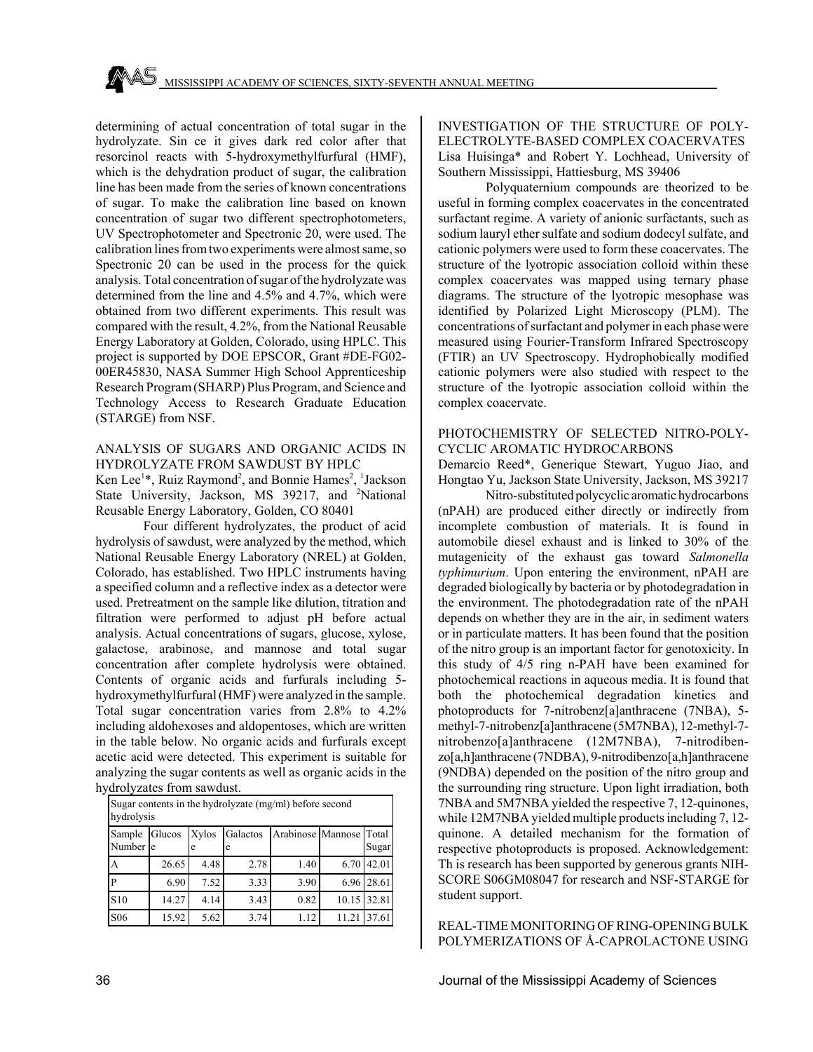determining of actual concentration of total sugar in the hydrolyzate. Sin ce it gives dark red color after that resorcinol reacts with 5-hydroxymethylfurfural (HMF), which is the dehydration product of sugar, the calibration line has been made from the series of known concentrations of sugar. To make the calibration line based on known concentration of sugar two different spectrophotometers, UV Spectrophotometer and Spectronic 20, were used. The calibration lines from two experiments were almost same, so Spectronic 20 can be used in the process for the quick analysis. Total concentration of sugar of the hydrolyzate was determined from the line and 4.5% and 4.7%, which were obtained from two different experiments. This result was compared with the result, 4.2%, from the National Reusable Energy Laboratory at Golden, Colorado, using HPLC. This project is supported by DOE EPSCOR, Grant #DE-FG02-00ER45830, NASA Summer High School Apprenticeship Research Program (SHARP) Plus Program, and Science and Technology Access to Research Graduate Education (STARGE) from NSF.

## ANALYSIS OF SUGARS AND ORGANIC ACIDS IN HYDROLYZATE FROM SAWDUST BY HPLC

Ken Lee[1]*, Ruiz Raymond[2], and Bonnie Hames[2], [1]Jackson State University, Jackson, MS 39217, and [2]National Reusable Energy Laboratory, Golden, CO 80401

Four different hydrolyzates, the product of acid hydrolysis of sawdust, were analyzed by the method, which National Reusable Energy Laboratory (NREL) at Golden, Colorado, has established. Two HPLC instruments having a specified column and a reflective index as a detector were used. Pretreatment on the sample like dilution, titration and filtration were performed to adjust pH before actual analysis. Actual concentrations of sugars, glucose, xylose, galactose, arabinose, and mannose and total sugar concentration after complete hydrolysis were obtained. Contents of organic acids and furfurals including 5-hydroxymethylfurfural (HMF) were analyzed in the sample. Total sugar concentration varies from 2.8% to 4.2% including aldohexoses and aldopentoses, which are written in the table below. No organic acids and furfurals except acetic acid were detected. This experiment is suitable for analyzing the sugar contents as well as organic acids in the hydrolyzates from sawdust.

| Sugar contents in the hydrolyzate (mg/ml) before second hydrolysis | | | | | | |
|---|---|---|---|---|---|---|
| Sample Number | Glucose | Xylose | Galactose | Arabinose | Mannose | Total Sugar |
| A | 26.65 | 4.48 | 2.78 | 1.40 | 6.70 | 42.01 |
| P | 6.90 | 7.52 | 3.33 | 3.90 | 6.96 | 28.61 |
| S10 | 14.27 | 4.14 | 3.43 | 0.82 | 10.15 | 32.81 |
| S06 | 15.92 | 5.62 | 3.74 | 1.12 | 11.21 | 37.61 |

## INVESTIGATION OF THE STRUCTURE OF POLY-ELECTROLYTE-BASED COMPLEX COACERVATES

Lisa Huisinga* and Robert Y. Lochhead, University of Southern Mississippi, Hattiesburg, MS 39406

Polyquaternium compounds are theorized to be useful in forming complex coacervates in the concentrated surfactant regime. A variety of anionic surfactants, such as sodium lauryl ether sulfate and sodium dodecyl sulfate, and cationic polymers were used to form these coacervates. The structure of the lyotropic association colloid within these complex coacervates was mapped using ternary phase diagrams. The structure of the lyotropic mesophase was identified by Polarized Light Microscopy (PLM). The concentrations of surfactant and polymer in each phase were measured using Fourier-Transform Infrared Spectroscopy (FTIR) an UV Spectroscopy. Hydrophobically modified cationic polymers were also studied with respect to the structure of the lyotropic association colloid within the complex coacervate.

## PHOTOCHEMISTRY OF SELECTED NITRO-POLY-CYCLIC AROMATIC HYDROCARBONS

Demarcio Reed*, Generique Stewart, Yuguo Jiao, and Hongtao Yu, Jackson State University, Jackson, MS 39217

Nitro-substituted polycyclic aromatic hydrocarbons (nPAH) are produced either directly or indirectly from incomplete combustion of materials. It is found in automobile diesel exhaust and is linked to 30% of the mutagenicity of the exhaust gas toward *Salmonella typhimurium*. Upon entering the environment, nPAH are degraded biologically by bacteria or by photodegradation in the environment. The photodegradation rate of the nPAH depends on whether they are in the air, in sediment waters or in particulate matters. It has been found that the position of the nitro group is an important factor for genotoxicity. In this study of 4/5 ring n-PAH have been examined for photochemical reactions in aqueous media. It is found that both the photochemical degradation kinetics and photoproducts for 7-nitrobenz[a]anthracene (7NBA), 5-methyl-7-nitrobenz[a]anthracene (5M7NBA), 12-methyl-7-nitrobenzo[a]anthracene (12M7NBA), 7-nitrodibenzo[a,h]anthracene (7NDBA), 9-nitrodibenzo[a,h]anthracene (9NDBA) depended on the position of the nitro group and the surrounding ring structure. Upon light irradiation, both 7NBA and 5M7NBA yielded the respective 7, 12-quinones, while 12M7NBA yielded multiple products including 7, 12-quinone. A detailed mechanism for the formation of respective photoproducts is proposed. Acknowledgement: Th is research has been supported by generous grants NIH-SCORE S06GM08047 for research and NSF-STARGE for student support.

## REAL-TIME MONITORING OF RING-OPENING BULK POLYMERIZATIONS OF Å-CAPROLACTONE USING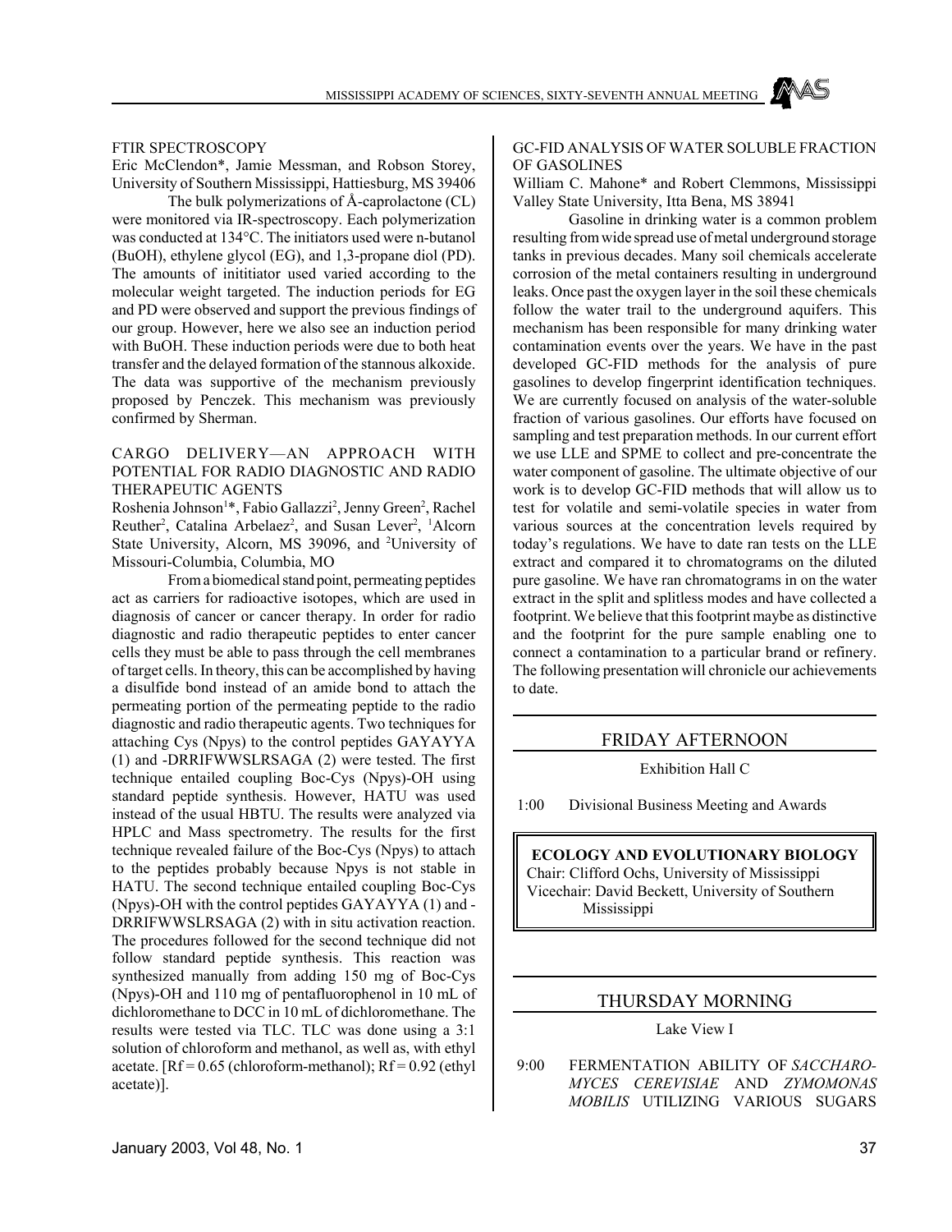FTIR SPECTROSCOPY

Eric McClendon*, Jamie Messman, and Robson Storey, University of Southern Mississippi, Hattiesburg, MS 39406

The bulk polymerizations of Å-caprolactone (CL) were monitored via IR-spectroscopy. Each polymerization was conducted at 134°C. The initiators used were n-butanol (BuOH), ethylene glycol (EG), and 1,3-propane diol (PD). The amounts of inititiator used varied according to the molecular weight targeted. The induction periods for EG and PD were observed and support the previous findings of our group. However, here we also see an induction period with BuOH. These induction periods were due to both heat transfer and the delayed formation of the stannous alkoxide. The data was supportive of the mechanism previously proposed by Penczek. This mechanism was previously confirmed by Sherman.

CARGO DELIVERY—AN APPROACH WITH POTENTIAL FOR RADIO DIAGNOSTIC AND RADIO THERAPEUTIC AGENTS

Roshenia Johnson[1]*, Fabio Gallazzi[2], Jenny Green[2], Rachel Reuther[2], Catalina Arbelaez[2], and Susan Lever[2], [1]Alcorn State University, Alcorn, MS 39096, and [2]University of Missouri-Columbia, Columbia, MO

From a biomedical stand point, permeating peptides act as carriers for radioactive isotopes, which are used in diagnosis of cancer or cancer therapy. In order for radio diagnostic and radio therapeutic peptides to enter cancer cells they must be able to pass through the cell membranes of target cells. In theory, this can be accomplished by having a disulfide bond instead of an amide bond to attach the permeating portion of the permeating peptide to the radio diagnostic and radio therapeutic agents. Two techniques for attaching Cys (Npys) to the control peptides GAYAYYA (1) and -DRRIFWWSLRSAGA (2) were tested. The first technique entailed coupling Boc-Cys (Npys)-OH using standard peptide synthesis. However, HATU was used instead of the usual HBTU. The results were analyzed via HPLC and Mass spectrometry. The results for the first technique revealed failure of the Boc-Cys (Npys) to attach to the peptides probably because Npys is not stable in HATU. The second technique entailed coupling Boc-Cys (Npys)-OH with the control peptides GAYAYYA (1) and -DRRIFWWSLRSAGA (2) with in situ activation reaction. The procedures followed for the second technique did not follow standard peptide synthesis. This reaction was synthesized manually from adding 150 mg of Boc-Cys (Npys)-OH and 110 mg of pentafluorophenol in 10 mL of dichloromethane to DCC in 10 mL of dichloromethane. The results were tested via TLC. TLC was done using a 3:1 solution of chloroform and methanol, as well as, with ethyl acetate. [Rf = 0.65 (chloroform-methanol); Rf = 0.92 (ethyl acetate)].

GC-FID ANALYSIS OF WATER SOLUBLE FRACTION OF GASOLINES

William C. Mahone* and Robert Clemmons, Mississippi Valley State University, Itta Bena, MS 38941

Gasoline in drinking water is a common problem resulting from wide spread use of metal underground storage tanks in previous decades. Many soil chemicals accelerate corrosion of the metal containers resulting in underground leaks. Once past the oxygen layer in the soil these chemicals follow the water trail to the underground aquifers. This mechanism has been responsible for many drinking water contamination events over the years. We have in the past developed GC-FID methods for the analysis of pure gasolines to develop fingerprint identification techniques. We are currently focused on analysis of the water-soluble fraction of various gasolines. Our efforts have focused on sampling and test preparation methods. In our current effort we use LLE and SPME to collect and pre-concentrate the water component of gasoline. The ultimate objective of our work is to develop GC-FID methods that will allow us to test for volatile and semi-volatile species in water from various sources at the concentration levels required by today's regulations. We have to date ran tests on the LLE extract and compared it to chromatograms on the diluted pure gasoline. We have ran chromatograms in on the water extract in the split and splitless modes and have collected a footprint. We believe that this footprint maybe as distinctive and the footprint for the pure sample enabling one to connect a contamination to a particular brand or refinery. The following presentation will chronicle our achievements to date.

## FRIDAY AFTERNOON

Exhibition Hall C

1:00 Divisional Business Meeting and Awards

**ECOLOGY AND EVOLUTIONARY BIOLOGY**

Chair: Clifford Ochs, University of Mississippi

Vicechair: David Beckett, University of Southern Mississippi

## THURSDAY MORNING

Lake View I

9:00 FERMENTATION ABILITY OF *SACCHAROMYCES CEREVISIAE* AND *ZYMOMONAS MOBILIS* UTILIZING VARIOUS SUGARS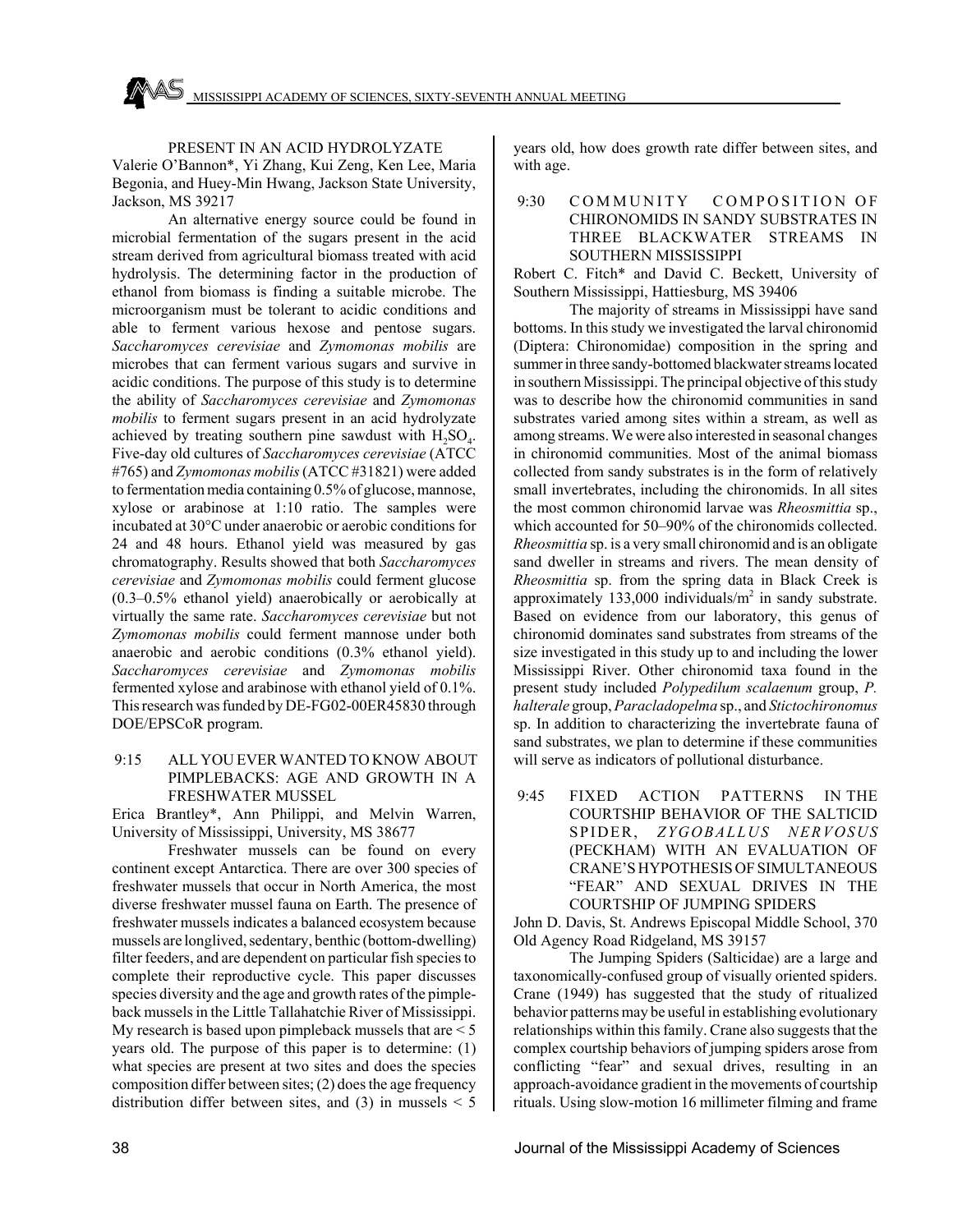PRESENT IN AN ACID HYDROLYZATE

Valerie O'Bannon*, Yi Zhang, Kui Zeng, Ken Lee, Maria Begonia, and Huey-Min Hwang, Jackson State University, Jackson, MS 39217

An alternative energy source could be found in microbial fermentation of the sugars present in the acid stream derived from agricultural biomass treated with acid hydrolysis. The determining factor in the production of ethanol from biomass is finding a suitable microbe. The microorganism must be tolerant to acidic conditions and able to ferment various hexose and pentose sugars. *Saccharomyces cerevisiae* and *Zymomonas mobilis* are microbes that can ferment various sugars and survive in acidic conditions. The purpose of this study is to determine the ability of *Saccharomyces cerevisiae* and *Zymomonas mobilis* to ferment sugars present in an acid hydrolyzate achieved by treating southern pine sawdust with $H_2SO_4$. Five-day old cultures of *Saccharomyces cerevisiae* (ATCC #765) and *Zymomonas mobilis* (ATCC #31821) were added to fermentation media containing 0.5% of glucose, mannose, xylose or arabinose at 1:10 ratio. The samples were incubated at 30°C under anaerobic or aerobic conditions for 24 and 48 hours. Ethanol yield was measured by gas chromatography. Results showed that both *Saccharomyces cerevisiae* and *Zymomonas mobilis* could ferment glucose (0.3–0.5% ethanol yield) anaerobically or aerobically at virtually the same rate. *Saccharomyces cerevisiae* but not *Zymomonas mobilis* could ferment mannose under both anaerobic and aerobic conditions (0.3% ethanol yield). *Saccharomyces cerevisiae* and *Zymomonas mobilis* fermented xylose and arabinose with ethanol yield of 0.1%. This research was funded by DE-FG02-00ER45830 through DOE/EPSCoR program.

9:15 ALL YOU EVER WANTED TO KNOW ABOUT PIMPLEBACKS: AGE AND GROWTH IN A FRESHWATER MUSSEL

Erica Brantley*, Ann Philippi, and Melvin Warren, University of Mississippi, University, MS 38677

Freshwater mussels can be found on every continent except Antarctica. There are over 300 species of freshwater mussels that occur in North America, the most diverse freshwater mussel fauna on Earth. The presence of freshwater mussels indicates a balanced ecosystem because mussels are longlived, sedentary, benthic (bottom-dwelling) filter feeders, and are dependent on particular fish species to complete their reproductive cycle. This paper discusses species diversity and the age and growth rates of the pimpleback mussels in the Little Tallahatchie River of Mississippi. My research is based upon pimpleback mussels that are < 5 years old. The purpose of this paper is to determine: (1) what species are present at two sites and does the species composition differ between sites; (2) does the age frequency distribution differ between sites, and (3) in mussels < 5 years old, how does growth rate differ between sites, and with age.

9:30 COMMUNITY COMPOSITION OF CHIRONOMIDS IN SANDY SUBSTRATES IN THREE BLACKWATER STREAMS IN SOUTHERN MISSISSIPPI

Robert C. Fitch* and David C. Beckett, University of Southern Mississippi, Hattiesburg, MS 39406

The majority of streams in Mississippi have sand bottoms. In this study we investigated the larval chironomid (Diptera: Chironomidae) composition in the spring and summer in three sandy-bottomed blackwater streams located in southern Mississippi. The principal objective of this study was to describe how the chironomid communities in sand substrates varied among sites within a stream, as well as among streams. We were also interested in seasonal changes in chironomid communities. Most of the animal biomass collected from sandy substrates is in the form of relatively small invertebrates, including the chironomids. In all sites the most common chironomid larvae was *Rheosmittia* sp., which accounted for 50–90% of the chironomids collected. *Rheosmittia* sp. is a very small chironomid and is an obligate sand dweller in streams and rivers. The mean density of *Rheosmittia* sp. from the spring data in Black Creek is approximately 133,000 individuals/$m^2$ in sandy substrate. Based on evidence from our laboratory, this genus of chironomid dominates sand substrates from streams of the size investigated in this study up to and including the lower Mississippi River. Other chironomid taxa found in the present study included *Polypedilum scalaenum* group, *P. halterale* group, *Paracladopelma* sp., and *Stictochironomus* sp. In addition to characterizing the invertebrate fauna of sand substrates, we plan to determine if these communities will serve as indicators of pollutional disturbance.

9:45 FIXED ACTION PATTERNS IN THE COURTSHIP BEHAVIOR OF THE SALTICID SPIDER, *ZYGOBALLUS NERVOSUS* (PECKHAM) WITH AN EVALUATION OF CRANE'S HYPOTHESIS OF SIMULTANEOUS "FEAR" AND SEXUAL DRIVES IN THE COURTSHIP OF JUMPING SPIDERS

John D. Davis, St. Andrews Episcopal Middle School, 370 Old Agency Road Ridgeland, MS 39157

The Jumping Spiders (Salticidae) are a large and taxonomically-confused group of visually oriented spiders. Crane (1949) has suggested that the study of ritualized behavior patterns may be useful in establishing evolutionary relationships within this family. Crane also suggests that the complex courtship behaviors of jumping spiders arose from conflicting "fear" and sexual drives, resulting in an approach-avoidance gradient in the movements of courtship rituals. Using slow-motion 16 millimeter filming and frame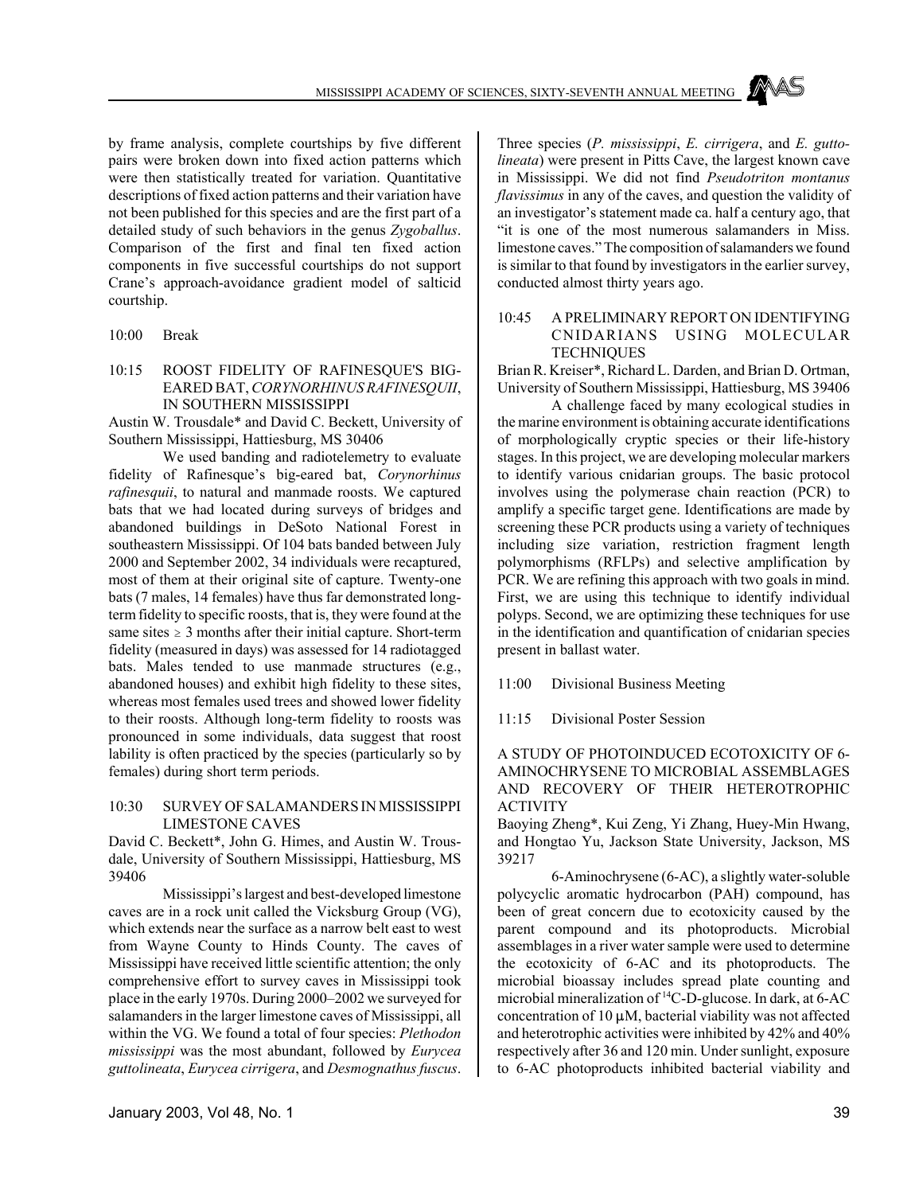by frame analysis, complete courtships by five different pairs were broken down into fixed action patterns which were then statistically treated for variation. Quantitative descriptions of fixed action patterns and their variation have not been published for this species and are the first part of a detailed study of such behaviors in the genus *Zygoballus*. Comparison of the first and final ten fixed action components in five successful courtships do not support Crane's approach-avoidance gradient model of salticid courtship.

10:00 Break

### 10:15 ROOST FIDELITY OF RAFINESQUE'S BIG-EARED BAT, *CORYNORHINUS RAFINESQUII*, IN SOUTHERN MISSISSIPPI

Austin W. Trousdale* and David C. Beckett, University of Southern Mississippi, Hattiesburg, MS 30406

We used banding and radiotelemetry to evaluate fidelity of Rafinesque's big-eared bat, *Corynorhinus rafinesquii*, to natural and manmade roosts. We captured bats that we had located during surveys of bridges and abandoned buildings in DeSoto National Forest in southeastern Mississippi. Of 104 bats banded between July 2000 and September 2002, 34 individuals were recaptured, most of them at their original site of capture. Twenty-one bats (7 males, 14 females) have thus far demonstrated long-term fidelity to specific roosts, that is, they were found at the same sites ≥ 3 months after their initial capture. Short-term fidelity (measured in days) was assessed for 14 radiotagged bats. Males tended to use manmade structures (e.g., abandoned houses) and exhibit high fidelity to these sites, whereas most females used trees and showed lower fidelity to their roosts. Although long-term fidelity to roosts was pronounced in some individuals, data suggest that roost lability is often practiced by the species (particularly so by females) during short term periods.

### 10:30 SURVEY OF SALAMANDERS IN MISSISSIPPI LIMESTONE CAVES

David C. Beckett*, John G. Himes, and Austin W. Trousdale, University of Southern Mississippi, Hattiesburg, MS 39406

Mississippi's largest and best-developed limestone caves are in a rock unit called the Vicksburg Group (VG), which extends near the surface as a narrow belt east to west from Wayne County to Hinds County. The caves of Mississippi have received little scientific attention; the only comprehensive effort to survey caves in Mississippi took place in the early 1970s. During 2000–2002 we surveyed for salamanders in the larger limestone caves of Mississippi, all within the VG. We found a total of four species: *Plethodon mississippi* was the most abundant, followed by *Eurycea guttolineata*, *Eurycea cirrigera*, and *Desmognathus fuscus*. Three species (*P. mississippi*, *E. cirrigera*, and *E. guttolineata*) were present in Pitts Cave, the largest known cave in Mississippi. We did not find *Pseudotriton montanus flavissimus* in any of the caves, and question the validity of an investigator's statement made ca. half a century ago, that "it is one of the most numerous salamanders in Miss. limestone caves." The composition of salamanders we found is similar to that found by investigators in the earlier survey, conducted almost thirty years ago.

### 10:45 A PRELIMINARY REPORT ON IDENTIFYING CNIDARIANS USING MOLECULAR TECHNIQUES

Brian R. Kreiser*, Richard L. Darden, and Brian D. Ortman, University of Southern Mississippi, Hattiesburg, MS 39406

A challenge faced by many ecological studies in the marine environment is obtaining accurate identifications of morphologically cryptic species or their life-history stages. In this project, we are developing molecular markers to identify various cnidarian groups. The basic protocol involves using the polymerase chain reaction (PCR) to amplify a specific target gene. Identifications are made by screening these PCR products using a variety of techniques including size variation, restriction fragment length polymorphisms (RFLPs) and selective amplification by PCR. We are refining this approach with two goals in mind. First, we are using this technique to identify individual polyps. Second, we are optimizing these techniques for use in the identification and quantification of cnidarian species present in ballast water.

11:00 Divisional Business Meeting

11:15 Divisional Poster Session

### A STUDY OF PHOTOINDUCED ECOTOXICITY OF 6-AMINOCHRYSENE TO MICROBIAL ASSEMBLAGES AND RECOVERY OF THEIR HETEROTROPHIC ACTIVITY

Baoying Zheng*, Kui Zeng, Yi Zhang, Huey-Min Hwang, and Hongtao Yu, Jackson State University, Jackson, MS 39217

6-Aminochrysene (6-AC), a slightly water-soluble polycyclic aromatic hydrocarbon (PAH) compound, has been of great concern due to ecotoxicity caused by the parent compound and its photoproducts. Microbial assemblages in a river water sample were used to determine the ecotoxicity of 6-AC and its photoproducts. The microbial bioassay includes spread plate counting and microbial mineralization of $^{14}$C-D-glucose. In dark, at 6-AC concentration of 10 μM, bacterial viability was not affected and heterotrophic activities were inhibited by 42% and 40% respectively after 36 and 120 min. Under sunlight, exposure to 6-AC photoproducts inhibited bacterial viability and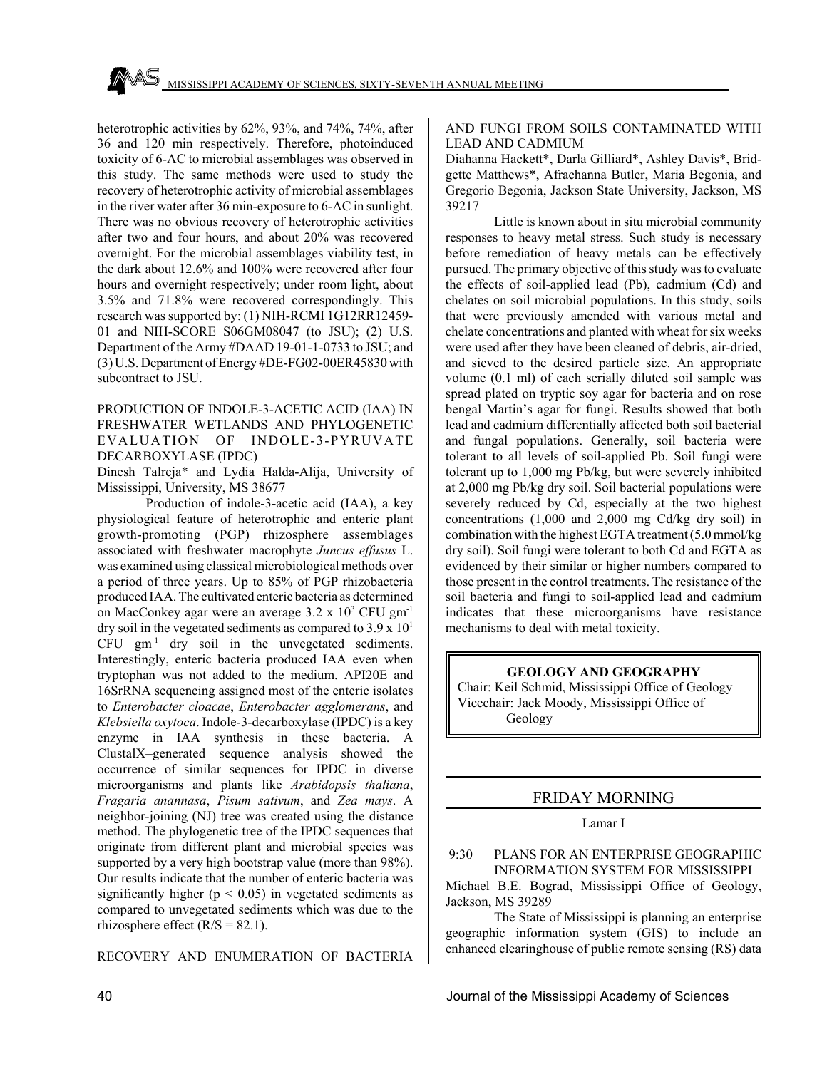heterotrophic activities by 62%, 93%, and 74%, 74%, after 36 and 120 min respectively. Therefore, photoinduced toxicity of 6-AC to microbial assemblages was observed in this study. The same methods were used to study the recovery of heterotrophic activity of microbial assemblages in the river water after 36 min-exposure to 6-AC in sunlight. There was no obvious recovery of heterotrophic activities after two and four hours, and about 20% was recovered overnight. For the microbial assemblages viability test, in the dark about 12.6% and 100% were recovered after four hours and overnight respectively; under room light, about 3.5% and 71.8% were recovered correspondingly. This research was supported by: (1) NIH-RCMI 1G12RR12459-01 and NIH-SCORE S06GM08047 (to JSU); (2) U.S. Department of the Army #DAAD 19-01-1-0733 to JSU; and (3) U.S. Department of Energy #DE-FG02-00ER45830 with subcontract to JSU.

PRODUCTION OF INDOLE-3-ACETIC ACID (IAA) IN FRESHWATER WETLANDS AND PHYLOGENETIC EVALUATION OF INDOLE-3-PYRUVATE DECARBOXYLASE (IPDC)

Dinesh Talreja* and Lydia Halda-Alija, University of Mississippi, University, MS 38677

Production of indole-3-acetic acid (IAA), a key physiological feature of heterotrophic and enteric plant growth-promoting (PGP) rhizosphere assemblages associated with freshwater macrophyte *Juncus effusus* L. was examined using classical microbiological methods over a period of three years. Up to 85% of PGP rhizobacteria produced IAA. The cultivated enteric bacteria as determined on MacConkey agar were an average $3.2 \times 10^3$ CFU $gm^{-1}$ dry soil in the vegetated sediments as compared to $3.9 \times 10^1$ CFU $gm^{-1}$ dry soil in the unvegetated sediments. Interestingly, enteric bacteria produced IAA even when tryptophan was not added to the medium. API20E and 16SrRNA sequencing assigned most of the enteric isolates to *Enterobacter cloacae*, *Enterobacter agglomerans*, and *Klebsiella oxytoca*. Indole-3-decarboxylase (IPDC) is a key enzyme in IAA synthesis in these bacteria. A ClustalX–generated sequence analysis showed the occurrence of similar sequences for IPDC in diverse microorganisms and plants like *Arabidopsis thaliana*, *Fragaria anannasa*, *Pisum sativum*, and *Zea mays*. A neighbor-joining (NJ) tree was created using the distance method. The phylogenetic tree of the IPDC sequences that originate from different plant and microbial species was supported by a very high bootstrap value (more than 98%). Our results indicate that the number of enteric bacteria was significantly higher ($p < 0.05$) in vegetated sediments as compared to unvegetated sediments which was due to the rhizosphere effect ($R/S = 82.1$).

RECOVERY AND ENUMERATION OF BACTERIA AND FUNGI FROM SOILS CONTAMINATED WITH LEAD AND CADMIUM

Diahanna Hackett*, Darla Gilliard*, Ashley Davis*, Bridgette Matthews*, Afrachanna Butler, Maria Begonia, and Gregorio Begonia, Jackson State University, Jackson, MS 39217

Little is known about in situ microbial community responses to heavy metal stress. Such study is necessary before remediation of heavy metals can be effectively pursued. The primary objective of this study was to evaluate the effects of soil-applied lead (Pb), cadmium (Cd) and chelates on soil microbial populations. In this study, soils that were previously amended with various metal and chelate concentrations and planted with wheat for six weeks were used after they have been cleaned of debris, air-dried, and sieved to the desired particle size. An appropriate volume (0.1 ml) of each serially diluted soil sample was spread plated on tryptic soy agar for bacteria and on rose bengal Martin's agar for fungi. Results showed that both lead and cadmium differentially affected both soil bacterial and fungal populations. Generally, soil bacteria were tolerant to all levels of soil-applied Pb. Soil fungi were tolerant up to 1,000 mg Pb/kg, but were severely inhibited at 2,000 mg Pb/kg dry soil. Soil bacterial populations were severely reduced by Cd, especially at the two highest concentrations (1,000 and 2,000 mg Cd/kg dry soil) in combination with the highest EGTA treatment (5.0 mmol/kg dry soil). Soil fungi were tolerant to both Cd and EGTA as evidenced by their similar or higher numbers compared to those present in the control treatments. The resistance of the soil bacteria and fungi to soil-applied lead and cadmium indicates that these microorganisms have resistance mechanisms to deal with metal toxicity.

## GEOLOGY AND GEOGRAPHY

Chair: Keil Schmid, Mississippi Office of Geology
Vicechair: Jack Moody, Mississippi Office of Geology

## FRIDAY MORNING

Lamar I

9:30 PLANS FOR AN ENTERPRISE GEOGRAPHIC INFORMATION SYSTEM FOR MISSISSIPPI

Michael B.E. Bograd, Mississippi Office of Geology, Jackson, MS 39289

The State of Mississippi is planning an enterprise geographic information system (GIS) to include an enhanced clearinghouse of public remote sensing (RS) data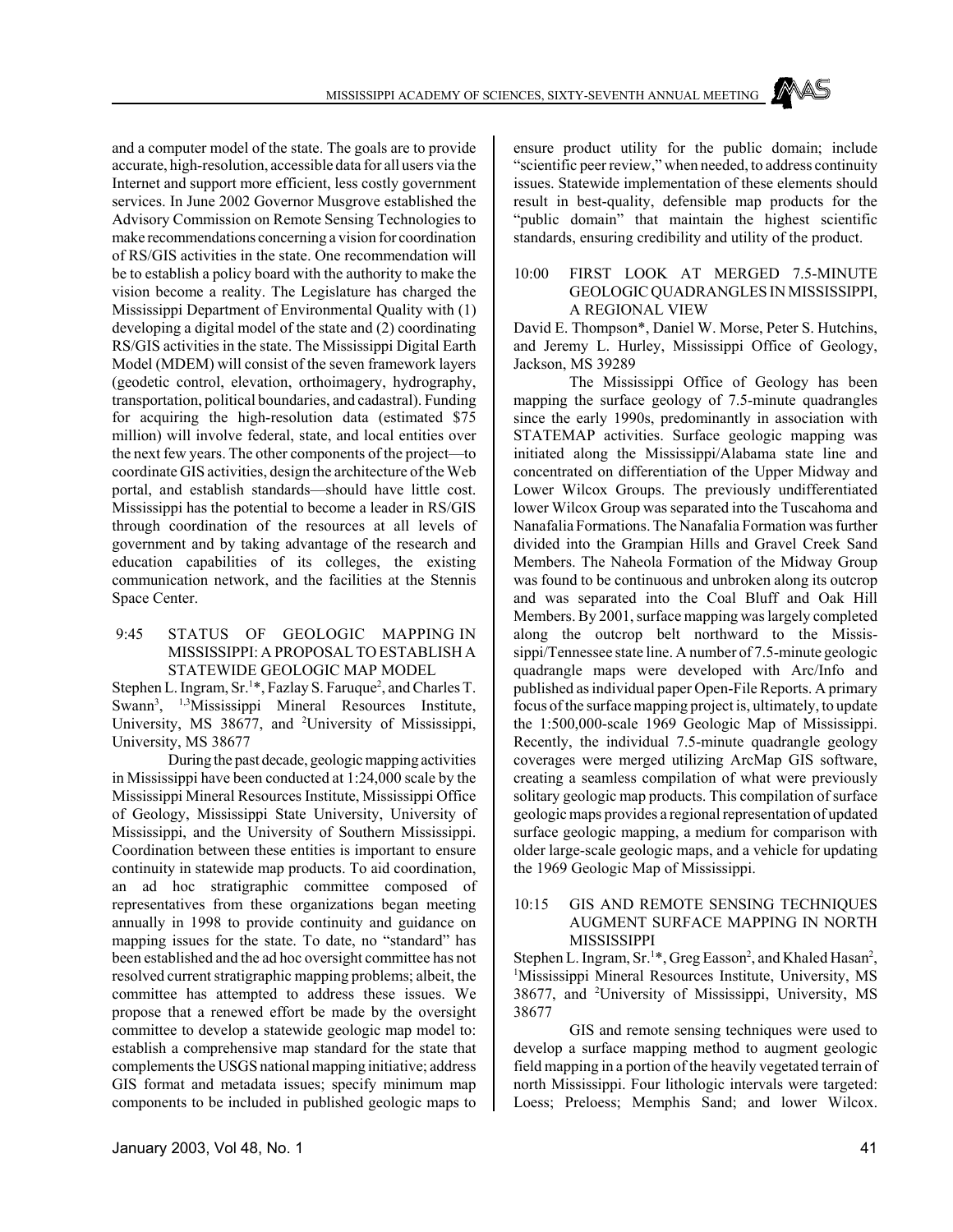and a computer model of the state. The goals are to provide accurate, high-resolution, accessible data for all users via the Internet and support more efficient, less costly government services. In June 2002 Governor Musgrove established the Advisory Commission on Remote Sensing Technologies to make recommendations concerning a vision for coordination of RS/GIS activities in the state. One recommendation will be to establish a policy board with the authority to make the vision become a reality. The Legislature has charged the Mississippi Department of Environmental Quality with (1) developing a digital model of the state and (2) coordinating RS/GIS activities in the state. The Mississippi Digital Earth Model (MDEM) will consist of the seven framework layers (geodetic control, elevation, orthoimagery, hydrography, transportation, political boundaries, and cadastral). Funding for acquiring the high-resolution data (estimated $75 million) will involve federal, state, and local entities over the next few years. The other components of the project—to coordinate GIS activities, design the architecture of the Web portal, and establish standards—should have little cost. Mississippi has the potential to become a leader in RS/GIS through coordination of the resources at all levels of government and by taking advantage of the research and education capabilities of its colleges, the existing communication network, and the facilities at the Stennis Space Center.

### 9:45 STATUS OF GEOLOGIC MAPPING IN MISSISSIPPI: A PROPOSAL TO ESTABLISH A STATEWIDE GEOLOGIC MAP MODEL

Stephen L. Ingram, Sr.[1]*, Fazlay S. Faruque[2], and Charles T. Swann[3], [1,3]Mississippi Mineral Resources Institute, University, MS 38677, and [2]University of Mississippi, University, MS 38677

During the past decade, geologic mapping activities in Mississippi have been conducted at 1:24,000 scale by the Mississippi Mineral Resources Institute, Mississippi Office of Geology, Mississippi State University, University of Mississippi, and the University of Southern Mississippi. Coordination between these entities is important to ensure continuity in statewide map products. To aid coordination, an ad hoc stratigraphic committee composed of representatives from these organizations began meeting annually in 1998 to provide continuity and guidance on mapping issues for the state. To date, no "standard" has been established and the ad hoc oversight committee has not resolved current stratigraphic mapping problems; albeit, the committee has attempted to address these issues. We propose that a renewed effort be made by the oversight committee to develop a statewide geologic map model to: establish a comprehensive map standard for the state that complements the USGS national mapping initiative; address GIS format and metadata issues; specify minimum map components to be included in published geologic maps to ensure product utility for the public domain; include "scientific peer review," when needed, to address continuity issues. Statewide implementation of these elements should result in best-quality, defensible map products for the "public domain" that maintain the highest scientific standards, ensuring credibility and utility of the product.

### 10:00 FIRST LOOK AT MERGED 7.5-MINUTE GEOLOGIC QUADRANGLES IN MISSISSIPPI, A REGIONAL VIEW

David E. Thompson*, Daniel W. Morse, Peter S. Hutchins, and Jeremy L. Hurley, Mississippi Office of Geology, Jackson, MS 39289

The Mississippi Office of Geology has been mapping the surface geology of 7.5-minute quadrangles since the early 1990s, predominantly in association with STATEMAP activities. Surface geologic mapping was initiated along the Mississippi/Alabama state line and concentrated on differentiation of the Upper Midway and Lower Wilcox Groups. The previously undifferentiated lower Wilcox Group was separated into the Tuscahoma and Nanafalia Formations. The Nanafalia Formation was further divided into the Grampian Hills and Gravel Creek Sand Members. The Naheola Formation of the Midway Group was found to be continuous and unbroken along its outcrop and was separated into the Coal Bluff and Oak Hill Members. By 2001, surface mapping was largely completed along the outcrop belt northward to the Mississippi/Tennessee state line. A number of 7.5-minute geologic quadrangle maps were developed with Arc/Info and published as individual paper Open-File Reports. A primary focus of the surface mapping project is, ultimately, to update the 1:500,000-scale 1969 Geologic Map of Mississippi. Recently, the individual 7.5-minute quadrangle geology coverages were merged utilizing ArcMap GIS software, creating a seamless compilation of what were previously solitary geologic map products. This compilation of surface geologic maps provides a regional representation of updated surface geologic mapping, a medium for comparison with older large-scale geologic maps, and a vehicle for updating the 1969 Geologic Map of Mississippi.

### 10:15 GIS AND REMOTE SENSING TECHNIQUES AUGMENT SURFACE MAPPING IN NORTH MISSISSIPPI

Stephen L. Ingram, Sr.[1]*, Greg Easson[2], and Khaled Hasan[2], [1]Mississippi Mineral Resources Institute, University, MS 38677, and [2]University of Mississippi, University, MS 38677

GIS and remote sensing techniques were used to develop a surface mapping method to augment geologic field mapping in a portion of the heavily vegetated terrain of north Mississippi. Four lithologic intervals were targeted: Loess; Preloess; Memphis Sand; and lower Wilcox.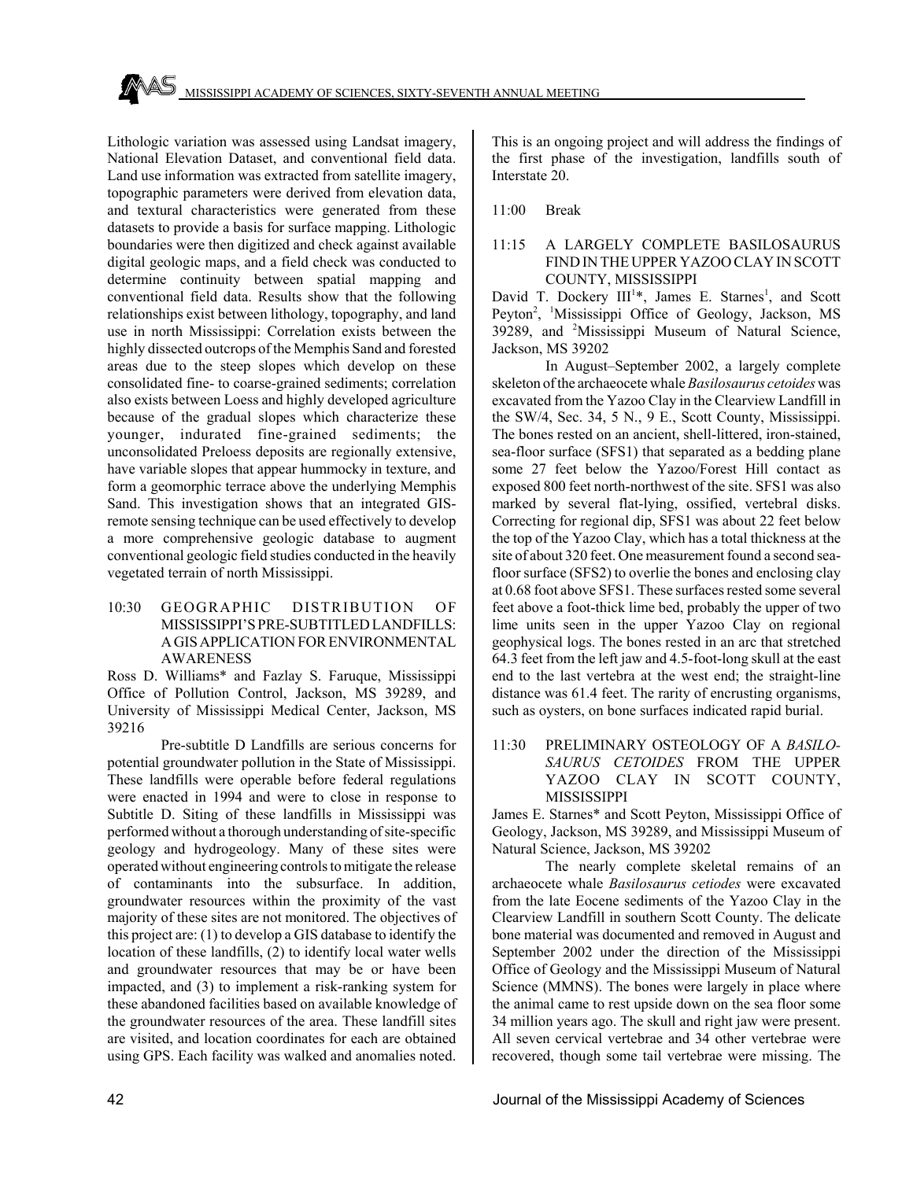Lithologic variation was assessed using Landsat imagery, National Elevation Dataset, and conventional field data. Land use information was extracted from satellite imagery, topographic parameters were derived from elevation data, and textural characteristics were generated from these datasets to provide a basis for surface mapping. Lithologic boundaries were then digitized and check against available digital geologic maps, and a field check was conducted to determine continuity between spatial mapping and conventional field data. Results show that the following relationships exist between lithology, topography, and land use in north Mississippi: Correlation exists between the highly dissected outcrops of the Memphis Sand and forested areas due to the steep slopes which develop on these consolidated fine- to coarse-grained sediments; correlation also exists between Loess and highly developed agriculture because of the gradual slopes which characterize these younger, indurated fine-grained sediments; the unconsolidated Preloess deposits are regionally extensive, have variable slopes that appear hummocky in texture, and form a geomorphic terrace above the underlying Memphis Sand. This investigation shows that an integrated GIS-remote sensing technique can be used effectively to develop a more comprehensive geologic database to augment conventional geologic field studies conducted in the heavily vegetated terrain of north Mississippi.

10:30 GEOGRAPHIC DISTRIBUTION OF MISSISSIPPI'S PRE-SUBTITLED LANDFILLS: A GIS APPLICATION FOR ENVIRONMENTAL AWARENESS

Ross D. Williams* and Fazlay S. Faruque, Mississippi Office of Pollution Control, Jackson, MS 39289, and University of Mississippi Medical Center, Jackson, MS 39216

Pre-subtitle D Landfills are serious concerns for potential groundwater pollution in the State of Mississippi. These landfills were operable before federal regulations were enacted in 1994 and were to close in response to Subtitle D. Siting of these landfills in Mississippi was performed without a thorough understanding of site-specific geology and hydrogeology. Many of these sites were operated without engineering controls to mitigate the release of contaminants into the subsurface. In addition, groundwater resources within the proximity of the vast majority of these sites are not monitored. The objectives of this project are: (1) to develop a GIS database to identify the location of these landfills, (2) to identify local water wells and groundwater resources that may be or have been impacted, and (3) to implement a risk-ranking system for these abandoned facilities based on available knowledge of the groundwater resources of the area. These landfill sites are visited, and location coordinates for each are obtained using GPS. Each facility was walked and anomalies noted. This is an ongoing project and will address the findings of the first phase of the investigation, landfills south of Interstate 20.

11:00 Break

11:15 A LARGELY COMPLETE BASILOSAURUS FIND IN THE UPPER YAZOO CLAY IN SCOTT COUNTY, MISSISSIPPI

David T. Dockery III[1]*, James E. Starnes[1], and Scott Peyton[2], [1]Mississippi Office of Geology, Jackson, MS 39289, and [2]Mississippi Museum of Natural Science, Jackson, MS 39202

In August–September 2002, a largely complete skeleton of the archaeocete whale *Basilosaurus cetoides* was excavated from the Yazoo Clay in the Clearview Landfill in the SW/4, Sec. 34, 5 N., 9 E., Scott County, Mississippi. The bones rested on an ancient, shell-littered, iron-stained, sea-floor surface (SFS1) that separated as a bedding plane some 27 feet below the Yazoo/Forest Hill contact as exposed 800 feet north-northwest of the site. SFS1 was also marked by several flat-lying, ossified, vertebral disks. Correcting for regional dip, SFS1 was about 22 feet below the top of the Yazoo Clay, which has a total thickness at the site of about 320 feet. One measurement found a second sea-floor surface (SFS2) to overlie the bones and enclosing clay at 0.68 foot above SFS1. These surfaces rested some several feet above a foot-thick lime bed, probably the upper of two lime units seen in the upper Yazoo Clay on regional geophysical logs. The bones rested in an arc that stretched 64.3 feet from the left jaw and 4.5-foot-long skull at the east end to the last vertebra at the west end; the straight-line distance was 61.4 feet. The rarity of encrusting organisms, such as oysters, on bone surfaces indicated rapid burial.

11:30 PRELIMINARY OSTEOLOGY OF A *BASILOSAURUS CETOIDES* FROM THE UPPER YAZOO CLAY IN SCOTT COUNTY, MISSISSIPPI

James E. Starnes* and Scott Peyton, Mississippi Office of Geology, Jackson, MS 39289, and Mississippi Museum of Natural Science, Jackson, MS 39202

The nearly complete skeletal remains of an archaeocete whale *Basilosaurus cetiodes* were excavated from the late Eocene sediments of the Yazoo Clay in the Clearview Landfill in southern Scott County. The delicate bone material was documented and removed in August and September 2002 under the direction of the Mississippi Office of Geology and the Mississippi Museum of Natural Science (MMNS). The bones were largely in place where the animal came to rest upside down on the sea floor some 34 million years ago. The skull and right jaw were present. All seven cervical vertebrae and 34 other vertebrae were recovered, though some tail vertebrae were missing. The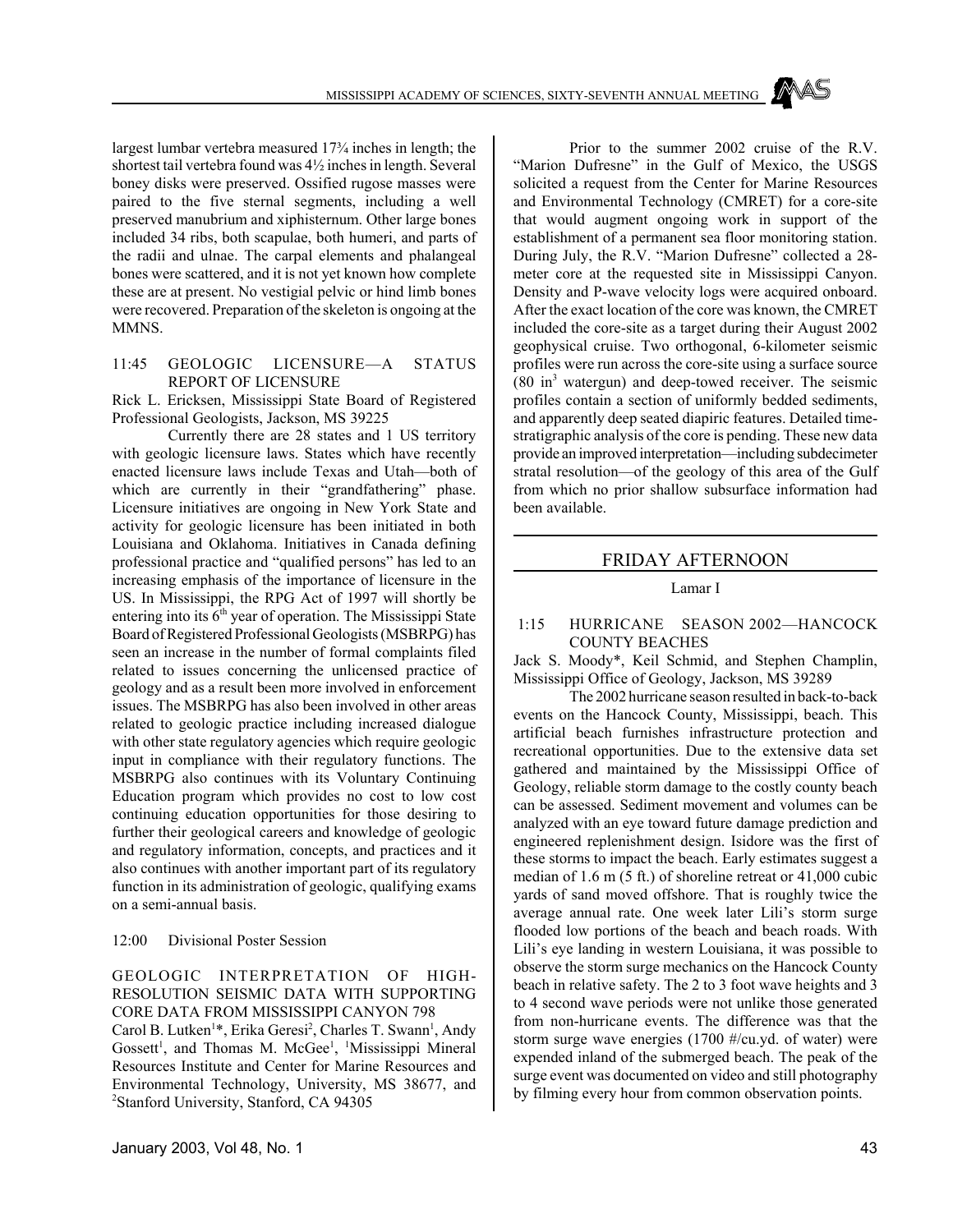largest lumbar vertebra measured 17¾ inches in length; the shortest tail vertebra found was 4½ inches in length. Several boney disks were preserved. Ossified rugose masses were paired to the five sternal segments, including a well preserved manubrium and xiphisternum. Other large bones included 34 ribs, both scapulae, both humeri, and parts of the radii and ulnae. The carpal elements and phalangeal bones were scattered, and it is not yet known how complete these are at present. No vestigial pelvic or hind limb bones were recovered. Preparation of the skeleton is ongoing at the MMNS.

11:45 GEOLOGIC LICENSURE—A STATUS REPORT OF LICENSURE

Rick L. Ericksen, Mississippi State Board of Registered Professional Geologists, Jackson, MS 39225

Currently there are 28 states and 1 US territory with geologic licensure laws. States which have recently enacted licensure laws include Texas and Utah—both of which are currently in their "grandfathering" phase. Licensure initiatives are ongoing in New York State and activity for geologic licensure has been initiated in both Louisiana and Oklahoma. Initiatives in Canada defining professional practice and "qualified persons" has led to an increasing emphasis of the importance of licensure in the US. In Mississippi, the RPG Act of 1997 will shortly be entering into its 6th year of operation. The Mississippi State Board of Registered Professional Geologists (MSBRPG) has seen an increase in the number of formal complaints filed related to issues concerning the unlicensed practice of geology and as a result been more involved in enforcement issues. The MSBRPG has also been involved in other areas related to geologic practice including increased dialogue with other state regulatory agencies which require geologic input in compliance with their regulatory functions. The MSBRPG also continues with its Voluntary Continuing Education program which provides no cost to low cost continuing education opportunities for those desiring to further their geological careers and knowledge of geologic and regulatory information, concepts, and practices and it also continues with another important part of its regulatory function in its administration of geologic, qualifying exams on a semi-annual basis.

12:00 Divisional Poster Session

GEOLOGIC INTERPRETATION OF HIGH-RESOLUTION SEISMIC DATA WITH SUPPORTING CORE DATA FROM MISSISSIPPI CANYON 798

Carol B. Lutken[1]*, Erika Geresi[2], Charles T. Swann[1], Andy Gossett[1], and Thomas M. McGee[1], [1]Mississippi Mineral Resources Institute and Center for Marine Resources and Environmental Technology, University, MS 38677, and [2]Stanford University, Stanford, CA 94305

Prior to the summer 2002 cruise of the R.V. "Marion Dufresne" in the Gulf of Mexico, the USGS solicited a request from the Center for Marine Resources and Environmental Technology (CMRET) for a core-site that would augment ongoing work in support of the establishment of a permanent sea floor monitoring station. During July, the R.V. "Marion Dufresne" collected a 28-meter core at the requested site in Mississippi Canyon. Density and P-wave velocity logs were acquired onboard. After the exact location of the core was known, the CMRET included the core-site as a target during their August 2002 geophysical cruise. Two orthogonal, 6-kilometer seismic profiles were run across the core-site using a surface source (80 in$^3$ watergun) and deep-towed receiver. The seismic profiles contain a section of uniformly bedded sediments, and apparently deep seated diapiric features. Detailed time-stratigraphic analysis of the core is pending. These new data provide an improved interpretation—including subdecimeter stratal resolution—of the geology of this area of the Gulf from which no prior shallow subsurface information had been available.

## FRIDAY AFTERNOON

Lamar I

1:15 HURRICANE SEASON 2002—HANCOCK COUNTY BEACHES

Jack S. Moody*, Keil Schmid, and Stephen Champlin, Mississippi Office of Geology, Jackson, MS 39289

The 2002 hurricane season resulted in back-to-back events on the Hancock County, Mississippi, beach. This artificial beach furnishes infrastructure protection and recreational opportunities. Due to the extensive data set gathered and maintained by the Mississippi Office of Geology, reliable storm damage to the costly county beach can be assessed. Sediment movement and volumes can be analyzed with an eye toward future damage prediction and engineered replenishment design. Isidore was the first of these storms to impact the beach. Early estimates suggest a median of 1.6 m (5 ft.) of shoreline retreat or 41,000 cubic yards of sand moved offshore. That is roughly twice the average annual rate. One week later Lili's storm surge flooded low portions of the beach and beach roads. With Lili's eye landing in western Louisiana, it was possible to observe the storm surge mechanics on the Hancock County beach in relative safety. The 2 to 3 foot wave heights and 3 to 4 second wave periods were not unlike those generated from non-hurricane events. The difference was that the storm surge wave energies (1700 #/cu.yd. of water) were expended inland of the submerged beach. The peak of the surge event was documented on video and still photography by filming every hour from common observation points.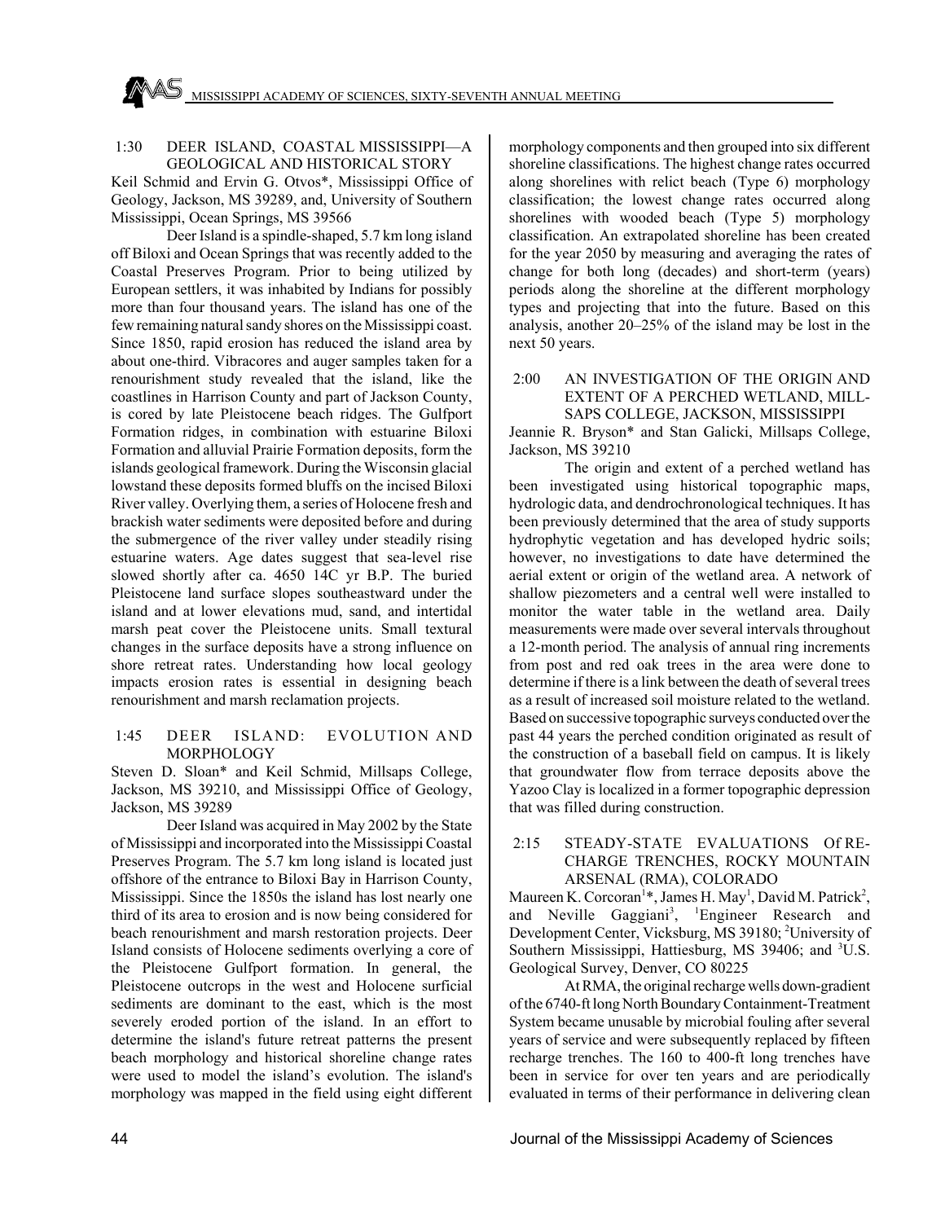### 1:30 DEER ISLAND, COASTAL MISSISSIPPI—A GEOLOGICAL AND HISTORICAL STORY

Keil Schmid and Ervin G. Otvos*, Mississippi Office of Geology, Jackson, MS 39289, and, University of Southern Mississippi, Ocean Springs, MS 39566

Deer Island is a spindle-shaped, 5.7 km long island off Biloxi and Ocean Springs that was recently added to the Coastal Preserves Program. Prior to being utilized by European settlers, it was inhabited by Indians for possibly more than four thousand years. The island has one of the few remaining natural sandy shores on the Mississippi coast. Since 1850, rapid erosion has reduced the island area by about one-third. Vibracores and auger samples taken for a renourishment study revealed that the island, like the coastlines in Harrison County and part of Jackson County, is cored by late Pleistocene beach ridges. The Gulfport Formation ridges, in combination with estuarine Biloxi Formation and alluvial Prairie Formation deposits, form the islands geological framework. During the Wisconsin glacial lowstand these deposits formed bluffs on the incised Biloxi River valley. Overlying them, a series of Holocene fresh and brackish water sediments were deposited before and during the submergence of the river valley under steadily rising estuarine waters. Age dates suggest that sea-level rise slowed shortly after ca. 4650 14C yr B.P. The buried Pleistocene land surface slopes southeastward under the island and at lower elevations mud, sand, and intertidal marsh peat cover the Pleistocene units. Small textural changes in the surface deposits have a strong influence on shore retreat rates. Understanding how local geology impacts erosion rates is essential in designing beach renourishment and marsh reclamation projects.

### 1:45 DEER ISLAND: EVOLUTION AND MORPHOLOGY

Steven D. Sloan* and Keil Schmid, Millsaps College, Jackson, MS 39210, and Mississippi Office of Geology, Jackson, MS 39289

Deer Island was acquired in May 2002 by the State of Mississippi and incorporated into the Mississippi Coastal Preserves Program. The 5.7 km long island is located just offshore of the entrance to Biloxi Bay in Harrison County, Mississippi. Since the 1850s the island has lost nearly one third of its area to erosion and is now being considered for beach renourishment and marsh restoration projects. Deer Island consists of Holocene sediments overlying a core of the Pleistocene Gulfport formation. In general, the Pleistocene outcrops in the west and Holocene surficial sediments are dominant to the east, which is the most severely eroded portion of the island. In an effort to determine the island's future retreat patterns the present beach morphology and historical shoreline change rates were used to model the island's evolution. The island's morphology was mapped in the field using eight different morphology components and then grouped into six different shoreline classifications. The highest change rates occurred along shorelines with relict beach (Type 6) morphology classification; the lowest change rates occurred along shorelines with wooded beach (Type 5) morphology classification. An extrapolated shoreline has been created for the year 2050 by measuring and averaging the rates of change for both long (decades) and short-term (years) periods along the shoreline at the different morphology types and projecting that into the future. Based on this analysis, another 20–25% of the island may be lost in the next 50 years.

### 2:00 AN INVESTIGATION OF THE ORIGIN AND EXTENT OF A PERCHED WETLAND, MILLSAPS COLLEGE, JACKSON, MISSISSIPPI

Jeannie R. Bryson* and Stan Galicki, Millsaps College, Jackson, MS 39210

The origin and extent of a perched wetland has been investigated using historical topographic maps, hydrologic data, and dendrochronological techniques. It has been previously determined that the area of study supports hydrophytic vegetation and has developed hydric soils; however, no investigations to date have determined the aerial extent or origin of the wetland area. A network of shallow piezometers and a central well were installed to monitor the water table in the wetland area. Daily measurements were made over several intervals throughout a 12-month period. The analysis of annual ring increments from post and red oak trees in the area were done to determine if there is a link between the death of several trees as a result of increased soil moisture related to the wetland. Based on successive topographic surveys conducted over the past 44 years the perched condition originated as result of the construction of a baseball field on campus. It is likely that groundwater flow from terrace deposits above the Yazoo Clay is localized in a former topographic depression that was filled during construction.

### 2:15 STEADY-STATE EVALUATIONS Of RECHARGE TRENCHES, ROCKY MOUNTAIN ARSENAL (RMA), COLORADO

Maureen K. Corcoran[1]*, James H. May[1], David M. Patrick[2], and Neville Gaggiani[3], [1]Engineer Research and Development Center, Vicksburg, MS 39180; [2]University of Southern Mississippi, Hattiesburg, MS 39406; and [3]U.S. Geological Survey, Denver, CO 80225

At RMA, the original recharge wells down-gradient of the 6740-ft long North Boundary Containment-Treatment System became unusable by microbial fouling after several years of service and were subsequently replaced by fifteen recharge trenches. The 160 to 400-ft long trenches have been in service for over ten years and are periodically evaluated in terms of their performance in delivering clean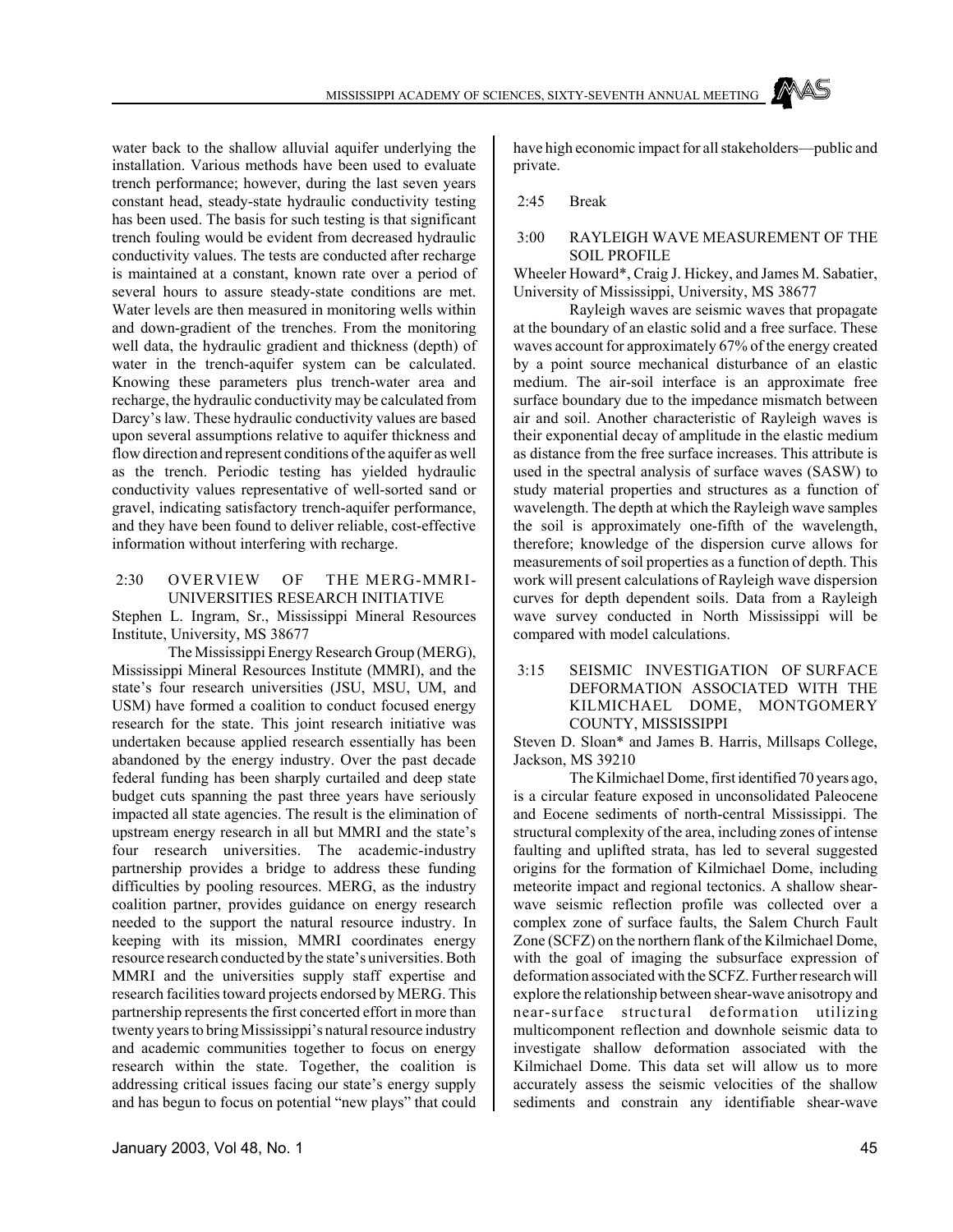water back to the shallow alluvial aquifer underlying the installation. Various methods have been used to evaluate trench performance; however, during the last seven years constant head, steady-state hydraulic conductivity testing has been used. The basis for such testing is that significant trench fouling would be evident from decreased hydraulic conductivity values. The tests are conducted after recharge is maintained at a constant, known rate over a period of several hours to assure steady-state conditions are met. Water levels are then measured in monitoring wells within and down-gradient of the trenches. From the monitoring well data, the hydraulic gradient and thickness (depth) of water in the trench-aquifer system can be calculated. Knowing these parameters plus trench-water area and recharge, the hydraulic conductivity may be calculated from Darcy's law. These hydraulic conductivity values are based upon several assumptions relative to aquifer thickness and flow direction and represent conditions of the aquifer as well as the trench. Periodic testing has yielded hydraulic conductivity values representative of well-sorted sand or gravel, indicating satisfactory trench-aquifer performance, and they have been found to deliver reliable, cost-effective information without interfering with recharge.

2:30 OVERVIEW OF THE MERG-MMRI-UNIVERSITIES RESEARCH INITIATIVE

Stephen L. Ingram, Sr., Mississippi Mineral Resources Institute, University, MS 38677

The Mississippi Energy Research Group (MERG), Mississippi Mineral Resources Institute (MMRI), and the state's four research universities (JSU, MSU, UM, and USM) have formed a coalition to conduct focused energy research for the state. This joint research initiative was undertaken because applied research essentially has been abandoned by the energy industry. Over the past decade federal funding has been sharply curtailed and deep state budget cuts spanning the past three years have seriously impacted all state agencies. The result is the elimination of upstream energy research in all but MMRI and the state's four research universities. The academic-industry partnership provides a bridge to address these funding difficulties by pooling resources. MERG, as the industry coalition partner, provides guidance on energy research needed to the support the natural resource industry. In keeping with its mission, MMRI coordinates energy resource research conducted by the state's universities. Both MMRI and the universities supply staff expertise and research facilities toward projects endorsed by MERG. This partnership represents the first concerted effort in more than twenty years to bring Mississippi's natural resource industry and academic communities together to focus on energy research within the state. Together, the coalition is addressing critical issues facing our state's energy supply and has begun to focus on potential "new plays" that could have high economic impact for all stakeholders—public and private.

2:45 Break

3:00 RAYLEIGH WAVE MEASUREMENT OF THE SOIL PROFILE

Wheeler Howard*, Craig J. Hickey, and James M. Sabatier, University of Mississippi, University, MS 38677

Rayleigh waves are seismic waves that propagate at the boundary of an elastic solid and a free surface. These waves account for approximately 67% of the energy created by a point source mechanical disturbance of an elastic medium. The air-soil interface is an approximate free surface boundary due to the impedance mismatch between air and soil. Another characteristic of Rayleigh waves is their exponential decay of amplitude in the elastic medium as distance from the free surface increases. This attribute is used in the spectral analysis of surface waves (SASW) to study material properties and structures as a function of wavelength. The depth at which the Rayleigh wave samples the soil is approximately one-fifth of the wavelength, therefore; knowledge of the dispersion curve allows for measurements of soil properties as a function of depth. This work will present calculations of Rayleigh wave dispersion curves for depth dependent soils. Data from a Rayleigh wave survey conducted in North Mississippi will be compared with model calculations.

3:15 SEISMIC INVESTIGATION OF SURFACE DEFORMATION ASSOCIATED WITH THE KILMICHAEL DOME, MONTGOMERY COUNTY, MISSISSIPPI

Steven D. Sloan* and James B. Harris, Millsaps College, Jackson, MS 39210

The Kilmichael Dome, first identified 70 years ago, is a circular feature exposed in unconsolidated Paleocene and Eocene sediments of north-central Mississippi. The structural complexity of the area, including zones of intense faulting and uplifted strata, has led to several suggested origins for the formation of Kilmichael Dome, including meteorite impact and regional tectonics. A shallow shear-wave seismic reflection profile was collected over a complex zone of surface faults, the Salem Church Fault Zone (SCFZ) on the northern flank of the Kilmichael Dome, with the goal of imaging the subsurface expression of deformation associated with the SCFZ. Further research will explore the relationship between shear-wave anisotropy and near-surface structural deformation utilizing multicomponent reflection and downhole seismic data to investigate shallow deformation associated with the Kilmichael Dome. This data set will allow us to more accurately assess the seismic velocities of the shallow sediments and constrain any identifiable shear-wave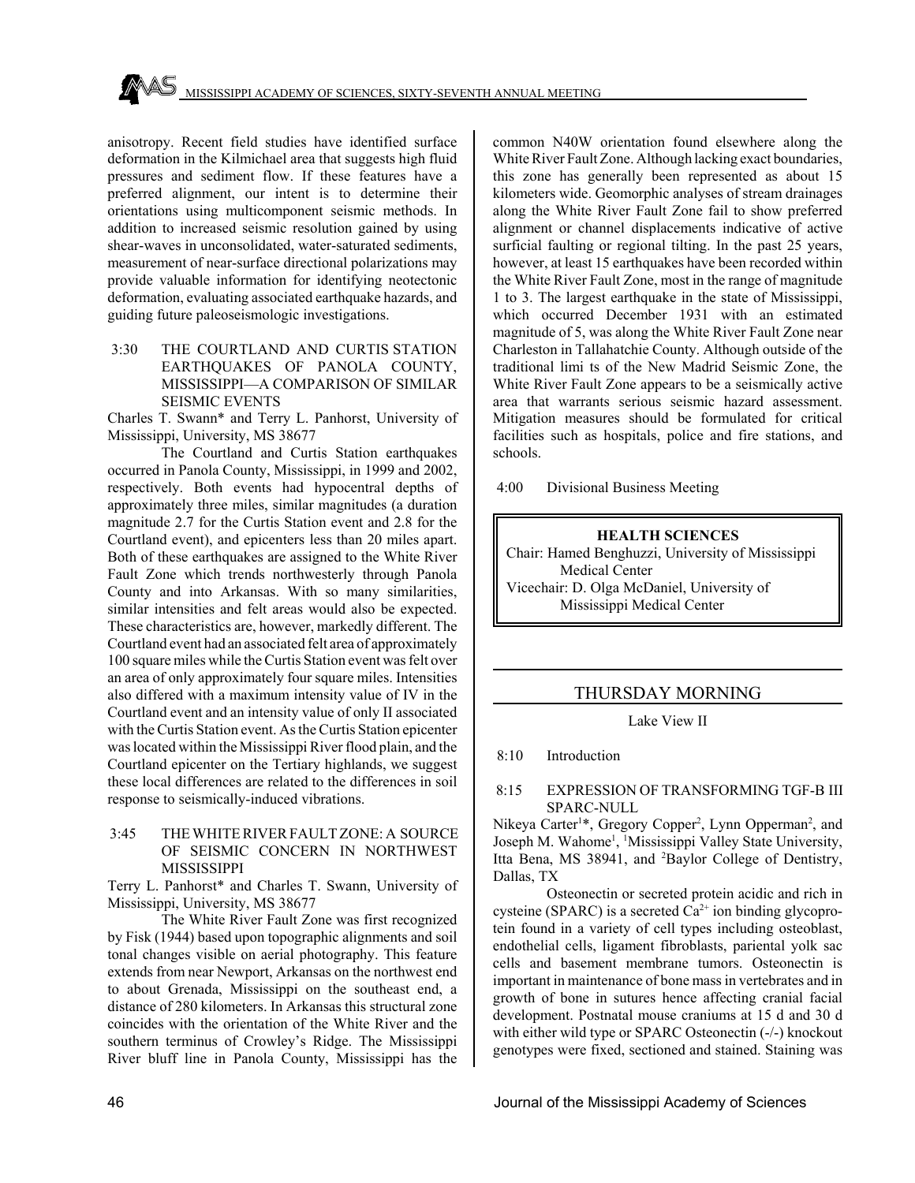anisotropy. Recent field studies have identified surface deformation in the Kilmichael area that suggests high fluid pressures and sediment flow. If these features have a preferred alignment, our intent is to determine their orientations using multicomponent seismic methods. In addition to increased seismic resolution gained by using shear-waves in unconsolidated, water-saturated sediments, measurement of near-surface directional polarizations may provide valuable information for identifying neotectonic deformation, evaluating associated earthquake hazards, and guiding future paleoseismologic investigations.

3:30 THE COURTLAND AND CURTIS STATION EARTHQUAKES OF PANOLA COUNTY, MISSISSIPPI—A COMPARISON OF SIMILAR SEISMIC EVENTS

Charles T. Swann* and Terry L. Panhorst, University of Mississippi, University, MS 38677

The Courtland and Curtis Station earthquakes occurred in Panola County, Mississippi, in 1999 and 2002, respectively. Both events had hypocentral depths of approximately three miles, similar magnitudes (a duration magnitude 2.7 for the Curtis Station event and 2.8 for the Courtland event), and epicenters less than 20 miles apart. Both of these earthquakes are assigned to the White River Fault Zone which trends northwesterly through Panola County and into Arkansas. With so many similarities, similar intensities and felt areas would also be expected. These characteristics are, however, markedly different. The Courtland event had an associated felt area of approximately 100 square miles while the Curtis Station event was felt over an area of only approximately four square miles. Intensities also differed with a maximum intensity value of IV in the Courtland event and an intensity value of only II associated with the Curtis Station event. As the Curtis Station epicenter was located within the Mississippi River flood plain, and the Courtland epicenter on the Tertiary highlands, we suggest these local differences are related to the differences in soil response to seismically-induced vibrations.

3:45 THE WHITE RIVER FAULT ZONE: A SOURCE OF SEISMIC CONCERN IN NORTHWEST MISSISSIPPI

Terry L. Panhorst* and Charles T. Swann, University of Mississippi, University, MS 38677

The White River Fault Zone was first recognized by Fisk (1944) based upon topographic alignments and soil tonal changes visible on aerial photography. This feature extends from near Newport, Arkansas on the northwest end to about Grenada, Mississippi on the southeast end, a distance of 280 kilometers. In Arkansas this structural zone coincides with the orientation of the White River and the southern terminus of Crowley's Ridge. The Mississippi River bluff line in Panola County, Mississippi has the common N40W orientation found elsewhere along the White River Fault Zone. Although lacking exact boundaries, this zone has generally been represented as about 15 kilometers wide. Geomorphic analyses of stream drainages along the White River Fault Zone fail to show preferred alignment or channel displacements indicative of active surficial faulting or regional tilting. In the past 25 years, however, at least 15 earthquakes have been recorded within the White River Fault Zone, most in the range of magnitude 1 to 3. The largest earthquake in the state of Mississippi, which occurred December 1931 with an estimated magnitude of 5, was along the White River Fault Zone near Charleston in Tallahatchie County. Although outside of the traditional limi ts of the New Madrid Seismic Zone, the White River Fault Zone appears to be a seismically active area that warrants serious seismic hazard assessment. Mitigation measures should be formulated for critical facilities such as hospitals, police and fire stations, and schools.

4:00 Divisional Business Meeting

## HEALTH SCIENCES

Chair: Hamed Benghuzzi, University of Mississippi Medical Center
Vicechair: D. Olga McDaniel, University of Mississippi Medical Center

## THURSDAY MORNING

Lake View II

8:10 Introduction

8:15 EXPRESSION OF TRANSFORMING TGF-B III SPARC-NULL

Nikeya Carter[1]*, Gregory Copper[2], Lynn Opperman[2], and Joseph M. Wahome[1], [1]Mississippi Valley State University, Itta Bena, MS 38941, and [2]Baylor College of Dentistry, Dallas, TX

Osteonectin or secreted protein acidic and rich in cysteine (SPARC) is a secreted $Ca^{2+}$ ion binding glycoprotein found in a variety of cell types including osteoblast, endothelial cells, ligament fibroblasts, pariental yolk sac cells and basement membrane tumors. Osteonectin is important in maintenance of bone mass in vertebrates and in growth of bone in sutures hence affecting cranial facial development. Postnatal mouse craniums at 15 d and 30 d with either wild type or SPARC Osteonectin (-/-) knockout genotypes were fixed, sectioned and stained. Staining was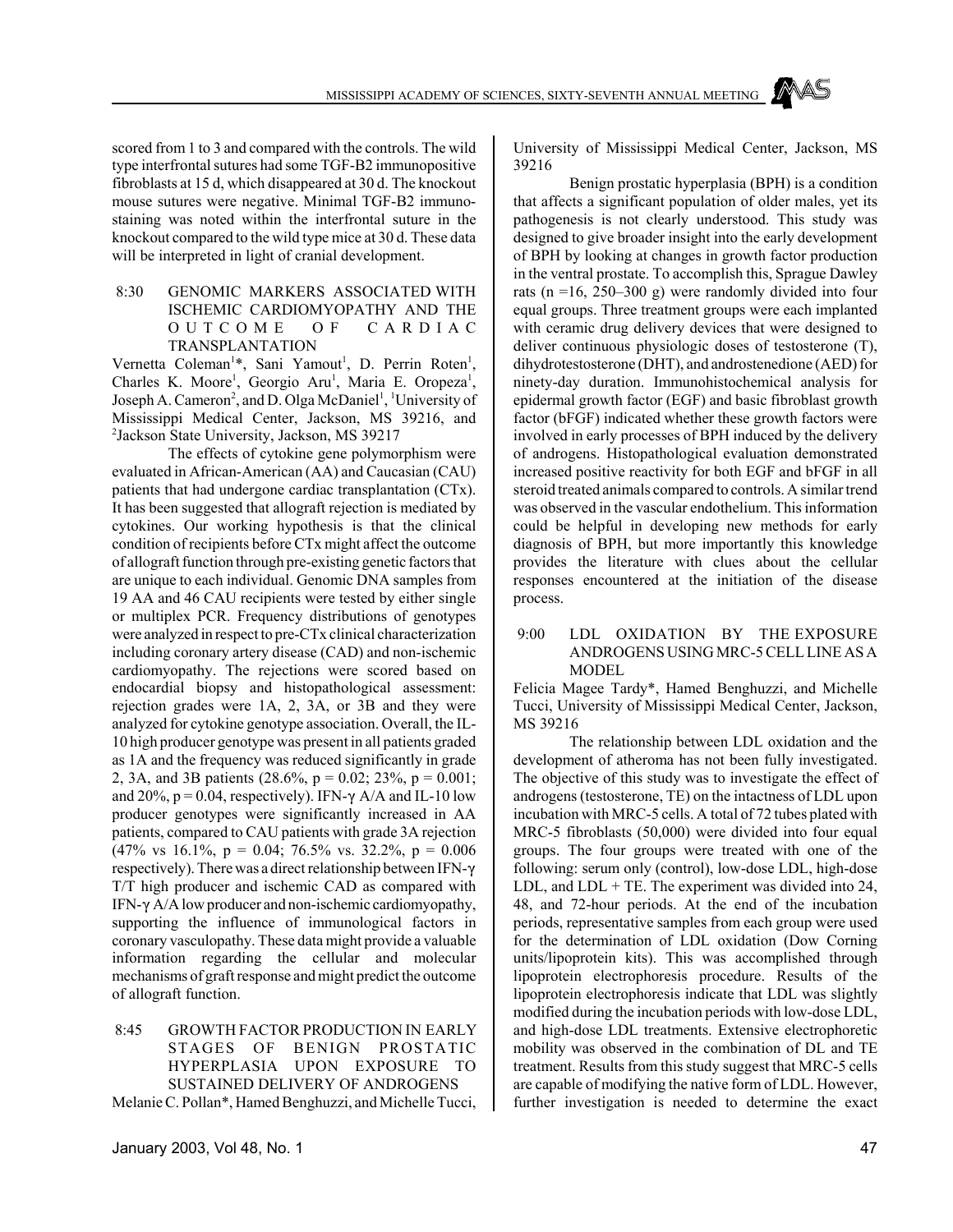scored from 1 to 3 and compared with the controls. The wild type interfrontal sutures had some TGF-B2 immunopositive fibroblasts at 15 d, which disappeared at 30 d. The knockout mouse sutures were negative. Minimal TGF-B2 immunostaining was noted within the interfrontal suture in the knockout compared to the wild type mice at 30 d. These data will be interpreted in light of cranial development.

### 8:30 GENOMIC MARKERS ASSOCIATED WITH ISCHEMIC CARDIOMYOPATHY AND THE OUTCOME OF CARDIAC TRANSPLANTATION

Vernetta Coleman[1]*, Sani Yamout[1], D. Perrin Roten[1], Charles K. Moore[1], Georgio Aru[1], Maria E. Oropeza[1], Joseph A. Cameron[2], and D. Olga McDaniel[1], [1]University of Mississippi Medical Center, Jackson, MS 39216, and [2]Jackson State University, Jackson, MS 39217

The effects of cytokine gene polymorphism were evaluated in African-American (AA) and Caucasian (CAU) patients that had undergone cardiac transplantation (CTx). It has been suggested that allograft rejection is mediated by cytokines. Our working hypothesis is that the clinical condition of recipients before CTx might affect the outcome of allograft function through pre-existing genetic factors that are unique to each individual. Genomic DNA samples from 19 AA and 46 CAU recipients were tested by either single or multiplex PCR. Frequency distributions of genotypes were analyzed in respect to pre-CTx clinical characterization including coronary artery disease (CAD) and non-ischemic cardiomyopathy. The rejections were scored based on endocardial biopsy and histopathological assessment: rejection grades were 1A, 2, 3A, or 3B and they were analyzed for cytokine genotype association. Overall, the IL-10 high producer genotype was present in all patients graded as 1A and the frequency was reduced significantly in grade 2, 3A, and 3B patients (28.6%, $p = 0.02$; 23%, $p = 0.001$; and 20%, $p = 0.04$, respectively). IFN-$\gamma$ A/A and IL-10 low producer genotypes were significantly increased in AA patients, compared to CAU patients with grade 3A rejection (47% vs 16.1%, $p = 0.04$; 76.5% vs. 32.2%, $p = 0.006$ respectively). There was a direct relationship between IFN-$\gamma$ T/T high producer and ischemic CAD as compared with IFN-$\gamma$ A/A low producer and non-ischemic cardiomyopathy, supporting the influence of immunological factors in coronary vasculopathy. These data might provide a valuable information regarding the cellular and molecular mechanisms of graft response and might predict the outcome of allograft function.

### 8:45 GROWTH FACTOR PRODUCTION IN EARLY STAGES OF BENIGN PROSTATIC HYPERPLASIA UPON EXPOSURE TO SUSTAINED DELIVERY OF ANDROGENS

Melanie C. Pollan*, Hamed Benghuzzi, and Michelle Tucci, University of Mississippi Medical Center, Jackson, MS 39216

Benign prostatic hyperplasia (BPH) is a condition that affects a significant population of older males, yet its pathogenesis is not clearly understood. This study was designed to give broader insight into the early development of BPH by looking at changes in growth factor production in the ventral prostate. To accomplish this, Sprague Dawley rats (n =16, 250–300 g) were randomly divided into four equal groups. Three treatment groups were each implanted with ceramic drug delivery devices that were designed to deliver continuous physiologic doses of testosterone (T), dihydrotestosterone (DHT), and androstenedione (AED) for ninety-day duration. Immunohistochemical analysis for epidermal growth factor (EGF) and basic fibroblast growth factor (bFGF) indicated whether these growth factors were involved in early processes of BPH induced by the delivery of androgens. Histopathological evaluation demonstrated increased positive reactivity for both EGF and bFGF in all steroid treated animals compared to controls. A similar trend was observed in the vascular endothelium. This information could be helpful in developing new methods for early diagnosis of BPH, but more importantly this knowledge provides the literature with clues about the cellular responses encountered at the initiation of the disease process.

### 9:00 LDL OXIDATION BY THE EXPOSURE ANDROGENS USING MRC-5 CELL LINE AS A MODEL

Felicia Magee Tardy*, Hamed Benghuzzi, and Michelle Tucci, University of Mississippi Medical Center, Jackson, MS 39216

The relationship between LDL oxidation and the development of atheroma has not been fully investigated. The objective of this study was to investigate the effect of androgens (testosterone, TE) on the intactness of LDL upon incubation with MRC-5 cells. A total of 72 tubes plated with MRC-5 fibroblasts (50,000) were divided into four equal groups. The four groups were treated with one of the following: serum only (control), low-dose LDL, high-dose LDL, and LDL + TE. The experiment was divided into 24, 48, and 72-hour periods. At the end of the incubation periods, representative samples from each group were used for the determination of LDL oxidation (Dow Corning units/lipoprotein kits). This was accomplished through lipoprotein electrophoresis procedure. Results of the lipoprotein electrophoresis indicate that LDL was slightly modified during the incubation periods with low-dose LDL, and high-dose LDL treatments. Extensive electrophoretic mobility was observed in the combination of DL and TE treatment. Results from this study suggest that MRC-5 cells are capable of modifying the native form of LDL. However, further investigation is needed to determine the exact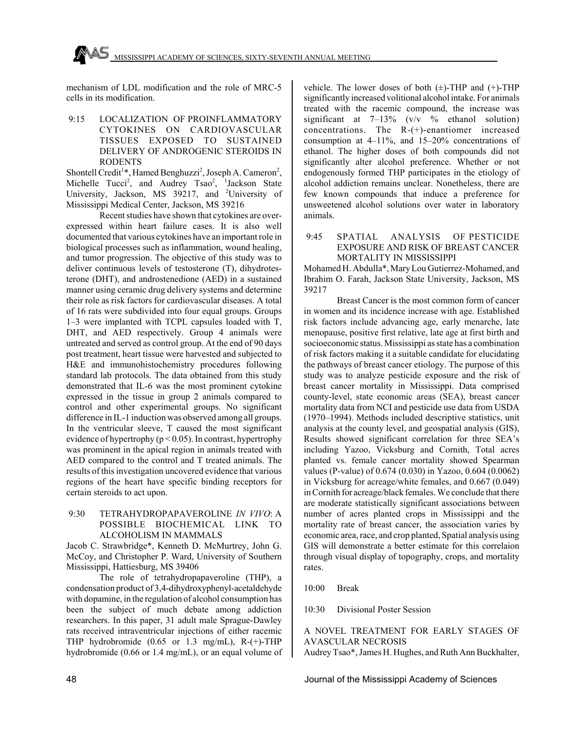mechanism of LDL modification and the role of MRC-5 cells in its modification.

### 9:15 LOCALIZATION OF PROINFLAMMATORY CYTOKINES ON CARDIOVASCULAR TISSUES EXPOSED TO SUSTAINED DELIVERY OF ANDROGENIC STEROIDS IN RODENTS

Shontell Credit[1]*, Hamed Benghuzzi[2], Joseph A. Cameron[2], Michelle Tucci[2], and Audrey Tsao[2], [1]Jackson State University, Jackson, MS 39217, and [2]University of Mississippi Medical Center, Jackson, MS 39216

Recent studies have shown that cytokines are over-expressed within heart failure cases. It is also well documented that various cytokines have an important role in biological processes such as inflammation, wound healing, and tumor progression. The objective of this study was to deliver continuous levels of testosterone (T), dihydrotestosterone (DHT), and androstenedione (AED) in a sustained manner using ceramic drug delivery systems and determine their role as risk factors for cardiovascular diseases. A total of 16 rats were subdivided into four equal groups. Groups 1–3 were implanted with TCPL capsules loaded with T, DHT, and AED respectively. Group 4 animals were untreated and served as control group. At the end of 90 days post treatment, heart tissue were harvested and subjected to H&E and immunohistochemistry procedures following standard lab protocols. The data obtained from this study demonstrated that IL-6 was the most prominent cytokine expressed in the tissue in group 2 animals compared to control and other experimental groups. No significant difference in IL-1 induction was observed among all groups. In the ventricular sleeve, T caused the most significant evidence of hypertrophy ($p < 0.05$). In contrast, hypertrophy was prominent in the apical region in animals treated with AED compared to the control and T treated animals. The results of this investigation uncovered evidence that various regions of the heart have specific binding receptors for certain steroids to act upon.

### 9:30 TETRAHYDROPAPAVEROLINE *IN VIVO*: A POSSIBLE BIOCHEMICAL LINK TO ALCOHOLISM IN MAMMALS

Jacob C. Strawbridge*, Kenneth D. McMurtrey, John G. McCoy, and Christopher P. Ward, University of Southern Mississippi, Hattiesburg, MS 39406

The role of tetrahydropapaveroline (THP), a condensation product of 3,4-dihydroxyphenyl-acetaldehyde with dopamine, in the regulation of alcohol consumption has been the subject of much debate among addiction researchers. In this paper, 31 adult male Sprague-Dawley rats received intraventricular injections of either racemic THP hydrobromide (0.65 or 1.3 mg/mL), R-(+)-THP hydrobromide (0.66 or 1.4 mg/mL), or an equal volume of vehicle. The lower doses of both (±)-THP and (+)-THP significantly increased volitional alcohol intake. For animals treated with the racemic compound, the increase was significant at 7–13% (v/v % ethanol solution) concentrations. The R-(+)-enantiomer increased consumption at 4–11%, and 15–20% concentrations of ethanol. The higher doses of both compounds did not significantly alter alcohol preference. Whether or not endogenously formed THP participates in the etiology of alcohol addiction remains unclear. Nonetheless, there are few known compounds that induce a preference for unsweetened alcohol solutions over water in laboratory animals.

### 9:45 SPATIAL ANALYSIS OF PESTICIDE EXPOSURE AND RISK OF BREAST CANCER MORTALITY IN MISSISSIPPI

Mohamed H. Abdulla*, Mary Lou Gutierrez-Mohamed, and Ibrahim O. Farah, Jackson State University, Jackson, MS 39217

Breast Cancer is the most common form of cancer in women and its incidence increase with age. Established risk factors include advancing age, early menarche, late menopause, positive first relative, late age at first birth and socioeconomic status. Mississippi as state has a combination of risk factors making it a suitable candidate for elucidating the pathways of breast cancer etiology. The purpose of this study was to analyze pesticide exposure and the risk of breast cancer mortality in Mississippi. Data comprised county-level, state economic areas (SEA), breast cancer mortality data from NCI and pesticide use data from USDA (1970–1994). Methods included descriptive statistics, unit analysis at the county level, and geospatial analysis (GIS), Results showed significant correlation for three SEA's including Yazoo, Vicksburg and Cornith, Total acres planted vs. female cancer mortality showed Spearman values (P-value) of 0.674 (0.030) in Yazoo, 0.604 (0.0062) in Vicksburg for acreage/white females, and 0.667 (0.049) in Cornith for acreage/black females. We conclude that there are moderate statistically significant associations between number of acres planted crops in Mississippi and the mortality rate of breast cancer, the association varies by economic area, race, and crop planted, Spatial analysis using GIS will demonstrate a better estimate for this correlaion through visual display of topography, crops, and mortality rates.

10:00 Break

10:30 Divisional Poster Session

### A NOVEL TREATMENT FOR EARLY STAGES OF AVASCULAR NECROSIS

Audrey Tsao*, James H. Hughes, and Ruth Ann Buckhalter,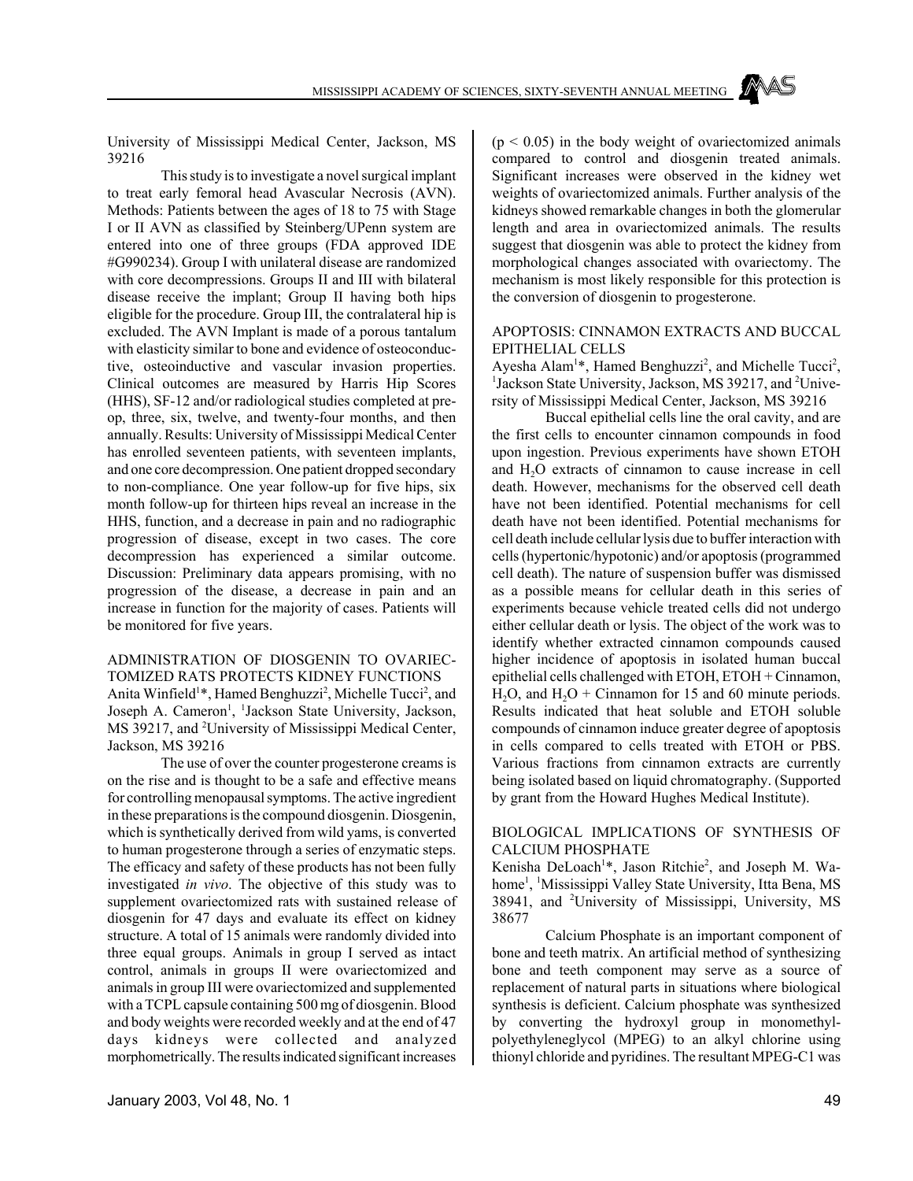University of Mississippi Medical Center, Jackson, MS 39216

This study is to investigate a novel surgical implant to treat early femoral head Avascular Necrosis (AVN). Methods: Patients between the ages of 18 to 75 with Stage I or II AVN as classified by Steinberg/UPenn system are entered into one of three groups (FDA approved IDE #G990234). Group I with unilateral disease are randomized with core decompressions. Groups II and III with bilateral disease receive the implant; Group II having both hips eligible for the procedure. Group III, the contralateral hip is excluded. The AVN Implant is made of a porous tantalum with elasticity similar to bone and evidence of osteoconductive, osteoinductive and vascular invasion properties. Clinical outcomes are measured by Harris Hip Scores (HHS), SF-12 and/or radiological studies completed at pre-op, three, six, twelve, and twenty-four months, and then annually. Results: University of Mississippi Medical Center has enrolled seventeen patients, with seventeen implants, and one core decompression. One patient dropped secondary to non-compliance. One year follow-up for five hips, six month follow-up for thirteen hips reveal an increase in the HHS, function, and a decrease in pain and no radiographic progression of disease, except in two cases. The core decompression has experienced a similar outcome. Discussion: Preliminary data appears promising, with no progression of the disease, a decrease in pain and an increase in function for the majority of cases. Patients will be monitored for five years.

## ADMINISTRATION OF DIOSGENIN TO OVARIECTOMIZED RATS PROTECTS KIDNEY FUNCTIONS

Anita Winfield[1]*, Hamed Benghuzzi[2], Michelle Tucci[2], and Joseph A. Cameron[1], [1]Jackson State University, Jackson, MS 39217, and [2]University of Mississippi Medical Center, Jackson, MS 39216

The use of over the counter progesterone creams is on the rise and is thought to be a safe and effective means for controlling menopausal symptoms. The active ingredient in these preparations is the compound diosgenin. Diosgenin, which is synthetically derived from wild yams, is converted to human progesterone through a series of enzymatic steps. The efficacy and safety of these products has not been fully investigated *in vivo*. The objective of this study was to supplement ovariectomized rats with sustained release of diosgenin for 47 days and evaluate its effect on kidney structure. A total of 15 animals were randomly divided into three equal groups. Animals in group I served as intact control, animals in groups II were ovariectomized and animals in group III were ovariectomized and supplemented with a TCPL capsule containing 500 mg of diosgenin. Blood and body weights were recorded weekly and at the end of 47 days kidneys were collected and analyzed morphometrically. The results indicated significant increases ($p < 0.05$) in the body weight of ovariectomized animals compared to control and diosgenin treated animals. Significant increases were observed in the kidney wet weights of ovariectomized animals. Further analysis of the kidneys showed remarkable changes in both the glomerular length and area in ovariectomized animals. The results suggest that diosgenin was able to protect the kidney from morphological changes associated with ovariectomy. The mechanism is most likely responsible for this protection is the conversion of diosgenin to progesterone.

## APOPTOSIS: CINNAMON EXTRACTS AND BUCCAL EPITHELIAL CELLS

Ayesha Alam[1]*, Hamed Benghuzzi[2], and Michelle Tucci[2], [1]Jackson State University, Jackson, MS 39217, and [2]University of Mississippi Medical Center, Jackson, MS 39216

Buccal epithelial cells line the oral cavity, and are the first cells to encounter cinnamon compounds in food upon ingestion. Previous experiments have shown ETOH and $H_2O$ extracts of cinnamon to cause increase in cell death. However, mechanisms for the observed cell death have not been identified. Potential mechanisms for cell death have not been identified. Potential mechanisms for cell death include cellular lysis due to buffer interaction with cells (hypertonic/hypotonic) and/or apoptosis (programmed cell death). The nature of suspension buffer was dismissed as a possible means for cellular death in this series of experiments because vehicle treated cells did not undergo either cellular death or lysis. The object of the work was to identify whether extracted cinnamon compounds caused higher incidence of apoptosis in isolated human buccal epithelial cells challenged with ETOH, ETOH + Cinnamon, $H_2O$, and $H_2O$ + Cinnamon for 15 and 60 minute periods. Results indicated that heat soluble and ETOH soluble compounds of cinnamon induce greater degree of apoptosis in cells compared to cells treated with ETOH or PBS. Various fractions from cinnamon extracts are currently being isolated based on liquid chromatography. (Supported by grant from the Howard Hughes Medical Institute).

## BIOLOGICAL IMPLICATIONS OF SYNTHESIS OF CALCIUM PHOSPHATE

Kenisha DeLoach[1]*, Jason Ritchie[2], and Joseph M. Wahome[1], [1]Mississippi Valley State University, Itta Bena, MS 38941, and [2]University of Mississippi, University, MS 38677

Calcium Phosphate is an important component of bone and teeth matrix. An artificial method of synthesizing bone and teeth component may serve as a source of replacement of natural parts in situations where biological synthesis is deficient. Calcium phosphate was synthesized by converting the hydroxyl group in monomethylpolyethyleneglycol (MPEG) to an alkyl chlorine using thionyl chloride and pyridines. The resultant MPEG-C1 was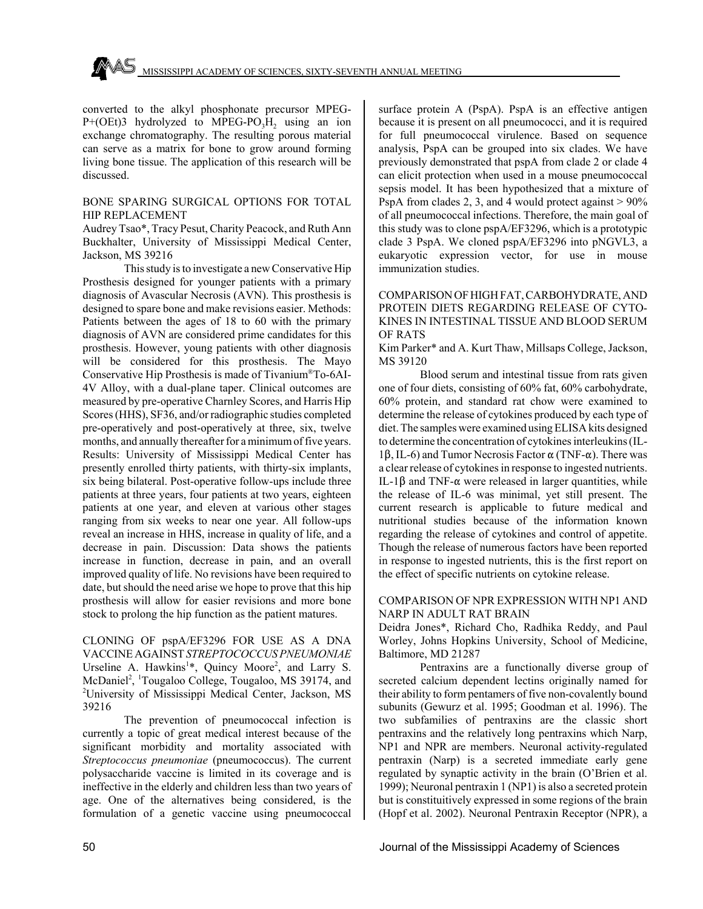converted to the alkyl phosphonate precursor MPEG-P+(OEt)3 hydrolyzed to MPEG-$PO_3H_2$ using an ion exchange chromatography. The resulting porous material can serve as a matrix for bone to grow around forming living bone tissue. The application of this research will be discussed.

## BONE SPARING SURGICAL OPTIONS FOR TOTAL HIP REPLACEMENT

Audrey Tsao*, Tracy Pesut, Charity Peacock, and Ruth Ann Buckhalter, University of Mississippi Medical Center, Jackson, MS 39216

This study is to investigate a new Conservative Hip Prosthesis designed for younger patients with a primary diagnosis of Avascular Necrosis (AVN). This prosthesis is designed to spare bone and make revisions easier. Methods: Patients between the ages of 18 to 60 with the primary diagnosis of AVN are considered prime candidates for this prosthesis. However, young patients with other diagnosis will be considered for this prosthesis. The Mayo Conservative Hip Prosthesis is made of Tivanium®To-6AI-4V Alloy, with a dual-plane taper. Clinical outcomes are measured by pre-operative Charnley Scores, and Harris Hip Scores (HHS), SF36, and/or radiographic studies completed pre-operatively and post-operatively at three, six, twelve months, and annually thereafter for a minimum of five years. Results: University of Mississippi Medical Center has presently enrolled thirty patients, with thirty-six implants, six being bilateral. Post-operative follow-ups include three patients at three years, four patients at two years, eighteen patients at one year, and eleven at various other stages ranging from six weeks to near one year. All follow-ups reveal an increase in HHS, increase in quality of life, and a decrease in pain. Discussion: Data shows the patients increase in function, decrease in pain, and an overall improved quality of life. No revisions have been required to date, but should the need arise we hope to prove that this hip prosthesis will allow for easier revisions and more bone stock to prolong the hip function as the patient matures.

## CLONING OF pspA/EF3296 FOR USE AS A DNA VACCINE AGAINST *STREPTOCOCCUS PNEUMONIAE*

Urseline A. Hawkins[1]*, Quincy Moore[2], and Larry S. McDaniel[2], [1]Tougaloo College, Tougaloo, MS 39174, and [2]University of Mississippi Medical Center, Jackson, MS 39216

The prevention of pneumococcal infection is currently a topic of great medical interest because of the significant morbidity and mortality associated with *Streptococcus pneumoniae* (pneumococcus). The current polysaccharide vaccine is limited in its coverage and is ineffective in the elderly and children less than two years of age. One of the alternatives being considered, is the formulation of a genetic vaccine using pneumococcal surface protein A (PspA). PspA is an effective antigen because it is present on all pneumococci, and it is required for full pneumococcal virulence. Based on sequence analysis, PspA can be grouped into six clades. We have previously demonstrated that pspA from clade 2 or clade 4 can elicit protection when used in a mouse pneumococcal sepsis model. It has been hypothesized that a mixture of PspA from clades 2, 3, and 4 would protect against > 90% of all pneumococcal infections. Therefore, the main goal of this study was to clone pspA/EF3296, which is a prototypic clade 3 PspA. We cloned pspA/EF3296 into pNGVL3, a eukaryotic expression vector, for use in mouse immunization studies.

## COMPARISON OF HIGH FAT, CARBOHYDRATE, AND PROTEIN DIETS REGARDING RELEASE OF CYTOKINES IN INTESTINAL TISSUE AND BLOOD SERUM OF RATS

Kim Parker* and A. Kurt Thaw, Millsaps College, Jackson, MS 39120

Blood serum and intestinal tissue from rats given one of four diets, consisting of 60% fat, 60% carbohydrate, 60% protein, and standard rat chow were examined to determine the release of cytokines produced by each type of diet. The samples were examined using ELISA kits designed to determine the concentration of cytokines interleukins (IL-1β, IL-6) and Tumor Necrosis Factor α (TNF-α). There was a clear release of cytokines in response to ingested nutrients. IL-1β and TNF-α were released in larger quantities, while the release of IL-6 was minimal, yet still present. The current research is applicable to future medical and nutritional studies because of the information known regarding the release of cytokines and control of appetite. Though the release of numerous factors have been reported in response to ingested nutrients, this is the first report on the effect of specific nutrients on cytokine release.

## COMPARISON OF NPR EXPRESSION WITH NP1 AND NARP IN ADULT RAT BRAIN

Deidra Jones*, Richard Cho, Radhika Reddy, and Paul Worley, Johns Hopkins University, School of Medicine, Baltimore, MD 21287

Pentraxins are a functionally diverse group of secreted calcium dependent lectins originally named for their ability to form pentamers of five non-covalently bound subunits (Gewurz et al. 1995; Goodman et al. 1996). The two subfamilies of pentraxins are the classic short pentraxins and the relatively long pentraxins which Narp, NP1 and NPR are members. Neuronal activity-regulated pentraxin (Narp) is a secreted immediate early gene regulated by synaptic activity in the brain (O'Brien et al. 1999); Neuronal pentraxin 1 (NP1) is also a secreted protein but is constituitively expressed in some regions of the brain (Hopf et al. 2002). Neuronal Pentraxin Receptor (NPR), a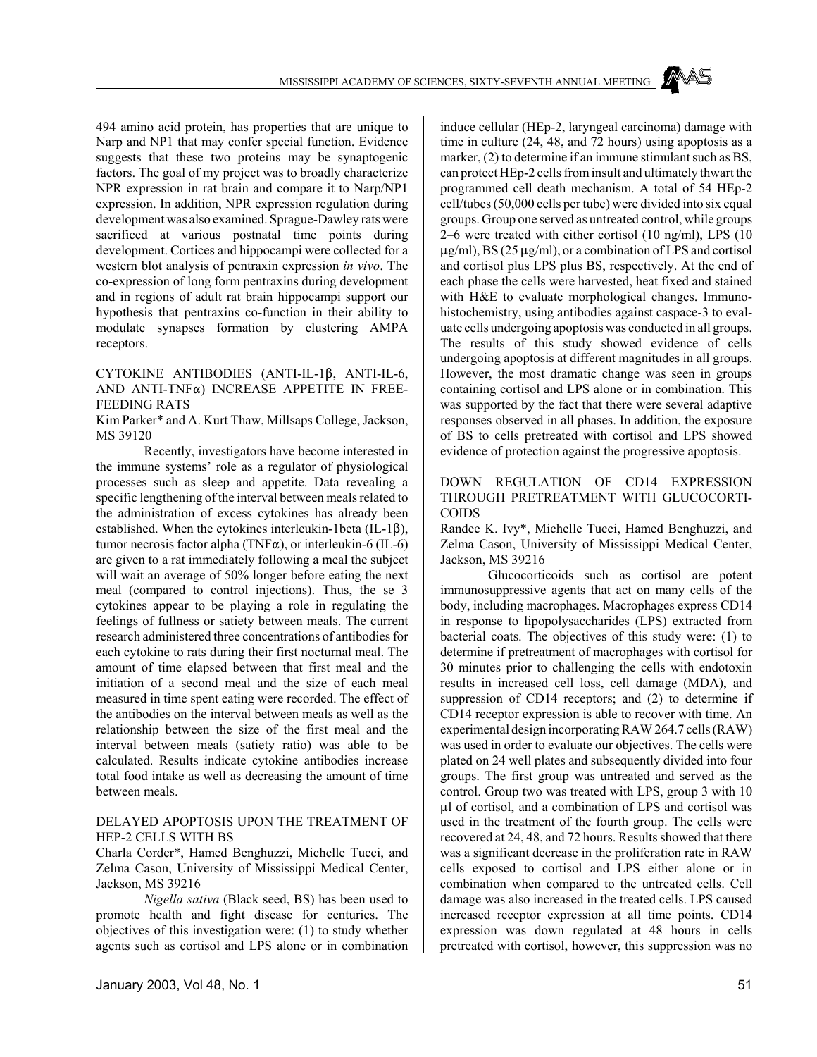494 amino acid protein, has properties that are unique to Narp and NP1 that may confer special function. Evidence suggests that these two proteins may be synaptogenic factors. The goal of my project was to broadly characterize NPR expression in rat brain and compare it to Narp/NP1 expression. In addition, NPR expression regulation during development was also examined. Sprague-Dawley rats were sacrificed at various postnatal time points during development. Cortices and hippocampi were collected for a western blot analysis of pentraxin expression *in vivo*. The co-expression of long form pentraxins during development and in regions of adult rat brain hippocampi support our hypothesis that pentraxins co-function in their ability to modulate synapses formation by clustering AMPA receptors.

### CYTOKINE ANTIBODIES (ANTI-IL-1β, ANTI-IL-6, AND ANTI-TNFα) INCREASE APPETITE IN FREE-FEEDING RATS

Kim Parker* and A. Kurt Thaw, Millsaps College, Jackson, MS 39120

Recently, investigators have become interested in the immune systems' role as a regulator of physiological processes such as sleep and appetite. Data revealing a specific lengthening of the interval between meals related to the administration of excess cytokines has already been established. When the cytokines interleukin-1beta (IL-1β), tumor necrosis factor alpha (TNFα), or interleukin-6 (IL-6) are given to a rat immediately following a meal the subject will wait an average of 50% longer before eating the next meal (compared to control injections). Thus, the se 3 cytokines appear to be playing a role in regulating the feelings of fullness or satiety between meals. The current research administered three concentrations of antibodies for each cytokine to rats during their first nocturnal meal. The amount of time elapsed between that first meal and the initiation of a second meal and the size of each meal measured in time spent eating were recorded. The effect of the antibodies on the interval between meals as well as the relationship between the size of the first meal and the interval between meals (satiety ratio) was able to be calculated. Results indicate cytokine antibodies increase total food intake as well as decreasing the amount of time between meals.

### DELAYED APOPTOSIS UPON THE TREATMENT OF HEP-2 CELLS WITH BS

Charla Corder*, Hamed Benghuzzi, Michelle Tucci, and Zelma Cason, University of Mississippi Medical Center, Jackson, MS 39216

*Nigella sativa* (Black seed, BS) has been used to promote health and fight disease for centuries. The objectives of this investigation were: (1) to study whether agents such as cortisol and LPS alone or in combination induce cellular (HEp-2, laryngeal carcinoma) damage with time in culture (24, 48, and 72 hours) using apoptosis as a marker, (2) to determine if an immune stimulant such as BS, can protect HEp-2 cells from insult and ultimately thwart the programmed cell death mechanism. A total of 54 HEp-2 cell/tubes (50,000 cells per tube) were divided into six equal groups. Group one served as untreated control, while groups 2–6 were treated with either cortisol (10 ng/ml), LPS (10 μg/ml), BS (25 μg/ml), or a combination of LPS and cortisol and cortisol plus LPS plus BS, respectively. At the end of each phase the cells were harvested, heat fixed and stained with H&E to evaluate morphological changes. Immunohistochemistry, using antibodies against caspace-3 to evaluate cells undergoing apoptosis was conducted in all groups. The results of this study showed evidence of cells undergoing apoptosis at different magnitudes in all groups. However, the most dramatic change was seen in groups containing cortisol and LPS alone or in combination. This was supported by the fact that there were several adaptive responses observed in all phases. In addition, the exposure of BS to cells pretreated with cortisol and LPS showed evidence of protection against the progressive apoptosis.

### DOWN REGULATION OF CD14 EXPRESSION THROUGH PRETREATMENT WITH GLUCOCORTICOIDS

Randee K. Ivy*, Michelle Tucci, Hamed Benghuzzi, and Zelma Cason, University of Mississippi Medical Center, Jackson, MS 39216

Glucocorticoids such as cortisol are potent immunosuppressive agents that act on many cells of the body, including macrophages. Macrophages express CD14 in response to lipopolysaccharides (LPS) extracted from bacterial coats. The objectives of this study were: (1) to determine if pretreatment of macrophages with cortisol for 30 minutes prior to challenging the cells with endotoxin results in increased cell loss, cell damage (MDA), and suppression of CD14 receptors; and (2) to determine if CD14 receptor expression is able to recover with time. An experimental design incorporating RAW 264.7 cells (RAW) was used in order to evaluate our objectives. The cells were plated on 24 well plates and subsequently divided into four groups. The first group was untreated and served as the control. Group two was treated with LPS, group 3 with 10 μl of cortisol, and a combination of LPS and cortisol was used in the treatment of the fourth group. The cells were recovered at 24, 48, and 72 hours. Results showed that there was a significant decrease in the proliferation rate in RAW cells exposed to cortisol and LPS either alone or in combination when compared to the untreated cells. Cell damage was also increased in the treated cells. LPS caused increased receptor expression at all time points. CD14 expression was down regulated at 48 hours in cells pretreated with cortisol, however, this suppression was no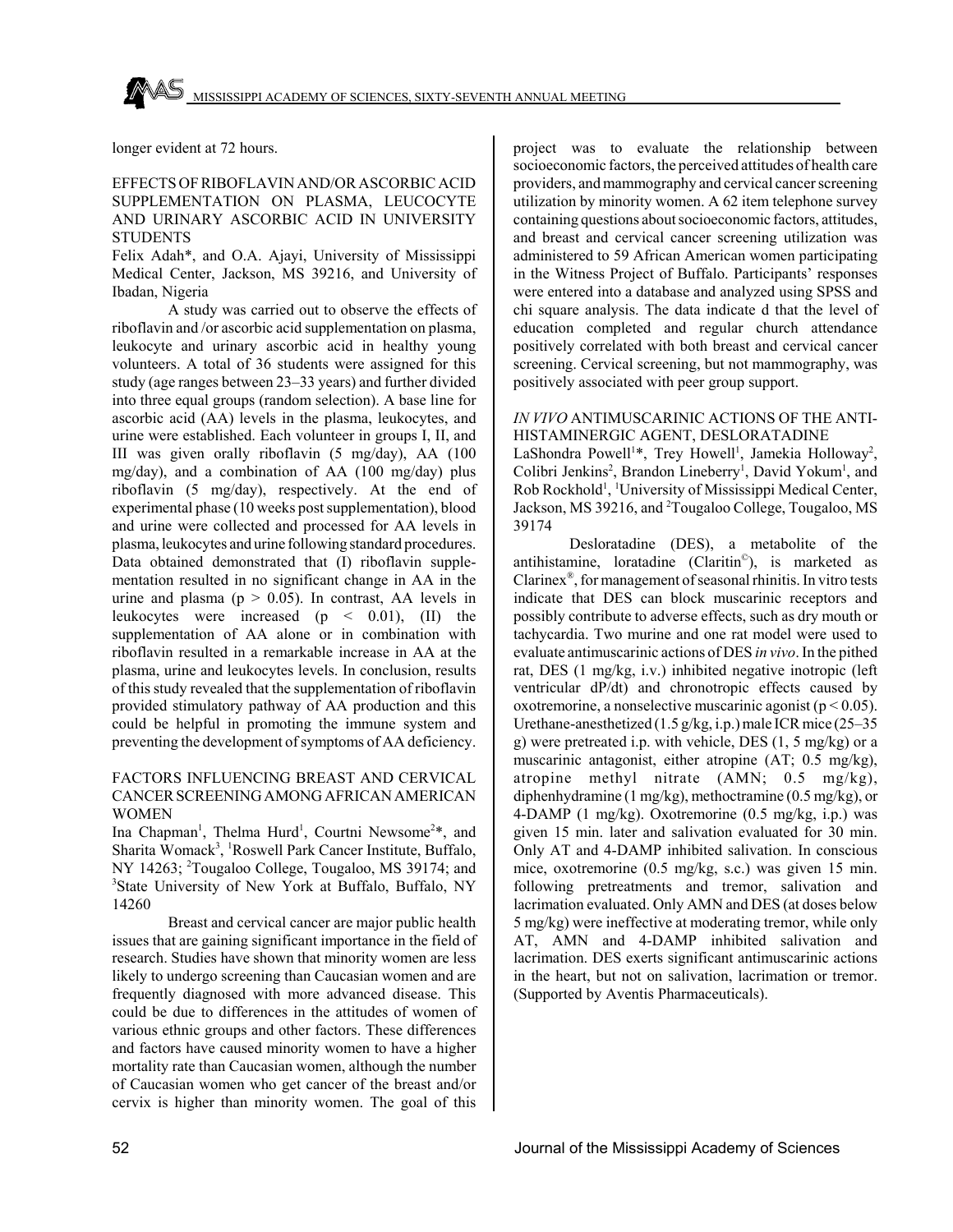longer evident at 72 hours.

### EFFECTS OF RIBOFLAVIN AND/OR ASCORBIC ACID SUPPLEMENTATION ON PLASMA, LEUCOCYTE AND URINARY ASCORBIC ACID IN UNIVERSITY STUDENTS

Felix Adah*, and O.A. Ajayi, University of Mississippi Medical Center, Jackson, MS 39216, and University of Ibadan, Nigeria

A study was carried out to observe the effects of riboflavin and /or ascorbic acid supplementation on plasma, leukocyte and urinary ascorbic acid in healthy young volunteers. A total of 36 students were assigned for this study (age ranges between 23–33 years) and further divided into three equal groups (random selection). A base line for ascorbic acid (AA) levels in the plasma, leukocytes, and urine were established. Each volunteer in groups I, II, and III was given orally riboflavin (5 mg/day), AA (100 mg/day), and a combination of AA (100 mg/day) plus riboflavin (5 mg/day), respectively. At the end of experimental phase (10 weeks post supplementation), blood and urine were collected and processed for AA levels in plasma, leukocytes and urine following standard procedures. Data obtained demonstrated that (I) riboflavin supplementation resulted in no significant change in AA in the urine and plasma ($p > 0.05$). In contrast, AA levels in leukocytes were increased ($p < 0.01$), (II) the supplementation of AA alone or in combination with riboflavin resulted in a remarkable increase in AA at the plasma, urine and leukocytes levels. In conclusion, results of this study revealed that the supplementation of riboflavin provided stimulatory pathway of AA production and this could be helpful in promoting the immune system and preventing the development of symptoms of AA deficiency.

### FACTORS INFLUENCING BREAST AND CERVICAL CANCER SCREENING AMONG AFRICAN AMERICAN WOMEN

Ina Chapman[1], Thelma Hurd[1], Courtni Newsome[2]*, and Sharita Womack[3], [1]Roswell Park Cancer Institute, Buffalo, NY 14263; [2]Tougaloo College, Tougaloo, MS 39174; and [3]State University of New York at Buffalo, Buffalo, NY 14260

Breast and cervical cancer are major public health issues that are gaining significant importance in the field of research. Studies have shown that minority women are less likely to undergo screening than Caucasian women and are frequently diagnosed with more advanced disease. This could be due to differences in the attitudes of women of various ethnic groups and other factors. These differences and factors have caused minority women to have a higher mortality rate than Caucasian women, although the number of Caucasian women who get cancer of the breast and/or cervix is higher than minority women. The goal of this project was to evaluate the relationship between socioeconomic factors, the perceived attitudes of health care providers, and mammography and cervical cancer screening utilization by minority women. A 62 item telephone survey containing questions about socioeconomic factors, attitudes, and breast and cervical cancer screening utilization was administered to 59 African American women participating in the Witness Project of Buffalo. Participants' responses were entered into a database and analyzed using SPSS and chi square analysis. The data indicate d that the level of education completed and regular church attendance positively correlated with both breast and cervical cancer screening. Cervical screening, but not mammography, was positively associated with peer group support.

### *IN VIVO* ANTIMUSCARINIC ACTIONS OF THE ANTI-HISTAMINERGIC AGENT, DESLORATADINE

LaShondra Powell[1]*, Trey Howell[1], Jamekia Holloway[2], Colibri Jenkins[2], Brandon Lineberry[1], David Yokum[1], and Rob Rockhold[1], [1]University of Mississippi Medical Center, Jackson, MS 39216, and [2]Tougaloo College, Tougaloo, MS 39174

Desloratadine (DES), a metabolite of the antihistamine, loratadine (Claritin©), is marketed as Clarinex®, for management of seasonal rhinitis. In vitro tests indicate that DES can block muscarinic receptors and possibly contribute to adverse effects, such as dry mouth or tachycardia. Two murine and one rat model were used to evaluate antimuscarinic actions of DES *in vivo*. In the pithed rat, DES (1 mg/kg, i.v.) inhibited negative inotropic (left ventricular dP/dt) and chronotropic effects caused by oxotremorine, a nonselective muscarinic agonist ($p < 0.05$). Urethane-anesthetized (1.5 g/kg, i.p.) male ICR mice (25–35 g) were pretreated i.p. with vehicle, DES (1, 5 mg/kg) or a muscarinic antagonist, either atropine (AT; 0.5 mg/kg), atropine methyl nitrate (AMN; 0.5 mg/kg), diphenhydramine (1 mg/kg), methoctramine (0.5 mg/kg), or 4-DAMP (1 mg/kg). Oxotremorine (0.5 mg/kg, i.p.) was given 15 min. later and salivation evaluated for 30 min. Only AT and 4-DAMP inhibited salivation. In conscious mice, oxotremorine (0.5 mg/kg, s.c.) was given 15 min. following pretreatments and tremor, salivation and lacrimation evaluated. Only AMN and DES (at doses below 5 mg/kg) were ineffective at moderating tremor, while only AT, AMN and 4-DAMP inhibited salivation and lacrimation. DES exerts significant antimuscarinic actions in the heart, but not on salivation, lacrimation or tremor. (Supported by Aventis Pharmaceuticals).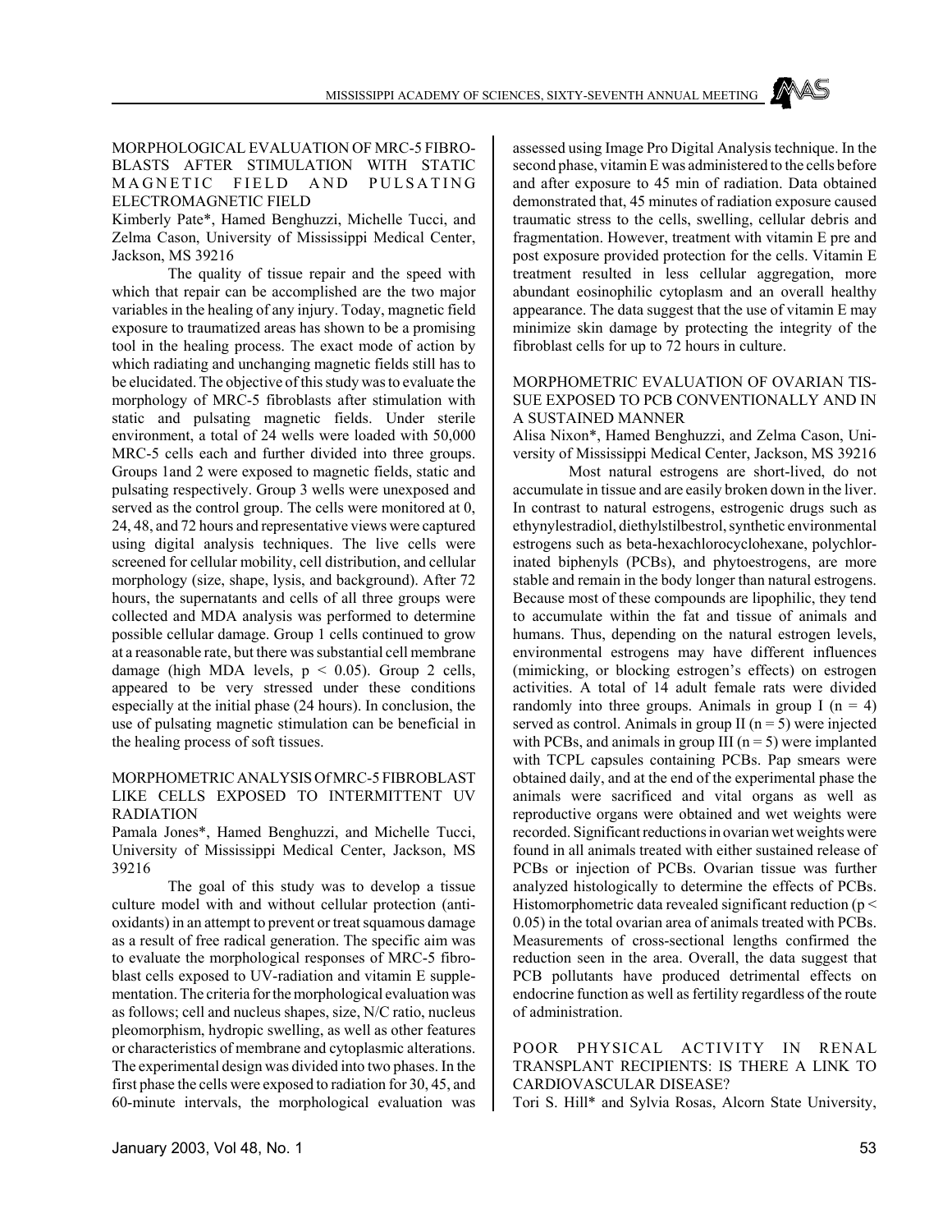## MORPHOLOGICAL EVALUATION OF MRC-5 FIBROBLASTS AFTER STIMULATION WITH STATIC MAGNETIC FIELD AND PULSATING ELECTROMAGNETIC FIELD

Kimberly Pate*, Hamed Benghuzzi, Michelle Tucci, and Zelma Cason, University of Mississippi Medical Center, Jackson, MS 39216

The quality of tissue repair and the speed with which that repair can be accomplished are the two major variables in the healing of any injury. Today, magnetic field exposure to traumatized areas has shown to be a promising tool in the healing process. The exact mode of action by which radiating and unchanging magnetic fields still has to be elucidated. The objective of this study was to evaluate the morphology of MRC-5 fibroblasts after stimulation with static and pulsating magnetic fields. Under sterile environment, a total of 24 wells were loaded with 50,000 MRC-5 cells each and further divided into three groups. Groups 1and 2 were exposed to magnetic fields, static and pulsating respectively. Group 3 wells were unexposed and served as the control group. The cells were monitored at 0, 24, 48, and 72 hours and representative views were captured using digital analysis techniques. The live cells were screened for cellular mobility, cell distribution, and cellular morphology (size, shape, lysis, and background). After 72 hours, the supernatants and cells of all three groups were collected and MDA analysis was performed to determine possible cellular damage. Group 1 cells continued to grow at a reasonable rate, but there was substantial cell membrane damage (high MDA levels, $p < 0.05$). Group 2 cells, appeared to be very stressed under these conditions especially at the initial phase (24 hours). In conclusion, the use of pulsating magnetic stimulation can be beneficial in the healing process of soft tissues.

## MORPHOMETRIC ANALYSIS Of MRC-5 FIBROBLAST LIKE CELLS EXPOSED TO INTERMITTENT UV RADIATION

Pamala Jones*, Hamed Benghuzzi, and Michelle Tucci, University of Mississippi Medical Center, Jackson, MS 39216

The goal of this study was to develop a tissue culture model with and without cellular protection (antioxidants) in an attempt to prevent or treat squamous damage as a result of free radical generation. The specific aim was to evaluate the morphological responses of MRC-5 fibroblast cells exposed to UV-radiation and vitamin E supplementation. The criteria for the morphological evaluation was as follows; cell and nucleus shapes, size, N/C ratio, nucleus pleomorphism, hydropic swelling, as well as other features or characteristics of membrane and cytoplasmic alterations. The experimental design was divided into two phases. In the first phase the cells were exposed to radiation for 30, 45, and 60-minute intervals, the morphological evaluation was assessed using Image Pro Digital Analysis technique. In the second phase, vitamin E was administered to the cells before and after exposure to 45 min of radiation. Data obtained demonstrated that, 45 minutes of radiation exposure caused traumatic stress to the cells, swelling, cellular debris and fragmentation. However, treatment with vitamin E pre and post exposure provided protection for the cells. Vitamin E treatment resulted in less cellular aggregation, more abundant eosinophilic cytoplasm and an overall healthy appearance. The data suggest that the use of vitamin E may minimize skin damage by protecting the integrity of the fibroblast cells for up to 72 hours in culture.

## MORPHOMETRIC EVALUATION OF OVARIAN TISSUE EXPOSED TO PCB CONVENTIONALLY AND IN A SUSTAINED MANNER

Alisa Nixon*, Hamed Benghuzzi, and Zelma Cason, University of Mississippi Medical Center, Jackson, MS 39216

Most natural estrogens are short-lived, do not accumulate in tissue and are easily broken down in the liver. In contrast to natural estrogens, estrogenic drugs such as ethynylestradiol, diethylstilbestrol, synthetic environmental estrogens such as beta-hexachlorocyclohexane, polychlorinated biphenyls (PCBs), and phytoestrogens, are more stable and remain in the body longer than natural estrogens. Because most of these compounds are lipophilic, they tend to accumulate within the fat and tissue of animals and humans. Thus, depending on the natural estrogen levels, environmental estrogens may have different influences (mimicking, or blocking estrogen's effects) on estrogen activities. A total of 14 adult female rats were divided randomly into three groups. Animals in group I ($n = 4$) served as control. Animals in group II ($n = 5$) were injected with PCBs, and animals in group III ($n = 5$) were implanted with TCPL capsules containing PCBs. Pap smears were obtained daily, and at the end of the experimental phase the animals were sacrificed and vital organs as well as reproductive organs were obtained and wet weights were recorded. Significant reductions in ovarian wet weights were found in all animals treated with either sustained release of PCBs or injection of PCBs. Ovarian tissue was further analyzed histologically to determine the effects of PCBs. Histomorphometric data revealed significant reduction ($p < 0.05$) in the total ovarian area of animals treated with PCBs. Measurements of cross-sectional lengths confirmed the reduction seen in the area. Overall, the data suggest that PCB pollutants have produced detrimental effects on endocrine function as well as fertility regardless of the route of administration.

## POOR PHYSICAL ACTIVITY IN RENAL TRANSPLANT RECIPIENTS: IS THERE A LINK TO CARDIOVASCULAR DISEASE?

Tori S. Hill* and Sylvia Rosas, Alcorn State University,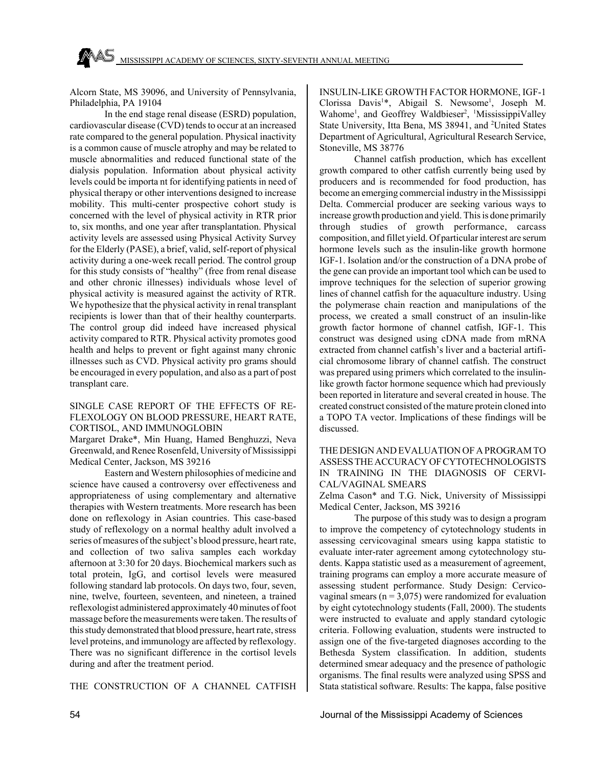Alcorn State, MS 39096, and University of Pennsylvania, Philadelphia, PA 19104

In the end stage renal disease (ESRD) population, cardiovascular disease (CVD) tends to occur at an increased rate compared to the general population. Physical inactivity is a common cause of muscle atrophy and may be related to muscle abnormalities and reduced functional state of the dialysis population. Information about physical activity levels could be importa nt for identifying patients in need of physical therapy or other interventions designed to increase mobility. This multi-center prospective cohort study is concerned with the level of physical activity in RTR prior to, six months, and one year after transplantation. Physical activity levels are assessed using Physical Activity Survey for the Elderly (PASE), a brief, valid, self-report of physical activity during a one-week recall period. The control group for this study consists of "healthy" (free from renal disease and other chronic illnesses) individuals whose level of physical activity is measured against the activity of RTR. We hypothesize that the physical activity in renal transplant recipients is lower than that of their healthy counterparts. The control group did indeed have increased physical activity compared to RTR. Physical activity promotes good health and helps to prevent or fight against many chronic illnesses such as CVD. Physical activity pro grams should be encouraged in every population, and also as a part of post transplant care.

## SINGLE CASE REPORT OF THE EFFECTS OF REFLEXOLOGY ON BLOOD PRESSURE, HEART RATE, CORTISOL, AND IMMUNOGLOBIN

Margaret Drake*, Min Huang, Hamed Benghuzzi, Neva Greenwald, and Renee Rosenfeld, University of Mississippi Medical Center, Jackson, MS 39216

Eastern and Western philosophies of medicine and science have caused a controversy over effectiveness and appropriateness of using complementary and alternative therapies with Western treatments. More research has been done on reflexology in Asian countries. This case-based study of reflexology on a normal healthy adult involved a series of measures of the subject's blood pressure, heart rate, and collection of two saliva samples each workday afternoon at 3:30 for 20 days. Biochemical markers such as total protein, IgG, and cortisol levels were measured following standard lab protocols. On days two, four, seven, nine, twelve, fourteen, seventeen, and nineteen, a trained reflexologist administered approximately 40 minutes of foot massage before the measurements were taken. The results of this study demonstrated that blood pressure, heart rate, stress level proteins, and immunology are affected by reflexology. There was no significant difference in the cortisol levels during and after the treatment period.

## THE CONSTRUCTION OF A CHANNEL CATFISH INSULIN-LIKE GROWTH FACTOR HORMONE, IGF-1

Clorissa Davis[1]*, Abigail S. Newsome[1], Joseph M. Wahome[1], and Geoffrey Waldbieser[2], [1]MississippiValley State University, Itta Bena, MS 38941, and [2]United States Department of Agricultural, Agricultural Research Service, Stoneville, MS 38776

Channel catfish production, which has excellent growth compared to other catfish currently being used by producers and is recommended for food production, has become an emerging commercial industry in the Mississippi Delta. Commercial producer are seeking various ways to increase growth production and yield. This is done primarily through studies of growth performance, carcass composition, and fillet yield. Of particular interest are serum hormone levels such as the insulin-like growth hormone IGF-1. Isolation and/or the construction of a DNA probe of the gene can provide an important tool which can be used to improve techniques for the selection of superior growing lines of channel catfish for the aquaculture industry. Using the polymerase chain reaction and manipulations of the process, we created a small construct of an insulin-like growth factor hormone of channel catfish, IGF-1. This construct was designed using cDNA made from mRNA extracted from channel catfish's liver and a bacterial artificial chromosome library of channel catfish. The construct was prepared using primers which correlated to the insulin-like growth factor hormone sequence which had previously been reported in literature and several created in house. The created construct consisted of the mature protein cloned into a TOPO TA vector. Implications of these findings will be discussed.

## THE DESIGN AND EVALUATION OF A PROGRAM TO ASSESS THE ACCURACY OF CYTOTECHNOLOGISTS IN TRAINING IN THE DIAGNOSIS OF CERVICAL/VAGINAL SMEARS

Zelma Cason* and T.G. Nick, University of Mississippi Medical Center, Jackson, MS 39216

The purpose of this study was to design a program to improve the competency of cytotechnology students in assessing cervicovaginal smears using kappa statistic to evaluate inter-rater agreement among cytotechnology students. Kappa statistic used as a measurement of agreement, training programs can employ a more accurate measure of assessing student performance. Study Design: Cervicovaginal smears ($n = 3{,}075$) were randomized for evaluation by eight cytotechnology students (Fall, 2000). The students were instructed to evaluate and apply standard cytologic criteria. Following evaluation, students were instructed to assign one of the five-targeted diagnoses according to the Bethesda System classification. In addition, students determined smear adequacy and the presence of pathologic organisms. The final results were analyzed using SPSS and Stata statistical software. Results: The kappa, false positive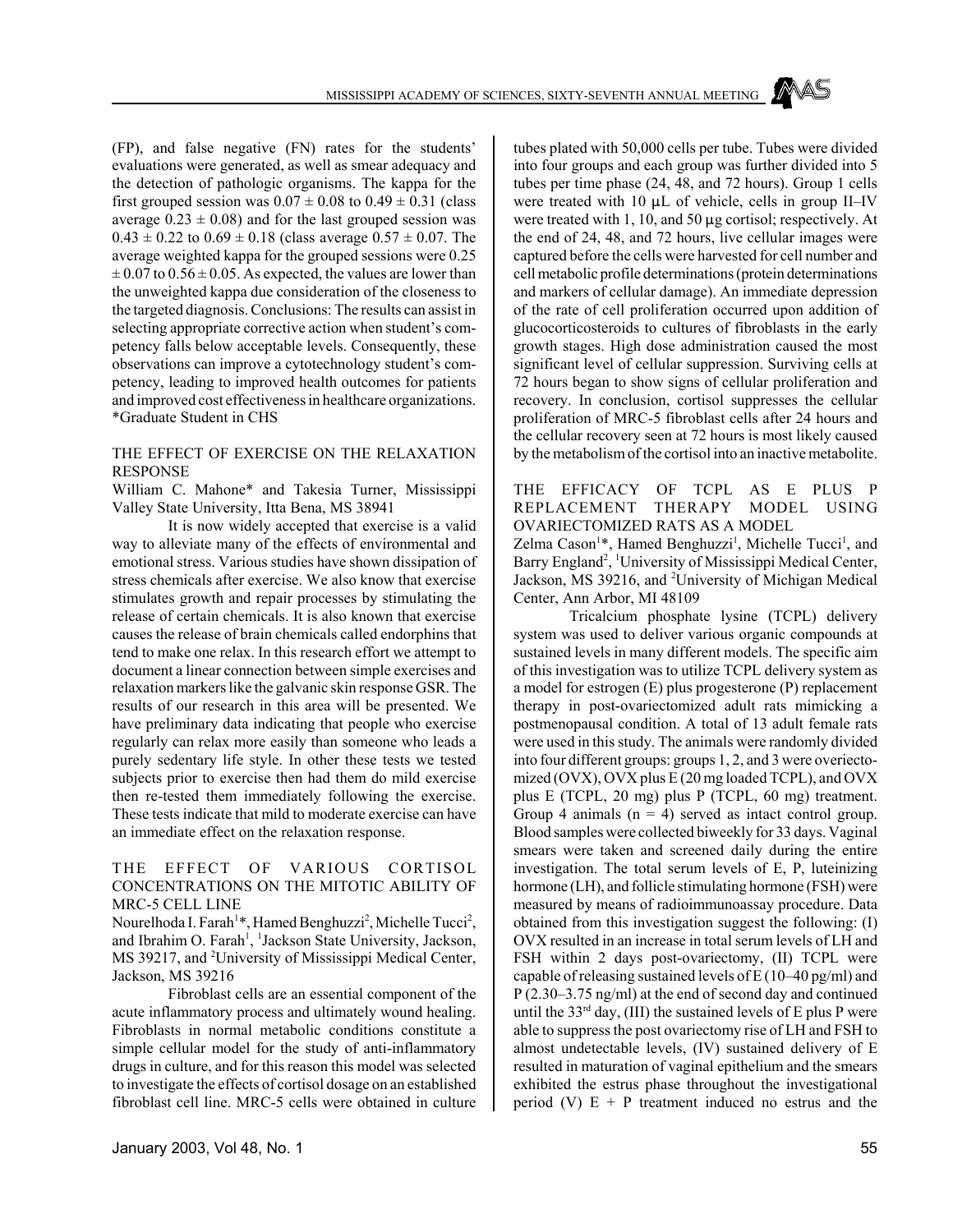(FP), and false negative (FN) rates for the students' evaluations were generated, as well as smear adequacy and the detection of pathologic organisms. The kappa for the first grouped session was $0.07 \pm 0.08$ to $0.49 \pm 0.31$ (class average $0.23 \pm 0.08$) and for the last grouped session was $0.43 \pm 0.22$ to $0.69 \pm 0.18$ (class average $0.57 \pm 0.07$. The average weighted kappa for the grouped sessions were 0.25 $\pm$ 0.07 to $0.56 \pm 0.05$. As expected, the values are lower than the unweighted kappa due consideration of the closeness to the targeted diagnosis. Conclusions: The results can assist in selecting appropriate corrective action when student's competency falls below acceptable levels. Consequently, these observations can improve a cytotechnology student's competency, leading to improved health outcomes for patients and improved cost effectiveness in healthcare organizations. *Graduate Student in CHS

### THE EFFECT OF EXERCISE ON THE RELAXATION RESPONSE

William C. Mahone* and Takesia Turner, Mississippi Valley State University, Itta Bena, MS 38941

It is now widely accepted that exercise is a valid way to alleviate many of the effects of environmental and emotional stress. Various studies have shown dissipation of stress chemicals after exercise. We also know that exercise stimulates growth and repair processes by stimulating the release of certain chemicals. It is also known that exercise causes the release of brain chemicals called endorphins that tend to make one relax. In this research effort we attempt to document a linear connection between simple exercises and relaxation markers like the galvanic skin response GSR. The results of our research in this area will be presented. We have preliminary data indicating that people who exercise regularly can relax more easily than someone who leads a purely sedentary life style. In other these tests we tested subjects prior to exercise then had them do mild exercise then re-tested them immediately following the exercise. These tests indicate that mild to moderate exercise can have an immediate effect on the relaxation response.

### THE EFFECT OF VARIOUS CORTISOL CONCENTRATIONS ON THE MITOTIC ABILITY OF MRC-5 CELL LINE

Nourelhoda I. Farah[1]*, Hamed Benghuzzi[2], Michelle Tucci[2], and Ibrahim O. Farah[1], [1]Jackson State University, Jackson, MS 39217, and [2]University of Mississippi Medical Center, Jackson, MS 39216

Fibroblast cells are an essential component of the acute inflammatory process and ultimately wound healing. Fibroblasts in normal metabolic conditions constitute a simple cellular model for the study of anti-inflammatory drugs in culture, and for this reason this model was selected to investigate the effects of cortisol dosage on an established fibroblast cell line. MRC-5 cells were obtained in culture tubes plated with 50,000 cells per tube. Tubes were divided into four groups and each group was further divided into 5 tubes per time phase (24, 48, and 72 hours). Group 1 cells were treated with 10 µL of vehicle, cells in group II–IV were treated with 1, 10, and 50 µg cortisol; respectively. At the end of 24, 48, and 72 hours, live cellular images were captured before the cells were harvested for cell number and cell metabolic profile determinations (protein determinations and markers of cellular damage). An immediate depression of the rate of cell proliferation occurred upon addition of glucocorticosteroids to cultures of fibroblasts in the early growth stages. High dose administration caused the most significant level of cellular suppression. Surviving cells at 72 hours began to show signs of cellular proliferation and recovery. In conclusion, cortisol suppresses the cellular proliferation of MRC-5 fibroblast cells after 24 hours and the cellular recovery seen at 72 hours is most likely caused by the metabolism of the cortisol into an inactive metabolite.

### THE EFFICACY OF TCPL AS E PLUS P REPLACEMENT THERAPY MODEL USING OVARIECTOMIZED RATS AS A MODEL

Zelma Cason[1]*, Hamed Benghuzzi[1], Michelle Tucci[1], and Barry England[2], [1]University of Mississippi Medical Center, Jackson, MS 39216, and [2]University of Michigan Medical Center, Ann Arbor, MI 48109

Tricalcium phosphate lysine (TCPL) delivery system was used to deliver various organic compounds at sustained levels in many different models. The specific aim of this investigation was to utilize TCPL delivery system as a model for estrogen (E) plus progesterone (P) replacement therapy in post-ovariectomized adult rats mimicking a postmenopausal condition. A total of 13 adult female rats were used in this study. The animals were randomly divided into four different groups: groups 1, 2, and 3 were overiectomized (OVX), OVX plus E (20 mg loaded TCPL), and OVX plus E (TCPL, 20 mg) plus P (TCPL, 60 mg) treatment. Group 4 animals ($n = 4$) served as intact control group. Blood samples were collected biweekly for 33 days. Vaginal smears were taken and screened daily during the entire investigation. The total serum levels of E, P, luteinizing hormone (LH), and follicle stimulating hormone (FSH) were measured by means of radioimmunoassay procedure. Data obtained from this investigation suggest the following: (I) OVX resulted in an increase in total serum levels of LH and FSH within 2 days post-ovariectomy, (II) TCPL were capable of releasing sustained levels of E (10–40 pg/ml) and P (2.30–3.75 ng/ml) at the end of second day and continued until the 33rd day, (III) the sustained levels of E plus P were able to suppress the post ovariectomy rise of LH and FSH to almost undetectable levels, (IV) sustained delivery of E resulted in maturation of vaginal epithelium and the smears exhibited the estrus phase throughout the investigational period (V) E + P treatment induced no estrus and the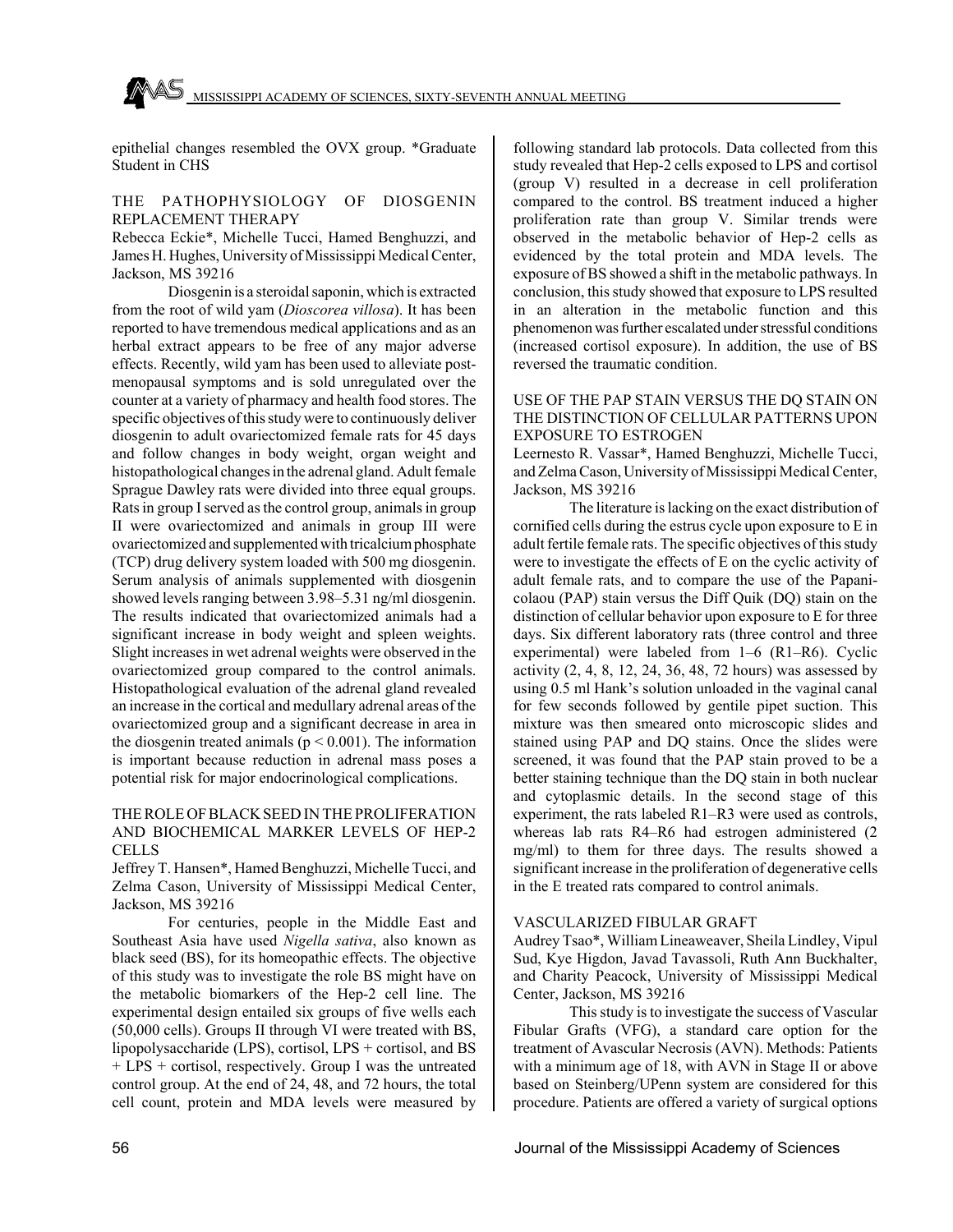epithelial changes resembled the OVX group. *Graduate Student in CHS

### THE PATHOPHYSIOLOGY OF DIOSGENIN REPLACEMENT THERAPY

Rebecca Eckie*, Michelle Tucci, Hamed Benghuzzi, and James H. Hughes, University of Mississippi Medical Center, Jackson, MS 39216

Diosgenin is a steroidal saponin, which is extracted from the root of wild yam (*Dioscorea villosa*). It has been reported to have tremendous medical applications and as an herbal extract appears to be free of any major adverse effects. Recently, wild yam has been used to alleviate post-menopausal symptoms and is sold unregulated over the counter at a variety of pharmacy and health food stores. The specific objectives of this study were to continuously deliver diosgenin to adult ovariectomized female rats for 45 days and follow changes in body weight, organ weight and histopathological changes in the adrenal gland. Adult female Sprague Dawley rats were divided into three equal groups. Rats in group I served as the control group, animals in group II were ovariectomized and animals in group III were ovariectomized and supplemented with tricalcium phosphate (TCP) drug delivery system loaded with 500 mg diosgenin. Serum analysis of animals supplemented with diosgenin showed levels ranging between 3.98–5.31 ng/ml diosgenin. The results indicated that ovariectomized animals had a significant increase in body weight and spleen weights. Slight increases in wet adrenal weights were observed in the ovariectomized group compared to the control animals. Histopathological evaluation of the adrenal gland revealed an increase in the cortical and medullary adrenal areas of the ovariectomized group and a significant decrease in area in the diosgenin treated animals ($p < 0.001$). The information is important because reduction in adrenal mass poses a potential risk for major endocrinological complications.

### THE ROLE OF BLACK SEED IN THE PROLIFERATION AND BIOCHEMICAL MARKER LEVELS OF HEP-2 CELLS

Jeffrey T. Hansen*, Hamed Benghuzzi, Michelle Tucci, and Zelma Cason, University of Mississippi Medical Center, Jackson, MS 39216

For centuries, people in the Middle East and Southeast Asia have used *Nigella sativa*, also known as black seed (BS), for its homeopathic effects. The objective of this study was to investigate the role BS might have on the metabolic biomarkers of the Hep-2 cell line. The experimental design entailed six groups of five wells each (50,000 cells). Groups II through VI were treated with BS, lipopolysaccharide (LPS), cortisol, LPS + cortisol, and BS + LPS + cortisol, respectively. Group I was the untreated control group. At the end of 24, 48, and 72 hours, the total cell count, protein and MDA levels were measured by following standard lab protocols. Data collected from this study revealed that Hep-2 cells exposed to LPS and cortisol (group V) resulted in a decrease in cell proliferation compared to the control. BS treatment induced a higher proliferation rate than group V. Similar trends were observed in the metabolic behavior of Hep-2 cells as evidenced by the total protein and MDA levels. The exposure of BS showed a shift in the metabolic pathways. In conclusion, this study showed that exposure to LPS resulted in an alteration in the metabolic function and this phenomenon was further escalated under stressful conditions (increased cortisol exposure). In addition, the use of BS reversed the traumatic condition.

### USE OF THE PAP STAIN VERSUS THE DQ STAIN ON THE DISTINCTION OF CELLULAR PATTERNS UPON EXPOSURE TO ESTROGEN

Leernesto R. Vassar*, Hamed Benghuzzi, Michelle Tucci, and Zelma Cason, University of Mississippi Medical Center, Jackson, MS 39216

The literature is lacking on the exact distribution of cornified cells during the estrus cycle upon exposure to E in adult fertile female rats. The specific objectives of this study were to investigate the effects of E on the cyclic activity of adult female rats, and to compare the use of the Papanicolaou (PAP) stain versus the Diff Quik (DQ) stain on the distinction of cellular behavior upon exposure to E for three days. Six different laboratory rats (three control and three experimental) were labeled from 1–6 (R1–R6). Cyclic activity (2, 4, 8, 12, 24, 36, 48, 72 hours) was assessed by using 0.5 ml Hank's solution unloaded in the vaginal canal for few seconds followed by gentile pipet suction. This mixture was then smeared onto microscopic slides and stained using PAP and DQ stains. Once the slides were screened, it was found that the PAP stain proved to be a better staining technique than the DQ stain in both nuclear and cytoplasmic details. In the second stage of this experiment, the rats labeled R1–R3 were used as controls, whereas lab rats R4–R6 had estrogen administered (2 mg/ml) to them for three days. The results showed a significant increase in the proliferation of degenerative cells in the E treated rats compared to control animals.

### VASCULARIZED FIBULAR GRAFT

Audrey Tsao*, William Lineaweaver, Sheila Lindley, Vipul Sud, Kye Higdon, Javad Tavassoli, Ruth Ann Buckhalter, and Charity Peacock, University of Mississippi Medical Center, Jackson, MS 39216

This study is to investigate the success of Vascular Fibular Grafts (VFG), a standard care option for the treatment of Avascular Necrosis (AVN). Methods: Patients with a minimum age of 18, with AVN in Stage II or above based on Steinberg/UPenn system are considered for this procedure. Patients are offered a variety of surgical options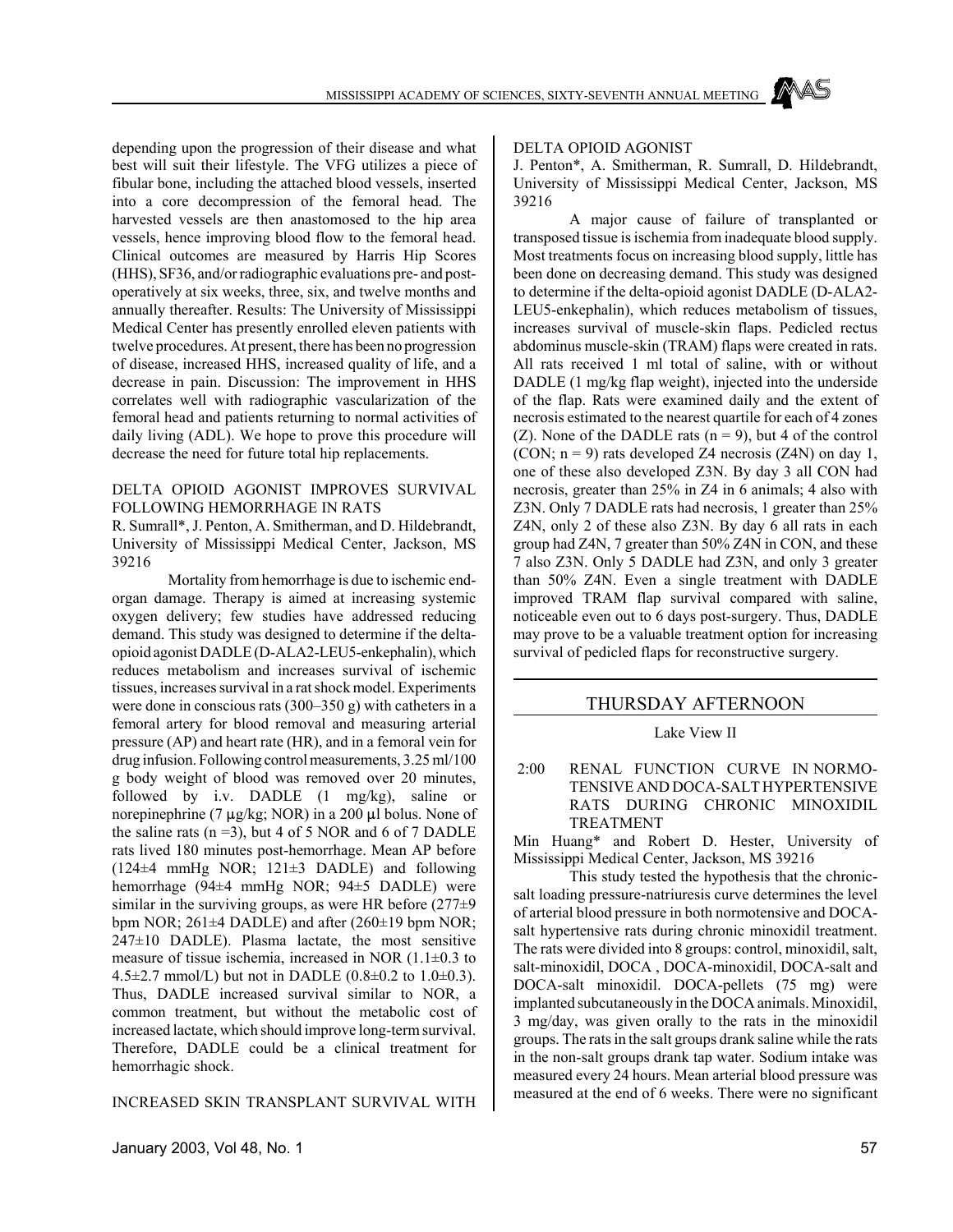depending upon the progression of their disease and what best will suit their lifestyle. The VFG utilizes a piece of fibular bone, including the attached blood vessels, inserted into a core decompression of the femoral head. The harvested vessels are then anastomosed to the hip area vessels, hence improving blood flow to the femoral head. Clinical outcomes are measured by Harris Hip Scores (HHS), SF36, and/or radiographic evaluations pre- and post-operatively at six weeks, three, six, and twelve months and annually thereafter. Results: The University of Mississippi Medical Center has presently enrolled eleven patients with twelve procedures. At present, there has been no progression of disease, increased HHS, increased quality of life, and a decrease in pain. Discussion: The improvement in HHS correlates well with radiographic vascularization of the femoral head and patients returning to normal activities of daily living (ADL). We hope to prove this procedure will decrease the need for future total hip replacements.

DELTA OPIOID AGONIST IMPROVES SURVIVAL FOLLOWING HEMORRHAGE IN RATS

R. Sumrall*, J. Penton, A. Smitherman, and D. Hildebrandt, University of Mississippi Medical Center, Jackson, MS 39216

Mortality from hemorrhage is due to ischemic end-organ damage. Therapy is aimed at increasing systemic oxygen delivery; few studies have addressed reducing demand. This study was designed to determine if the delta-opioid agonist DADLE (D-ALA2-LEU5-enkephalin), which reduces metabolism and increases survival of ischemic tissues, increases survival in a rat shock model. Experiments were done in conscious rats (300–350 g) with catheters in a femoral artery for blood removal and measuring arterial pressure (AP) and heart rate (HR), and in a femoral vein for drug infusion. Following control measurements, 3.25 ml/100 g body weight of blood was removed over 20 minutes, followed by i.v. DADLE (1 mg/kg), saline or norepinephrine (7 µg/kg; NOR) in a 200 µl bolus. None of the saline rats (n =3), but 4 of 5 NOR and 6 of 7 DADLE rats lived 180 minutes post-hemorrhage. Mean AP before (124±4 mmHg NOR; 121±3 DADLE) and following hemorrhage (94±4 mmHg NOR; 94±5 DADLE) were similar in the surviving groups, as were HR before (277±9 bpm NOR; 261±4 DADLE) and after (260±19 bpm NOR; 247±10 DADLE). Plasma lactate, the most sensitive measure of tissue ischemia, increased in NOR (1.1±0.3 to 4.5±2.7 mmol/L) but not in DADLE (0.8±0.2 to 1.0±0.3). Thus, DADLE increased survival similar to NOR, a common treatment, but without the metabolic cost of increased lactate, which should improve long-term survival. Therefore, DADLE could be a clinical treatment for hemorrhagic shock.

INCREASED SKIN TRANSPLANT SURVIVAL WITH DELTA OPIOID AGONIST

J. Penton*, A. Smitherman, R. Sumrall, D. Hildebrandt, University of Mississippi Medical Center, Jackson, MS 39216

A major cause of failure of transplanted or transposed tissue is ischemia from inadequate blood supply. Most treatments focus on increasing blood supply, little has been done on decreasing demand. This study was designed to determine if the delta-opioid agonist DADLE (D-ALA2-LEU5-enkephalin), which reduces metabolism of tissues, increases survival of muscle-skin flaps. Pedicled rectus abdominus muscle-skin (TRAM) flaps were created in rats. All rats received 1 ml total of saline, with or without DADLE (1 mg/kg flap weight), injected into the underside of the flap. Rats were examined daily and the extent of necrosis estimated to the nearest quartile for each of 4 zones (Z). None of the DADLE rats (n = 9), but 4 of the control (CON; n = 9) rats developed Z4 necrosis (Z4N) on day 1, one of these also developed Z3N. By day 3 all CON had necrosis, greater than 25% in Z4 in 6 animals; 4 also with Z3N. Only 7 DADLE rats had necrosis, 1 greater than 25% Z4N, only 2 of these also Z3N. By day 6 all rats in each group had Z4N, 7 greater than 50% Z4N in CON, and these 7 also Z3N. Only 5 DADLE had Z3N, and only 3 greater than 50% Z4N. Even a single treatment with DADLE improved TRAM flap survival compared with saline, noticeable even out to 6 days post-surgery. Thus, DADLE may prove to be a valuable treatment option for increasing survival of pedicled flaps for reconstructive surgery.

## THURSDAY AFTERNOON

Lake View II

2:00 RENAL FUNCTION CURVE IN NORMOTENSIVE AND DOCA-SALT HYPERTENSIVE RATS DURING CHRONIC MINOXIDIL TREATMENT

Min Huang* and Robert D. Hester, University of Mississippi Medical Center, Jackson, MS 39216

This study tested the hypothesis that the chronic-salt loading pressure-natriuresis curve determines the level of arterial blood pressure in both normotensive and DOCA-salt hypertensive rats during chronic minoxidil treatment. The rats were divided into 8 groups: control, minoxidil, salt, salt-minoxidil, DOCA , DOCA-minoxidil, DOCA-salt and DOCA-salt minoxidil. DOCA-pellets (75 mg) were implanted subcutaneously in the DOCA animals. Minoxidil, 3 mg/day, was given orally to the rats in the minoxidil groups. The rats in the salt groups drank saline while the rats in the non-salt groups drank tap water. Sodium intake was measured every 24 hours. Mean arterial blood pressure was measured at the end of 6 weeks. There were no significant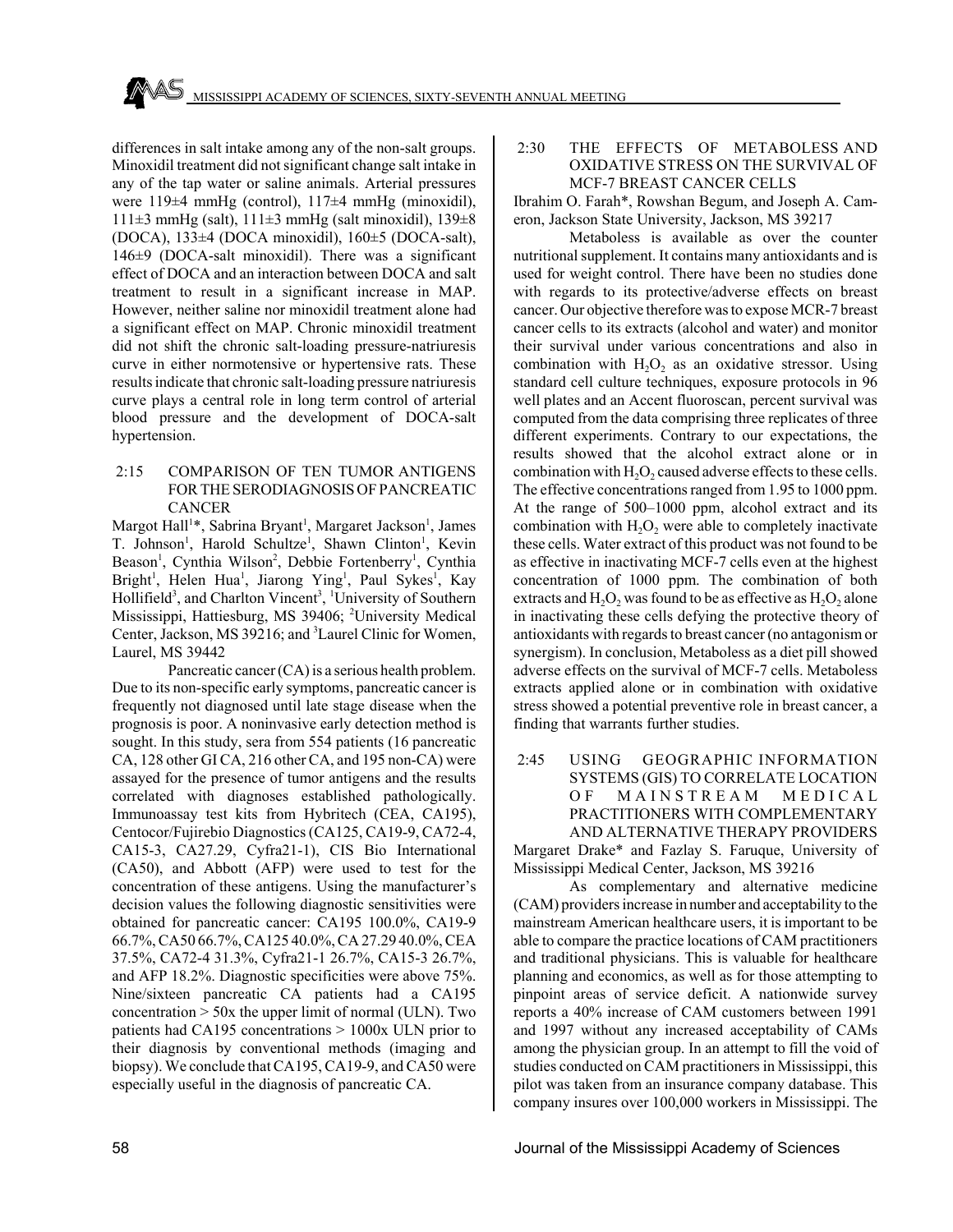differences in salt intake among any of the non-salt groups. Minoxidil treatment did not significant change salt intake in any of the tap water or saline animals. Arterial pressures were 119±4 mmHg (control), 117±4 mmHg (minoxidil), 111±3 mmHg (salt), 111±3 mmHg (salt minoxidil), 139±8 (DOCA), 133±4 (DOCA minoxidil), 160±5 (DOCA-salt), 146±9 (DOCA-salt minoxidil). There was a significant effect of DOCA and an interaction between DOCA and salt treatment to result in a significant increase in MAP. However, neither saline nor minoxidil treatment alone had a significant effect on MAP. Chronic minoxidil treatment did not shift the chronic salt-loading pressure-natriuresis curve in either normotensive or hypertensive rats. These results indicate that chronic salt-loading pressure natriuresis curve plays a central role in long term control of arterial blood pressure and the development of DOCA-salt hypertension.

### 2:15 COMPARISON OF TEN TUMOR ANTIGENS FOR THE SERODIAGNOSIS OF PANCREATIC CANCER

Margot Hall[1]*, Sabrina Bryant[1], Margaret Jackson[1], James T. Johnson[1], Harold Schultze[1], Shawn Clinton[1], Kevin Beason[1], Cynthia Wilson[2], Debbie Fortenberry[1], Cynthia Bright[1], Helen Hua[1], Jiarong Ying[1], Paul Sykes[1], Kay Hollifield[3], and Charlton Vincent[3], [1]University of Southern Mississippi, Hattiesburg, MS 39406; [2]University Medical Center, Jackson, MS 39216; and [3]Laurel Clinic for Women, Laurel, MS 39442

Pancreatic cancer (CA) is a serious health problem. Due to its non-specific early symptoms, pancreatic cancer is frequently not diagnosed until late stage disease when the prognosis is poor. A noninvasive early detection method is sought. In this study, sera from 554 patients (16 pancreatic CA, 128 other GI CA, 216 other CA, and 195 non-CA) were assayed for the presence of tumor antigens and the results correlated with diagnoses established pathologically. Immunoassay test kits from Hybritech (CEA, CA195), Centocor/Fujirebio Diagnostics (CA125, CA19-9, CA72-4, CA15-3, CA27.29, Cyfra21-1), CIS Bio International (CA50), and Abbott (AFP) were used to test for the concentration of these antigens. Using the manufacturer's decision values the following diagnostic sensitivities were obtained for pancreatic cancer: CA195 100.0%, CA19-9 66.7%, CA50 66.7%, CA125 40.0%, CA 27.29 40.0%, CEA 37.5%, CA72-4 31.3%, Cyfra21-1 26.7%, CA15-3 26.7%, and AFP 18.2%. Diagnostic specificities were above 75%. Nine/sixteen pancreatic CA patients had a CA195 concentration > 50x the upper limit of normal (ULN). Two patients had CA195 concentrations > 1000x ULN prior to their diagnosis by conventional methods (imaging and biopsy). We conclude that CA195, CA19-9, and CA50 were especially useful in the diagnosis of pancreatic CA.

### 2:30 THE EFFECTS OF METABOLESS AND OXIDATIVE STRESS ON THE SURVIVAL OF MCF-7 BREAST CANCER CELLS

Ibrahim O. Farah*, Rowshan Begum, and Joseph A. Cameron, Jackson State University, Jackson, MS 39217

Metaboless is available as over the counter nutritional supplement. It contains many antioxidants and is used for weight control. There have been no studies done with regards to its protective/adverse effects on breast cancer. Our objective therefore was to expose MCR-7 breast cancer cells to its extracts (alcohol and water) and monitor their survival under various concentrations and also in combination with $H_2O_2$ as an oxidative stressor. Using standard cell culture techniques, exposure protocols in 96 well plates and an Accent fluoroscan, percent survival was computed from the data comprising three replicates of three different experiments. Contrary to our expectations, the results showed that the alcohol extract alone or in combination with $H_2O_2$ caused adverse effects to these cells. The effective concentrations ranged from 1.95 to 1000 ppm. At the range of 500–1000 ppm, alcohol extract and its combination with $H_2O_2$ were able to completely inactivate these cells. Water extract of this product was not found to be as effective in inactivating MCF-7 cells even at the highest concentration of 1000 ppm. The combination of both extracts and $H_2O_2$ was found to be as effective as $H_2O_2$ alone in inactivating these cells defying the protective theory of antioxidants with regards to breast cancer (no antagonism or synergism). In conclusion, Metaboless as a diet pill showed adverse effects on the survival of MCF-7 cells. Metaboless extracts applied alone or in combination with oxidative stress showed a potential preventive role in breast cancer, a finding that warrants further studies.

### 2:45 USING GEOGRAPHIC INFORMATION SYSTEMS (GIS) TO CORRELATE LOCATION OF MAINSTREAM MEDICAL PRACTITIONERS WITH COMPLEMENTARY AND ALTERNATIVE THERAPY PROVIDERS

Margaret Drake* and Fazlay S. Faruque, University of Mississippi Medical Center, Jackson, MS 39216

As complementary and alternative medicine (CAM) providers increase in number and acceptability to the mainstream American healthcare users, it is important to be able to compare the practice locations of CAM practitioners and traditional physicians. This is valuable for healthcare planning and economics, as well as for those attempting to pinpoint areas of service deficit. A nationwide survey reports a 40% increase of CAM customers between 1991 and 1997 without any increased acceptability of CAMs among the physician group. In an attempt to fill the void of studies conducted on CAM practitioners in Mississippi, this pilot was taken from an insurance company database. This company insures over 100,000 workers in Mississippi. The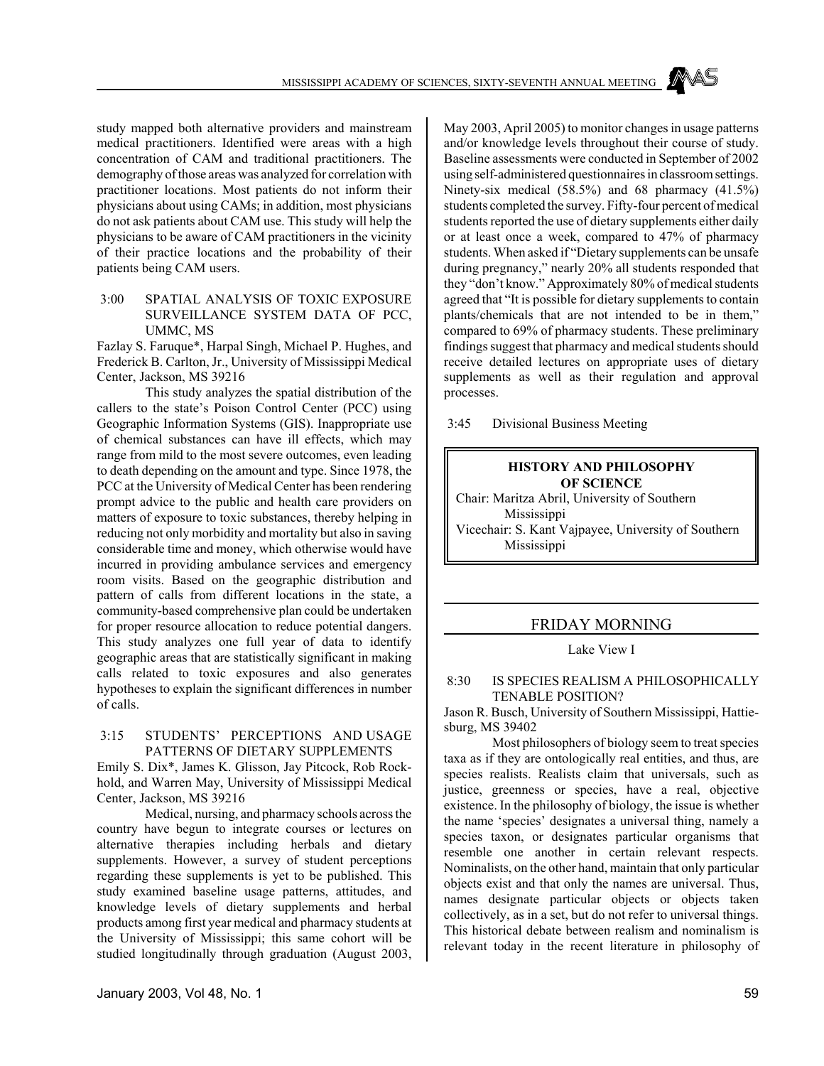study mapped both alternative providers and mainstream medical practitioners. Identified were areas with a high concentration of CAM and traditional practitioners. The demography of those areas was analyzed for correlation with practitioner locations. Most patients do not inform their physicians about using CAMs; in addition, most physicians do not ask patients about CAM use. This study will help the physicians to be aware of CAM practitioners in the vicinity of their practice locations and the probability of their patients being CAM users.

3:00 SPATIAL ANALYSIS OF TOXIC EXPOSURE SURVEILLANCE SYSTEM DATA OF PCC, UMMC, MS

Fazlay S. Faruque*, Harpal Singh, Michael P. Hughes, and Frederick B. Carlton, Jr., University of Mississippi Medical Center, Jackson, MS 39216

This study analyzes the spatial distribution of the callers to the state's Poison Control Center (PCC) using Geographic Information Systems (GIS). Inappropriate use of chemical substances can have ill effects, which may range from mild to the most severe outcomes, even leading to death depending on the amount and type. Since 1978, the PCC at the University of Medical Center has been rendering prompt advice to the public and health care providers on matters of exposure to toxic substances, thereby helping in reducing not only morbidity and mortality but also in saving considerable time and money, which otherwise would have incurred in providing ambulance services and emergency room visits. Based on the geographic distribution and pattern of calls from different locations in the state, a community-based comprehensive plan could be undertaken for proper resource allocation to reduce potential dangers. This study analyzes one full year of data to identify geographic areas that are statistically significant in making calls related to toxic exposures and also generates hypotheses to explain the significant differences in number of calls.

3:15 STUDENTS' PERCEPTIONS AND USAGE PATTERNS OF DIETARY SUPPLEMENTS

Emily S. Dix*, James K. Glisson, Jay Pitcock, Rob Rockhold, and Warren May, University of Mississippi Medical Center, Jackson, MS 39216

Medical, nursing, and pharmacy schools across the country have begun to integrate courses or lectures on alternative therapies including herbals and dietary supplements. However, a survey of student perceptions regarding these supplements is yet to be published. This study examined baseline usage patterns, attitudes, and knowledge levels of dietary supplements and herbal products among first year medical and pharmacy students at the University of Mississippi; this same cohort will be studied longitudinally through graduation (August 2003, May 2003, April 2005) to monitor changes in usage patterns and/or knowledge levels throughout their course of study. Baseline assessments were conducted in September of 2002 using self-administered questionnaires in classroom settings. Ninety-six medical (58.5%) and 68 pharmacy (41.5%) students completed the survey. Fifty-four percent of medical students reported the use of dietary supplements either daily or at least once a week, compared to 47% of pharmacy students. When asked if "Dietary supplements can be unsafe during pregnancy," nearly 20% all students responded that they "don't know." Approximately 80% of medical students agreed that "It is possible for dietary supplements to contain plants/chemicals that are not intended to be in them," compared to 69% of pharmacy students. These preliminary findings suggest that pharmacy and medical students should receive detailed lectures on appropriate uses of dietary supplements as well as their regulation and approval processes.

3:45 Divisional Business Meeting

## HISTORY AND PHILOSOPHY OF SCIENCE

Chair: Maritza Abril, University of Southern Mississippi

Vicechair: S. Kant Vajpayee, University of Southern Mississippi

## FRIDAY MORNING

Lake View I

8:30 IS SPECIES REALISM A PHILOSOPHICALLY TENABLE POSITION?

Jason R. Busch, University of Southern Mississippi, Hattiesburg, MS 39402

Most philosophers of biology seem to treat species taxa as if they are ontologically real entities, and thus, are species realists. Realists claim that universals, such as justice, greenness or species, have a real, objective existence. In the philosophy of biology, the issue is whether the name 'species' designates a universal thing, namely a species taxon, or designates particular organisms that resemble one another in certain relevant respects. Nominalists, on the other hand, maintain that only particular objects exist and that only the names are universal. Thus, names designate particular objects or objects taken collectively, as in a set, but do not refer to universal things. This historical debate between realism and nominalism is relevant today in the recent literature in philosophy of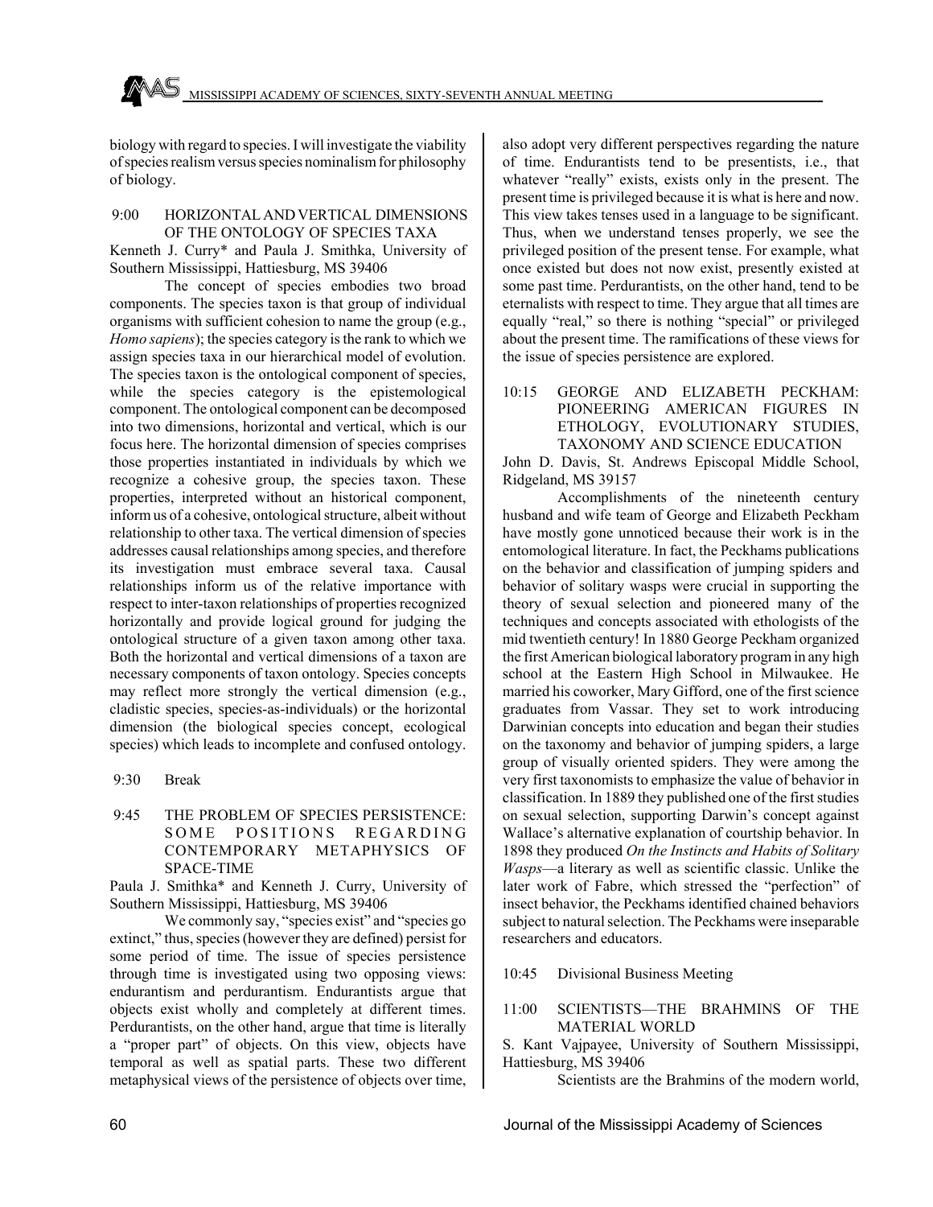biology with regard to species. I will investigate the viability of species realism versus species nominalism for philosophy of biology.

### 9:00 HORIZONTAL AND VERTICAL DIMENSIONS OF THE ONTOLOGY OF SPECIES TAXA

Kenneth J. Curry* and Paula J. Smithka, University of Southern Mississippi, Hattiesburg, MS 39406

The concept of species embodies two broad components. The species taxon is that group of individual organisms with sufficient cohesion to name the group (e.g., *Homo sapiens*); the species category is the rank to which we assign species taxa in our hierarchical model of evolution. The species taxon is the ontological component of species, while the species category is the epistemological component. The ontological component can be decomposed into two dimensions, horizontal and vertical, which is our focus here. The horizontal dimension of species comprises those properties instantiated in individuals by which we recognize a cohesive group, the species taxon. These properties, interpreted without an historical component, inform us of a cohesive, ontological structure, albeit without relationship to other taxa. The vertical dimension of species addresses causal relationships among species, and therefore its investigation must embrace several taxa. Causal relationships inform us of the relative importance with respect to inter-taxon relationships of properties recognized horizontally and provide logical ground for judging the ontological structure of a given taxon among other taxa. Both the horizontal and vertical dimensions of a taxon are necessary components of taxon ontology. Species concepts may reflect more strongly the vertical dimension (e.g., cladistic species, species-as-individuals) or the horizontal dimension (the biological species concept, ecological species) which leads to incomplete and confused ontology.

9:30 Break

### 9:45 THE PROBLEM OF SPECIES PERSISTENCE: SOME POSITIONS REGARDING CONTEMPORARY METAPHYSICS OF SPACE-TIME

Paula J. Smithka* and Kenneth J. Curry, University of Southern Mississippi, Hattiesburg, MS 39406

We commonly say, "species exist" and "species go extinct," thus, species (however they are defined) persist for some period of time. The issue of species persistence through time is investigated using two opposing views: endurantism and perdurantism. Endurantists argue that objects exist wholly and completely at different times. Perdurantists, on the other hand, argue that time is literally a "proper part" of objects. On this view, objects have temporal as well as spatial parts. These two different metaphysical views of the persistence of objects over time, also adopt very different perspectives regarding the nature of time. Endurantists tend to be presentists, i.e., that whatever "really" exists, exists only in the present. The present time is privileged because it is what is here and now. This view takes tenses used in a language to be significant. Thus, when we understand tenses properly, we see the privileged position of the present tense. For example, what once existed but does not now exist, presently existed at some past time. Perdurantists, on the other hand, tend to be eternalists with respect to time. They argue that all times are equally "real," so there is nothing "special" or privileged about the present time. The ramifications of these views for the issue of species persistence are explored.

### 10:15 GEORGE AND ELIZABETH PECKHAM: PIONEERING AMERICAN FIGURES IN ETHOLOGY, EVOLUTIONARY STUDIES, TAXONOMY AND SCIENCE EDUCATION

John D. Davis, St. Andrews Episcopal Middle School, Ridgeland, MS 39157

Accomplishments of the nineteenth century husband and wife team of George and Elizabeth Peckham have mostly gone unnoticed because their work is in the entomological literature. In fact, the Peckhams publications on the behavior and classification of jumping spiders and behavior of solitary wasps were crucial in supporting the theory of sexual selection and pioneered many of the techniques and concepts associated with ethologists of the mid twentieth century! In 1880 George Peckham organized the first American biological laboratory program in any high school at the Eastern High School in Milwaukee. He married his coworker, Mary Gifford, one of the first science graduates from Vassar. They set to work introducing Darwinian concepts into education and began their studies on the taxonomy and behavior of jumping spiders, a large group of visually oriented spiders. They were among the very first taxonomists to emphasize the value of behavior in classification. In 1889 they published one of the first studies on sexual selection, supporting Darwin's concept against Wallace's alternative explanation of courtship behavior. In 1898 they produced *On the Instincts and Habits of Solitary Wasps*—a literary as well as scientific classic. Unlike the later work of Fabre, which stressed the "perfection" of insect behavior, the Peckhams identified chained behaviors subject to natural selection. The Peckhams were inseparable researchers and educators.

10:45 Divisional Business Meeting

### 11:00 SCIENTISTS—THE BRAHMINS OF THE MATERIAL WORLD

S. Kant Vajpayee, University of Southern Mississippi, Hattiesburg, MS 39406

Scientists are the Brahmins of the modern world,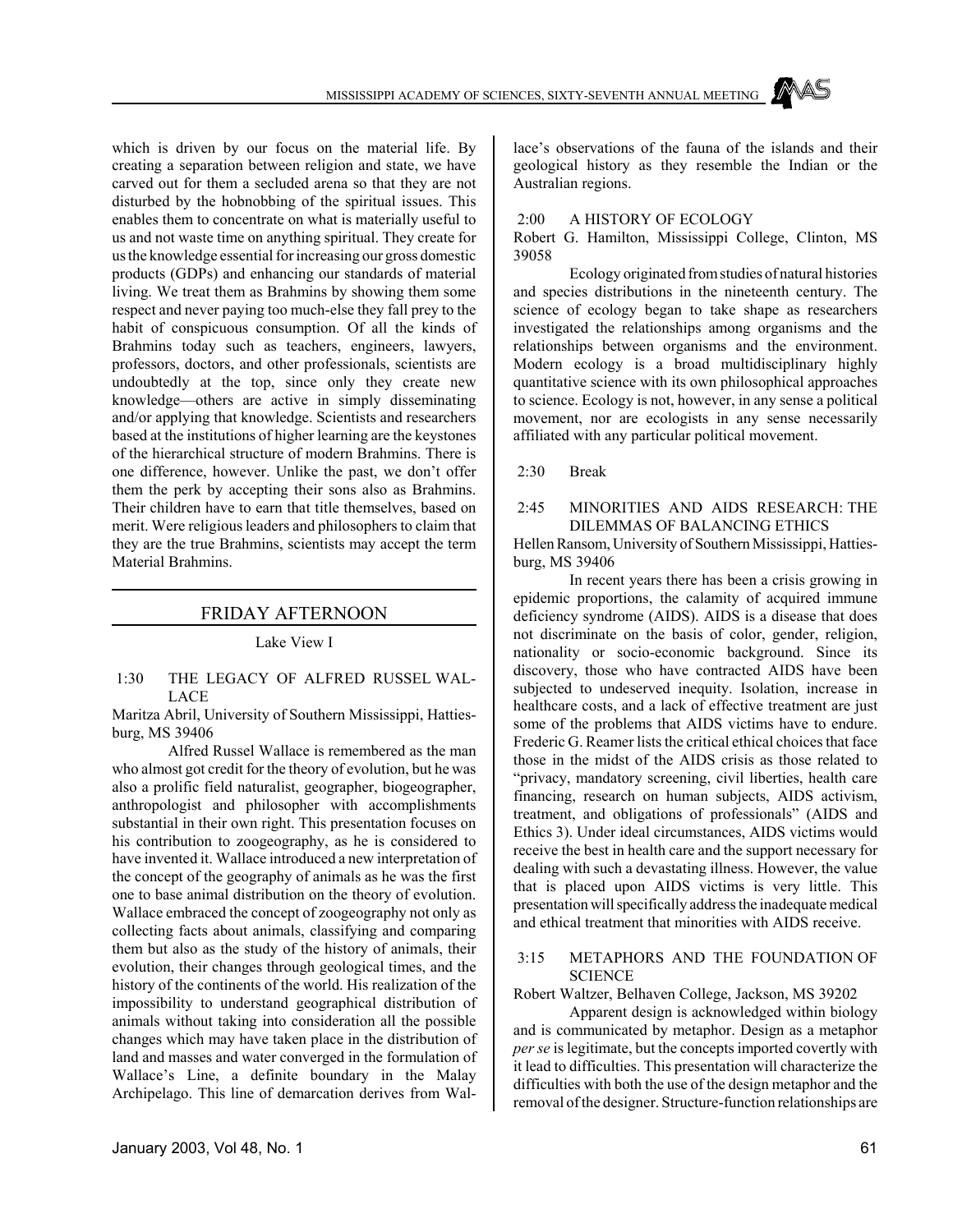which is driven by our focus on the material life. By creating a separation between religion and state, we have carved out for them a secluded arena so that they are not disturbed by the hobnobbing of the spiritual issues. This enables them to concentrate on what is materially useful to us and not waste time on anything spiritual. They create for us the knowledge essential for increasing our gross domestic products (GDPs) and enhancing our standards of material living. We treat them as Brahmins by showing them some respect and never paying too much-else they fall prey to the habit of conspicuous consumption. Of all the kinds of Brahmins today such as teachers, engineers, lawyers, professors, doctors, and other professionals, scientists are undoubtedly at the top, since only they create new knowledge—others are active in simply disseminating and/or applying that knowledge. Scientists and researchers based at the institutions of higher learning are the keystones of the hierarchical structure of modern Brahmins. There is one difference, however. Unlike the past, we don't offer them the perk by accepting their sons also as Brahmins. Their children have to earn that title themselves, based on merit. Were religious leaders and philosophers to claim that they are the true Brahmins, scientists may accept the term Material Brahmins.

## FRIDAY AFTERNOON

Lake View I

**1:30 THE LEGACY OF ALFRED RUSSEL WALLACE**

Maritza Abril, University of Southern Mississippi, Hattiesburg, MS 39406

Alfred Russel Wallace is remembered as the man who almost got credit for the theory of evolution, but he was also a prolific field naturalist, geographer, biogeographer, anthropologist and philosopher with accomplishments substantial in their own right. This presentation focuses on his contribution to zoogeography, as he is considered to have invented it. Wallace introduced a new interpretation of the concept of the geography of animals as he was the first one to base animal distribution on the theory of evolution. Wallace embraced the concept of zoogeography not only as collecting facts about animals, classifying and comparing them but also as the study of the history of animals, their evolution, their changes through geological times, and the history of the continents of the world. His realization of the impossibility to understand geographical distribution of animals without taking into consideration all the possible changes which may have taken place in the distribution of land and masses and water converged in the formulation of Wallace's Line, a definite boundary in the Malay Archipelago. This line of demarcation derives from Wallace's observations of the fauna of the islands and their geological history as they resemble the Indian or the Australian regions.

**2:00 A HISTORY OF ECOLOGY**

Robert G. Hamilton, Mississippi College, Clinton, MS 39058

Ecology originated from studies of natural histories and species distributions in the nineteenth century. The science of ecology began to take shape as researchers investigated the relationships among organisms and the relationships between organisms and the environment. Modern ecology is a broad multidisciplinary highly quantitative science with its own philosophical approaches to science. Ecology is not, however, in any sense a political movement, nor are ecologists in any sense necessarily affiliated with any particular political movement.

**2:30 Break**

**2:45 MINORITIES AND AIDS RESEARCH: THE DILEMMAS OF BALANCING ETHICS**

Hellen Ransom, University of Southern Mississippi, Hattiesburg, MS 39406

In recent years there has been a crisis growing in epidemic proportions, the calamity of acquired immune deficiency syndrome (AIDS). AIDS is a disease that does not discriminate on the basis of color, gender, religion, nationality or socio-economic background. Since its discovery, those who have contracted AIDS have been subjected to undeserved inequity. Isolation, increase in healthcare costs, and a lack of effective treatment are just some of the problems that AIDS victims have to endure. Frederic G. Reamer lists the critical ethical choices that face those in the midst of the AIDS crisis as those related to "privacy, mandatory screening, civil liberties, health care financing, research on human subjects, AIDS activism, treatment, and obligations of professionals" (AIDS and Ethics 3). Under ideal circumstances, AIDS victims would receive the best in health care and the support necessary for dealing with such a devastating illness. However, the value that is placed upon AIDS victims is very little. This presentation will specifically address the inadequate medical and ethical treatment that minorities with AIDS receive.

**3:15 METAPHORS AND THE FOUNDATION OF SCIENCE**

Robert Waltzer, Belhaven College, Jackson, MS 39202

Apparent design is acknowledged within biology and is communicated by metaphor. Design as a metaphor *per se* is legitimate, but the concepts imported covertly with it lead to difficulties. This presentation will characterize the difficulties with both the use of the design metaphor and the removal of the designer. Structure-function relationships are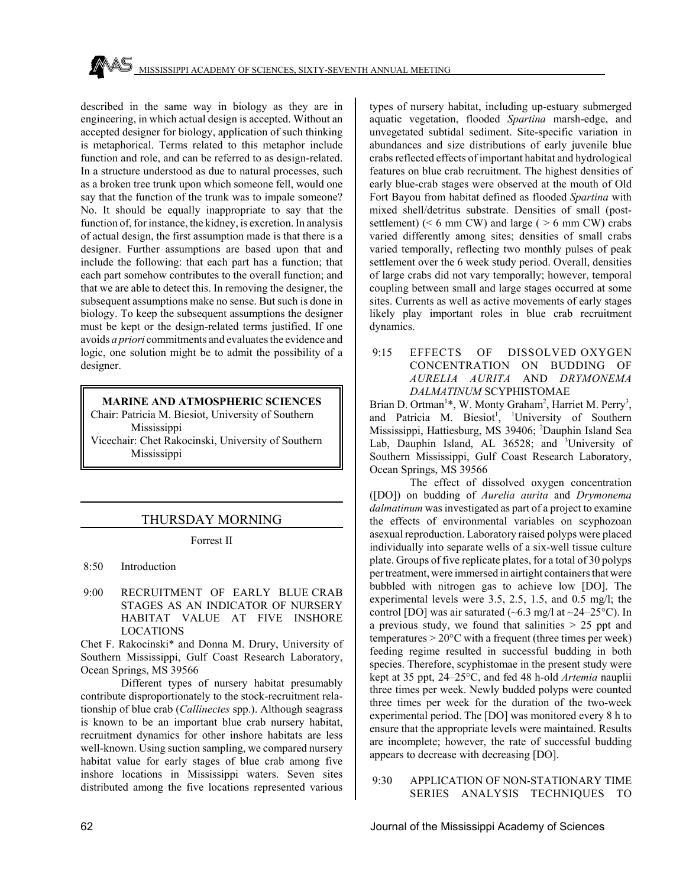described in the same way in biology as they are in engineering, in which actual design is accepted. Without an accepted designer for biology, application of such thinking is metaphorical. Terms related to this metaphor include function and role, and can be referred to as design-related. In a structure understood as due to natural processes, such as a broken tree trunk upon which someone fell, would one say that the function of the trunk was to impale someone? No. It should be equally inappropriate to say that the function of, for instance, the kidney, is excretion. In analysis of actual design, the first assumption made is that there is a designer. Further assumptions are based upon that and include the following: that each part has a function; that each part somehow contributes to the overall function; and that we are able to detect this. In removing the designer, the subsequent assumptions make no sense. But such is done in biology. To keep the subsequent assumptions the designer must be kept or the design-related terms justified. If one avoids *a priori* commitments and evaluates the evidence and logic, one solution might be to admit the possibility of a designer.

## MARINE AND ATMOSPHERIC SCIENCES

Chair: Patricia M. Biesiot, University of Southern Mississippi
Vicechair: Chet Rakocinski, University of Southern Mississippi

## THURSDAY MORNING

Forrest II

8:50 Introduction

### 9:00 RECRUITMENT OF EARLY BLUE CRAB STAGES AS AN INDICATOR OF NURSERY HABITAT VALUE AT FIVE INSHORE LOCATIONS

Chet F. Rakocinski* and Donna M. Drury, University of Southern Mississippi, Gulf Coast Research Laboratory, Ocean Springs, MS 39566

Different types of nursery habitat presumably contribute disproportionately to the stock-recruitment relationship of blue crab (*Callinectes* spp.). Although seagrass is known to be an important blue crab nursery habitat, recruitment dynamics for other inshore habitats are less well-known. Using suction sampling, we compared nursery habitat value for early stages of blue crab among five inshore locations in Mississippi waters. Seven sites distributed among the five locations represented various types of nursery habitat, including up-estuary submerged aquatic vegetation, flooded *Spartina* marsh-edge, and unvegetated subtidal sediment. Site-specific variation in abundances and size distributions of early juvenile blue crabs reflected effects of important habitat and hydrological features on blue crab recruitment. The highest densities of early blue-crab stages were observed at the mouth of Old Fort Bayou from habitat defined as flooded *Spartina* with mixed shell/detritus substrate. Densities of small (post-settlement) (< 6 mm CW) and large ( > 6 mm CW) crabs varied differently among sites; densities of small crabs varied temporally, reflecting two monthly pulses of peak settlement over the 6 week study period. Overall, densities of large crabs did not vary temporally; however, temporal coupling between small and large stages occurred at some sites. Currents as well as active movements of early stages likely play important roles in blue crab recruitment dynamics.

### 9:15 EFFECTS OF DISSOLVED OXYGEN CONCENTRATION ON BUDDING OF *AURELIA AURITA* AND *DRYMONEMA DALMATINUM* SCYPHISTOMAE

Brian D. Ortman[1]*, W. Monty Graham[2], Harriet M. Perry[3], and Patricia M. Biesiot[1], [1]University of Southern Mississippi, Hattiesburg, MS 39406; [2]Dauphin Island Sea Lab, Dauphin Island, AL 36528; and [3]University of Southern Mississippi, Gulf Coast Research Laboratory, Ocean Springs, MS 39566

The effect of dissolved oxygen concentration ([DO]) on budding of *Aurelia aurita* and *Drymonema dalmatinum* was investigated as part of a project to examine the effects of environmental variables on scyphozoan asexual reproduction. Laboratory raised polyps were placed individually into separate wells of a six-well tissue culture plate. Groups of five replicate plates, for a total of 30 polyps per treatment, were immersed in airtight containers that were bubbled with nitrogen gas to achieve low [DO]. The experimental levels were 3.5, 2.5, 1.5, and 0.5 mg/l; the control [DO] was air saturated (~6.3 mg/l at ~24–25°C). In a previous study, we found that salinities > 25 ppt and temperatures > 20°C with a frequent (three times per week) feeding regime resulted in successful budding in both species. Therefore, scyphistomae in the present study were kept at 35 ppt, 24–25°C, and fed 48 h-old *Artemia* nauplii three times per week. Newly budded polyps were counted three times per week for the duration of the two-week experimental period. The [DO] was monitored every 8 h to ensure that the appropriate levels were maintained. Results are incomplete; however, the rate of successful budding appears to decrease with decreasing [DO].

### 9:30 APPLICATION OF NON-STATIONARY TIME SERIES ANALYSIS TECHNIQUES TO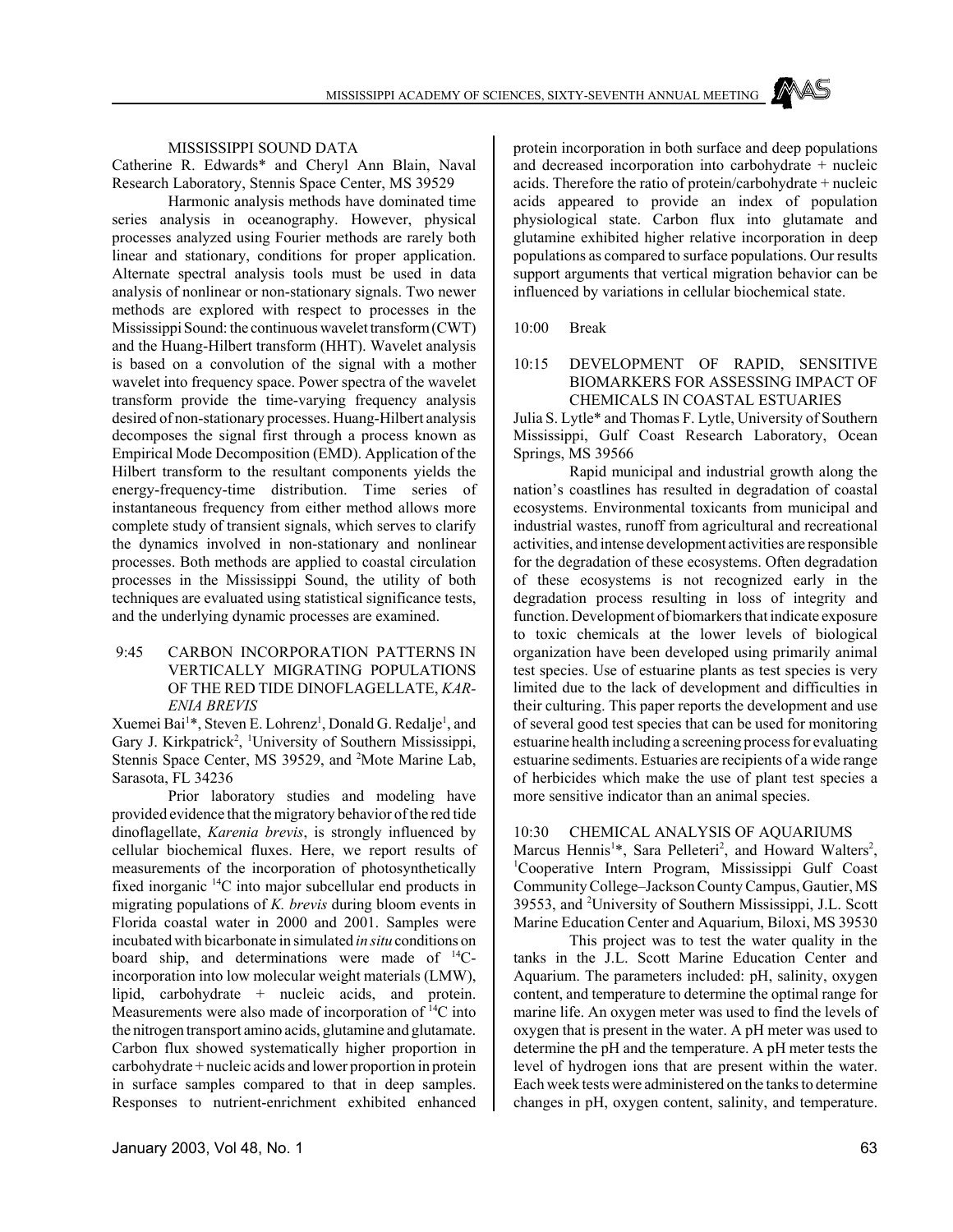MISSISSIPPI SOUND DATA

Catherine R. Edwards* and Cheryl Ann Blain, Naval Research Laboratory, Stennis Space Center, MS 39529

Harmonic analysis methods have dominated time series analysis in oceanography. However, physical processes analyzed using Fourier methods are rarely both linear and stationary, conditions for proper application. Alternate spectral analysis tools must be used in data analysis of nonlinear or non-stationary signals. Two newer methods are explored with respect to processes in the Mississippi Sound: the continuous wavelet transform (CWT) and the Huang-Hilbert transform (HHT). Wavelet analysis is based on a convolution of the signal with a mother wavelet into frequency space. Power spectra of the wavelet transform provide the time-varying frequency analysis desired of non-stationary processes. Huang-Hilbert analysis decomposes the signal first through a process known as Empirical Mode Decomposition (EMD). Application of the Hilbert transform to the resultant components yields the energy-frequency-time distribution. Time series of instantaneous frequency from either method allows more complete study of transient signals, which serves to clarify the dynamics involved in non-stationary and nonlinear processes. Both methods are applied to coastal circulation processes in the Mississippi Sound, the utility of both techniques are evaluated using statistical significance tests, and the underlying dynamic processes are examined.

9:45 CARBON INCORPORATION PATTERNS IN VERTICALLY MIGRATING POPULATIONS OF THE RED TIDE DINOFLAGELLATE, *KARENIA BREVIS*

Xuemei Bai[1]*, Steven E. Lohrenz[1], Donald G. Redalje[1], and Gary J. Kirkpatrick[2], [1]University of Southern Mississippi, Stennis Space Center, MS 39529, and [2]Mote Marine Lab, Sarasota, FL 34236

Prior laboratory studies and modeling have provided evidence that the migratory behavior of the red tide dinoflagellate, *Karenia brevis*, is strongly influenced by cellular biochemical fluxes. Here, we report results of measurements of the incorporation of photosynthetically fixed inorganic $^{14}C$ into major subcellular end products in migrating populations of *K. brevis* during bloom events in Florida coastal water in 2000 and 2001. Samples were incubated with bicarbonate in simulated *in situ* conditions on board ship, and determinations were made of $^{14}C$-incorporation into low molecular weight materials (LMW), lipid, carbohydrate + nucleic acids, and protein. Measurements were also made of incorporation of $^{14}C$ into the nitrogen transport amino acids, glutamine and glutamate. Carbon flux showed systematically higher proportion in carbohydrate + nucleic acids and lower proportion in protein in surface samples compared to that in deep samples. Responses to nutrient-enrichment exhibited enhanced protein incorporation in both surface and deep populations and decreased incorporation into carbohydrate + nucleic acids. Therefore the ratio of protein/carbohydrate + nucleic acids appeared to provide an index of population physiological state. Carbon flux into glutamate and glutamine exhibited higher relative incorporation in deep populations as compared to surface populations. Our results support arguments that vertical migration behavior can be influenced by variations in cellular biochemical state.

10:00 Break

10:15 DEVELOPMENT OF RAPID, SENSITIVE BIOMARKERS FOR ASSESSING IMPACT OF CHEMICALS IN COASTAL ESTUARIES

Julia S. Lytle* and Thomas F. Lytle, University of Southern Mississippi, Gulf Coast Research Laboratory, Ocean Springs, MS 39566

Rapid municipal and industrial growth along the nation's coastlines has resulted in degradation of coastal ecosystems. Environmental toxicants from municipal and industrial wastes, runoff from agricultural and recreational activities, and intense development activities are responsible for the degradation of these ecosystems. Often degradation of these ecosystems is not recognized early in the degradation process resulting in loss of integrity and function. Development of biomarkers that indicate exposure to toxic chemicals at the lower levels of biological organization have been developed using primarily animal test species. Use of estuarine plants as test species is very limited due to the lack of development and difficulties in their culturing. This paper reports the development and use of several good test species that can be used for monitoring estuarine health including a screening process for evaluating estuarine sediments. Estuaries are recipients of a wide range of herbicides which make the use of plant test species a more sensitive indicator than an animal species.

10:30 CHEMICAL ANALYSIS OF AQUARIUMS

Marcus Hennis[1]*, Sara Pelleteri[2], and Howard Walters[2], [1]Cooperative Intern Program, Mississippi Gulf Coast Community College–Jackson County Campus, Gautier, MS 39553, and [2]University of Southern Mississippi, J.L. Scott Marine Education Center and Aquarium, Biloxi, MS 39530

This project was to test the water quality in the tanks in the J.L. Scott Marine Education Center and Aquarium. The parameters included: pH, salinity, oxygen content, and temperature to determine the optimal range for marine life. An oxygen meter was used to find the levels of oxygen that is present in the water. A pH meter was used to determine the pH and the temperature. A pH meter tests the level of hydrogen ions that are present within the water. Each week tests were administered on the tanks to determine changes in pH, oxygen content, salinity, and temperature.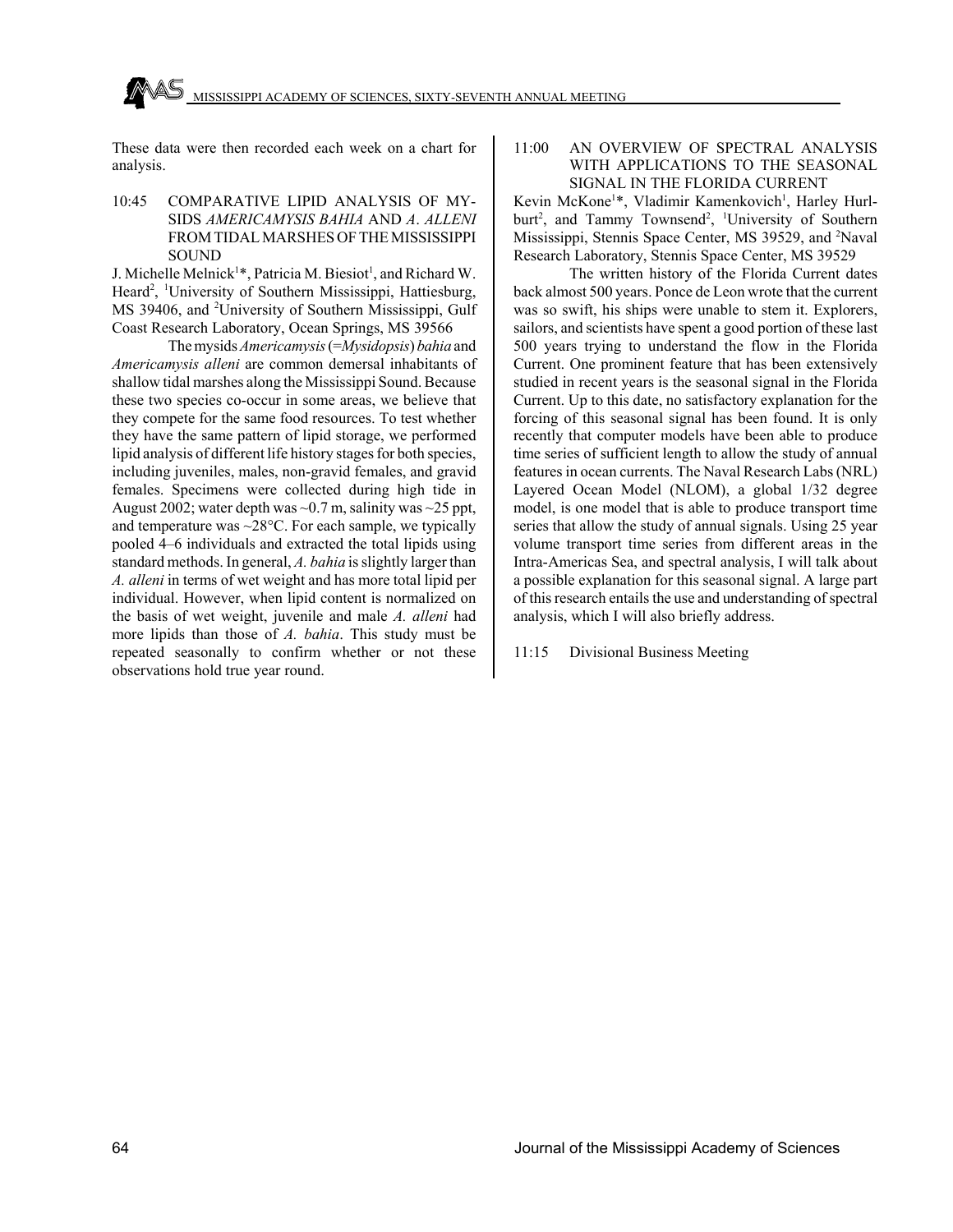These data were then recorded each week on a chart for analysis.

**10:45 COMPARATIVE LIPID ANALYSIS OF MYSIDS *AMERICAMYSIS BAHIA* AND *A. ALLENI* FROM TIDAL MARSHES OF THE MISSISSIPPI SOUND**

J. Michelle Melnick[1]*, Patricia M. Biesiot[1], and Richard W. Heard[2], [1]University of Southern Mississippi, Hattiesburg, MS 39406, and [2]University of Southern Mississippi, Gulf Coast Research Laboratory, Ocean Springs, MS 39566

The mysids *Americamysis* (=*Mysidopsis*) *bahia* and *Americamysis alleni* are common demersal inhabitants of shallow tidal marshes along the Mississippi Sound. Because these two species co-occur in some areas, we believe that they compete for the same food resources. To test whether they have the same pattern of lipid storage, we performed lipid analysis of different life history stages for both species, including juveniles, males, non-gravid females, and gravid females. Specimens were collected during high tide in August 2002; water depth was ~0.7 m, salinity was ~25 ppt, and temperature was ~28°C. For each sample, we typically pooled 4–6 individuals and extracted the total lipids using standard methods. In general, *A. bahia* is slightly larger than *A. alleni* in terms of wet weight and has more total lipid per individual. However, when lipid content is normalized on the basis of wet weight, juvenile and male *A. alleni* had more lipids than those of *A. bahia*. This study must be repeated seasonally to confirm whether or not these observations hold true year round.

**11:00 AN OVERVIEW OF SPECTRAL ANALYSIS WITH APPLICATIONS TO THE SEASONAL SIGNAL IN THE FLORIDA CURRENT**

Kevin McKone[1]*, Vladimir Kamenkovich[1], Harley Hurlburt[2], and Tammy Townsend[2], [1]University of Southern Mississippi, Stennis Space Center, MS 39529, and [2]Naval Research Laboratory, Stennis Space Center, MS 39529

The written history of the Florida Current dates back almost 500 years. Ponce de Leon wrote that the current was so swift, his ships were unable to stem it. Explorers, sailors, and scientists have spent a good portion of these last 500 years trying to understand the flow in the Florida Current. One prominent feature that has been extensively studied in recent years is the seasonal signal in the Florida Current. Up to this date, no satisfactory explanation for the forcing of this seasonal signal has been found. It is only recently that computer models have been able to produce time series of sufficient length to allow the study of annual features in ocean currents. The Naval Research Labs (NRL) Layered Ocean Model (NLOM), a global 1/32 degree model, is one model that is able to produce transport time series that allow the study of annual signals. Using 25 year volume transport time series from different areas in the Intra-Americas Sea, and spectral analysis, I will talk about a possible explanation for this seasonal signal. A large part of this research entails the use and understanding of spectral analysis, which I will also briefly address.

**11:15 Divisional Business Meeting**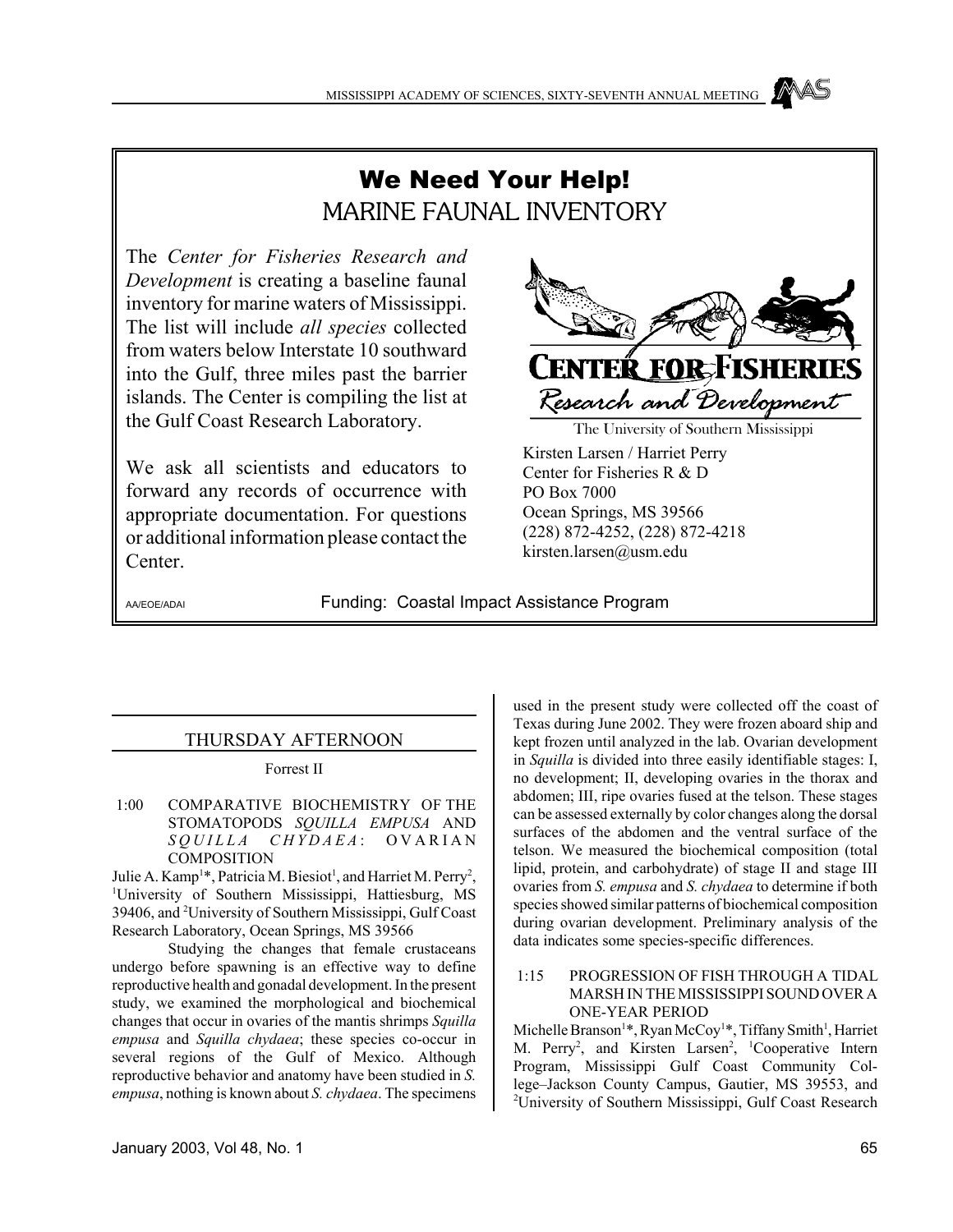## We Need Your Help!

## MARINE FAUNAL INVENTORY

The *Center for Fisheries Research and Development* is creating a baseline faunal inventory for marine waters of Mississippi. The list will include *all species* collected from waters below Interstate 10 southward into the Gulf, three miles past the barrier islands. The Center is compiling the list at the Gulf Coast Research Laboratory.

We ask all scientists and educators to forward any records of occurrence with appropriate documentation. For questions or additional information please contact the Center.

**CENTER FOR FISHERIES**
*Research and Development*
The University of Southern Mississippi

Kirsten Larsen / Harriet Perry
Center for Fisheries R & D
PO Box 7000
Ocean Springs, MS 39566
(228) 872-4252, (228) 872-4218
kirsten.larsen@usm.edu

AA/EOE/ADAI

Funding: Coastal Impact Assistance Program

---

## THURSDAY AFTERNOON

Forrest II

**1:00 COMPARATIVE BIOCHEMISTRY OF THE STOMATOPODS *SQUILLA EMPUSA* AND *SQUILLA CHYDAEA*: OVARIAN COMPOSITION**

Julie A. Kamp[1]*, Patricia M. Biesiot[1], and Harriet M. Perry[2], [1]University of Southern Mississippi, Hattiesburg, MS 39406, and [2]University of Southern Mississippi, Gulf Coast Research Laboratory, Ocean Springs, MS 39566

Studying the changes that female crustaceans undergo before spawning is an effective way to define reproductive health and gonadal development. In the present study, we examined the morphological and biochemical changes that occur in ovaries of the mantis shrimps *Squilla empusa* and *Squilla chydaea*; these species co-occur in several regions of the Gulf of Mexico. Although reproductive behavior and anatomy have been studied in *S. empusa*, nothing is known about *S. chydaea*. The specimens used in the present study were collected off the coast of Texas during June 2002. They were frozen aboard ship and kept frozen until analyzed in the lab. Ovarian development in *Squilla* is divided into three easily identifiable stages: I, no development; II, developing ovaries in the thorax and abdomen; III, ripe ovaries fused at the telson. These stages can be assessed externally by color changes along the dorsal surfaces of the abdomen and the ventral surface of the telson. We measured the biochemical composition (total lipid, protein, and carbohydrate) of stage II and stage III ovaries from *S. empusa* and *S. chydaea* to determine if both species showed similar patterns of biochemical composition during ovarian development. Preliminary analysis of the data indicates some species-specific differences.

**1:15 PROGRESSION OF FISH THROUGH A TIDAL MARSH IN THE MISSISSIPPI SOUND OVER A ONE-YEAR PERIOD**

Michelle Branson[1]*, Ryan McCoy[1]*, Tiffany Smith[1], Harriet M. Perry[2], and Kirsten Larsen[2], [1]Cooperative Intern Program, Mississippi Gulf Coast Community College–Jackson County Campus, Gautier, MS 39553, and [2]University of Southern Mississippi, Gulf Coast Research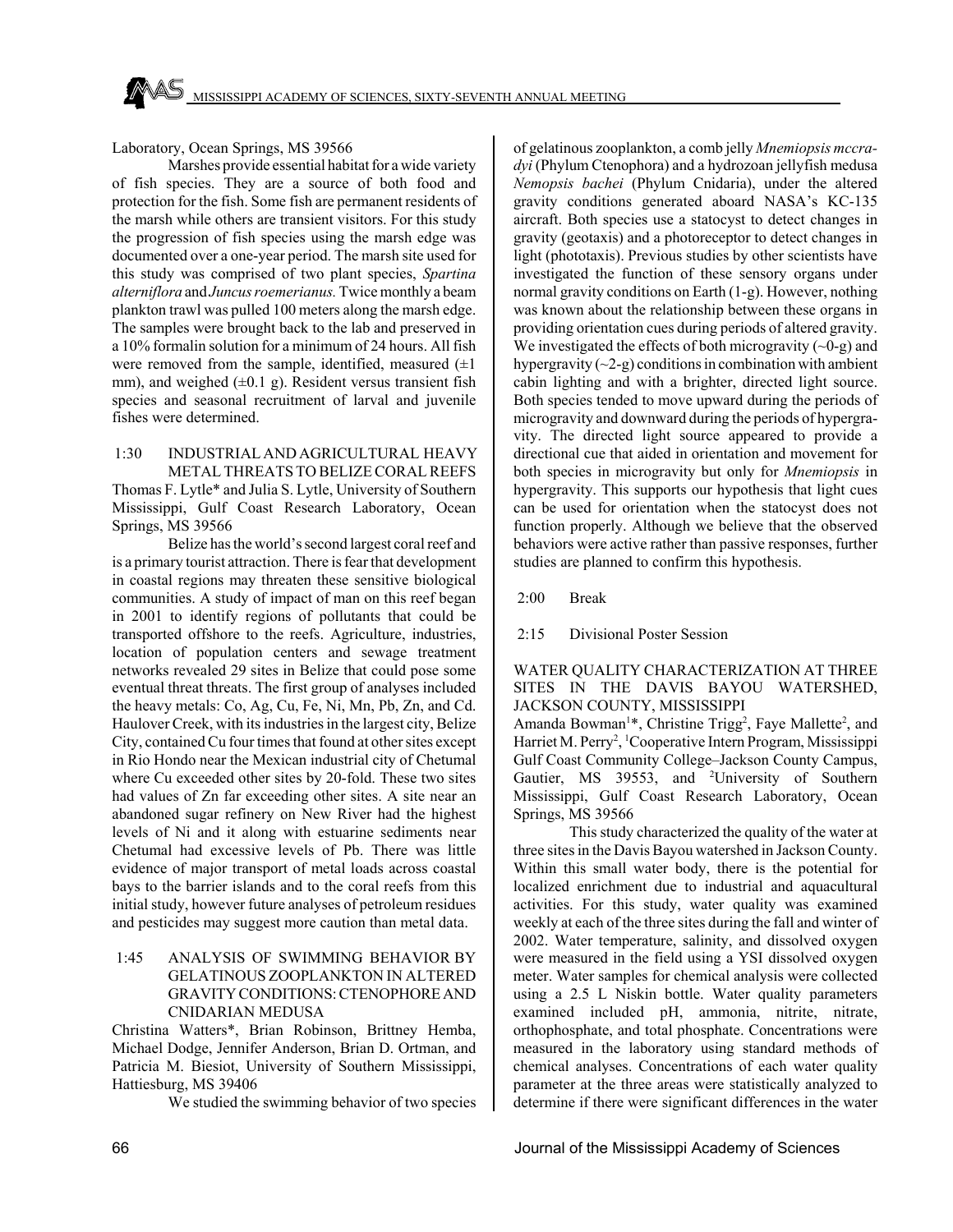Laboratory, Ocean Springs, MS 39566

Marshes provide essential habitat for a wide variety of fish species. They are a source of both food and protection for the fish. Some fish are permanent residents of the marsh while others are transient visitors. For this study the progression of fish species using the marsh edge was documented over a one-year period. The marsh site used for this study was comprised of two plant species, *Spartina alterniflora* and *Juncus roemerianus.* Twice monthly a beam plankton trawl was pulled 100 meters along the marsh edge. The samples were brought back to the lab and preserved in a 10% formalin solution for a minimum of 24 hours. All fish were removed from the sample, identified, measured (±1 mm), and weighed (±0.1 g). Resident versus transient fish species and seasonal recruitment of larval and juvenile fishes were determined.

1:30 INDUSTRIAL AND AGRICULTURAL HEAVY METAL THREATS TO BELIZE CORAL REEFS

Thomas F. Lytle* and Julia S. Lytle, University of Southern Mississippi, Gulf Coast Research Laboratory, Ocean Springs, MS 39566

Belize has the world's second largest coral reef and is a primary tourist attraction. There is fear that development in coastal regions may threaten these sensitive biological communities. A study of impact of man on this reef began in 2001 to identify regions of pollutants that could be transported offshore to the reefs. Agriculture, industries, location of population centers and sewage treatment networks revealed 29 sites in Belize that could pose some eventual threat threats. The first group of analyses included the heavy metals: Co, Ag, Cu, Fe, Ni, Mn, Pb, Zn, and Cd. Haulover Creek, with its industries in the largest city, Belize City, contained Cu four times that found at other sites except in Rio Hondo near the Mexican industrial city of Chetumal where Cu exceeded other sites by 20-fold. These two sites had values of Zn far exceeding other sites. A site near an abandoned sugar refinery on New River had the highest levels of Ni and it along with estuarine sediments near Chetumal had excessive levels of Pb. There was little evidence of major transport of metal loads across coastal bays to the barrier islands and to the coral reefs from this initial study, however future analyses of petroleum residues and pesticides may suggest more caution than metal data.

1:45 ANALYSIS OF SWIMMING BEHAVIOR BY GELATINOUS ZOOPLANKTON IN ALTERED GRAVITY CONDITIONS: CTENOPHORE AND CNIDARIAN MEDUSA

Christina Watters*, Brian Robinson, Brittney Hemba, Michael Dodge, Jennifer Anderson, Brian D. Ortman, and Patricia M. Biesiot, University of Southern Mississippi, Hattiesburg, MS 39406

We studied the swimming behavior of two species of gelatinous zooplankton, a comb jelly *Mnemiopsis mccradyi* (Phylum Ctenophora) and a hydrozoan jellyfish medusa *Nemopsis bachei* (Phylum Cnidaria), under the altered gravity conditions generated aboard NASA's KC-135 aircraft. Both species use a statocyst to detect changes in gravity (geotaxis) and a photoreceptor to detect changes in light (phototaxis). Previous studies by other scientists have investigated the function of these sensory organs under normal gravity conditions on Earth (1-g). However, nothing was known about the relationship between these organs in providing orientation cues during periods of altered gravity. We investigated the effects of both microgravity (~0-g) and hypergravity (~2-g) conditions in combination with ambient cabin lighting and with a brighter, directed light source. Both species tended to move upward during the periods of microgravity and downward during the periods of hypergravity. The directed light source appeared to provide a directional cue that aided in orientation and movement for both species in microgravity but only for *Mnemiopsis* in hypergravity. This supports our hypothesis that light cues can be used for orientation when the statocyst does not function properly. Although we believe that the observed behaviors were active rather than passive responses, further studies are planned to confirm this hypothesis.

2:00 Break

2:15 Divisional Poster Session

WATER QUALITY CHARACTERIZATION AT THREE SITES IN THE DAVIS BAYOU WATERSHED, JACKSON COUNTY, MISSISSIPPI

Amanda Bowman[1]*, Christine Trigg[2], Faye Mallette[2], and Harriet M. Perry[2], [1]Cooperative Intern Program, Mississippi Gulf Coast Community College–Jackson County Campus, Gautier, MS 39553, and [2]University of Southern Mississippi, Gulf Coast Research Laboratory, Ocean Springs, MS 39566

This study characterized the quality of the water at three sites in the Davis Bayou watershed in Jackson County. Within this small water body, there is the potential for localized enrichment due to industrial and aquacultural activities. For this study, water quality was examined weekly at each of the three sites during the fall and winter of 2002. Water temperature, salinity, and dissolved oxygen were measured in the field using a YSI dissolved oxygen meter. Water samples for chemical analysis were collected using a 2.5 L Niskin bottle. Water quality parameters examined included pH, ammonia, nitrite, nitrate, orthophosphate, and total phosphate. Concentrations were measured in the laboratory using standard methods of chemical analyses. Concentrations of each water quality parameter at the three areas were statistically analyzed to determine if there were significant differences in the water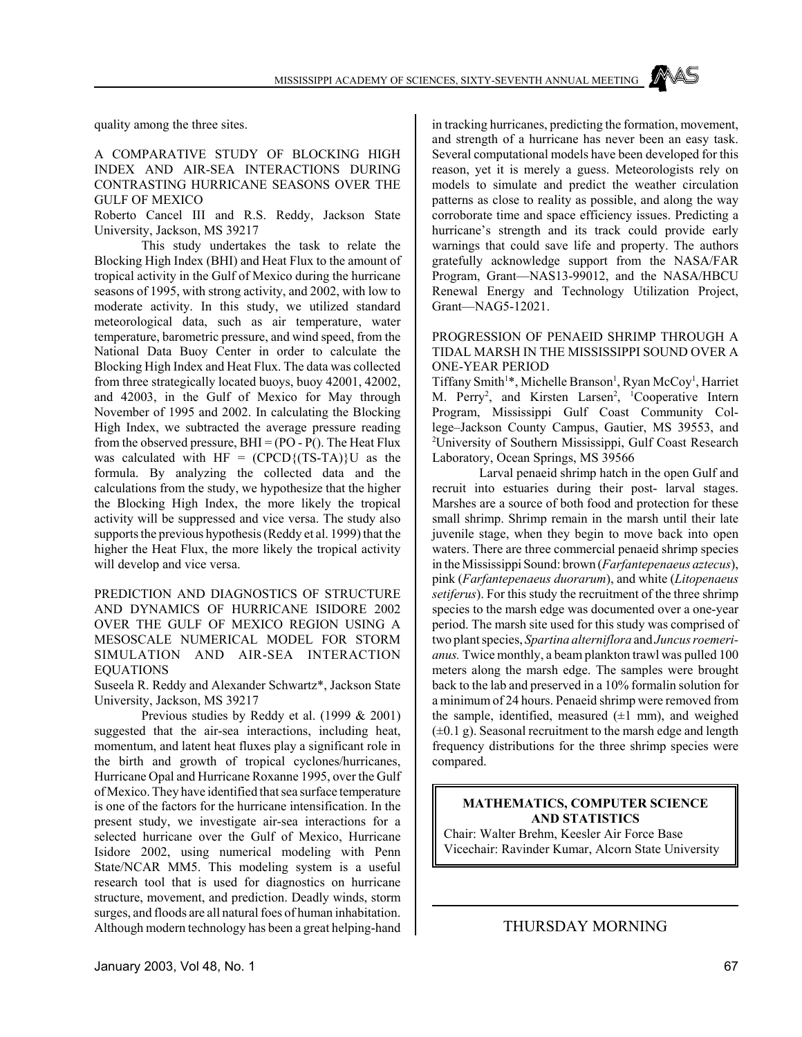quality among the three sites.

### A COMPARATIVE STUDY OF BLOCKING HIGH INDEX AND AIR-SEA INTERACTIONS DURING CONTRASTING HURRICANE SEASONS OVER THE GULF OF MEXICO

Roberto Cancel III and R.S. Reddy, Jackson State University, Jackson, MS 39217

This study undertakes the task to relate the Blocking High Index (BHI) and Heat Flux to the amount of tropical activity in the Gulf of Mexico during the hurricane seasons of 1995, with strong activity, and 2002, with low to moderate activity. In this study, we utilized standard meteorological data, such as air temperature, water temperature, barometric pressure, and wind speed, from the National Data Buoy Center in order to calculate the Blocking High Index and Heat Flux. The data was collected from three strategically located buoys, buoy 42001, 42002, and 42003, in the Gulf of Mexico for May through November of 1995 and 2002. In calculating the Blocking High Index, we subtracted the average pressure reading from the observed pressure, BHI = (PO - P(). The Heat Flux was calculated with HF = (CPCD{(TS-TA)}U as the formula. By analyzing the collected data and the calculations from the study, we hypothesize that the higher the Blocking High Index, the more likely the tropical activity will be suppressed and vice versa. The study also supports the previous hypothesis (Reddy et al. 1999) that the higher the Heat Flux, the more likely the tropical activity will develop and vice versa.

### PREDICTION AND DIAGNOSTICS OF STRUCTURE AND DYNAMICS OF HURRICANE ISIDORE 2002 OVER THE GULF OF MEXICO REGION USING A MESOSCALE NUMERICAL MODEL FOR STORM SIMULATION AND AIR-SEA INTERACTION EQUATIONS

Suseela R. Reddy and Alexander Schwartz*, Jackson State University, Jackson, MS 39217

Previous studies by Reddy et al. (1999 & 2001) suggested that the air-sea interactions, including heat, momentum, and latent heat fluxes play a significant role in the birth and growth of tropical cyclones/hurricanes, Hurricane Opal and Hurricane Roxanne 1995, over the Gulf of Mexico. They have identified that sea surface temperature is one of the factors for the hurricane intensification. In the present study, we investigate air-sea interactions for a selected hurricane over the Gulf of Mexico, Hurricane Isidore 2002, using numerical modeling with Penn State/NCAR MM5. This modeling system is a useful research tool that is used for diagnostics on hurricane structure, movement, and prediction. Deadly winds, storm surges, and floods are all natural foes of human inhabitation. Although modern technology has been a great helping-hand in tracking hurricanes, predicting the formation, movement, and strength of a hurricane has never been an easy task. Several computational models have been developed for this reason, yet it is merely a guess. Meteorologists rely on models to simulate and predict the weather circulation patterns as close to reality as possible, and along the way corroborate time and space efficiency issues. Predicting a hurricane's strength and its track could provide early warnings that could save life and property. The authors gratefully acknowledge support from the NASA/FAR Program, Grant—NAS13-99012, and the NASA/HBCU Renewal Energy and Technology Utilization Project, Grant—NAG5-12021.

### PROGRESSION OF PENAEID SHRIMP THROUGH A TIDAL MARSH IN THE MISSISSIPPI SOUND OVER A ONE-YEAR PERIOD

Tiffany Smith[1]*, Michelle Branson[1], Ryan McCoy[1], Harriet M. Perry[2], and Kirsten Larsen[2], [1]Cooperative Intern Program, Mississippi Gulf Coast Community College–Jackson County Campus, Gautier, MS 39553, and [2]University of Southern Mississippi, Gulf Coast Research Laboratory, Ocean Springs, MS 39566

Larval penaeid shrimp hatch in the open Gulf and recruit into estuaries during their post- larval stages. Marshes are a source of both food and protection for these small shrimp. Shrimp remain in the marsh until their late juvenile stage, when they begin to move back into open waters. There are three commercial penaeid shrimp species in the Mississippi Sound: brown (*Farfantepenaeus aztecus*), pink (*Farfantepenaeus duorarum*), and white (*Litopenaeus setiferus*). For this study the recruitment of the three shrimp species to the marsh edge was documented over a one-year period. The marsh site used for this study was comprised of two plant species, *Spartina alterniflora* and *Juncus roemerianus.* Twice monthly, a beam plankton trawl was pulled 100 meters along the marsh edge. The samples were brought back to the lab and preserved in a 10% formalin solution for a minimum of 24 hours. Penaeid shrimp were removed from the sample, identified, measured (±1 mm), and weighed (±0.1 g). Seasonal recruitment to the marsh edge and length frequency distributions for the three shrimp species were compared.

## MATHEMATICS, COMPUTER SCIENCE AND STATISTICS

Chair: Walter Brehm, Keesler Air Force Base
Vicechair: Ravinder Kumar, Alcorn State University

## THURSDAY MORNING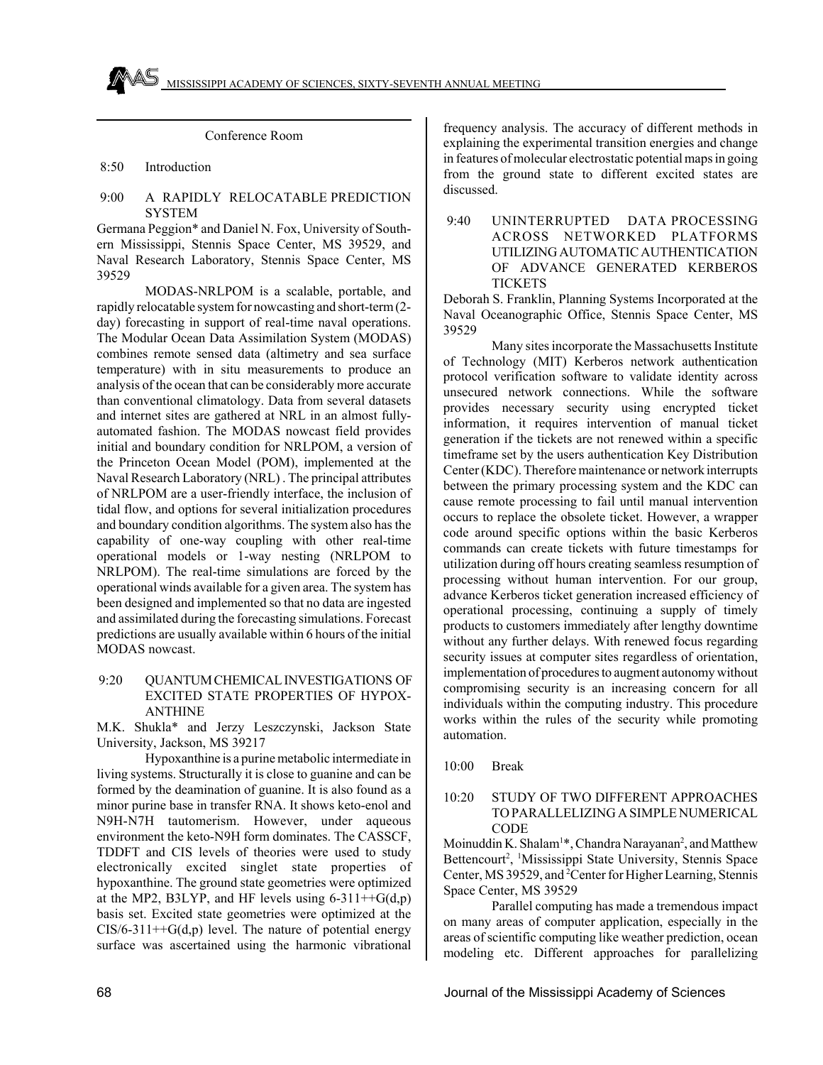Conference Room

8:50 Introduction

9:00 A RAPIDLY RELOCATABLE PREDICTION SYSTEM

Germana Peggion* and Daniel N. Fox, University of Southern Mississippi, Stennis Space Center, MS 39529, and Naval Research Laboratory, Stennis Space Center, MS 39529

MODAS-NRLPOM is a scalable, portable, and rapidly relocatable system for nowcasting and short-term (2-day) forecasting in support of real-time naval operations. The Modular Ocean Data Assimilation System (MODAS) combines remote sensed data (altimetry and sea surface temperature) with in situ measurements to produce an analysis of the ocean that can be considerably more accurate than conventional climatology. Data from several datasets and internet sites are gathered at NRL in an almost fully-automated fashion. The MODAS nowcast field provides initial and boundary condition for NRLPOM, a version of the Princeton Ocean Model (POM), implemented at the Naval Research Laboratory (NRL). The principal attributes of NRLPOM are a user-friendly interface, the inclusion of tidal flow, and options for several initialization procedures and boundary condition algorithms. The system also has the capability of one-way coupling with other real-time operational models or 1-way nesting (NRLPOM to NRLPOM). The real-time simulations are forced by the operational winds available for a given area. The system has been designed and implemented so that no data are ingested and assimilated during the forecasting simulations. Forecast predictions are usually available within 6 hours of the initial MODAS nowcast.

9:20 QUANTUM CHEMICAL INVESTIGATIONS OF EXCITED STATE PROPERTIES OF HYPOXANTHINE

M.K. Shukla* and Jerzy Leszczynski, Jackson State University, Jackson, MS 39217

Hypoxanthine is a purine metabolic intermediate in living systems. Structurally it is close to guanine and can be formed by the deamination of guanine. It is also found as a minor purine base in transfer RNA. It shows keto-enol and N9H-N7H tautomerism. However, under aqueous environment the keto-N9H form dominates. The CASSCF, TDDFT and CIS levels of theories were used to study electronically excited singlet state properties of hypoxanthine. The ground state geometries were optimized at the MP2, B3LYP, and HF levels using 6-311++G(d,p) basis set. Excited state geometries were optimized at the CIS/6-311++G(d,p) level. The nature of potential energy surface was ascertained using the harmonic vibrational frequency analysis. The accuracy of different methods in explaining the experimental transition energies and change in features of molecular electrostatic potential maps in going from the ground state to different excited states are discussed.

9:40 UNINTERRUPTED DATA PROCESSING ACROSS NETWORKED PLATFORMS UTILIZING AUTOMATIC AUTHENTICATION OF ADVANCE GENERATED KERBEROS TICKETS

Deborah S. Franklin, Planning Systems Incorporated at the Naval Oceanographic Office, Stennis Space Center, MS 39529

Many sites incorporate the Massachusetts Institute of Technology (MIT) Kerberos network authentication protocol verification software to validate identity across unsecured network connections. While the software provides necessary security using encrypted ticket information, it requires intervention of manual ticket generation if the tickets are not renewed within a specific timeframe set by the users authentication Key Distribution Center (KDC). Therefore maintenance or network interrupts between the primary processing system and the KDC can cause remote processing to fail until manual intervention occurs to replace the obsolete ticket. However, a wrapper code around specific options within the basic Kerberos commands can create tickets with future timestamps for utilization during off hours creating seamless resumption of processing without human intervention. For our group, advance Kerberos ticket generation increased efficiency of operational processing, continuing a supply of timely products to customers immediately after lengthy downtime without any further delays. With renewed focus regarding security issues at computer sites regardless of orientation, implementation of procedures to augment autonomy without compromising security is an increasing concern for all individuals within the computing industry. This procedure works within the rules of the security while promoting automation.

10:00 Break

10:20 STUDY OF TWO DIFFERENT APPROACHES TO PARALLELIZING A SIMPLE NUMERICAL CODE

Moinuddin K. Shalam[1]*, Chandra Narayanan[2], and Matthew Bettencourt[2], [1]Mississippi State University, Stennis Space Center, MS 39529, and [2]Center for Higher Learning, Stennis Space Center, MS 39529

Parallel computing has made a tremendous impact on many areas of computer application, especially in the areas of scientific computing like weather prediction, ocean modeling etc. Different approaches for parallelizing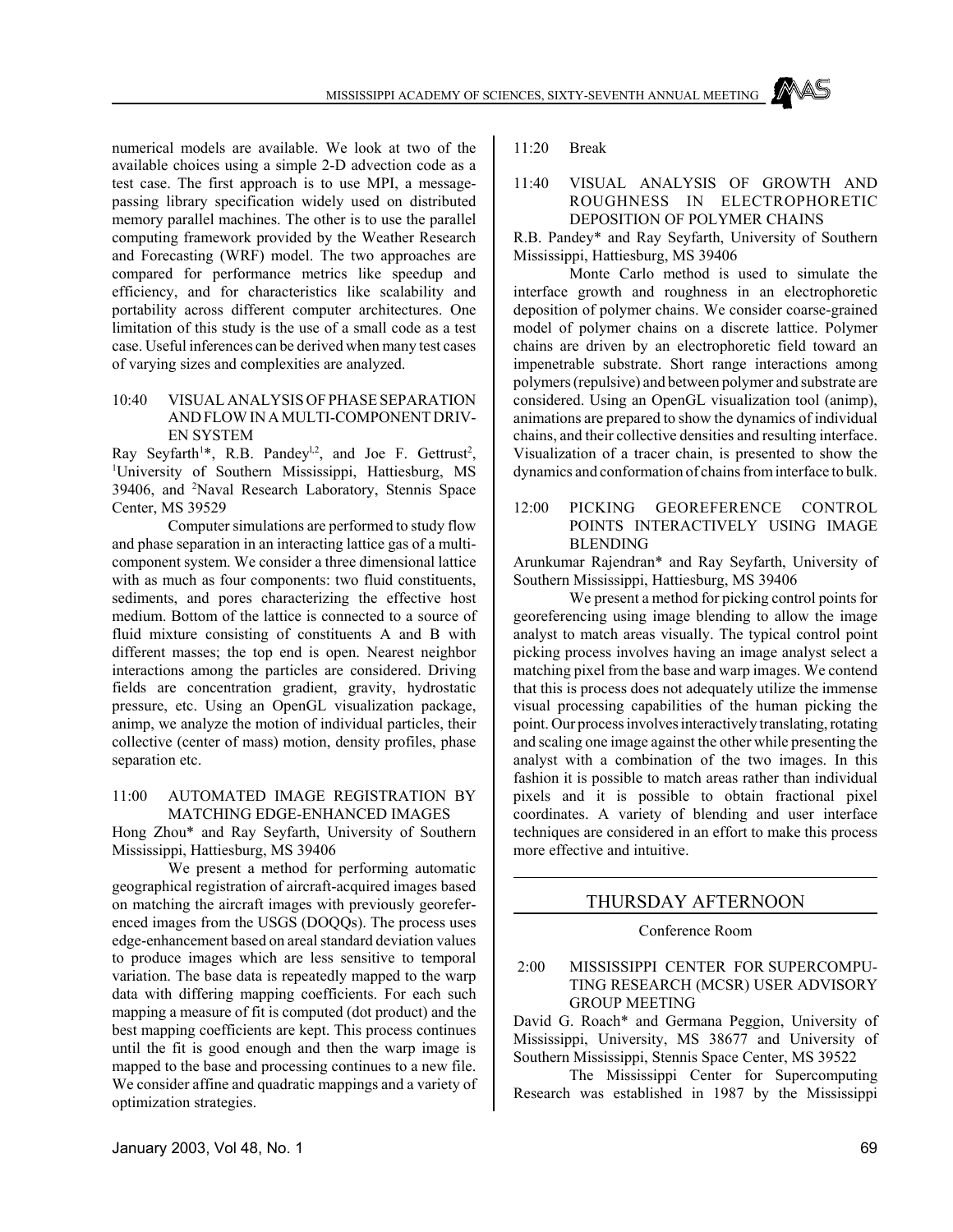numerical models are available. We look at two of the available choices using a simple 2-D advection code as a test case. The first approach is to use MPI, a message-passing library specification widely used on distributed memory parallel machines. The other is to use the parallel computing framework provided by the Weather Research and Forecasting (WRF) model. The two approaches are compared for performance metrics like speedup and efficiency, and for characteristics like scalability and portability across different computer architectures. One limitation of this study is the use of a small code as a test case. Useful inferences can be derived when many test cases of varying sizes and complexities are analyzed.

10:40 VISUAL ANALYSIS OF PHASE SEPARATION AND FLOW IN A MULTI-COMPONENT DRIVEN SYSTEM

Ray Seyfarth[1]*, R.B. Pandey[1,2], and Joe F. Gettrust[2], [1]University of Southern Mississippi, Hattiesburg, MS 39406, and [2]Naval Research Laboratory, Stennis Space Center, MS 39529

Computer simulations are performed to study flow and phase separation in an interacting lattice gas of a multi-component system. We consider a three dimensional lattice with as much as four components: two fluid constituents, sediments, and pores characterizing the effective host medium. Bottom of the lattice is connected to a source of fluid mixture consisting of constituents A and B with different masses; the top end is open. Nearest neighbor interactions among the particles are considered. Driving fields are concentration gradient, gravity, hydrostatic pressure, etc. Using an OpenGL visualization package, animp, we analyze the motion of individual particles, their collective (center of mass) motion, density profiles, phase separation etc.

11:00 AUTOMATED IMAGE REGISTRATION BY MATCHING EDGE-ENHANCED IMAGES

Hong Zhou* and Ray Seyfarth, University of Southern Mississippi, Hattiesburg, MS 39406

We present a method for performing automatic geographical registration of aircraft-acquired images based on matching the aircraft images with previously georeferenced images from the USGS (DOQQs). The process uses edge-enhancement based on areal standard deviation values to produce images which are less sensitive to temporal variation. The base data is repeatedly mapped to the warp data with differing mapping coefficients. For each such mapping a measure of fit is computed (dot product) and the best mapping coefficients are kept. This process continues until the fit is good enough and then the warp image is mapped to the base and processing continues to a new file. We consider affine and quadratic mappings and a variety of optimization strategies.

11:20 Break

11:40 VISUAL ANALYSIS OF GROWTH AND ROUGHNESS IN ELECTROPHORETIC DEPOSITION OF POLYMER CHAINS

R.B. Pandey* and Ray Seyfarth, University of Southern Mississippi, Hattiesburg, MS 39406

Monte Carlo method is used to simulate the interface growth and roughness in an electrophoretic deposition of polymer chains. We consider coarse-grained model of polymer chains on a discrete lattice. Polymer chains are driven by an electrophoretic field toward an impenetrable substrate. Short range interactions among polymers (repulsive) and between polymer and substrate are considered. Using an OpenGL visualization tool (animp), animations are prepared to show the dynamics of individual chains, and their collective densities and resulting interface. Visualization of a tracer chain, is presented to show the dynamics and conformation of chains from interface to bulk.

12:00 PICKING GEOREFERENCE CONTROL POINTS INTERACTIVELY USING IMAGE BLENDING

Arunkumar Rajendran* and Ray Seyfarth, University of Southern Mississippi, Hattiesburg, MS 39406

We present a method for picking control points for georeferencing using image blending to allow the image analyst to match areas visually. The typical control point picking process involves having an image analyst select a matching pixel from the base and warp images. We contend that this is process does not adequately utilize the immense visual processing capabilities of the human picking the point. Our process involves interactively translating, rotating and scaling one image against the other while presenting the analyst with a combination of the two images. In this fashion it is possible to match areas rather than individual pixels and it is possible to obtain fractional pixel coordinates. A variety of blending and user interface techniques are considered in an effort to make this process more effective and intuitive.

## THURSDAY AFTERNOON

Conference Room

2:00 MISSISSIPPI CENTER FOR SUPERCOMPUTING RESEARCH (MCSR) USER ADVISORY GROUP MEETING

David G. Roach* and Germana Peggion, University of Mississippi, University, MS 38677 and University of Southern Mississippi, Stennis Space Center, MS 39522

The Mississippi Center for Supercomputing Research was established in 1987 by the Mississippi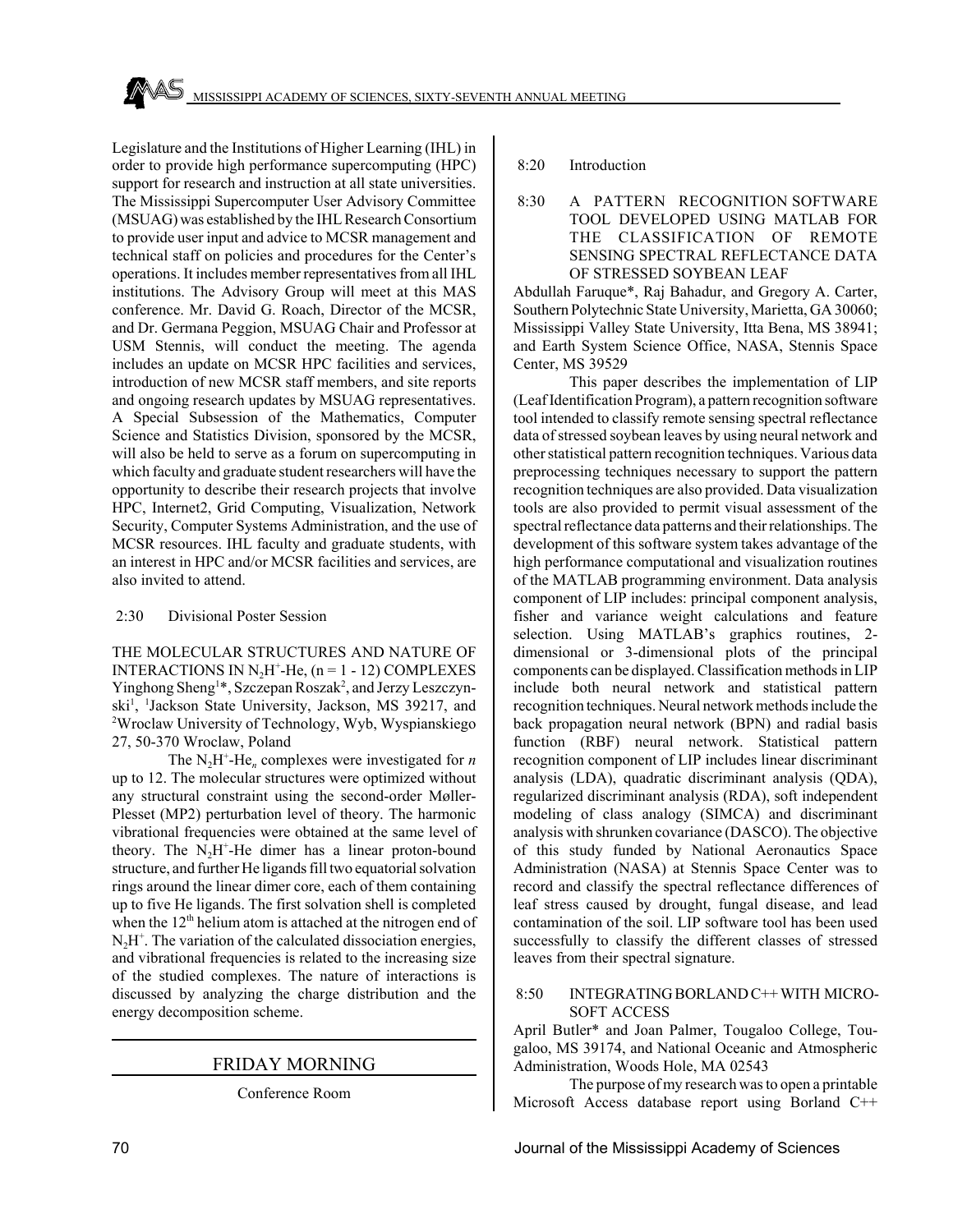Legislature and the Institutions of Higher Learning (IHL) in order to provide high performance supercomputing (HPC) support for research and instruction at all state universities. The Mississippi Supercomputer User Advisory Committee (MSUAG) was established by the IHL Research Consortium to provide user input and advice to MCSR management and technical staff on policies and procedures for the Center's operations. It includes member representatives from all IHL institutions. The Advisory Group will meet at this MAS conference. Mr. David G. Roach, Director of the MCSR, and Dr. Germana Peggion, MSUAG Chair and Professor at USM Stennis, will conduct the meeting. The agenda includes an update on MCSR HPC facilities and services, introduction of new MCSR staff members, and site reports and ongoing research updates by MSUAG representatives. A Special Subsession of the Mathematics, Computer Science and Statistics Division, sponsored by the MCSR, will also be held to serve as a forum on supercomputing in which faculty and graduate student researchers will have the opportunity to describe their research projects that involve HPC, Internet2, Grid Computing, Visualization, Network Security, Computer Systems Administration, and the use of MCSR resources. IHL faculty and graduate students, with an interest in HPC and/or MCSR facilities and services, are also invited to attend.

2:30 Divisional Poster Session

THE MOLECULAR STRUCTURES AND NATURE OF INTERACTIONS IN $N_2H^+$-He, (n = 1 - 12) COMPLEXES

Yinghong Sheng[1]*, Szczepan Roszak[2], and Jerzy Leszczynski[1], [1]Jackson State University, Jackson, MS 39217, and [2]Wroclaw University of Technology, Wyb, Wyspianskiego 27, 50-370 Wroclaw, Poland

The $N_2H^+$-$He_n$ complexes were investigated for *n* up to 12. The molecular structures were optimized without any structural constraint using the second-order Møller-Plesset (MP2) perturbation level of theory. The harmonic vibrational frequencies were obtained at the same level of theory. The $N_2H^+$-He dimer has a linear proton-bound structure, and further He ligands fill two equatorial solvation rings around the linear dimer core, each of them containing up to five He ligands. The first solvation shell is completed when the 12[th] helium atom is attached at the nitrogen end of $N_2H^+$. The variation of the calculated dissociation energies, and vibrational frequencies is related to the increasing size of the studied complexes. The nature of interactions is discussed by analyzing the charge distribution and the energy decomposition scheme.

## FRIDAY MORNING

Conference Room

8:20 Introduction

8:30 A PATTERN RECOGNITION SOFTWARE TOOL DEVELOPED USING MATLAB FOR THE CLASSIFICATION OF REMOTE SENSING SPECTRAL REFLECTANCE DATA OF STRESSED SOYBEAN LEAF

Abdullah Faruque*, Raj Bahadur, and Gregory A. Carter, Southern Polytechnic State University, Marietta, GA 30060; Mississippi Valley State University, Itta Bena, MS 38941; and Earth System Science Office, NASA, Stennis Space Center, MS 39529

This paper describes the implementation of LIP (Leaf Identification Program), a pattern recognition software tool intended to classify remote sensing spectral reflectance data of stressed soybean leaves by using neural network and other statistical pattern recognition techniques. Various data preprocessing techniques necessary to support the pattern recognition techniques are also provided. Data visualization tools are also provided to permit visual assessment of the spectral reflectance data patterns and their relationships. The development of this software system takes advantage of the high performance computational and visualization routines of the MATLAB programming environment. Data analysis component of LIP includes: principal component analysis, fisher and variance weight calculations and feature selection. Using MATLAB's graphics routines, 2-dimensional or 3-dimensional plots of the principal components can be displayed. Classification methods in LIP include both neural network and statistical pattern recognition techniques. Neural network methods include the back propagation neural network (BPN) and radial basis function (RBF) neural network. Statistical pattern recognition component of LIP includes linear discriminant analysis (LDA), quadratic discriminant analysis (QDA), regularized discriminant analysis (RDA), soft independent modeling of class analogy (SIMCA) and discriminant analysis with shrunken covariance (DASCO). The objective of this study funded by National Aeronautics Space Administration (NASA) at Stennis Space Center was to record and classify the spectral reflectance differences of leaf stress caused by drought, fungal disease, and lead contamination of the soil. LIP software tool has been used successfully to classify the different classes of stressed leaves from their spectral signature.

8:50 INTEGRATING BORLAND C++ WITH MICROSOFT ACCESS

April Butler* and Joan Palmer, Tougaloo College, Tougaloo, MS 39174, and National Oceanic and Atmospheric Administration, Woods Hole, MA 02543

The purpose of my research was to open a printable Microsoft Access database report using Borland C++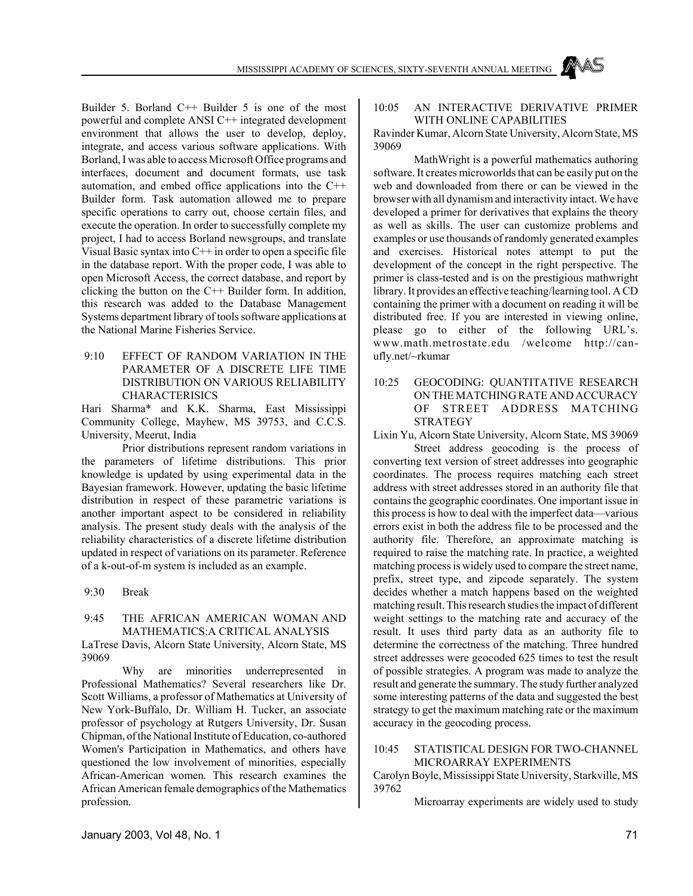Builder 5. Borland C++ Builder 5 is one of the most powerful and complete ANSI C++ integrated development environment that allows the user to develop, deploy, integrate, and access various software applications. With Borland, I was able to access Microsoft Office programs and interfaces, document and document formats, use task automation, and embed office applications into the C++ Builder form. Task automation allowed me to prepare specific operations to carry out, choose certain files, and execute the operation. In order to successfully complete my project, I had to access Borland newsgroups, and translate Visual Basic syntax into C++ in order to open a specific file in the database report. With the proper code, I was able to open Microsoft Access, the correct database, and report by clicking the button on the C++ Builder form. In addition, this research was added to the Database Management Systems department library of tools software applications at the National Marine Fisheries Service.

### 9:10 EFFECT OF RANDOM VARIATION IN THE PARAMETER OF A DISCRETE LIFE TIME DISTRIBUTION ON VARIOUS RELIABILITY CHARACTERISICS

Hari Sharma* and K.K. Sharma, East Mississippi Community College, Mayhew, MS 39753, and C.C.S. University, Meerut, India

Prior distributions represent random variations in the parameters of lifetime distributions. This prior knowledge is updated by using experimental data in the Bayesian framework. However, updating the basic lifetime distribution in respect of these parametric variations is another important aspect to be considered in reliability analysis. The present study deals with the analysis of the reliability characteristics of a discrete lifetime distribution updated in respect of variations on its parameter. Reference of a k-out-of-m system is included as an example.

### 9:30 Break

### 9:45 THE AFRICAN AMERICAN WOMAN AND MATHEMATICS:A CRITICAL ANALYSIS

LaTrese Davis, Alcorn State University, Alcorn State, MS 39069

Why are minorities underrepresented in Professional Mathematics? Several researchers like Dr. Scott Williams, a professor of Mathematics at University of New York-Buffalo, Dr. William H. Tucker, an associate professor of psychology at Rutgers University, Dr. Susan Chipman, of the National Institute of Education, co-authored Women's Participation in Mathematics, and others have questioned the low involvement of minorities, especially African-American women. This research examines the African American female demographics of the Mathematics profession.

### 10:05 AN INTERACTIVE DERIVATIVE PRIMER WITH ONLINE CAPABILITIES

Ravinder Kumar, Alcorn State University, Alcorn State, MS 39069

MathWright is a powerful mathematics authoring software. It creates microworlds that can be easily put on the web and downloaded from there or can be viewed in the browser with all dynamism and interactivity intact. We have developed a primer for derivatives that explains the theory as well as skills. The user can customize problems and examples or use thousands of randomly generated examples and exercises. Historical notes attempt to put the development of the concept in the right perspective. The primer is class-tested and is on the prestigious mathwright library. It provides an effective teaching/learning tool. A CD containing the primer with a document on reading it will be distributed free. If you are interested in viewing online, please go to either of the following URL's. www.math.metrostate.edu /welcome http://can-ufly.net/~rkumar

### 10:25 GEOCODING: QUANTITATIVE RESEARCH ON THE MATCHING RATE AND ACCURACY OF STREET ADDRESS MATCHING STRATEGY

Lixin Yu, Alcorn State University, Alcorn State, MS 39069

Street address geocoding is the process of converting text version of street addresses into geographic coordinates. The process requires matching each street address with street addresses stored in an authority file that contains the geographic coordinates. One important issue in this process is how to deal with the imperfect data—various errors exist in both the address file to be processed and the authority file. Therefore, an approximate matching is required to raise the matching rate. In practice, a weighted matching process is widely used to compare the street name, prefix, street type, and zipcode separately. The system decides whether a match happens based on the weighted matching result. This research studies the impact of different weight settings to the matching rate and accuracy of the result. It uses third party data as an authority file to determine the correctness of the matching. Three hundred street addresses were geocoded 625 times to test the result of possible strategies. A program was made to analyze the result and generate the summary. The study further analyzed some interesting patterns of the data and suggested the best strategy to get the maximum matching rate or the maximum accuracy in the geocoding process.

### 10:45 STATISTICAL DESIGN FOR TWO-CHANNEL MICROARRAY EXPERIMENTS

Carolyn Boyle, Mississippi State University, Starkville, MS 39762

Microarray experiments are widely used to study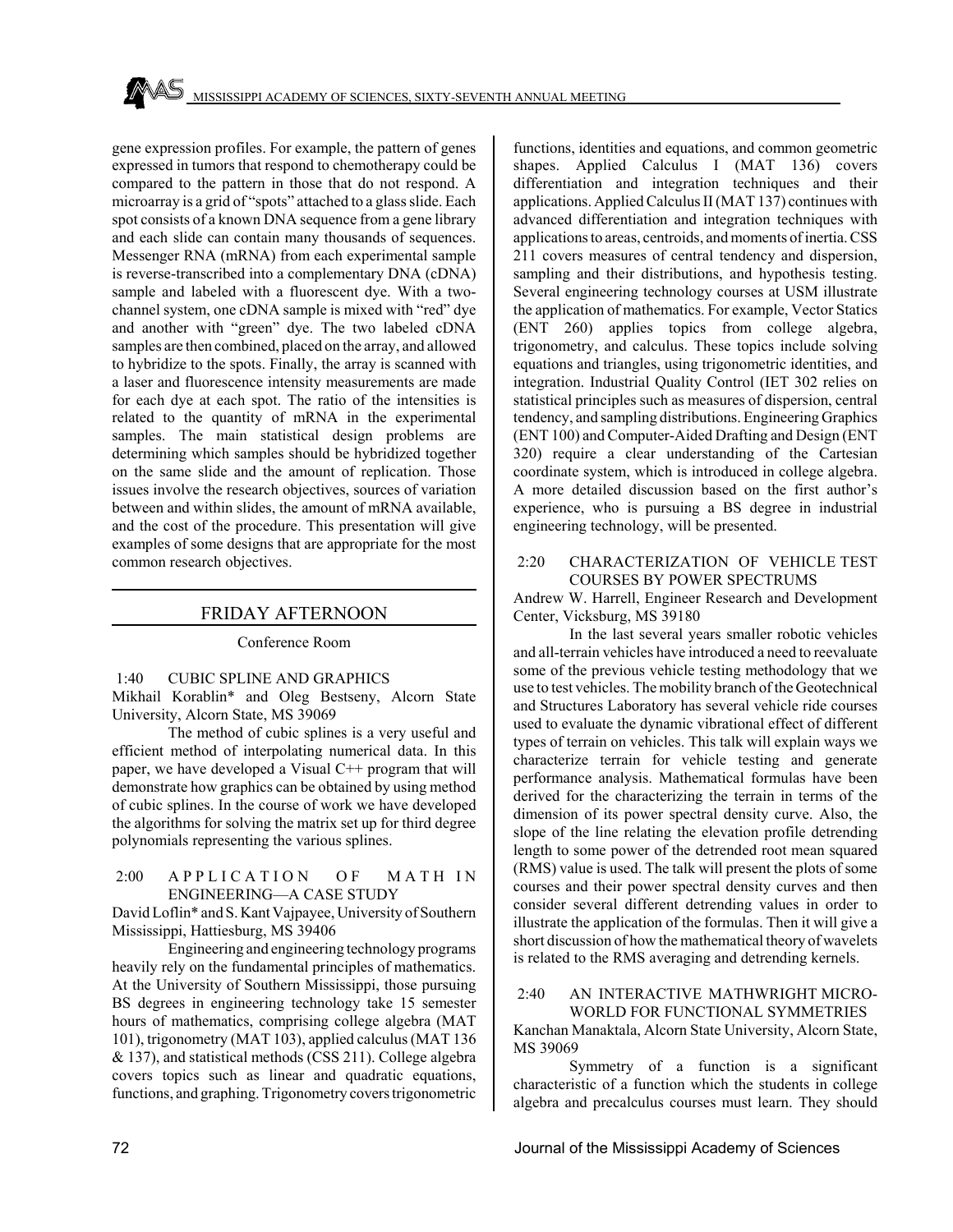gene expression profiles. For example, the pattern of genes expressed in tumors that respond to chemotherapy could be compared to the pattern in those that do not respond. A microarray is a grid of "spots" attached to a glass slide. Each spot consists of a known DNA sequence from a gene library and each slide can contain many thousands of sequences. Messenger RNA (mRNA) from each experimental sample is reverse-transcribed into a complementary DNA (cDNA) sample and labeled with a fluorescent dye. With a two-channel system, one cDNA sample is mixed with "red" dye and another with "green" dye. The two labeled cDNA samples are then combined, placed on the array, and allowed to hybridize to the spots. Finally, the array is scanned with a laser and fluorescence intensity measurements are made for each dye at each spot. The ratio of the intensities is related to the quantity of mRNA in the experimental samples. The main statistical design problems are determining which samples should be hybridized together on the same slide and the amount of replication. Those issues involve the research objectives, sources of variation between and within slides, the amount of mRNA available, and the cost of the procedure. This presentation will give examples of some designs that are appropriate for the most common research objectives.

## FRIDAY AFTERNOON

Conference Room

**1:40 CUBIC SPLINE AND GRAPHICS**

Mikhail Korablin* and Oleg Bestseny, Alcorn State University, Alcorn State, MS 39069

The method of cubic splines is a very useful and efficient method of interpolating numerical data. In this paper, we have developed a Visual C++ program that will demonstrate how graphics can be obtained by using method of cubic splines. In the course of work we have developed the algorithms for solving the matrix set up for third degree polynomials representing the various splines.

**2:00 APPLICATION OF MATH IN ENGINEERING—A CASE STUDY**

David Loflin* and S. Kant Vajpayee, University of Southern Mississippi, Hattiesburg, MS 39406

Engineering and engineering technology programs heavily rely on the fundamental principles of mathematics. At the University of Southern Mississippi, those pursuing BS degrees in engineering technology take 15 semester hours of mathematics, comprising college algebra (MAT 101), trigonometry (MAT 103), applied calculus (MAT 136 & 137), and statistical methods (CSS 211). College algebra covers topics such as linear and quadratic equations, functions, and graphing. Trigonometry covers trigonometric functions, identities and equations, and common geometric shapes. Applied Calculus I (MAT 136) covers differentiation and integration techniques and their applications. Applied Calculus II (MAT 137) continues with advanced differentiation and integration techniques with applications to areas, centroids, and moments of inertia. CSS 211 covers measures of central tendency and dispersion, sampling and their distributions, and hypothesis testing. Several engineering technology courses at USM illustrate the application of mathematics. For example, Vector Statics (ENT 260) applies topics from college algebra, trigonometry, and calculus. These topics include solving equations and triangles, using trigonometric identities, and integration. Industrial Quality Control (IET 302 relies on statistical principles such as measures of dispersion, central tendency, and sampling distributions. Engineering Graphics (ENT 100) and Computer-Aided Drafting and Design (ENT 320) require a clear understanding of the Cartesian coordinate system, which is introduced in college algebra. A more detailed discussion based on the first author's experience, who is pursuing a BS degree in industrial engineering technology, will be presented.

**2:20 CHARACTERIZATION OF VEHICLE TEST COURSES BY POWER SPECTRUMS**

Andrew W. Harrell, Engineer Research and Development Center, Vicksburg, MS 39180

In the last several years smaller robotic vehicles and all-terrain vehicles have introduced a need to reevaluate some of the previous vehicle testing methodology that we use to test vehicles. The mobility branch of the Geotechnical and Structures Laboratory has several vehicle ride courses used to evaluate the dynamic vibrational effect of different types of terrain on vehicles. This talk will explain ways we characterize terrain for vehicle testing and generate performance analysis. Mathematical formulas have been derived for the characterizing the terrain in terms of the dimension of its power spectral density curve. Also, the slope of the line relating the elevation profile detrending length to some power of the detrended root mean squared (RMS) value is used. The talk will present the plots of some courses and their power spectral density curves and then consider several different detrending values in order to illustrate the application of the formulas. Then it will give a short discussion of how the mathematical theory of wavelets is related to the RMS averaging and detrending kernels.

**2:40 AN INTERACTIVE MATHWRIGHT MICRO-WORLD FOR FUNCTIONAL SYMMETRIES**

Kanchan Manaktala, Alcorn State University, Alcorn State, MS 39069

Symmetry of a function is a significant characteristic of a function which the students in college algebra and precalculus courses must learn. They should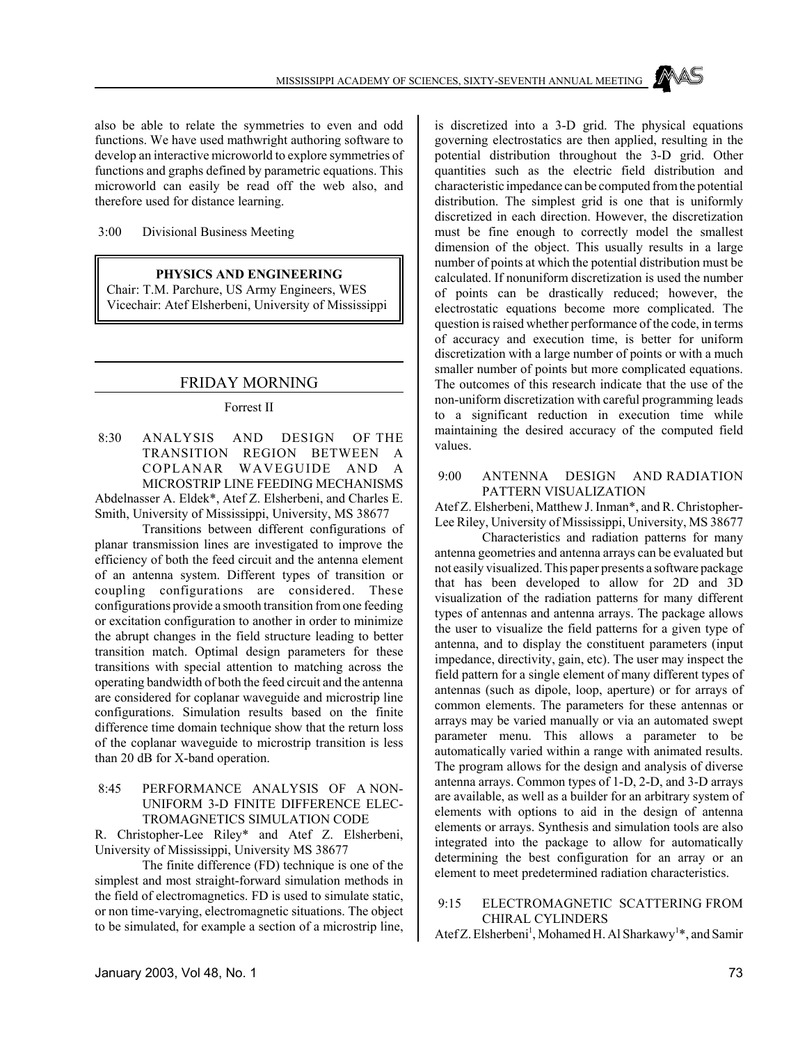also be able to relate the symmetries to even and odd functions. We have used mathwright authoring software to develop an interactive microworld to explore symmetries of functions and graphs defined by parametric equations. This microworld can easily be read off the web also, and therefore used for distance learning.

3:00 Divisional Business Meeting

**PHYSICS AND ENGINEERING**
Chair: T.M. Parchure, US Army Engineers, WES
Vicechair: Atef Elsherbeni, University of Mississippi

## FRIDAY MORNING

Forrest II

8:30 ANALYSIS AND DESIGN OF THE TRANSITION REGION BETWEEN A COPLANAR WAVEGUIDE AND A MICROSTRIP LINE FEEDING MECHANISMS

Abdelnasser A. Eldek*, Atef Z. Elsherbeni, and Charles E. Smith, University of Mississippi, University, MS 38677

Transitions between different configurations of planar transmission lines are investigated to improve the efficiency of both the feed circuit and the antenna element of an antenna system. Different types of transition or coupling configurations are considered. These configurations provide a smooth transition from one feeding or excitation configuration to another in order to minimize the abrupt changes in the field structure leading to better transition match. Optimal design parameters for these transitions with special attention to matching across the operating bandwidth of both the feed circuit and the antenna are considered for coplanar waveguide and microstrip line configurations. Simulation results based on the finite difference time domain technique show that the return loss of the coplanar waveguide to microstrip transition is less than 20 dB for X-band operation.

8:45 PERFORMANCE ANALYSIS OF A NON-UNIFORM 3-D FINITE DIFFERENCE ELECTROMAGNETICS SIMULATION CODE

R. Christopher-Lee Riley* and Atef Z. Elsherbeni, University of Mississippi, University MS 38677

The finite difference (FD) technique is one of the simplest and most straight-forward simulation methods in the field of electromagnetics. FD is used to simulate static, or non time-varying, electromagnetic situations. The object to be simulated, for example a section of a microstrip line, is discretized into a 3-D grid. The physical equations governing electrostatics are then applied, resulting in the potential distribution throughout the 3-D grid. Other quantities such as the electric field distribution and characteristic impedance can be computed from the potential distribution. The simplest grid is one that is uniformly discretized in each direction. However, the discretization must be fine enough to correctly model the smallest dimension of the object. This usually results in a large number of points at which the potential distribution must be calculated. If nonuniform discretization is used the number of points can be drastically reduced; however, the electrostatic equations become more complicated. The question is raised whether performance of the code, in terms of accuracy and execution time, is better for uniform discretization with a large number of points or with a much smaller number of points but more complicated equations. The outcomes of this research indicate that the use of the non-uniform discretization with careful programming leads to a significant reduction in execution time while maintaining the desired accuracy of the computed field values.

9:00 ANTENNA DESIGN AND RADIATION PATTERN VISUALIZATION

Atef Z. Elsherbeni, Matthew J. Inman*, and R. Christopher-Lee Riley, University of Mississippi, University, MS 38677

Characteristics and radiation patterns for many antenna geometries and antenna arrays can be evaluated but not easily visualized. This paper presents a software package that has been developed to allow for 2D and 3D visualization of the radiation patterns for many different types of antennas and antenna arrays. The package allows the user to visualize the field patterns for a given type of antenna, and to display the constituent parameters (input impedance, directivity, gain, etc). The user may inspect the field pattern for a single element of many different types of antennas (such as dipole, loop, aperture) or for arrays of common elements. The parameters for these antennas or arrays may be varied manually or via an automated swept parameter menu. This allows a parameter to be automatically varied within a range with animated results. The program allows for the design and analysis of diverse antenna arrays. Common types of 1-D, 2-D, and 3-D arrays are available, as well as a builder for an arbitrary system of elements with options to aid in the design of antenna elements or arrays. Synthesis and simulation tools are also integrated into the package to allow for automatically determining the best configuration for an array or an element to meet predetermined radiation characteristics.

9:15 ELECTROMAGNETIC SCATTERING FROM CHIRAL CYLINDERS

Atef Z. Elsherbeni[1], Mohamed H. Al Sharkawy[1]*, and Samir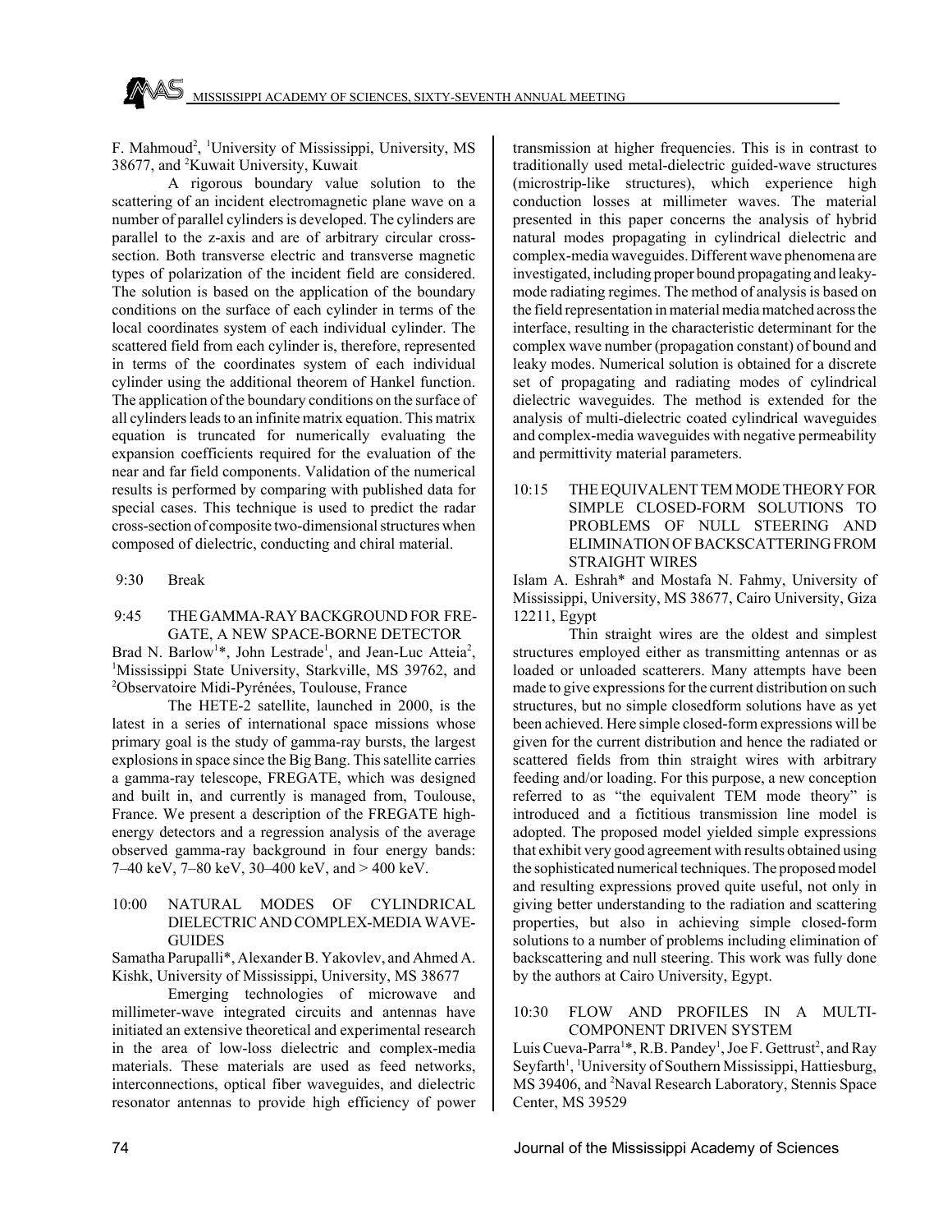F. Mahmoud[2], [1]University of Mississippi, University, MS 38677, and [2]Kuwait University, Kuwait

A rigorous boundary value solution to the scattering of an incident electromagnetic plane wave on a number of parallel cylinders is developed. The cylinders are parallel to the z-axis and are of arbitrary circular cross-section. Both transverse electric and transverse magnetic types of polarization of the incident field are considered. The solution is based on the application of the boundary conditions on the surface of each cylinder in terms of the local coordinates system of each individual cylinder. The scattered field from each cylinder is, therefore, represented in terms of the coordinates system of each individual cylinder using the additional theorem of Hankel function. The application of the boundary conditions on the surface of all cylinders leads to an infinite matrix equation. This matrix equation is truncated for numerically evaluating the expansion coefficients required for the evaluation of the near and far field components. Validation of the numerical results is performed by comparing with published data for special cases. This technique is used to predict the radar cross-section of composite two-dimensional structures when composed of dielectric, conducting and chiral material.

9:30 Break

### 9:45 THE GAMMA-RAY BACKGROUND FOR FREGATE, A NEW SPACE-BORNE DETECTOR

Brad N. Barlow[1]*, John Lestrade[1], and Jean-Luc Atteia[2], [1]Mississippi State University, Starkville, MS 39762, and [2]Observatoire Midi-Pyrénées, Toulouse, France

The HETE-2 satellite, launched in 2000, is the latest in a series of international space missions whose primary goal is the study of gamma-ray bursts, the largest explosions in space since the Big Bang. This satellite carries a gamma-ray telescope, FREGATE, which was designed and built in, and currently is managed from, Toulouse, France. We present a description of the FREGATE high-energy detectors and a regression analysis of the average observed gamma-ray background in four energy bands: 7–40 keV, 7–80 keV, 30–400 keV, and > 400 keV.

### 10:00 NATURAL MODES OF CYLINDRICAL DIELECTRIC AND COMPLEX-MEDIA WAVEGUIDES

Samatha Parupalli*, Alexander B. Yakovlev, and Ahmed A. Kishk, University of Mississippi, University, MS 38677

Emerging technologies of microwave and millimeter-wave integrated circuits and antennas have initiated an extensive theoretical and experimental research in the area of low-loss dielectric and complex-media materials. These materials are used as feed networks, interconnections, optical fiber waveguides, and dielectric resonator antennas to provide high efficiency of power transmission at higher frequencies. This is in contrast to traditionally used metal-dielectric guided-wave structures (microstrip-like structures), which experience high conduction losses at millimeter waves. The material presented in this paper concerns the analysis of hybrid natural modes propagating in cylindrical dielectric and complex-media waveguides. Different wave phenomena are investigated, including proper bound propagating and leaky-mode radiating regimes. The method of analysis is based on the field representation in material media matched across the interface, resulting in the characteristic determinant for the complex wave number (propagation constant) of bound and leaky modes. Numerical solution is obtained for a discrete set of propagating and radiating modes of cylindrical dielectric waveguides. The method is extended for the analysis of multi-dielectric coated cylindrical waveguides and complex-media waveguides with negative permeability and permittivity material parameters.

### 10:15 THE EQUIVALENT TEM MODE THEORY FOR SIMPLE CLOSED-FORM SOLUTIONS TO PROBLEMS OF NULL STEERING AND ELIMINATION OF BACKSCATTERING FROM STRAIGHT WIRES

Islam A. Eshrah* and Mostafa N. Fahmy, University of Mississippi, University, MS 38677, Cairo University, Giza 12211, Egypt

Thin straight wires are the oldest and simplest structures employed either as transmitting antennas or as loaded or unloaded scatterers. Many attempts have been made to give expressions for the current distribution on such structures, but no simple closedform solutions have as yet been achieved. Here simple closed-form expressions will be given for the current distribution and hence the radiated or scattered fields from thin straight wires with arbitrary feeding and/or loading. For this purpose, a new conception referred to as "the equivalent TEM mode theory" is introduced and a fictitious transmission line model is adopted. The proposed model yielded simple expressions that exhibit very good agreement with results obtained using the sophisticated numerical techniques. The proposed model and resulting expressions proved quite useful, not only in giving better understanding to the radiation and scattering properties, but also in achieving simple closed-form solutions to a number of problems including elimination of backscattering and null steering. This work was fully done by the authors at Cairo University, Egypt.

### 10:30 FLOW AND PROFILES IN A MULTI-COMPONENT DRIVEN SYSTEM

Luis Cueva-Parra[1]*, R.B. Pandey[1], Joe F. Gettrust[2], and Ray Seyfarth[1], [1]University of Southern Mississippi, Hattiesburg, MS 39406, and [2]Naval Research Laboratory, Stennis Space Center, MS 39529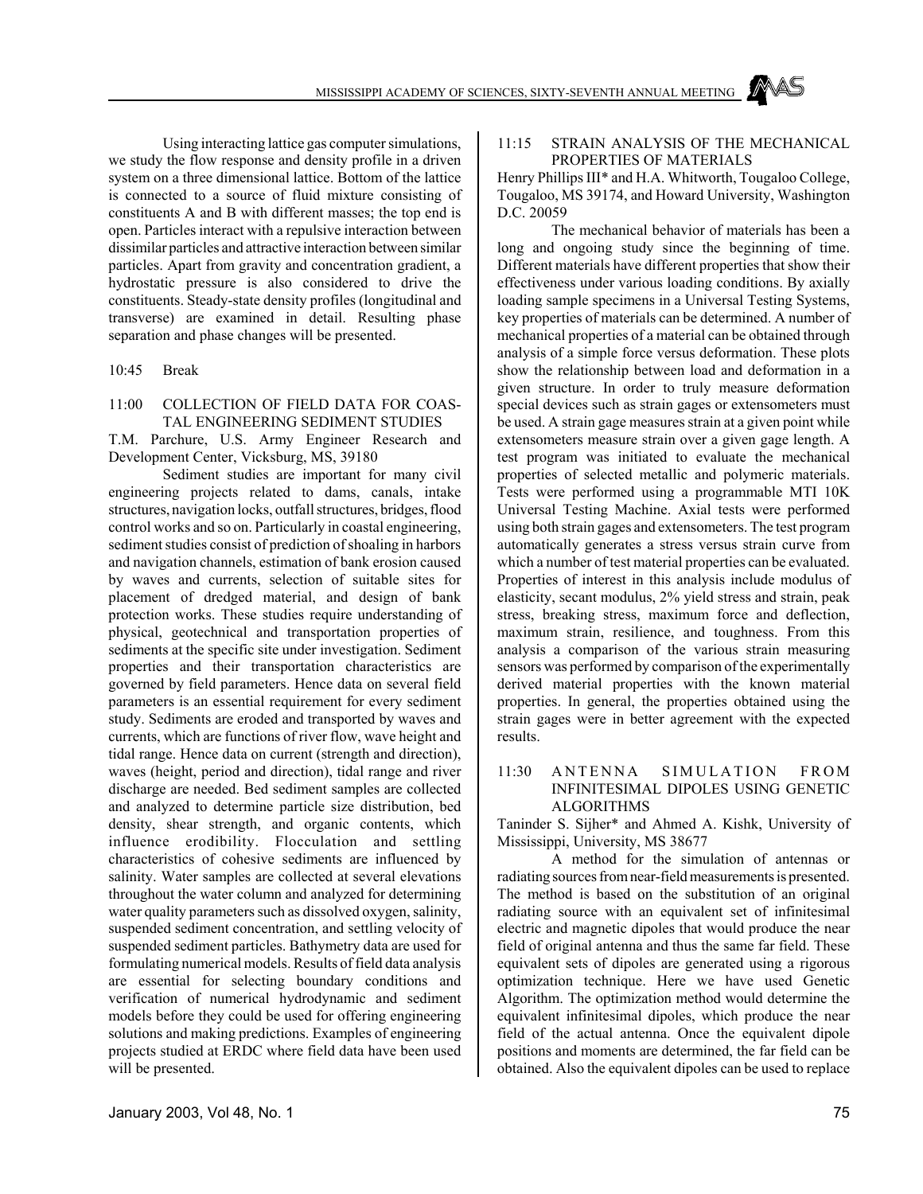Using interacting lattice gas computer simulations, we study the flow response and density profile in a driven system on a three dimensional lattice. Bottom of the lattice is connected to a source of fluid mixture consisting of constituents A and B with different masses; the top end is open. Particles interact with a repulsive interaction between dissimilar particles and attractive interaction between similar particles. Apart from gravity and concentration gradient, a hydrostatic pressure is also considered to drive the constituents. Steady-state density profiles (longitudinal and transverse) are examined in detail. Resulting phase separation and phase changes will be presented.

10:45 Break

### 11:00 COLLECTION OF FIELD DATA FOR COASTAL ENGINEERING SEDIMENT STUDIES

T.M. Parchure, U.S. Army Engineer Research and Development Center, Vicksburg, MS, 39180

Sediment studies are important for many civil engineering projects related to dams, canals, intake structures, navigation locks, outfall structures, bridges, flood control works and so on. Particularly in coastal engineering, sediment studies consist of prediction of shoaling in harbors and navigation channels, estimation of bank erosion caused by waves and currents, selection of suitable sites for placement of dredged material, and design of bank protection works. These studies require understanding of physical, geotechnical and transportation properties of sediments at the specific site under investigation. Sediment properties and their transportation characteristics are governed by field parameters. Hence data on several field parameters is an essential requirement for every sediment study. Sediments are eroded and transported by waves and currents, which are functions of river flow, wave height and tidal range. Hence data on current (strength and direction), waves (height, period and direction), tidal range and river discharge are needed. Bed sediment samples are collected and analyzed to determine particle size distribution, bed density, shear strength, and organic contents, which influence erodibility. Flocculation and settling characteristics of cohesive sediments are influenced by salinity. Water samples are collected at several elevations throughout the water column and analyzed for determining water quality parameters such as dissolved oxygen, salinity, suspended sediment concentration, and settling velocity of suspended sediment particles. Bathymetry data are used for formulating numerical models. Results of field data analysis are essential for selecting boundary conditions and verification of numerical hydrodynamic and sediment models before they could be used for offering engineering solutions and making predictions. Examples of engineering projects studied at ERDC where field data have been used will be presented.

### 11:15 STRAIN ANALYSIS OF THE MECHANICAL PROPERTIES OF MATERIALS

Henry Phillips III* and H.A. Whitworth, Tougaloo College, Tougaloo, MS 39174, and Howard University, Washington D.C. 20059

The mechanical behavior of materials has been a long and ongoing study since the beginning of time. Different materials have different properties that show their effectiveness under various loading conditions. By axially loading sample specimens in a Universal Testing Systems, key properties of materials can be determined. A number of mechanical properties of a material can be obtained through analysis of a simple force versus deformation. These plots show the relationship between load and deformation in a given structure. In order to truly measure deformation special devices such as strain gages or extensometers must be used. A strain gage measures strain at a given point while extensometers measure strain over a given gage length. A test program was initiated to evaluate the mechanical properties of selected metallic and polymeric materials. Tests were performed using a programmable MTI 10K Universal Testing Machine. Axial tests were performed using both strain gages and extensometers. The test program automatically generates a stress versus strain curve from which a number of test material properties can be evaluated. Properties of interest in this analysis include modulus of elasticity, secant modulus, 2% yield stress and strain, peak stress, breaking stress, maximum force and deflection, maximum strain, resilience, and toughness. From this analysis a comparison of the various strain measuring sensors was performed by comparison of the experimentally derived material properties with the known material properties. In general, the properties obtained using the strain gages were in better agreement with the expected results.

### 11:30 ANTENNA SIMULATION FROM INFINITESIMAL DIPOLES USING GENETIC ALGORITHMS

Taninder S. Sijher* and Ahmed A. Kishk, University of Mississippi, University, MS 38677

A method for the simulation of antennas or radiating sources from near-field measurements is presented. The method is based on the substitution of an original radiating source with an equivalent set of infinitesimal electric and magnetic dipoles that would produce the near field of original antenna and thus the same far field. These equivalent sets of dipoles are generated using a rigorous optimization technique. Here we have used Genetic Algorithm. The optimization method would determine the equivalent infinitesimal dipoles, which produce the near field of the actual antenna. Once the equivalent dipole positions and moments are determined, the far field can be obtained. Also the equivalent dipoles can be used to replace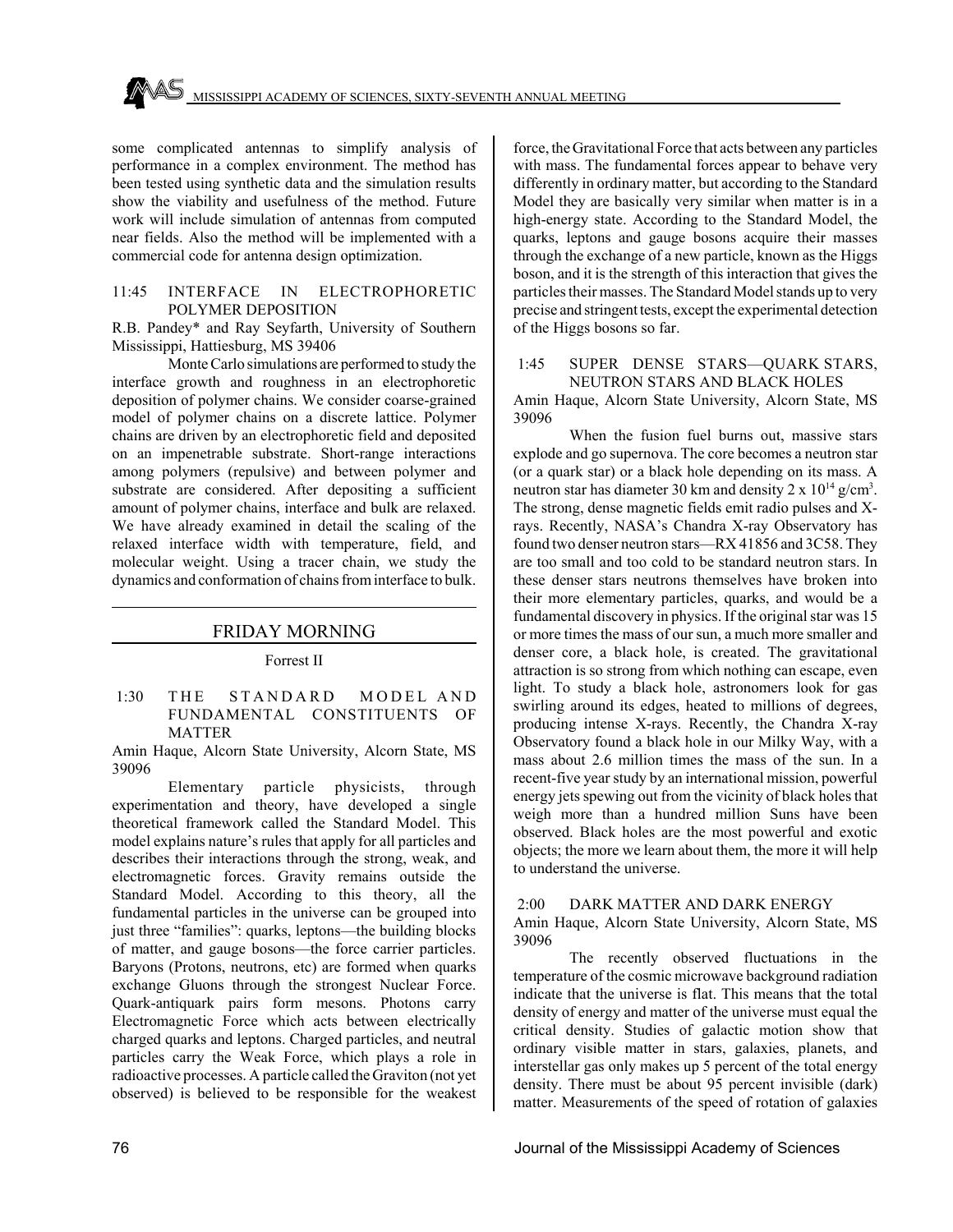some complicated antennas to simplify analysis of performance in a complex environment. The method has been tested using synthetic data and the simulation results show the viability and usefulness of the method. Future work will include simulation of antennas from computed near fields. Also the method will be implemented with a commercial code for antenna design optimization.

11:45 INTERFACE IN ELECTROPHORETIC POLYMER DEPOSITION

R.B. Pandey* and Ray Seyfarth, University of Southern Mississippi, Hattiesburg, MS 39406

Monte Carlo simulations are performed to study the interface growth and roughness in an electrophoretic deposition of polymer chains. We consider coarse-grained model of polymer chains on a discrete lattice. Polymer chains are driven by an electrophoretic field and deposited on an impenetrable substrate. Short-range interactions among polymers (repulsive) and between polymer and substrate are considered. After depositing a sufficient amount of polymer chains, interface and bulk are relaxed. We have already examined in detail the scaling of the relaxed interface width with temperature, field, and molecular weight. Using a tracer chain, we study the dynamics and conformation of chains from interface to bulk.

## FRIDAY MORNING

Forrest II

1:30 THE STANDARD MODEL AND FUNDAMENTAL CONSTITUENTS OF MATTER

Amin Haque, Alcorn State University, Alcorn State, MS 39096

Elementary particle physicists, through experimentation and theory, have developed a single theoretical framework called the Standard Model. This model explains nature's rules that apply for all particles and describes their interactions through the strong, weak, and electromagnetic forces. Gravity remains outside the Standard Model. According to this theory, all the fundamental particles in the universe can be grouped into just three "families": quarks, leptons—the building blocks of matter, and gauge bosons—the force carrier particles. Baryons (Protons, neutrons, etc) are formed when quarks exchange Gluons through the strongest Nuclear Force. Quark-antiquark pairs form mesons. Photons carry Electromagnetic Force which acts between electrically charged quarks and leptons. Charged particles, and neutral particles carry the Weak Force, which plays a role in radioactive processes. A particle called the Graviton (not yet observed) is believed to be responsible for the weakest force, the Gravitational Force that acts between any particles with mass. The fundamental forces appear to behave very differently in ordinary matter, but according to the Standard Model they are basically very similar when matter is in a high-energy state. According to the Standard Model, the quarks, leptons and gauge bosons acquire their masses through the exchange of a new particle, known as the Higgs boson, and it is the strength of this interaction that gives the particles their masses. The Standard Model stands up to very precise and stringent tests, except the experimental detection of the Higgs bosons so far.

1:45 SUPER DENSE STARS—QUARK STARS, NEUTRON STARS AND BLACK HOLES

Amin Haque, Alcorn State University, Alcorn State, MS 39096

When the fusion fuel burns out, massive stars explode and go supernova. The core becomes a neutron star (or a quark star) or a black hole depending on its mass. A neutron star has diameter 30 km and density $2 \times 10^{14}$ g/cm$^3$. The strong, dense magnetic fields emit radio pulses and X-rays. Recently, NASA's Chandra X-ray Observatory has found two denser neutron stars—RX 41856 and 3C58. They are too small and too cold to be standard neutron stars. In these denser stars neutrons themselves have broken into their more elementary particles, quarks, and would be a fundamental discovery in physics. If the original star was 15 or more times the mass of our sun, a much more smaller and denser core, a black hole, is created. The gravitational attraction is so strong from which nothing can escape, even light. To study a black hole, astronomers look for gas swirling around its edges, heated to millions of degrees, producing intense X-rays. Recently, the Chandra X-ray Observatory found a black hole in our Milky Way, with a mass about 2.6 million times the mass of the sun. In a recent-five year study by an international mission, powerful energy jets spewing out from the vicinity of black holes that weigh more than a hundred million Suns have been observed. Black holes are the most powerful and exotic objects; the more we learn about them, the more it will help to understand the universe.

2:00 DARK MATTER AND DARK ENERGY

Amin Haque, Alcorn State University, Alcorn State, MS 39096

The recently observed fluctuations in the temperature of the cosmic microwave background radiation indicate that the universe is flat. This means that the total density of energy and matter of the universe must equal the critical density. Studies of galactic motion show that ordinary visible matter in stars, galaxies, planets, and interstellar gas only makes up 5 percent of the total energy density. There must be about 95 percent invisible (dark) matter. Measurements of the speed of rotation of galaxies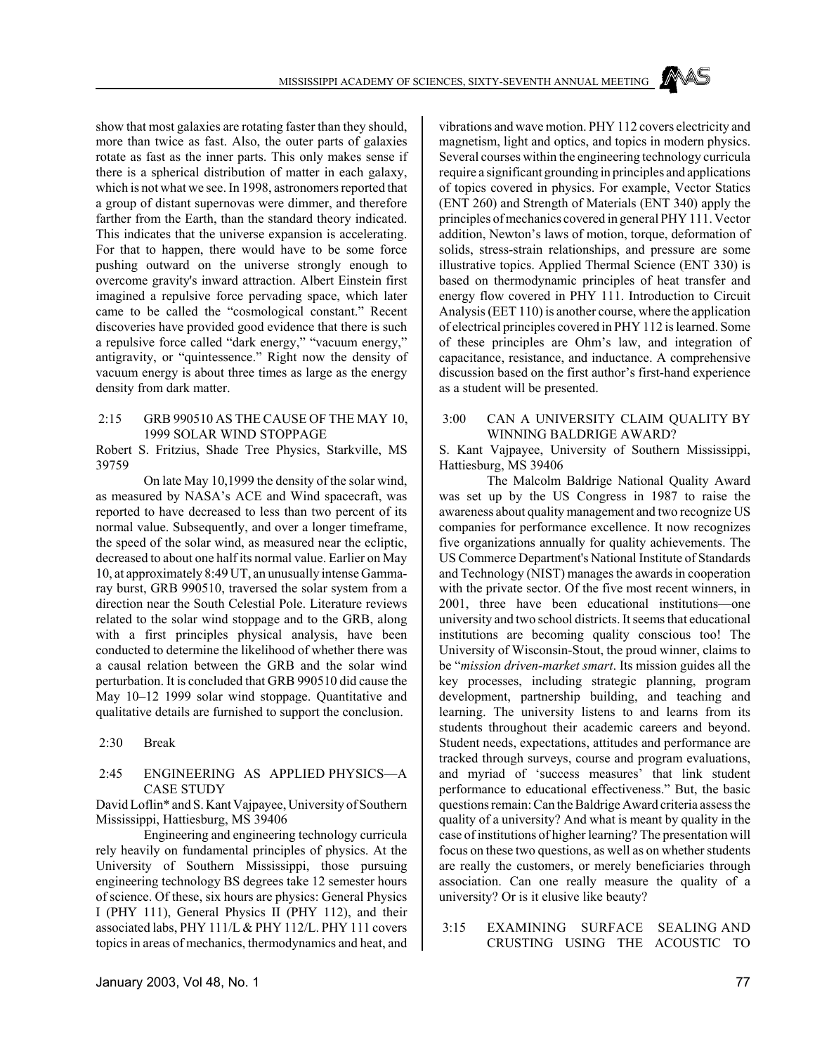show that most galaxies are rotating faster than they should, more than twice as fast. Also, the outer parts of galaxies rotate as fast as the inner parts. This only makes sense if there is a spherical distribution of matter in each galaxy, which is not what we see. In 1998, astronomers reported that a group of distant supernovas were dimmer, and therefore farther from the Earth, than the standard theory indicated. This indicates that the universe expansion is accelerating. For that to happen, there would have to be some force pushing outward on the universe strongly enough to overcome gravity's inward attraction. Albert Einstein first imagined a repulsive force pervading space, which later came to be called the "cosmological constant." Recent discoveries have provided good evidence that there is such a repulsive force called "dark energy," "vacuum energy," antigravity, or "quintessence." Right now the density of vacuum energy is about three times as large as the energy density from dark matter.

### 2:15 GRB 990510 AS THE CAUSE OF THE MAY 10, 1999 SOLAR WIND STOPPAGE

Robert S. Fritzius, Shade Tree Physics, Starkville, MS 39759

On late May 10,1999 the density of the solar wind, as measured by NASA's ACE and Wind spacecraft, was reported to have decreased to less than two percent of its normal value. Subsequently, and over a longer timeframe, the speed of the solar wind, as measured near the ecliptic, decreased to about one half its normal value. Earlier on May 10, at approximately 8:49 UT, an unusually intense Gamma-ray burst, GRB 990510, traversed the solar system from a direction near the South Celestial Pole. Literature reviews related to the solar wind stoppage and to the GRB, along with a first principles physical analysis, have been conducted to determine the likelihood of whether there was a causal relation between the GRB and the solar wind perturbation. It is concluded that GRB 990510 did cause the May 10–12 1999 solar wind stoppage. Quantitative and qualitative details are furnished to support the conclusion.

### 2:30 Break

### 2:45 ENGINEERING AS APPLIED PHYSICS—A CASE STUDY

David Loflin* and S. Kant Vajpayee, University of Southern Mississippi, Hattiesburg, MS 39406

Engineering and engineering technology curricula rely heavily on fundamental principles of physics. At the University of Southern Mississippi, those pursuing engineering technology BS degrees take 12 semester hours of science. Of these, six hours are physics: General Physics I (PHY 111), General Physics II (PHY 112), and their associated labs, PHY 111/L & PHY 112/L. PHY 111 covers topics in areas of mechanics, thermodynamics and heat, and vibrations and wave motion. PHY 112 covers electricity and magnetism, light and optics, and topics in modern physics. Several courses within the engineering technology curricula require a significant grounding in principles and applications of topics covered in physics. For example, Vector Statics (ENT 260) and Strength of Materials (ENT 340) apply the principles of mechanics covered in general PHY 111. Vector addition, Newton's laws of motion, torque, deformation of solids, stress-strain relationships, and pressure are some illustrative topics. Applied Thermal Science (ENT 330) is based on the thermodynamic principles of heat transfer and energy flow covered in PHY 111. Introduction to Circuit Analysis (EET 110) is another course, where the application of electrical principles covered in PHY 112 is learned. Some of these principles are Ohm's law, and integration of capacitance, resistance, and inductance. A comprehensive discussion based on the first author's first-hand experience as a student will be presented.

### 3:00 CAN A UNIVERSITY CLAIM QUALITY BY WINNING BALDRIGE AWARD?

S. Kant Vajpayee, University of Southern Mississippi, Hattiesburg, MS 39406

The Malcolm Baldrige National Quality Award was set up by the US Congress in 1987 to raise the awareness about quality management and two recognize US companies for performance excellence. It now recognizes five organizations annually for quality achievements. The US Commerce Department's National Institute of Standards and Technology (NIST) manages the awards in cooperation with the private sector. Of the five most recent winners, in 2001, three have been educational institutions—one university and two school districts. It seems that educational institutions are becoming quality conscious too! The University of Wisconsin-Stout, the proud winner, claims to be "*mission driven-market smart*. Its mission guides all the key processes, including strategic planning, program development, partnership building, and teaching and learning. The university listens to and learns from its students throughout their academic careers and beyond. Student needs, expectations, attitudes and performance are tracked through surveys, course and program evaluations, and myriad of 'success measures' that link student performance to educational effectiveness." But, the basic questions remain: Can the Baldrige Award criteria assess the quality of a university? And what is meant by quality in the case of institutions of higher learning? The presentation will focus on these two questions, as well as on whether students are really the customers, or merely beneficiaries through association. Can one really measure the quality of a university? Or is it elusive like beauty?

### 3:15 EXAMINING SURFACE SEALING AND CRUSTING USING THE ACOUSTIC TO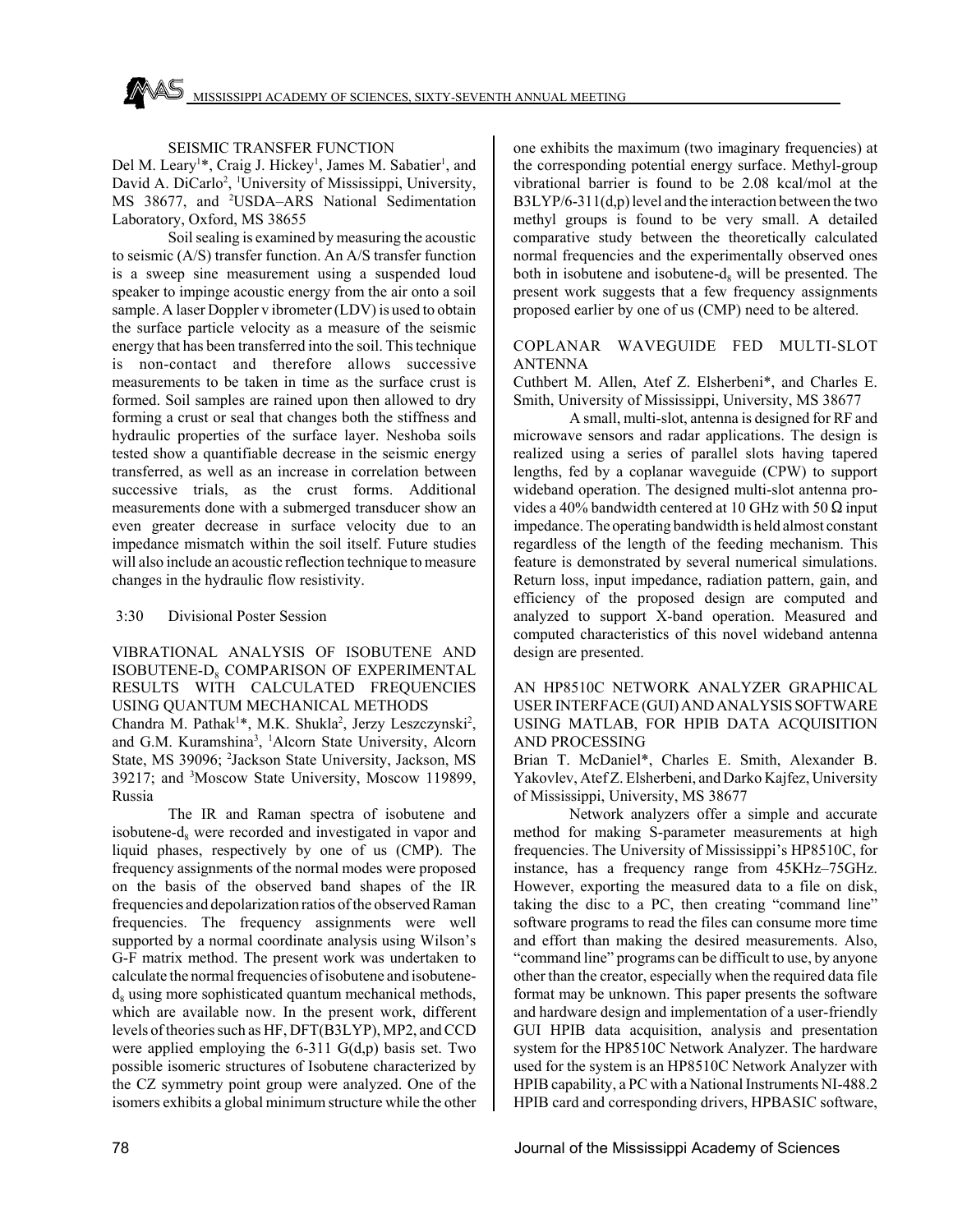## SEISMIC TRANSFER FUNCTION

Del M. Leary[1]*, Craig J. Hickey[1], James M. Sabatier[1], and David A. DiCarlo[2], [1]University of Mississippi, University, MS 38677, and [2]USDA–ARS National Sedimentation Laboratory, Oxford, MS 38655

Soil sealing is examined by measuring the acoustic to seismic (A/S) transfer function. An A/S transfer function is a sweep sine measurement using a suspended loud speaker to impinge acoustic energy from the air onto a soil sample. A laser Doppler v ibrometer (LDV) is used to obtain the surface particle velocity as a measure of the seismic energy that has been transferred into the soil. This technique is non-contact and therefore allows successive measurements to be taken in time as the surface crust is formed. Soil samples are rained upon then allowed to dry forming a crust or seal that changes both the stiffness and hydraulic properties of the surface layer. Neshoba soils tested show a quantifiable decrease in the seismic energy transferred, as well as an increase in correlation between successive trials, as the crust forms. Additional measurements done with a submerged transducer show an even greater decrease in surface velocity due to an impedance mismatch within the soil itself. Future studies will also include an acoustic reflection technique to measure changes in the hydraulic flow resistivity.

3:30 Divisional Poster Session

## VIBRATIONAL ANALYSIS OF ISOBUTENE AND ISOBUTENE-$D_8$ COMPARISON OF EXPERIMENTAL RESULTS WITH CALCULATED FREQUENCIES USING QUANTUM MECHANICAL METHODS

Chandra M. Pathak[1]*, M.K. Shukla[2], Jerzy Leszczynski[2], and G.M. Kuramshina[3], [1]Alcorn State University, Alcorn State, MS 39096; [2]Jackson State University, Jackson, MS 39217; and [3]Moscow State University, Moscow 119899, Russia

The IR and Raman spectra of isobutene and isobutene-$d_8$ were recorded and investigated in vapor and liquid phases, respectively by one of us (CMP). The frequency assignments of the normal modes were proposed on the basis of the observed band shapes of the IR frequencies and depolarization ratios of the observed Raman frequencies. The frequency assignments were well supported by a normal coordinate analysis using Wilson's G-F matrix method. The present work was undertaken to calculate the normal frequencies of isobutene and isobutene-$d_8$ using more sophisticated quantum mechanical methods, which are available now. In the present work, different levels of theories such as HF, DFT(B3LYP), MP2, and CCD were applied employing the 6-311 G(d,p) basis set. Two possible isomeric structures of Isobutene characterized by the CZ symmetry point group were analyzed. One of the isomers exhibits a global minimum structure while the other one exhibits the maximum (two imaginary frequencies) at the corresponding potential energy surface. Methyl-group vibrational barrier is found to be 2.08 kcal/mol at the B3LYP/6-311(d,p) level and the interaction between the two methyl groups is found to be very small. A detailed comparative study between the theoretically calculated normal frequencies and the experimentally observed ones both in isobutene and isobutene-$d_8$ will be presented. The present work suggests that a few frequency assignments proposed earlier by one of us (CMP) need to be altered.

## COPLANAR WAVEGUIDE FED MULTI-SLOT ANTENNA

Cuthbert M. Allen, Atef Z. Elsherbeni*, and Charles E. Smith, University of Mississippi, University, MS 38677

A small, multi-slot, antenna is designed for RF and microwave sensors and radar applications. The design is realized using a series of parallel slots having tapered lengths, fed by a coplanar waveguide (CPW) to support wideband operation. The designed multi-slot antenna provides a 40% bandwidth centered at 10 GHz with 50 Ω input impedance. The operating bandwidth is held almost constant regardless of the length of the feeding mechanism. This feature is demonstrated by several numerical simulations. Return loss, input impedance, radiation pattern, gain, and efficiency of the proposed design are computed and analyzed to support X-band operation. Measured and computed characteristics of this novel wideband antenna design are presented.

## AN HP8510C NETWORK ANALYZER GRAPHICAL USER INTERFACE (GUI) AND ANALYSIS SOFTWARE USING MATLAB, FOR HPIB DATA ACQUISITION AND PROCESSING

Brian T. McDaniel*, Charles E. Smith, Alexander B. Yakovlev, Atef Z. Elsherbeni, and Darko Kajfez, University of Mississippi, University, MS 38677

Network analyzers offer a simple and accurate method for making S-parameter measurements at high frequencies. The University of Mississippi's HP8510C, for instance, has a frequency range from 45KHz–75GHz. However, exporting the measured data to a file on disk, taking the disc to a PC, then creating "command line" software programs to read the files can consume more time and effort than making the desired measurements. Also, "command line" programs can be difficult to use, by anyone other than the creator, especially when the required data file format may be unknown. This paper presents the software and hardware design and implementation of a user-friendly GUI HPIB data acquisition, analysis and presentation system for the HP8510C Network Analyzer. The hardware used for the system is an HP8510C Network Analyzer with HPIB capability, a PC with a National Instruments NI-488.2 HPIB card and corresponding drivers, HPBASIC software,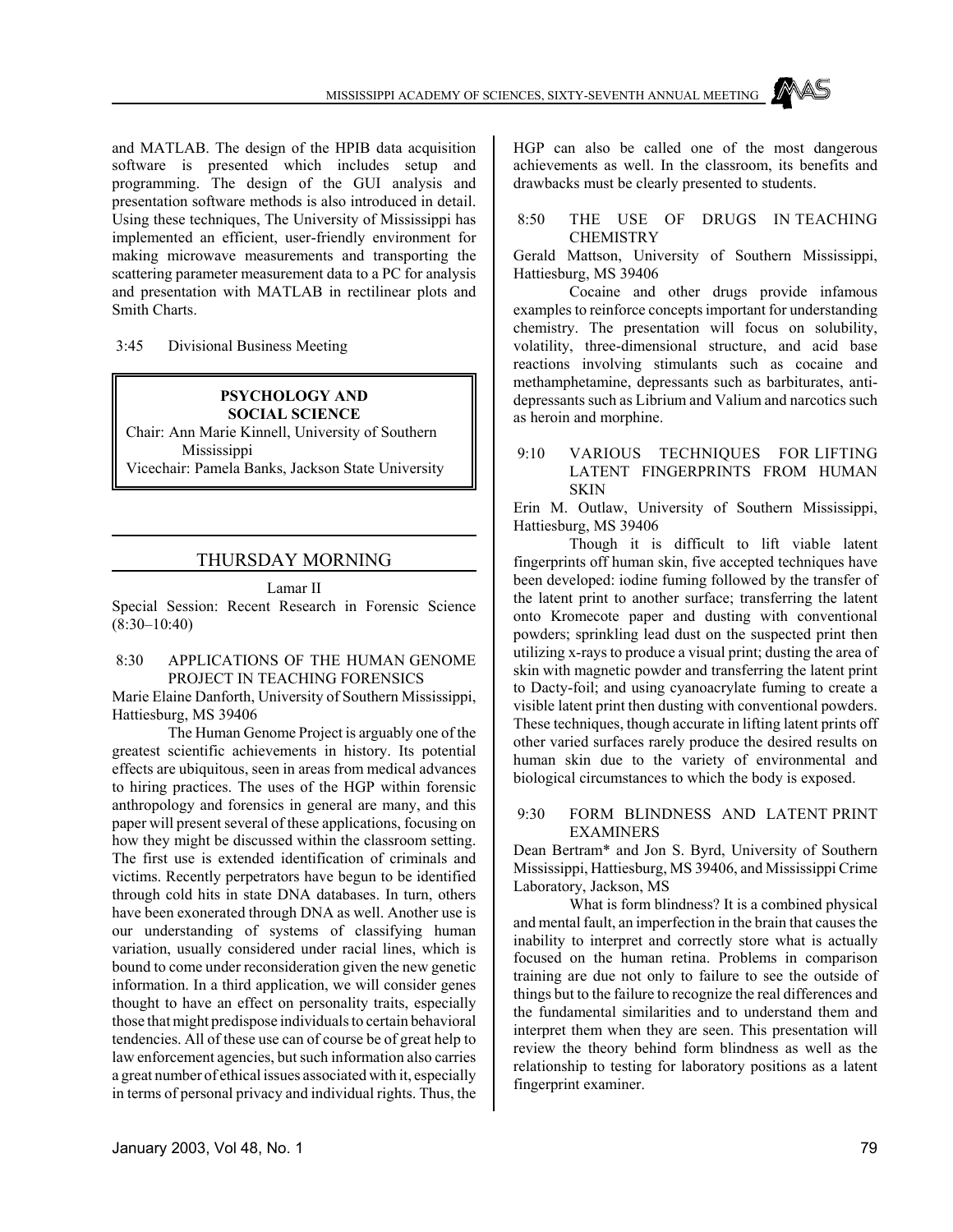and MATLAB. The design of the HPIB data acquisition software is presented which includes setup and programming. The design of the GUI analysis and presentation software methods is also introduced in detail. Using these techniques, The University of Mississippi has implemented an efficient, user-friendly environment for making microwave measurements and transporting the scattering parameter measurement data to a PC for analysis and presentation with MATLAB in rectilinear plots and Smith Charts.

3:45 Divisional Business Meeting

**PSYCHOLOGY AND SOCIAL SCIENCE**

Chair: Ann Marie Kinnell, University of Southern Mississippi

Vicechair: Pamela Banks, Jackson State University

## THURSDAY MORNING

Lamar II

Special Session: Recent Research in Forensic Science (8:30–10:40)

8:30 APPLICATIONS OF THE HUMAN GENOME PROJECT IN TEACHING FORENSICS

Marie Elaine Danforth, University of Southern Mississippi, Hattiesburg, MS 39406

The Human Genome Project is arguably one of the greatest scientific achievements in history. Its potential effects are ubiquitous, seen in areas from medical advances to hiring practices. The uses of the HGP within forensic anthropology and forensics in general are many, and this paper will present several of these applications, focusing on how they might be discussed within the classroom setting. The first use is extended identification of criminals and victims. Recently perpetrators have begun to be identified through cold hits in state DNA databases. In turn, others have been exonerated through DNA as well. Another use is our understanding of systems of classifying human variation, usually considered under racial lines, which is bound to come under reconsideration given the new genetic information. In a third application, we will consider genes thought to have an effect on personality traits, especially those that might predispose individuals to certain behavioral tendencies. All of these use can of course be of great help to law enforcement agencies, but such information also carries a great number of ethical issues associated with it, especially in terms of personal privacy and individual rights. Thus, the HGP can also be called one of the most dangerous achievements as well. In the classroom, its benefits and drawbacks must be clearly presented to students.

8:50 THE USE OF DRUGS IN TEACHING CHEMISTRY

Gerald Mattson, University of Southern Mississippi, Hattiesburg, MS 39406

Cocaine and other drugs provide infamous examples to reinforce concepts important for understanding chemistry. The presentation will focus on solubility, volatility, three-dimensional structure, and acid base reactions involving stimulants such as cocaine and methamphetamine, depressants such as barbiturates, anti-depressants such as Librium and Valium and narcotics such as heroin and morphine.

9:10 VARIOUS TECHNIQUES FOR LIFTING LATENT FINGERPRINTS FROM HUMAN SKIN

Erin M. Outlaw, University of Southern Mississippi, Hattiesburg, MS 39406

Though it is difficult to lift viable latent fingerprints off human skin, five accepted techniques have been developed: iodine fuming followed by the transfer of the latent print to another surface; transferring the latent onto Kromecote paper and dusting with conventional powders; sprinkling lead dust on the suspected print then utilizing x-rays to produce a visual print; dusting the area of skin with magnetic powder and transferring the latent print to Dacty-foil; and using cyanoacrylate fuming to create a visible latent print then dusting with conventional powders. These techniques, though accurate in lifting latent prints off other varied surfaces rarely produce the desired results on human skin due to the variety of environmental and biological circumstances to which the body is exposed.

9:30 FORM BLINDNESS AND LATENT PRINT EXAMINERS

Dean Bertram* and Jon S. Byrd, University of Southern Mississippi, Hattiesburg, MS 39406, and Mississippi Crime Laboratory, Jackson, MS

What is form blindness? It is a combined physical and mental fault, an imperfection in the brain that causes the inability to interpret and correctly store what is actually focused on the human retina. Problems in comparison training are due not only to failure to see the outside of things but to the failure to recognize the real differences and the fundamental similarities and to understand them and interpret them when they are seen. This presentation will review the theory behind form blindness as well as the relationship to testing for laboratory positions as a latent fingerprint examiner.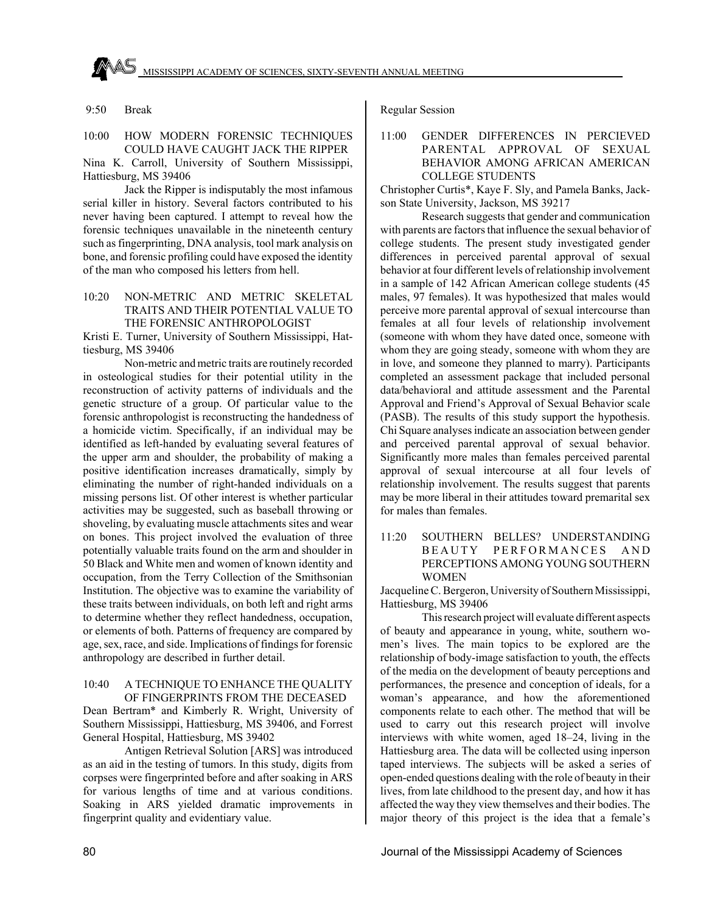9:50 Break

10:00 HOW MODERN FORENSIC TECHNIQUES COULD HAVE CAUGHT JACK THE RIPPER

Nina K. Carroll, University of Southern Mississippi, Hattiesburg, MS 39406

Jack the Ripper is indisputably the most infamous serial killer in history. Several factors contributed to his never having been captured. I attempt to reveal how the forensic techniques unavailable in the nineteenth century such as fingerprinting, DNA analysis, tool mark analysis on bone, and forensic profiling could have exposed the identity of the man who composed his letters from hell.

10:20 NON-METRIC AND METRIC SKELETAL TRAITS AND THEIR POTENTIAL VALUE TO THE FORENSIC ANTHROPOLOGIST

Kristi E. Turner, University of Southern Mississippi, Hattiesburg, MS 39406

Non-metric and metric traits are routinely recorded in osteological studies for their potential utility in the reconstruction of activity patterns of individuals and the genetic structure of a group. Of particular value to the forensic anthropologist is reconstructing the handedness of a homicide victim. Specifically, if an individual may be identified as left-handed by evaluating several features of the upper arm and shoulder, the probability of making a positive identification increases dramatically, simply by eliminating the number of right-handed individuals on a missing persons list. Of other interest is whether particular activities may be suggested, such as baseball throwing or shoveling, by evaluating muscle attachments sites and wear on bones. This project involved the evaluation of three potentially valuable traits found on the arm and shoulder in 50 Black and White men and women of known identity and occupation, from the Terry Collection of the Smithsonian Institution. The objective was to examine the variability of these traits between individuals, on both left and right arms to determine whether they reflect handedness, occupation, or elements of both. Patterns of frequency are compared by age, sex, race, and side. Implications of findings for forensic anthropology are described in further detail.

10:40 A TECHNIQUE TO ENHANCE THE QUALITY OF FINGERPRINTS FROM THE DECEASED

Dean Bertram* and Kimberly R. Wright, University of Southern Mississippi, Hattiesburg, MS 39406, and Forrest General Hospital, Hattiesburg, MS 39402

Antigen Retrieval Solution [ARS] was introduced as an aid in the testing of tumors. In this study, digits from corpses were fingerprinted before and after soaking in ARS for various lengths of time and at various conditions. Soaking in ARS yielded dramatic improvements in fingerprint quality and evidentiary value.

Regular Session

11:00 GENDER DIFFERENCES IN PERCIEVED PARENTAL APPROVAL OF SEXUAL BEHAVIOR AMONG AFRICAN AMERICAN COLLEGE STUDENTS

Christopher Curtis*, Kaye F. Sly, and Pamela Banks, Jackson State University, Jackson, MS 39217

Research suggests that gender and communication with parents are factors that influence the sexual behavior of college students. The present study investigated gender differences in perceived parental approval of sexual behavior at four different levels of relationship involvement in a sample of 142 African American college students (45 males, 97 females). It was hypothesized that males would perceive more parental approval of sexual intercourse than females at all four levels of relationship involvement (someone with whom they have dated once, someone with whom they are going steady, someone with whom they are in love, and someone they planned to marry). Participants completed an assessment package that included personal data/behavioral and attitude assessment and the Parental Approval and Friend's Approval of Sexual Behavior scale (PASB). The results of this study support the hypothesis. Chi Square analyses indicate an association between gender and perceived parental approval of sexual behavior. Significantly more males than females perceived parental approval of sexual intercourse at all four levels of relationship involvement. The results suggest that parents may be more liberal in their attitudes toward premarital sex for males than females.

11:20 SOUTHERN BELLES? UNDERSTANDING BEAUTY PERFORMANCES AND PERCEPTIONS AMONG YOUNG SOUTHERN WOMEN

Jacqueline C. Bergeron, University of Southern Mississippi, Hattiesburg, MS 39406

This research project will evaluate different aspects of beauty and appearance in young, white, southern women's lives. The main topics to be explored are the relationship of body-image satisfaction to youth, the effects of the media on the development of beauty perceptions and performances, the presence and conception of ideals, for a woman's appearance, and how the aforementioned components relate to each other. The method that will be used to carry out this research project will involve interviews with white women, aged 18–24, living in the Hattiesburg area. The data will be collected using inperson taped interviews. The subjects will be asked a series of open-ended questions dealing with the role of beauty in their lives, from late childhood to the present day, and how it has affected the way they view themselves and their bodies. The major theory of this project is the idea that a female's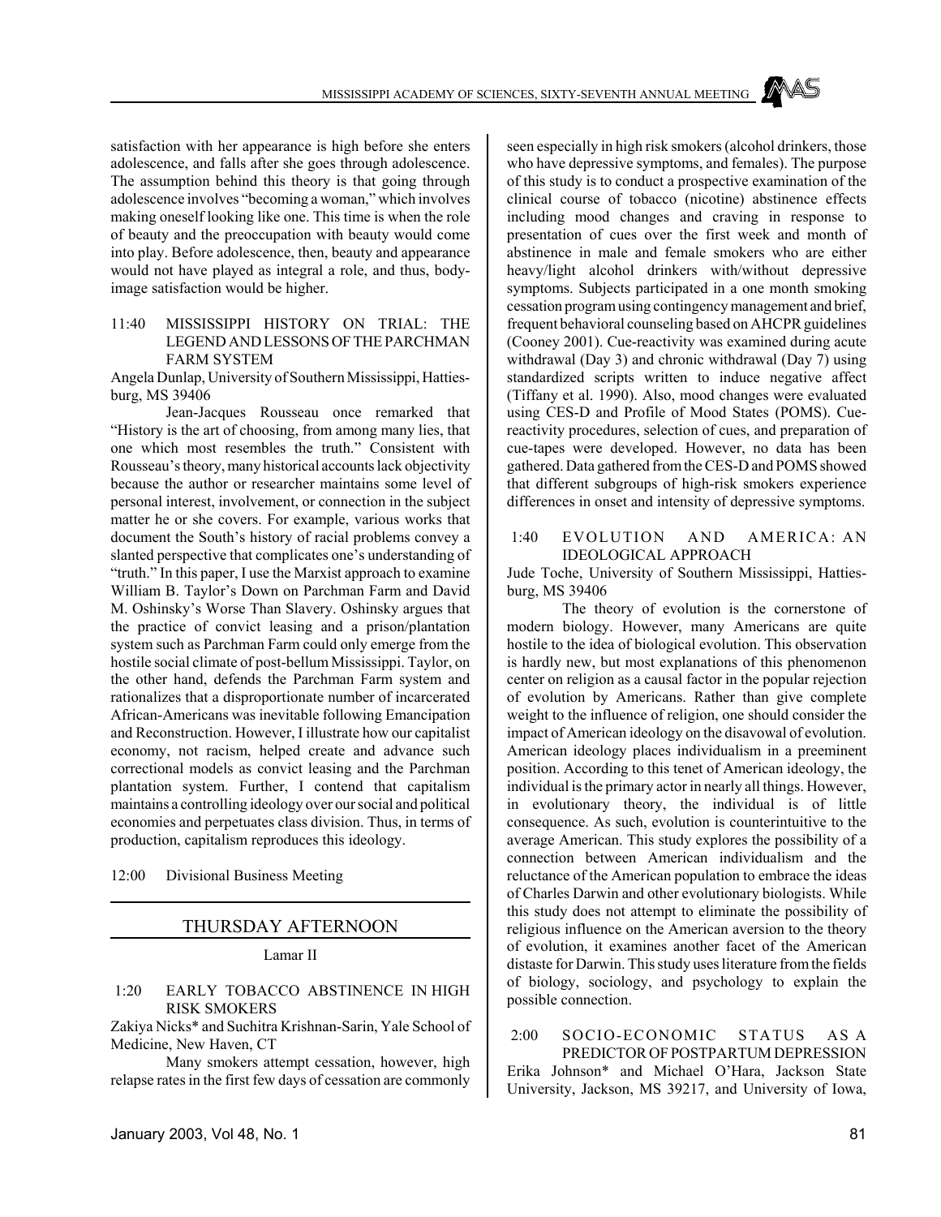satisfaction with her appearance is high before she enters adolescence, and falls after she goes through adolescence. The assumption behind this theory is that going through adolescence involves "becoming a woman," which involves making oneself looking like one. This time is when the role of beauty and the preoccupation with beauty would come into play. Before adolescence, then, beauty and appearance would not have played as integral a role, and thus, body-image satisfaction would be higher.

11:40 MISSISSIPPI HISTORY ON TRIAL: THE LEGEND AND LESSONS OF THE PARCHMAN FARM SYSTEM

Angela Dunlap, University of Southern Mississippi, Hattiesburg, MS 39406

Jean-Jacques Rousseau once remarked that "History is the art of choosing, from among many lies, that one which most resembles the truth." Consistent with Rousseau's theory, many historical accounts lack objectivity because the author or researcher maintains some level of personal interest, involvement, or connection in the subject matter he or she covers. For example, various works that document the South's history of racial problems convey a slanted perspective that complicates one's understanding of "truth." In this paper, I use the Marxist approach to examine William B. Taylor's Down on Parchman Farm and David M. Oshinsky's Worse Than Slavery. Oshinsky argues that the practice of convict leasing and a prison/plantation system such as Parchman Farm could only emerge from the hostile social climate of post-bellum Mississippi. Taylor, on the other hand, defends the Parchman Farm system and rationalizes that a disproportionate number of incarcerated African-Americans was inevitable following Emancipation and Reconstruction. However, I illustrate how our capitalist economy, not racism, helped create and advance such correctional models as convict leasing and the Parchman plantation system. Further, I contend that capitalism maintains a controlling ideology over our social and political economies and perpetuates class division. Thus, in terms of production, capitalism reproduces this ideology.

12:00 Divisional Business Meeting

## THURSDAY AFTERNOON

Lamar II

1:20 EARLY TOBACCO ABSTINENCE IN HIGH RISK SMOKERS

Zakiya Nicks* and Suchitra Krishnan-Sarin, Yale School of Medicine, New Haven, CT

Many smokers attempt cessation, however, high relapse rates in the first few days of cessation are commonly seen especially in high risk smokers (alcohol drinkers, those who have depressive symptoms, and females). The purpose of this study is to conduct a prospective examination of the clinical course of tobacco (nicotine) abstinence effects including mood changes and craving in response to presentation of cues over the first week and month of abstinence in male and female smokers who are either heavy/light alcohol drinkers with/without depressive symptoms. Subjects participated in a one month smoking cessation program using contingency management and brief, frequent behavioral counseling based on AHCPR guidelines (Cooney 2001). Cue-reactivity was examined during acute withdrawal (Day 3) and chronic withdrawal (Day 7) using standardized scripts written to induce negative affect (Tiffany et al. 1990). Also, mood changes were evaluated using CES-D and Profile of Mood States (POMS). Cue-reactivity procedures, selection of cues, and preparation of cue-tapes were developed. However, no data has been gathered. Data gathered from the CES-D and POMS showed that different subgroups of high-risk smokers experience differences in onset and intensity of depressive symptoms.

1:40 EVOLUTION AND AMERICA: AN IDEOLOGICAL APPROACH

Jude Toche, University of Southern Mississippi, Hattiesburg, MS 39406

The theory of evolution is the cornerstone of modern biology. However, many Americans are quite hostile to the idea of biological evolution. This observation is hardly new, but most explanations of this phenomenon center on religion as a causal factor in the popular rejection of evolution by Americans. Rather than give complete weight to the influence of religion, one should consider the impact of American ideology on the disavowal of evolution. American ideology places individualism in a preeminent position. According to this tenet of American ideology, the individual is the primary actor in nearly all things. However, in evolutionary theory, the individual is of little consequence. As such, evolution is counterintuitive to the average American. This study explores the possibility of a connection between American individualism and the reluctance of the American population to embrace the ideas of Charles Darwin and other evolutionary biologists. While this study does not attempt to eliminate the possibility of religious influence on the American aversion to the theory of evolution, it examines another facet of the American distaste for Darwin. This study uses literature from the fields of biology, sociology, and psychology to explain the possible connection.

2:00 SOCIO-ECONOMIC STATUS AS A PREDICTOR OF POSTPARTUM DEPRESSION

Erika Johnson* and Michael O'Hara, Jackson State University, Jackson, MS 39217, and University of Iowa,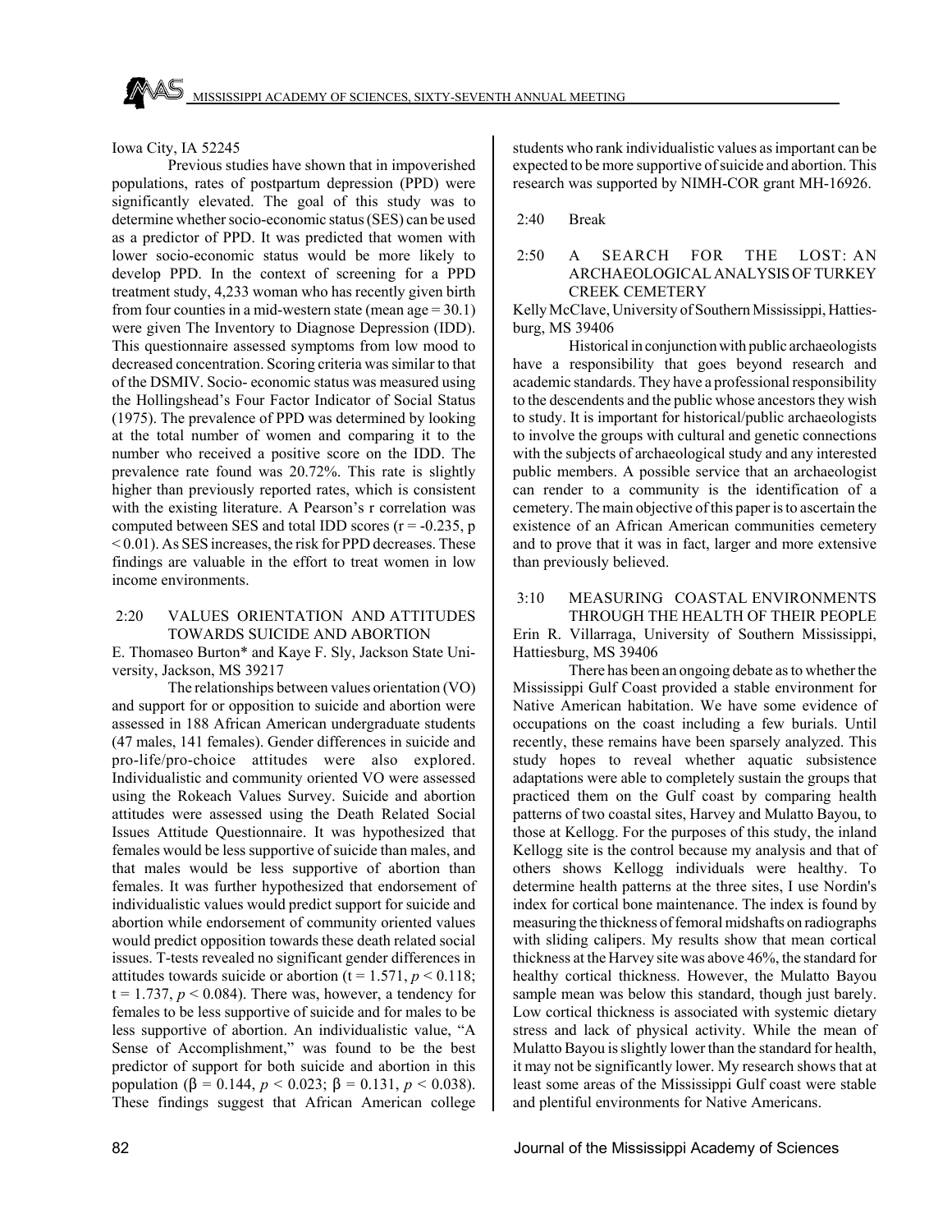Iowa City, IA 52245

Previous studies have shown that in impoverished populations, rates of postpartum depression (PPD) were significantly elevated. The goal of this study was to determine whether socio-economic status (SES) can be used as a predictor of PPD. It was predicted that women with lower socio-economic status would be more likely to develop PPD. In the context of screening for a PPD treatment study, 4,233 woman who has recently given birth from four counties in a mid-western state (mean age = 30.1) were given The Inventory to Diagnose Depression (IDD). This questionnaire assessed symptoms from low mood to decreased concentration. Scoring criteria was similar to that of the DSMIV. Socio- economic status was measured using the Hollingshead's Four Factor Indicator of Social Status (1975). The prevalence of PPD was determined by looking at the total number of women and comparing it to the number who received a positive score on the IDD. The prevalence rate found was 20.72%. This rate is slightly higher than previously reported rates, which is consistent with the existing literature. A Pearson's r correlation was computed between SES and total IDD scores ($r = -0.235$, $p < 0.01$). As SES increases, the risk for PPD decreases. These findings are valuable in the effort to treat women in low income environments.

**2:20 VALUES ORIENTATION AND ATTITUDES TOWARDS SUICIDE AND ABORTION**

E. Thomaseo Burton* and Kaye F. Sly, Jackson State University, Jackson, MS 39217

The relationships between values orientation (VO) and support for or opposition to suicide and abortion were assessed in 188 African American undergraduate students (47 males, 141 females). Gender differences in suicide and pro-life/pro-choice attitudes were also explored. Individualistic and community oriented VO were assessed using the Rokeach Values Survey. Suicide and abortion attitudes were assessed using the Death Related Social Issues Attitude Questionnaire. It was hypothesized that females would be less supportive of suicide than males, and that males would be less supportive of abortion than females. It was further hypothesized that endorsement of individualistic values would predict support for suicide and abortion while endorsement of community oriented values would predict opposition towards these death related social issues. T-tests revealed no significant gender differences in attitudes towards suicide or abortion ($t = 1.571$, $p < 0.118$; $t = 1.737$, $p < 0.084$). There was, however, a tendency for females to be less supportive of suicide and for males to be less supportive of abortion. An individualistic value, "A Sense of Accomplishment," was found to be the best predictor of support for both suicide and abortion in this population ($\beta = 0.144$, $p < 0.023$; $\beta = 0.131$, $p < 0.038$). These findings suggest that African American college students who rank individualistic values as important can be expected to be more supportive of suicide and abortion. This research was supported by NIMH-COR grant MH-16926.

**2:40 Break**

**2:50 A SEARCH FOR THE LOST: AN ARCHAEOLOGICAL ANALYSIS OF TURKEY CREEK CEMETERY**

Kelly McClave, University of Southern Mississippi, Hattiesburg, MS 39406

Historical in conjunction with public archaeologists have a responsibility that goes beyond research and academic standards. They have a professional responsibility to the descendents and the public whose ancestors they wish to study. It is important for historical/public archaeologists to involve the groups with cultural and genetic connections with the subjects of archaeological study and any interested public members. A possible service that an archaeologist can render to a community is the identification of a cemetery. The main objective of this paper is to ascertain the existence of an African American communities cemetery and to prove that it was in fact, larger and more extensive than previously believed.

**3:10 MEASURING COASTAL ENVIRONMENTS THROUGH THE HEALTH OF THEIR PEOPLE**

Erin R. Villarraga, University of Southern Mississippi, Hattiesburg, MS 39406

There has been an ongoing debate as to whether the Mississippi Gulf Coast provided a stable environment for Native American habitation. We have some evidence of occupations on the coast including a few burials. Until recently, these remains have been sparsely analyzed. This study hopes to reveal whether aquatic subsistence adaptations were able to completely sustain the groups that practiced them on the Gulf coast by comparing health patterns of two coastal sites, Harvey and Mulatto Bayou, to those at Kellogg. For the purposes of this study, the inland Kellogg site is the control because my analysis and that of others shows Kellogg individuals were healthy. To determine health patterns at the three sites, I use Nordin's index for cortical bone maintenance. The index is found by measuring the thickness of femoral midshafts on radiographs with sliding calipers. My results show that mean cortical thickness at the Harvey site was above 46%, the standard for healthy cortical thickness. However, the Mulatto Bayou sample mean was below this standard, though just barely. Low cortical thickness is associated with systemic dietary stress and lack of physical activity. While the mean of Mulatto Bayou is slightly lower than the standard for health, it may not be significantly lower. My research shows that at least some areas of the Mississippi Gulf coast were stable and plentiful environments for Native Americans.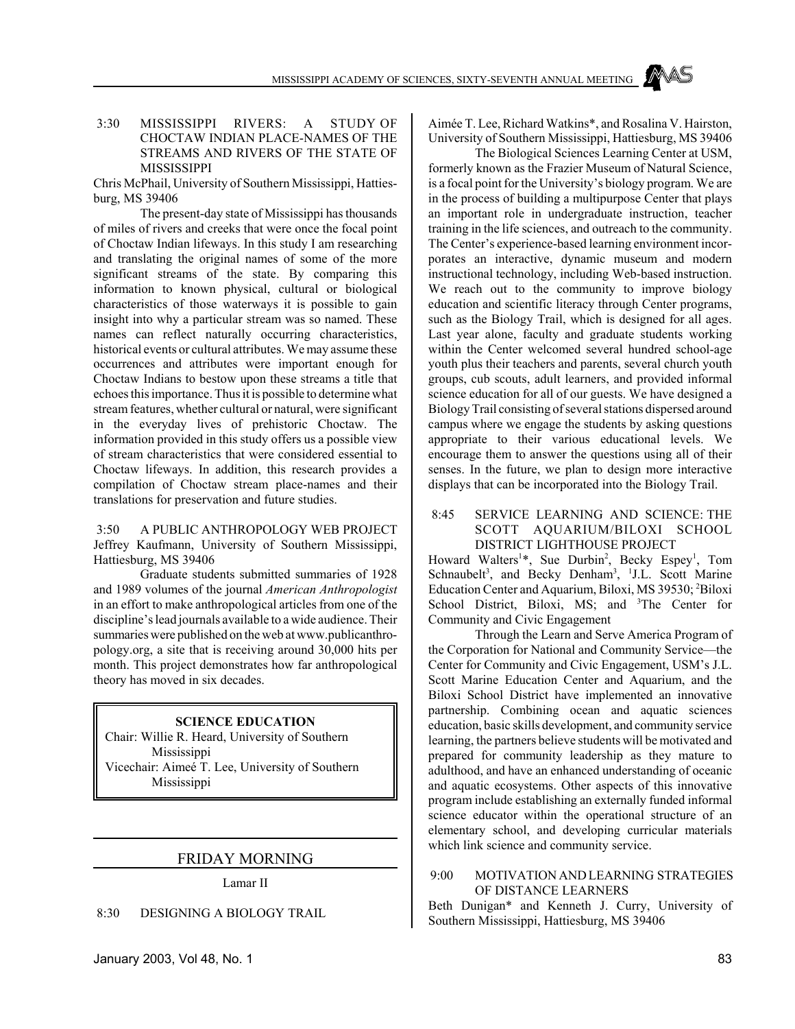3:30 MISSISSIPPI RIVERS: A STUDY OF CHOCTAW INDIAN PLACE-NAMES OF THE STREAMS AND RIVERS OF THE STATE OF MISSISSIPPI

Chris McPhail, University of Southern Mississippi, Hattiesburg, MS 39406

The present-day state of Mississippi has thousands of miles of rivers and creeks that were once the focal point of Choctaw Indian lifeways. In this study I am researching and translating the original names of some of the more significant streams of the state. By comparing this information to known physical, cultural or biological characteristics of those waterways it is possible to gain insight into why a particular stream was so named. These names can reflect naturally occurring characteristics, historical events or cultural attributes. We may assume these occurrences and attributes were important enough for Choctaw Indians to bestow upon these streams a title that echoes this importance. Thus it is possible to determine what stream features, whether cultural or natural, were significant in the everyday lives of prehistoric Choctaw. The information provided in this study offers us a possible view of stream characteristics that were considered essential to Choctaw lifeways. In addition, this research provides a compilation of Choctaw stream place-names and their translations for preservation and future studies.

3:50 A PUBLIC ANTHROPOLOGY WEB PROJECT

Jeffrey Kaufmann, University of Southern Mississippi, Hattiesburg, MS 39406

Graduate students submitted summaries of 1928 and 1989 volumes of the journal *American Anthropologist* in an effort to make anthropological articles from one of the discipline's lead journals available to a wide audience. Their summaries were published on the web at www.publicanthropology.org, a site that is receiving around 30,000 hits per month. This project demonstrates how far anthropological theory has moved in six decades.

## SCIENCE EDUCATION

Chair: Willie R. Heard, University of Southern Mississippi
Vicechair: Aimeé T. Lee, University of Southern Mississippi

## FRIDAY MORNING

Lamar II

8:30 DESIGNING A BIOLOGY TRAIL

Aimée T. Lee, Richard Watkins*, and Rosalina V. Hairston, University of Southern Mississippi, Hattiesburg, MS 39406

The Biological Sciences Learning Center at USM, formerly known as the Frazier Museum of Natural Science, is a focal point for the University's biology program. We are in the process of building a multipurpose Center that plays an important role in undergraduate instruction, teacher training in the life sciences, and outreach to the community. The Center's experience-based learning environment incorporates an interactive, dynamic museum and modern instructional technology, including Web-based instruction. We reach out to the community to improve biology education and scientific literacy through Center programs, such as the Biology Trail, which is designed for all ages. Last year alone, faculty and graduate students working within the Center welcomed several hundred school-age youth plus their teachers and parents, several church youth groups, cub scouts, adult learners, and provided informal science education for all of our guests. We have designed a Biology Trail consisting of several stations dispersed around campus where we engage the students by asking questions appropriate to their various educational levels. We encourage them to answer the questions using all of their senses. In the future, we plan to design more interactive displays that can be incorporated into the Biology Trail.

8:45 SERVICE LEARNING AND SCIENCE: THE SCOTT AQUARIUM/BILOXI SCHOOL DISTRICT LIGHTHOUSE PROJECT

Howard Walters[1]*, Sue Durbin[2], Becky Espey[1], Tom Schnaubelt[3], and Becky Denham[3], [1]J.L. Scott Marine Education Center and Aquarium, Biloxi, MS 39530; [2]Biloxi School District, Biloxi, MS; and [3]The Center for Community and Civic Engagement

Through the Learn and Serve America Program of the Corporation for National and Community Service—the Center for Community and Civic Engagement, USM's J.L. Scott Marine Education Center and Aquarium, and the Biloxi School District have implemented an innovative partnership. Combining ocean and aquatic sciences education, basic skills development, and community service learning, the partners believe students will be motivated and prepared for community leadership as they mature to adulthood, and have an enhanced understanding of oceanic and aquatic ecosystems. Other aspects of this innovative program include establishing an externally funded informal science educator within the operational structure of an elementary school, and developing curricular materials which link science and community service.

9:00 MOTIVATION AND LEARNING STRATEGIES OF DISTANCE LEARNERS

Beth Dunigan* and Kenneth J. Curry, University of Southern Mississippi, Hattiesburg, MS 39406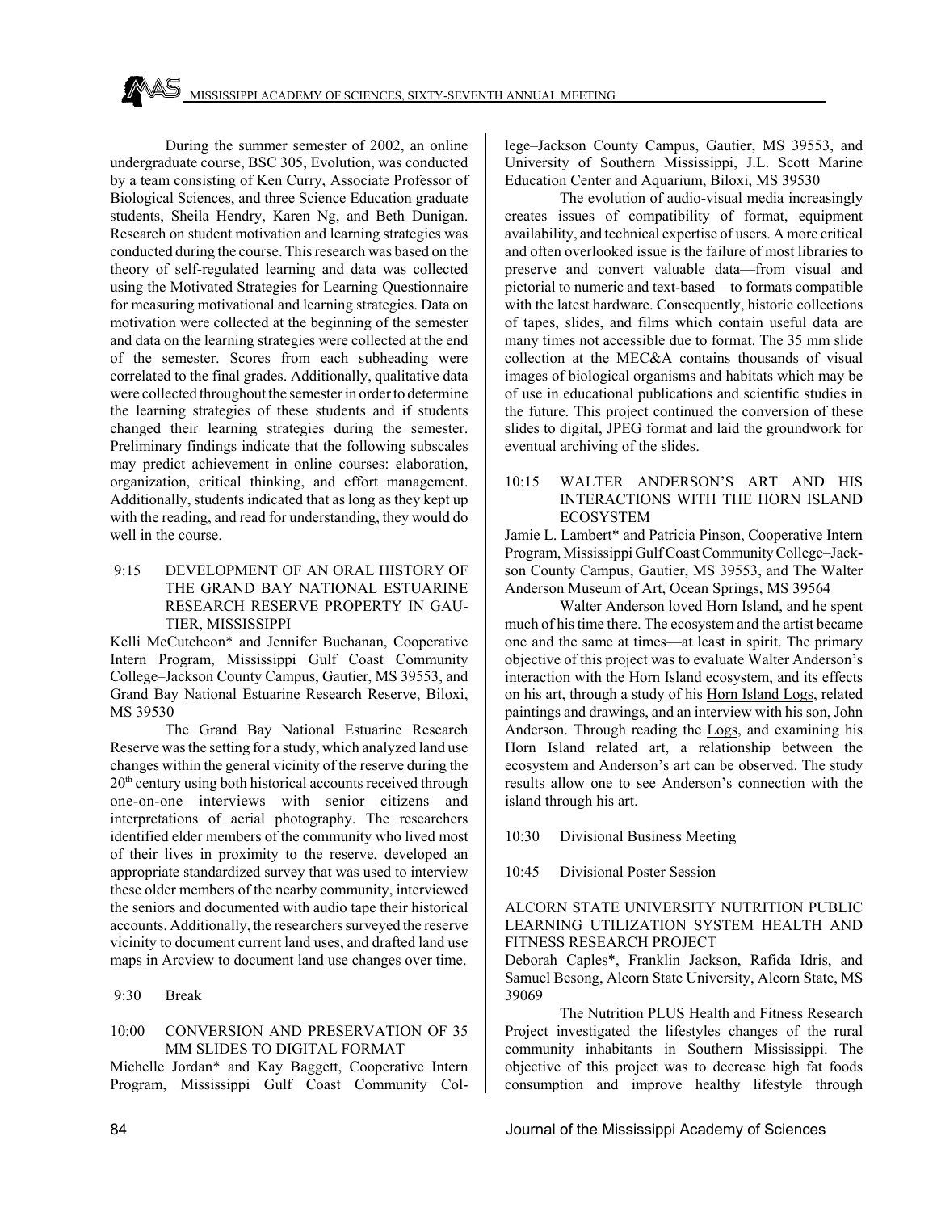During the summer semester of 2002, an online undergraduate course, BSC 305, Evolution, was conducted by a team consisting of Ken Curry, Associate Professor of Biological Sciences, and three Science Education graduate students, Sheila Hendry, Karen Ng, and Beth Dunigan. Research on student motivation and learning strategies was conducted during the course. This research was based on the theory of self-regulated learning and data was collected using the Motivated Strategies for Learning Questionnaire for measuring motivational and learning strategies. Data on motivation were collected at the beginning of the semester and data on the learning strategies were collected at the end of the semester. Scores from each subheading were correlated to the final grades. Additionally, qualitative data were collected throughout the semester in order to determine the learning strategies of these students and if students changed their learning strategies during the semester. Preliminary findings indicate that the following subscales may predict achievement in online courses: elaboration, organization, critical thinking, and effort management. Additionally, students indicated that as long as they kept up with the reading, and read for understanding, they would do well in the course.

9:15 DEVELOPMENT OF AN ORAL HISTORY OF THE GRAND BAY NATIONAL ESTUARINE RESEARCH RESERVE PROPERTY IN GAUTIER, MISSISSIPPI

Kelli McCutcheon* and Jennifer Buchanan, Cooperative Intern Program, Mississippi Gulf Coast Community College–Jackson County Campus, Gautier, MS 39553, and Grand Bay National Estuarine Research Reserve, Biloxi, MS 39530

The Grand Bay National Estuarine Research Reserve was the setting for a study, which analyzed land use changes within the general vicinity of the reserve during the 20th century using both historical accounts received through one-on-one interviews with senior citizens and interpretations of aerial photography. The researchers identified elder members of the community who lived most of their lives in proximity to the reserve, developed an appropriate standardized survey that was used to interview these older members of the nearby community, interviewed the seniors and documented with audio tape their historical accounts. Additionally, the researchers surveyed the reserve vicinity to document current land uses, and drafted land use maps in Arcview to document land use changes over time.

9:30 Break

10:00 CONVERSION AND PRESERVATION OF 35 MM SLIDES TO DIGITAL FORMAT

Michelle Jordan* and Kay Baggett, Cooperative Intern Program, Mississippi Gulf Coast Community College–Jackson County Campus, Gautier, MS 39553, and University of Southern Mississippi, J.L. Scott Marine Education Center and Aquarium, Biloxi, MS 39530

The evolution of audio-visual media increasingly creates issues of compatibility of format, equipment availability, and technical expertise of users. A more critical and often overlooked issue is the failure of most libraries to preserve and convert valuable data—from visual and pictorial to numeric and text-based—to formats compatible with the latest hardware. Consequently, historic collections of tapes, slides, and films which contain useful data are many times not accessible due to format. The 35 mm slide collection at the MEC&A contains thousands of visual images of biological organisms and habitats which may be of use in educational publications and scientific studies in the future. This project continued the conversion of these slides to digital, JPEG format and laid the groundwork for eventual archiving of the slides.

10:15 WALTER ANDERSON'S ART AND HIS INTERACTIONS WITH THE HORN ISLAND ECOSYSTEM

Jamie L. Lambert* and Patricia Pinson, Cooperative Intern Program, Mississippi Gulf Coast Community College–Jackson County Campus, Gautier, MS 39553, and The Walter Anderson Museum of Art, Ocean Springs, MS 39564

Walter Anderson loved Horn Island, and he spent much of his time there. The ecosystem and the artist became one and the same at times—at least in spirit. The primary objective of this project was to evaluate Walter Anderson's interaction with the Horn Island ecosystem, and its effects on his art, through a study of his Horn Island Logs, related paintings and drawings, and an interview with his son, John Anderson. Through reading the Logs, and examining his Horn Island related art, a relationship between the ecosystem and Anderson's art can be observed. The study results allow one to see Anderson's connection with the island through his art.

10:30 Divisional Business Meeting

10:45 Divisional Poster Session

ALCORN STATE UNIVERSITY NUTRITION PUBLIC LEARNING UTILIZATION SYSTEM HEALTH AND FITNESS RESEARCH PROJECT

Deborah Caples*, Franklin Jackson, Rafida Idris, and Samuel Besong, Alcorn State University, Alcorn State, MS 39069

The Nutrition PLUS Health and Fitness Research Project investigated the lifestyles changes of the rural community inhabitants in Southern Mississippi. The objective of this project was to decrease high fat foods consumption and improve healthy lifestyle through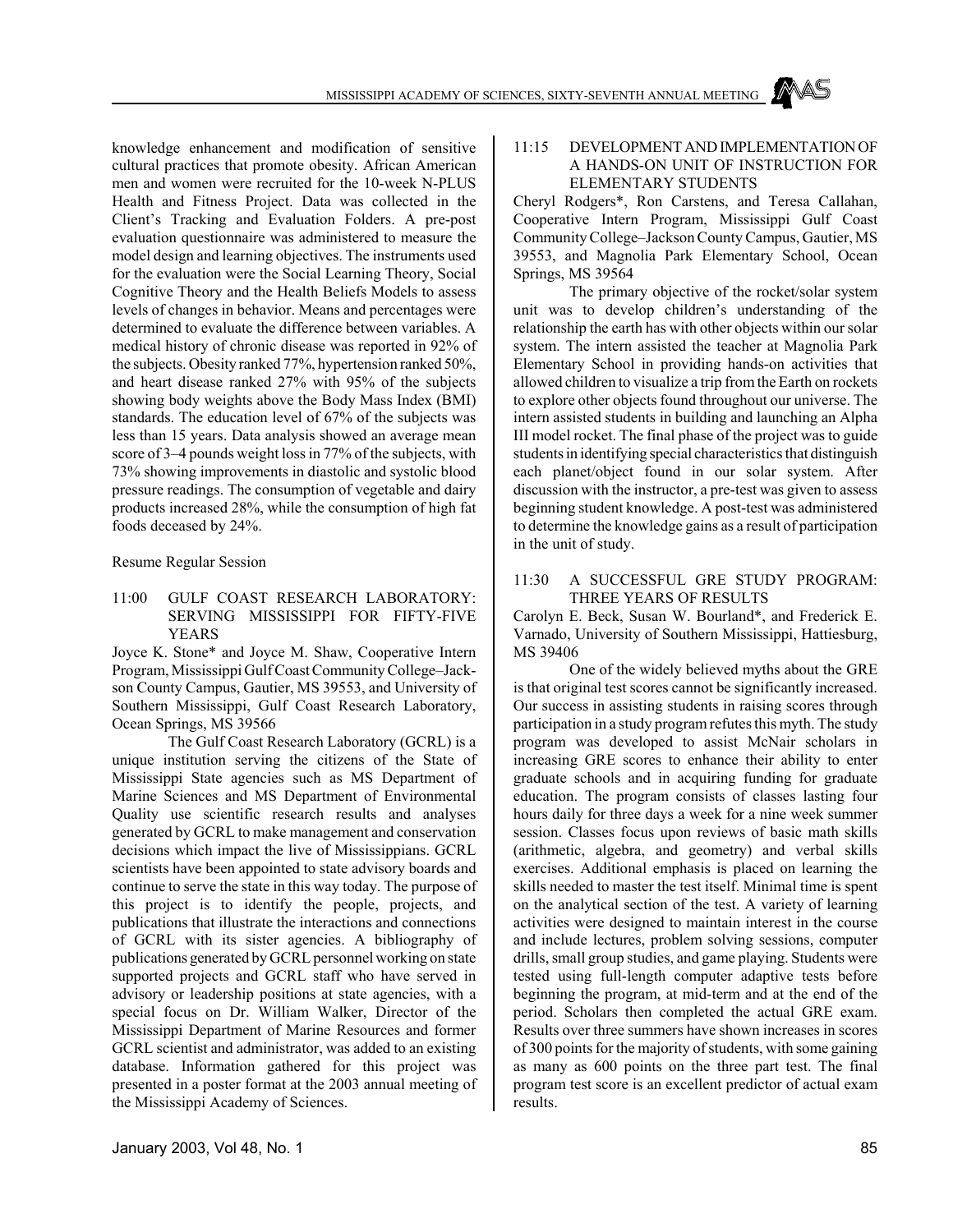knowledge enhancement and modification of sensitive cultural practices that promote obesity. African American men and women were recruited for the 10-week N-PLUS Health and Fitness Project. Data was collected in the Client's Tracking and Evaluation Folders. A pre-post evaluation questionnaire was administered to measure the model design and learning objectives. The instruments used for the evaluation were the Social Learning Theory, Social Cognitive Theory and the Health Beliefs Models to assess levels of changes in behavior. Means and percentages were determined to evaluate the difference between variables. A medical history of chronic disease was reported in 92% of the subjects. Obesity ranked 77%, hypertension ranked 50%, and heart disease ranked 27% with 95% of the subjects showing body weights above the Body Mass Index (BMI) standards. The education level of 67% of the subjects was less than 15 years. Data analysis showed an average mean score of 3–4 pounds weight loss in 77% of the subjects, with 73% showing improvements in diastolic and systolic blood pressure readings. The consumption of vegetable and dairy products increased 28%, while the consumption of high fat foods deceased by 24%.

Resume Regular Session

### 11:00 GULF COAST RESEARCH LABORATORY: SERVING MISSISSIPPI FOR FIFTY-FIVE YEARS

Joyce K. Stone* and Joyce M. Shaw, Cooperative Intern Program, Mississippi Gulf Coast Community College–Jackson County Campus, Gautier, MS 39553, and University of Southern Mississippi, Gulf Coast Research Laboratory, Ocean Springs, MS 39566

The Gulf Coast Research Laboratory (GCRL) is a unique institution serving the citizens of the State of Mississippi State agencies such as MS Department of Marine Sciences and MS Department of Environmental Quality use scientific research results and analyses generated by GCRL to make management and conservation decisions which impact the live of Mississippians. GCRL scientists have been appointed to state advisory boards and continue to serve the state in this way today. The purpose of this project is to identify the people, projects, and publications that illustrate the interactions and connections of GCRL with its sister agencies. A bibliography of publications generated by GCRL personnel working on state supported projects and GCRL staff who have served in advisory or leadership positions at state agencies, with a special focus on Dr. William Walker, Director of the Mississippi Department of Marine Resources and former GCRL scientist and administrator, was added to an existing database. Information gathered for this project was presented in a poster format at the 2003 annual meeting of the Mississippi Academy of Sciences.

### 11:15 DEVELOPMENT AND IMPLEMENTATION OF A HANDS-ON UNIT OF INSTRUCTION FOR ELEMENTARY STUDENTS

Cheryl Rodgers*, Ron Carstens, and Teresa Callahan, Cooperative Intern Program, Mississippi Gulf Coast Community College–Jackson County Campus, Gautier, MS 39553, and Magnolia Park Elementary School, Ocean Springs, MS 39564

The primary objective of the rocket/solar system unit was to develop children's understanding of the relationship the earth has with other objects within our solar system. The intern assisted the teacher at Magnolia Park Elementary School in providing hands-on activities that allowed children to visualize a trip from the Earth on rockets to explore other objects found throughout our universe. The intern assisted students in building and launching an Alpha III model rocket. The final phase of the project was to guide students in identifying special characteristics that distinguish each planet/object found in our solar system. After discussion with the instructor, a pre-test was given to assess beginning student knowledge. A post-test was administered to determine the knowledge gains as a result of participation in the unit of study.

### 11:30 A SUCCESSFUL GRE STUDY PROGRAM: THREE YEARS OF RESULTS

Carolyn E. Beck, Susan W. Bourland*, and Frederick E. Varnado, University of Southern Mississippi, Hattiesburg, MS 39406

One of the widely believed myths about the GRE is that original test scores cannot be significantly increased. Our success in assisting students in raising scores through participation in a study program refutes this myth. The study program was developed to assist McNair scholars in increasing GRE scores to enhance their ability to enter graduate schools and in acquiring funding for graduate education. The program consists of classes lasting four hours daily for three days a week for a nine week summer session. Classes focus upon reviews of basic math skills (arithmetic, algebra, and geometry) and verbal skills exercises. Additional emphasis is placed on learning the skills needed to master the test itself. Minimal time is spent on the analytical section of the test. A variety of learning activities were designed to maintain interest in the course and include lectures, problem solving sessions, computer drills, small group studies, and game playing. Students were tested using full-length computer adaptive tests before beginning the program, at mid-term and at the end of the period. Scholars then completed the actual GRE exam. Results over three summers have shown increases in scores of 300 points for the majority of students, with some gaining as many as 600 points on the three part test. The final program test score is an excellent predictor of actual exam results.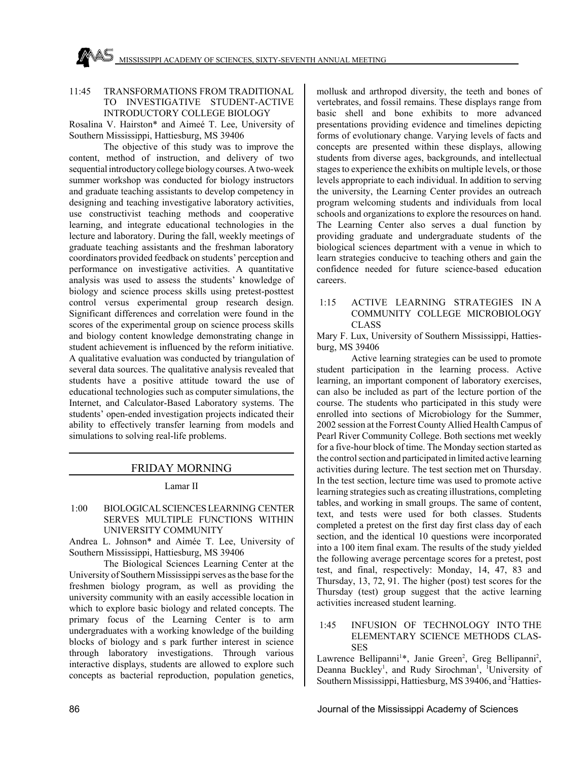11:45 TRANSFORMATIONS FROM TRADITIONAL TO INVESTIGATIVE STUDENT-ACTIVE INTRODUCTORY COLLEGE BIOLOGY

Rosalina V. Hairston* and Aimeé T. Lee, University of Southern Mississippi, Hattiesburg, MS 39406

The objective of this study was to improve the content, method of instruction, and delivery of two sequential introductory college biology courses. A two-week summer workshop was conducted for biology instructors and graduate teaching assistants to develop competency in designing and teaching investigative laboratory activities, use constructivist teaching methods and cooperative learning, and integrate educational technologies in the lecture and laboratory. During the fall, weekly meetings of graduate teaching assistants and the freshman laboratory coordinators provided feedback on students' perception and performance on investigative activities. A quantitative analysis was used to assess the students' knowledge of biology and science process skills using pretest-posttest control versus experimental group research design. Significant differences and correlation were found in the scores of the experimental group on science process skills and biology content knowledge demonstrating change in student achievement is influenced by the reform initiative. A qualitative evaluation was conducted by triangulation of several data sources. The qualitative analysis revealed that students have a positive attitude toward the use of educational technologies such as computer simulations, the Internet, and Calculator-Based Laboratory systems. The students' open-ended investigation projects indicated their ability to effectively transfer learning from models and simulations to solving real-life problems.

## FRIDAY MORNING

Lamar II

1:00 BIOLOGICAL SCIENCES LEARNING CENTER SERVES MULTIPLE FUNCTIONS WITHIN UNIVERSITY COMMUNITY

Andrea L. Johnson* and Aimée T. Lee, University of Southern Mississippi, Hattiesburg, MS 39406

The Biological Sciences Learning Center at the University of Southern Mississippi serves as the base for the freshmen biology program, as well as providing the university community with an easily accessible location in which to explore basic biology and related concepts. The primary focus of the Learning Center is to arm undergraduates with a working knowledge of the building blocks of biology and s park further interest in science through laboratory investigations. Through various interactive displays, students are allowed to explore such concepts as bacterial reproduction, population genetics, mollusk and arthropod diversity, the teeth and bones of vertebrates, and fossil remains. These displays range from basic shell and bone exhibits to more advanced presentations providing evidence and timelines depicting forms of evolutionary change. Varying levels of facts and concepts are presented within these displays, allowing students from diverse ages, backgrounds, and intellectual stages to experience the exhibits on multiple levels, or those levels appropriate to each individual. In addition to serving the university, the Learning Center provides an outreach program welcoming students and individuals from local schools and organizations to explore the resources on hand. The Learning Center also serves a dual function by providing graduate and undergraduate students of the biological sciences department with a venue in which to learn strategies conducive to teaching others and gain the confidence needed for future science-based education careers.

1:15 ACTIVE LEARNING STRATEGIES IN A COMMUNITY COLLEGE MICROBIOLOGY CLASS

Mary F. Lux, University of Southern Mississippi, Hattiesburg, MS 39406

Active learning strategies can be used to promote student participation in the learning process. Active learning, an important component of laboratory exercises, can also be included as part of the lecture portion of the course. The students who participated in this study were enrolled into sections of Microbiology for the Summer, 2002 session at the Forrest County Allied Health Campus of Pearl River Community College. Both sections met weekly for a five-hour block of time. The Monday section started as the control section and participated in limited active learning activities during lecture. The test section met on Thursday. In the test section, lecture time was used to promote active learning strategies such as creating illustrations, completing tables, and working in small groups. The same of content, text, and tests were used for both classes. Students completed a pretest on the first day first class day of each section, and the identical 10 questions were incorporated into a 100 item final exam. The results of the study yielded the following average percentage scores for a pretest, post test, and final, respectively: Monday, 14, 47, 83 and Thursday, 13, 72, 91. The higher (post) test scores for the Thursday (test) group suggest that the active learning activities increased student learning.

1:45 INFUSION OF TECHNOLOGY INTO THE ELEMENTARY SCIENCE METHODS CLASSES

Lawrence Bellipanni[1]*, Janie Green[2], Greg Bellipanni[2], Deanna Buckley[1], and Rudy Sirochman[1], [1]University of Southern Mississippi, Hattiesburg, MS 39406, and [2]Hatties-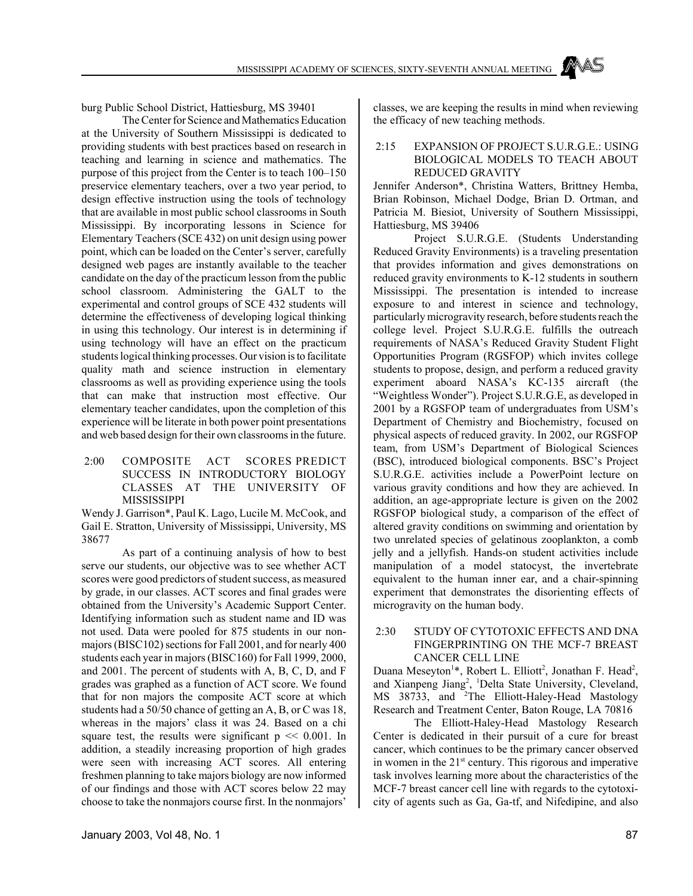burg Public School District, Hattiesburg, MS 39401

The Center for Science and Mathematics Education at the University of Southern Mississippi is dedicated to providing students with best practices based on research in teaching and learning in science and mathematics. The purpose of this project from the Center is to teach 100–150 preservice elementary teachers, over a two year period, to design effective instruction using the tools of technology that are available in most public school classrooms in South Mississippi. By incorporating lessons in Science for Elementary Teachers (SCE 432) on unit design using power point, which can be loaded on the Center's server, carefully designed web pages are instantly available to the teacher candidate on the day of the practicum lesson from the public school classroom. Administering the GALT to the experimental and control groups of SCE 432 students will determine the effectiveness of developing logical thinking in using this technology. Our interest is in determining if using technology will have an effect on the practicum students logical thinking processes. Our vision is to facilitate quality math and science instruction in elementary classrooms as well as providing experience using the tools that can make that instruction most effective. Our elementary teacher candidates, upon the completion of this experience will be literate in both power point presentations and web based design for their own classrooms in the future.

### 2:00 COMPOSITE ACT SCORES PREDICT SUCCESS IN INTRODUCTORY BIOLOGY CLASSES AT THE UNIVERSITY OF MISSISSIPPI

Wendy J. Garrison*, Paul K. Lago, Lucile M. McCook, and Gail E. Stratton, University of Mississippi, University, MS 38677

As part of a continuing analysis of how to best serve our students, our objective was to see whether ACT scores were good predictors of student success, as measured by grade, in our classes. ACT scores and final grades were obtained from the University's Academic Support Center. Identifying information such as student name and ID was not used. Data were pooled for 875 students in our non-majors (BISC102) sections for Fall 2001, and for nearly 400 students each year in majors (BISC160) for Fall 1999, 2000, and 2001. The percent of students with A, B, C, D, and F grades was graphed as a function of ACT score. We found that for non majors the composite ACT score at which students had a 50/50 chance of getting an A, B, or C was 18, whereas in the majors' class it was 24. Based on a chi square test, the results were significant $p \ll 0.001$. In addition, a steadily increasing proportion of high grades were seen with increasing ACT scores. All entering freshmen planning to take majors biology are now informed of our findings and those with ACT scores below 22 may choose to take the nonmajors course first. In the nonmajors' classes, we are keeping the results in mind when reviewing the efficacy of new teaching methods.

### 2:15 EXPANSION OF PROJECT S.U.R.G.E.: USING BIOLOGICAL MODELS TO TEACH ABOUT REDUCED GRAVITY

Jennifer Anderson*, Christina Watters, Brittney Hemba, Brian Robinson, Michael Dodge, Brian D. Ortman, and Patricia M. Biesiot, University of Southern Mississippi, Hattiesburg, MS 39406

Project S.U.R.G.E. (Students Understanding Reduced Gravity Environments) is a traveling presentation that provides information and gives demonstrations on reduced gravity environments to K-12 students in southern Mississippi. The presentation is intended to increase exposure to and interest in science and technology, particularly microgravity research, before students reach the college level. Project S.U.R.G.E. fulfills the outreach requirements of NASA's Reduced Gravity Student Flight Opportunities Program (RGSFOP) which invites college students to propose, design, and perform a reduced gravity experiment aboard NASA's KC-135 aircraft (the "Weightless Wonder"). Project S.U.R.G.E, as developed in 2001 by a RGSFOP team of undergraduates from USM's Department of Chemistry and Biochemistry, focused on physical aspects of reduced gravity. In 2002, our RGSFOP team, from USM's Department of Biological Sciences (BSC), introduced biological components. BSC's Project S.U.R.G.E. activities include a PowerPoint lecture on various gravity conditions and how they are achieved. In addition, an age-appropriate lecture is given on the 2002 RGSFOP biological study, a comparison of the effect of altered gravity conditions on swimming and orientation by two unrelated species of gelatinous zooplankton, a comb jelly and a jellyfish. Hands-on student activities include manipulation of a model statocyst, the invertebrate equivalent to the human inner ear, and a chair-spinning experiment that demonstrates the disorienting effects of microgravity on the human body.

### 2:30 STUDY OF CYTOTOXIC EFFECTS AND DNA FINGERPRINTING ON THE MCF-7 BREAST CANCER CELL LINE

Duana Meseyton[1]*, Robert L. Elliott[2], Jonathan F. Head[2], and Xianpeng Jiang[2], [1]Delta State University, Cleveland, MS 38733, and [2]The Elliott-Haley-Head Mastology Research and Treatment Center, Baton Rouge, LA 70816

The Elliott-Haley-Head Mastology Research Center is dedicated in their pursuit of a cure for breast cancer, which continues to be the primary cancer observed in women in the 21st century. This rigorous and imperative task involves learning more about the characteristics of the MCF-7 breast cancer cell line with regards to the cytotoxicity of agents such as Ga, Ga-tf, and Nifedipine, and also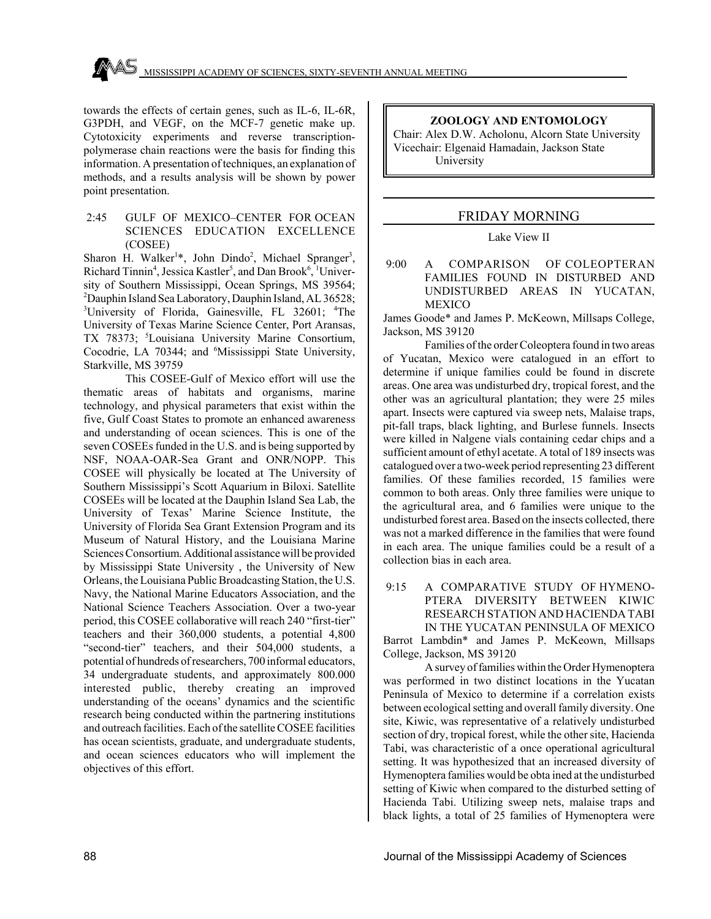towards the effects of certain genes, such as IL-6, IL-6R, G3PDH, and VEGF, on the MCF-7 genetic make up. Cytotoxicity experiments and reverse transcription-polymerase chain reactions were the basis for finding this information. A presentation of techniques, an explanation of methods, and a results analysis will be shown by power point presentation.

2:45 GULF OF MEXICO–CENTER FOR OCEAN SCIENCES EDUCATION EXCELLENCE (COSEE)

Sharon H. Walker[1]*, John Dindo[2], Michael Spranger[3], Richard Tinnin[4], Jessica Kastler[5], and Dan Brook[6], [1]University of Southern Mississippi, Ocean Springs, MS 39564; [2]Dauphin Island Sea Laboratory, Dauphin Island, AL 36528; [3]University of Florida, Gainesville, FL 32601; [4]The University of Texas Marine Science Center, Port Aransas, TX 78373; [5]Louisiana University Marine Consortium, Cocodrie, LA 70344; and [6]Mississippi State University, Starkville, MS 39759

This COSEE-Gulf of Mexico effort will use the thematic areas of habitats and organisms, marine technology, and physical parameters that exist within the five, Gulf Coast States to promote an enhanced awareness and understanding of ocean sciences. This is one of the seven COSEEs funded in the U.S. and is being supported by NSF, NOAA-OAR-Sea Grant and ONR/NOPP. This COSEE will physically be located at The University of Southern Mississippi's Scott Aquarium in Biloxi. Satellite COSEEs will be located at the Dauphin Island Sea Lab, the University of Texas' Marine Science Institute, the University of Florida Sea Grant Extension Program and its Museum of Natural History, and the Louisiana Marine Sciences Consortium. Additional assistance will be provided by Mississippi State University , the University of New Orleans, the Louisiana Public Broadcasting Station, the U.S. Navy, the National Marine Educators Association, and the National Science Teachers Association. Over a two-year period, this COSEE collaborative will reach 240 "first-tier" teachers and their 360,000 students, a potential 4,800 "second-tier" teachers, and their 504,000 students, a potential of hundreds of researchers, 700 informal educators, 34 undergraduate students, and approximately 800.000 interested public, thereby creating an improved understanding of the oceans' dynamics and the scientific research being conducted within the partnering institutions and outreach facilities. Each of the satellite COSEE facilities has ocean scientists, graduate, and undergraduate students, and ocean sciences educators who will implement the objectives of this effort.

## ZOOLOGY AND ENTOMOLOGY

Chair: Alex D.W. Acholonu, Alcorn State University
Vicechair: Elgenaid Hamadain, Jackson State University

## FRIDAY MORNING

Lake View II

9:00 A COMPARISON OF COLEOPTERAN FAMILIES FOUND IN DISTURBED AND UNDISTURBED AREAS IN YUCATAN, MEXICO

James Goode* and James P. McKeown, Millsaps College, Jackson, MS 39120

Families of the order Coleoptera found in two areas of Yucatan, Mexico were catalogued in an effort to determine if unique families could be found in discrete areas. One area was undisturbed dry, tropical forest, and the other was an agricultural plantation; they were 25 miles apart. Insects were captured via sweep nets, Malaise traps, pit-fall traps, black lighting, and Burlese funnels. Insects were killed in Nalgene vials containing cedar chips and a sufficient amount of ethyl acetate. A total of 189 insects was catalogued over a two-week period representing 23 different families. Of these families recorded, 15 families were common to both areas. Only three families were unique to the agricultural area, and 6 families were unique to the undisturbed forest area. Based on the insects collected, there was not a marked difference in the families that were found in each area. The unique families could be a result of a collection bias in each area.

9:15 A COMPARATIVE STUDY OF HYMENOPTERA DIVERSITY BETWEEN KIWIC RESEARCH STATION AND HACIENDA TABI IN THE YUCATAN PENINSULA OF MEXICO

Barrot Lambdin* and James P. McKeown, Millsaps College, Jackson, MS 39120

A survey of families within the Order Hymenoptera was performed in two distinct locations in the Yucatan Peninsula of Mexico to determine if a correlation exists between ecological setting and overall family diversity. One site, Kiwic, was representative of a relatively undisturbed section of dry, tropical forest, while the other site, Hacienda Tabi, was characteristic of a once operational agricultural setting. It was hypothesized that an increased diversity of Hymenoptera families would be obta ined at the undisturbed setting of Kiwic when compared to the disturbed setting of Hacienda Tabi. Utilizing sweep nets, malaise traps and black lights, a total of 25 families of Hymenoptera were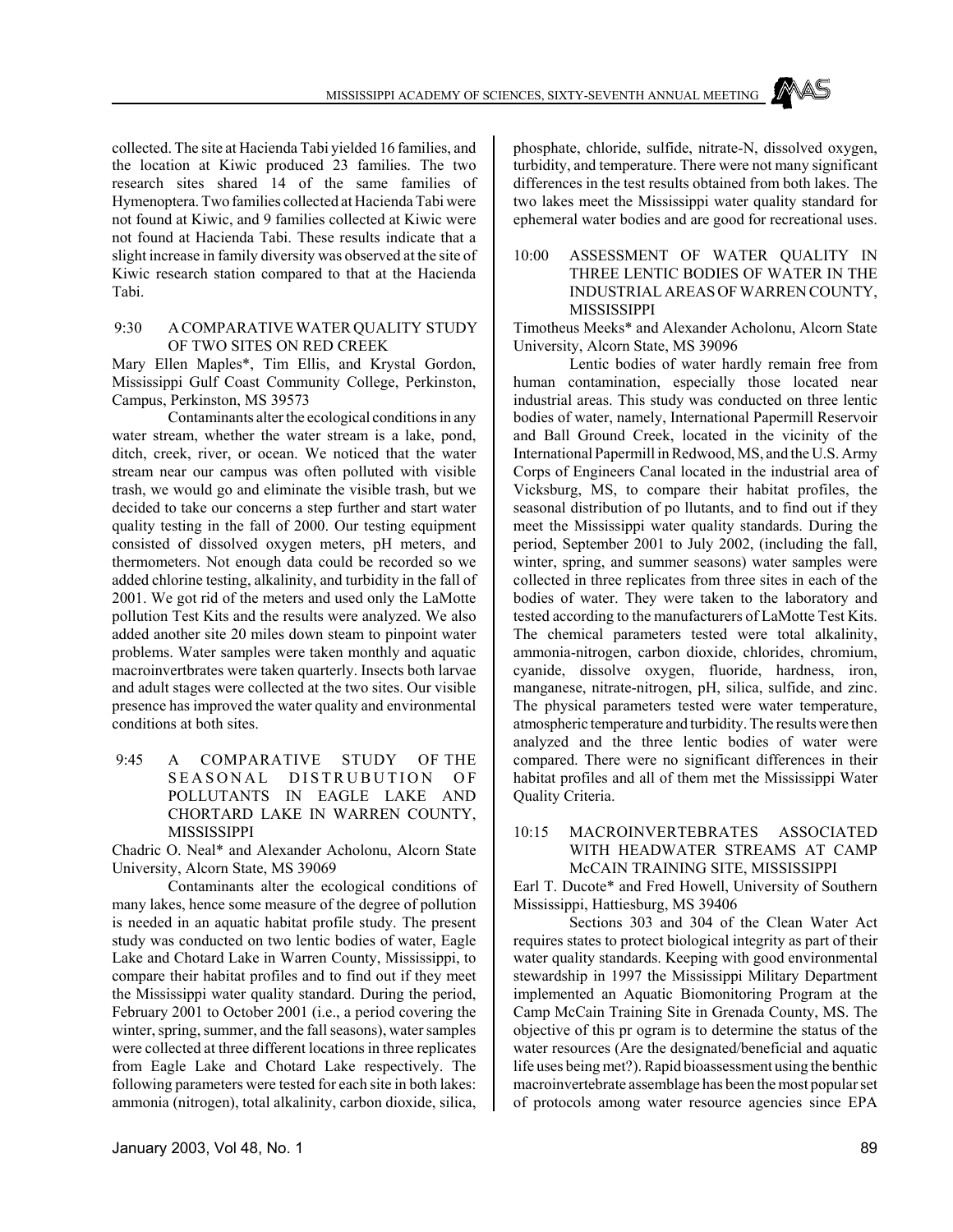collected. The site at Hacienda Tabi yielded 16 families, and the location at Kiwic produced 23 families. The two research sites shared 14 of the same families of Hymenoptera. Two families collected at Hacienda Tabi were not found at Kiwic, and 9 families collected at Kiwic were not found at Hacienda Tabi. These results indicate that a slight increase in family diversity was observed at the site of Kiwic research station compared to that at the Hacienda Tabi.

### 9:30 A COMPARATIVE WATER QUALITY STUDY OF TWO SITES ON RED CREEK

Mary Ellen Maples*, Tim Ellis, and Krystal Gordon, Mississippi Gulf Coast Community College, Perkinston, Campus, Perkinston, MS 39573

Contaminants alter the ecological conditions in any water stream, whether the water stream is a lake, pond, ditch, creek, river, or ocean. We noticed that the water stream near our campus was often polluted with visible trash, we would go and eliminate the visible trash, but we decided to take our concerns a step further and start water quality testing in the fall of 2000. Our testing equipment consisted of dissolved oxygen meters, pH meters, and thermometers. Not enough data could be recorded so we added chlorine testing, alkalinity, and turbidity in the fall of 2001. We got rid of the meters and used only the LaMotte pollution Test Kits and the results were analyzed. We also added another site 20 miles down steam to pinpoint water problems. Water samples were taken monthly and aquatic macroinvertbrates were taken quarterly. Insects both larvae and adult stages were collected at the two sites. Our visible presence has improved the water quality and environmental conditions at both sites.

### 9:45 A COMPARATIVE STUDY OF THE SEASONAL DISTRUBUTION OF POLLUTANTS IN EAGLE LAKE AND CHORTARD LAKE IN WARREN COUNTY, MISSISSIPPI

Chadric O. Neal* and Alexander Acholonu, Alcorn State University, Alcorn State, MS 39069

Contaminants alter the ecological conditions of many lakes, hence some measure of the degree of pollution is needed in an aquatic habitat profile study. The present study was conducted on two lentic bodies of water, Eagle Lake and Chotard Lake in Warren County, Mississippi, to compare their habitat profiles and to find out if they meet the Mississippi water quality standard. During the period, February 2001 to October 2001 (i.e., a period covering the winter, spring, summer, and the fall seasons), water samples were collected at three different locations in three replicates from Eagle Lake and Chotard Lake respectively. The following parameters were tested for each site in both lakes: ammonia (nitrogen), total alkalinity, carbon dioxide, silica, phosphate, chloride, sulfide, nitrate-N, dissolved oxygen, turbidity, and temperature. There were not many significant differences in the test results obtained from both lakes. The two lakes meet the Mississippi water quality standard for ephemeral water bodies and are good for recreational uses.

### 10:00 ASSESSMENT OF WATER QUALITY IN THREE LENTIC BODIES OF WATER IN THE INDUSTRIAL AREAS OF WARREN COUNTY, MISSISSIPPI

Timotheus Meeks* and Alexander Acholonu, Alcorn State University, Alcorn State, MS 39096

Lentic bodies of water hardly remain free from human contamination, especially those located near industrial areas. This study was conducted on three lentic bodies of water, namely, International Papermill Reservoir and Ball Ground Creek, located in the vicinity of the International Papermill in Redwood, MS, and the U.S. Army Corps of Engineers Canal located in the industrial area of Vicksburg, MS, to compare their habitat profiles, the seasonal distribution of po llutants, and to find out if they meet the Mississippi water quality standards. During the period, September 2001 to July 2002, (including the fall, winter, spring, and summer seasons) water samples were collected in three replicates from three sites in each of the bodies of water. They were taken to the laboratory and tested according to the manufacturers of LaMotte Test Kits. The chemical parameters tested were total alkalinity, ammonia-nitrogen, carbon dioxide, chlorides, chromium, cyanide, dissolve oxygen, fluoride, hardness, iron, manganese, nitrate-nitrogen, pH, silica, sulfide, and zinc. The physical parameters tested were water temperature, atmospheric temperature and turbidity. The results were then analyzed and the three lentic bodies of water were compared. There were no significant differences in their habitat profiles and all of them met the Mississippi Water Quality Criteria.

### 10:15 MACROINVERTEBRATES ASSOCIATED WITH HEADWATER STREAMS AT CAMP McCAIN TRAINING SITE, MISSISSIPPI

Earl T. Ducote* and Fred Howell, University of Southern Mississippi, Hattiesburg, MS 39406

Sections 303 and 304 of the Clean Water Act requires states to protect biological integrity as part of their water quality standards. Keeping with good environmental stewardship in 1997 the Mississippi Military Department implemented an Aquatic Biomonitoring Program at the Camp McCain Training Site in Grenada County, MS. The objective of this pr ogram is to determine the status of the water resources (Are the designated/beneficial and aquatic life uses being met?). Rapid bioassessment using the benthic macroinvertebrate assemblage has been the most popular set of protocols among water resource agencies since EPA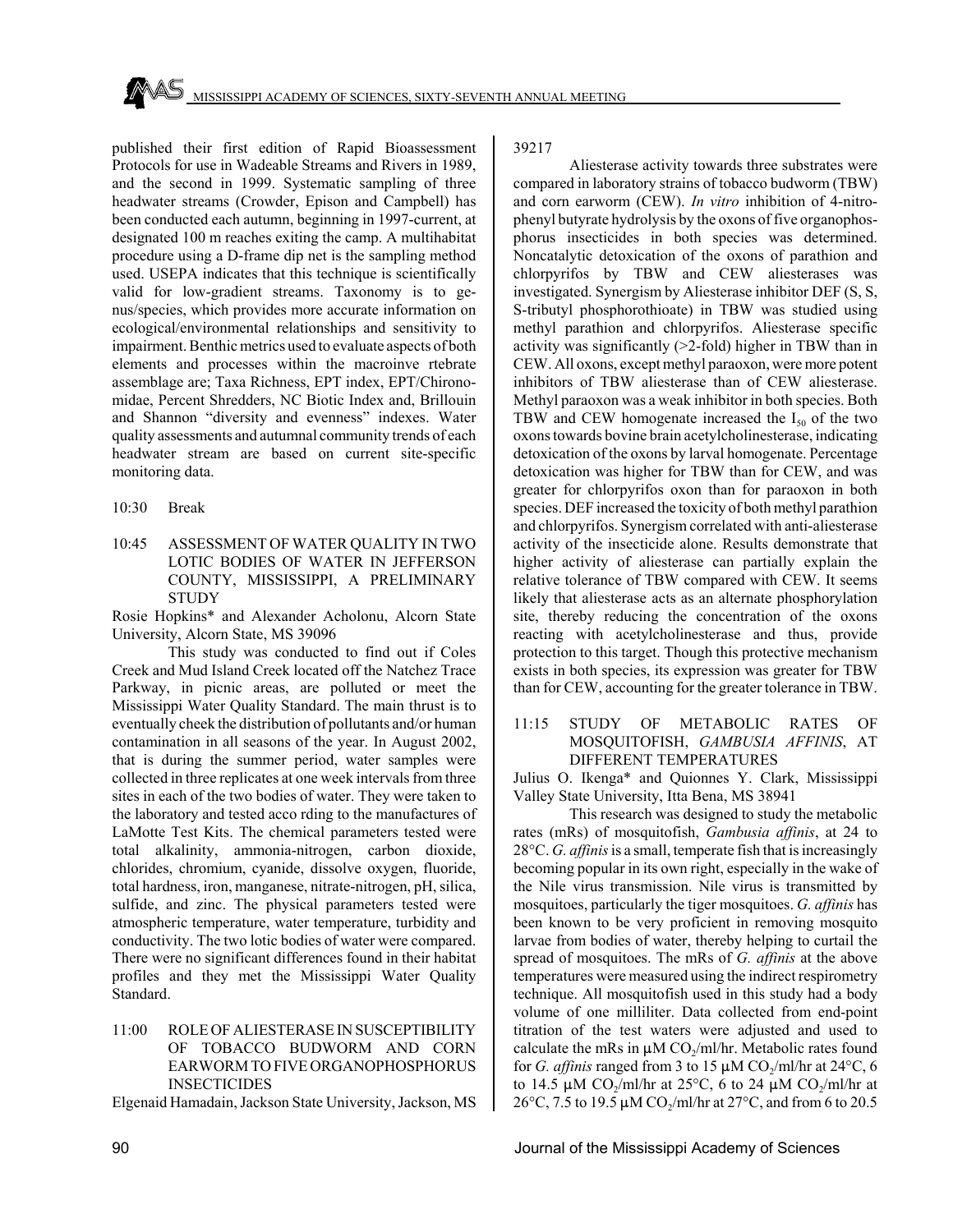published their first edition of Rapid Bioassessment Protocols for use in Wadeable Streams and Rivers in 1989, and the second in 1999. Systematic sampling of three headwater streams (Crowder, Epison and Campbell) has been conducted each autumn, beginning in 1997-current, at designated 100 m reaches exiting the camp. A multihabitat procedure using a D-frame dip net is the sampling method used. USEPA indicates that this technique is scientifically valid for low-gradient streams. Taxonomy is to genus/species, which provides more accurate information on ecological/environmental relationships and sensitivity to impairment. Benthic metrics used to evaluate aspects of both elements and processes within the macroinve rtebrate assemblage are; Taxa Richness, EPT index, EPT/Chironomidae, Percent Shredders, NC Biotic Index and, Brillouin and Shannon "diversity and evenness" indexes. Water quality assessments and autumnal community trends of each headwater stream are based on current site-specific monitoring data.

10:30 Break

10:45 ASSESSMENT OF WATER QUALITY IN TWO LOTIC BODIES OF WATER IN JEFFERSON COUNTY, MISSISSIPPI, A PRELIMINARY STUDY

Rosie Hopkins* and Alexander Acholonu, Alcorn State University, Alcorn State, MS 39096

This study was conducted to find out if Coles Creek and Mud Island Creek located off the Natchez Trace Parkway, in picnic areas, are polluted or meet the Mississippi Water Quality Standard. The main thrust is to eventually cheek the distribution of pollutants and/or human contamination in all seasons of the year. In August 2002, that is during the summer period, water samples were collected in three replicates at one week intervals from three sites in each of the two bodies of water. They were taken to the laboratory and tested acco rding to the manufactures of LaMotte Test Kits. The chemical parameters tested were total alkalinity, ammonia-nitrogen, carbon dioxide, chlorides, chromium, cyanide, dissolve oxygen, fluoride, total hardness, iron, manganese, nitrate-nitrogen, pH, silica, sulfide, and zinc. The physical parameters tested were atmospheric temperature, water temperature, turbidity and conductivity. The two lotic bodies of water were compared. There were no significant differences found in their habitat profiles and they met the Mississippi Water Quality Standard.

11:00 ROLE OF ALIESTERASE IN SUSCEPTIBILITY OF TOBACCO BUDWORM AND CORN EARWORM TO FIVE ORGANOPHOSPHORUS INSECTICIDES

Elgenaid Hamadain, Jackson State University, Jackson, MS 39217

Aliesterase activity towards three substrates were compared in laboratory strains of tobacco budworm (TBW) and corn earworm (CEW). *In vitro* inhibition of 4-nitrophenyl butyrate hydrolysis by the oxons of five organophosphorus insecticides in both species was determined. Noncatalytic detoxication of the oxons of parathion and chlorpyrifos by TBW and CEW aliesterases was investigated. Synergism by Aliesterase inhibitor DEF (S, S, S-tributyl phosphorothioate) in TBW was studied using methyl parathion and chlorpyrifos. Aliesterase specific activity was significantly (>2-fold) higher in TBW than in CEW. All oxons, except methyl paraoxon, were more potent inhibitors of TBW aliesterase than of CEW aliesterase. Methyl paraoxon was a weak inhibitor in both species. Both TBW and CEW homogenate increased the $I_{50}$ of the two oxons towards bovine brain acetylcholinesterase, indicating detoxication of the oxons by larval homogenate. Percentage detoxication was higher for TBW than for CEW, and was greater for chlorpyrifos oxon than for paraoxon in both species. DEF increased the toxicity of both methyl parathion and chlorpyrifos. Synergism correlated with anti-aliesterase activity of the insecticide alone. Results demonstrate that higher activity of aliesterase can partially explain the relative tolerance of TBW compared with CEW. It seems likely that aliesterase acts as an alternate phosphorylation site, thereby reducing the concentration of the oxons reacting with acetylcholinesterase and thus, provide protection to this target. Though this protective mechanism exists in both species, its expression was greater for TBW than for CEW, accounting for the greater tolerance in TBW.

11:15 STUDY OF METABOLIC RATES OF MOSQUITOFISH, *GAMBUSIA AFFINIS*, AT DIFFERENT TEMPERATURES

Julius O. Ikenga* and Quionnes Y. Clark, Mississippi Valley State University, Itta Bena, MS 38941

This research was designed to study the metabolic rates (mRs) of mosquitofish, *Gambusia affinis*, at 24 to 28°C. *G. affinis* is a small, temperate fish that is increasingly becoming popular in its own right, especially in the wake of the Nile virus transmission. Nile virus is transmitted by mosquitoes, particularly the tiger mosquitoes. *G. affinis* has been known to be very proficient in removing mosquito larvae from bodies of water, thereby helping to curtail the spread of mosquitoes. The mRs of *G. affinis* at the above temperatures were measured using the indirect respirometry technique. All mosquitofish used in this study had a body volume of one milliliter. Data collected from end-point titration of the test waters were adjusted and used to calculate the mRs in µM $CO_2$/ml/hr. Metabolic rates found for *G. affinis* ranged from 3 to 15 µM $CO_2$/ml/hr at 24°C, 6 to 14.5 µM $CO_2$/ml/hr at 25°C, 6 to 24 µM $CO_2$/ml/hr at 26°C, 7.5 to 19.5 µM $CO_2$/ml/hr at 27°C, and from 6 to 20.5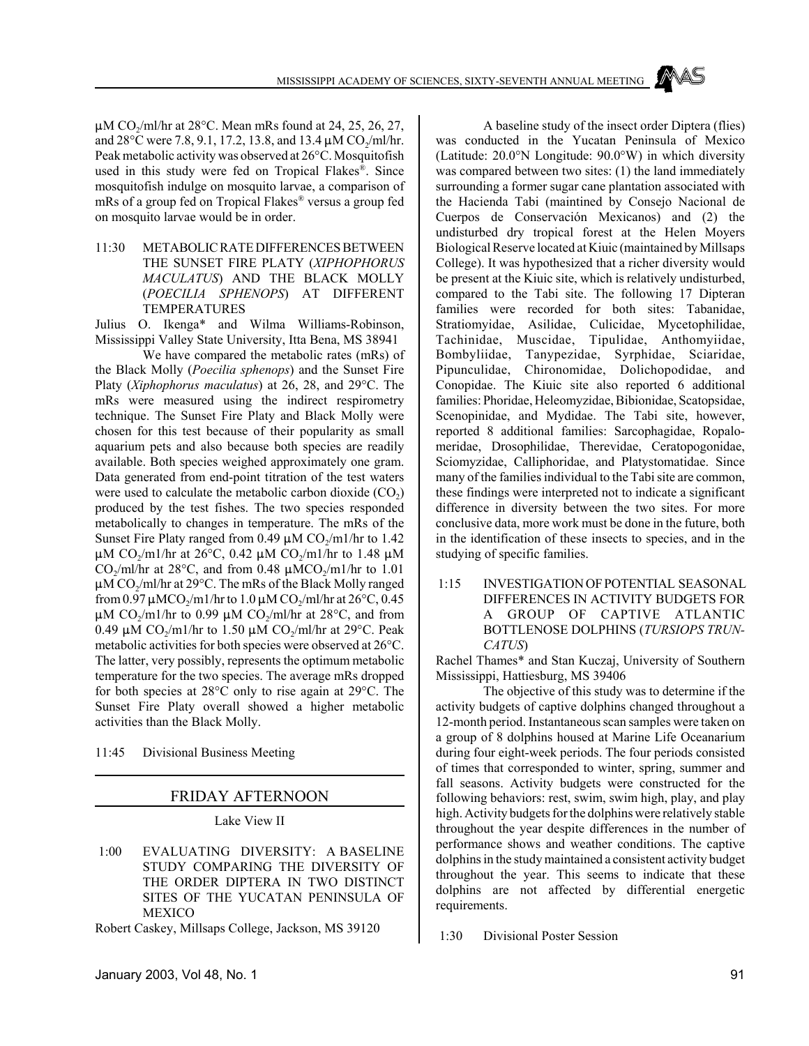μM $CO_2$/ml/hr at 28°C. Mean mRs found at 24, 25, 26, 27, and 28°C were 7.8, 9.1, 17.2, 13.8, and 13.4 μM $CO_2$/ml/hr. Peak metabolic activity was observed at 26°C. Mosquitofish used in this study were fed on Tropical Flakes®. Since mosquitofish indulge on mosquito larvae, a comparison of mRs of a group fed on Tropical Flakes® versus a group fed on mosquito larvae would be in order.

11:30 METABOLIC RATE DIFFERENCES BETWEEN THE SUNSET FIRE PLATY (*XIPHOPHORUS MACULATUS*) AND THE BLACK MOLLY (*POECILIA SPHENOPS*) AT DIFFERENT TEMPERATURES

Julius O. Ikenga* and Wilma Williams-Robinson, Mississippi Valley State University, Itta Bena, MS 38941

We have compared the metabolic rates (mRs) of the Black Molly (*Poecilia sphenops*) and the Sunset Fire Platy (*Xiphophorus maculatus*) at 26, 28, and 29°C. The mRs were measured using the indirect respirometry technique. The Sunset Fire Platy and Black Molly were chosen for this test because of their popularity as small aquarium pets and also because both species are readily available. Both species weighed approximately one gram. Data generated from end-point titration of the test waters were used to calculate the metabolic carbon dioxide ($CO_2$) produced by the test fishes. The two species responded metabolically to changes in temperature. The mRs of the Sunset Fire Platy ranged from 0.49 μM $CO_2$/m1/hr to 1.42 μM $CO_2$/m1/hr at 26°C, 0.42 μM $CO_2$/m1/hr to 1.48 μM $CO_2$/ml/hr at 28°C, and from 0.48 μM$CO_2$/m1/hr to 1.01 μM $CO_2$/ml/hr at 29°C. The mRs of the Black Molly ranged from 0.97 μM$CO_2$/m1/hr to 1.0 μM $CO_2$/ml/hr at 26°C, 0.45 μM $CO_2$/m1/hr to 0.99 μM $CO_2$/ml/hr at 28°C, and from 0.49 μM $CO_2$/m1/hr to 1.50 μM $CO_2$/ml/hr at 29°C. Peak metabolic activities for both species were observed at 26°C. The latter, very possibly, represents the optimum metabolic temperature for the two species. The average mRs dropped for both species at 28°C only to rise again at 29°C. The Sunset Fire Platy overall showed a higher metabolic activities than the Black Molly.

11:45 Divisional Business Meeting

## FRIDAY AFTERNOON

Lake View II

1:00 EVALUATING DIVERSITY: A BASELINE STUDY COMPARING THE DIVERSITY OF THE ORDER DIPTERA IN TWO DISTINCT SITES OF THE YUCATAN PENINSULA OF MEXICO

Robert Caskey, Millsaps College, Jackson, MS 39120

A baseline study of the insect order Diptera (flies) was conducted in the Yucatan Peninsula of Mexico (Latitude: 20.0°N Longitude: 90.0°W) in which diversity was compared between two sites: (1) the land immediately surrounding a former sugar cane plantation associated with the Hacienda Tabi (maintined by Consejo Nacional de Cuerpos de Conservación Mexicanos) and (2) the undisturbed dry tropical forest at the Helen Moyers Biological Reserve located at Kiuic (maintained by Millsaps College). It was hypothesized that a richer diversity would be present at the Kiuic site, which is relatively undisturbed, compared to the Tabi site. The following 17 Dipteran families were recorded for both sites: Tabanidae, Stratiomyidae, Asilidae, Culicidae, Mycetophilidae, Tachinidae, Muscidae, Tipulidae, Anthomyiidae, Bombyliidae, Tanypezidae, Syrphidae, Sciaridae, Pipunculidae, Chironomidae, Dolichopodidae, and Conopidae. The Kiuic site also reported 6 additional families: Phoridae, Heleomyzidae, Bibionidae, Scatopsidae, Scenopinidae, and Mydidae. The Tabi site, however, reported 8 additional families: Sarcophagidae, Ropalomeridae, Drosophilidae, Therevidae, Ceratopogonidae, Sciomyzidae, Calliphoridae, and Platystomatidae. Since many of the families individual to the Tabi site are common, these findings were interpreted not to indicate a significant difference in diversity between the two sites. For more conclusive data, more work must be done in the future, both in the identification of these insects to species, and in the studying of specific families.

1:15 INVESTIGATION OF POTENTIAL SEASONAL DIFFERENCES IN ACTIVITY BUDGETS FOR A GROUP OF CAPTIVE ATLANTIC BOTTLENOSE DOLPHINS (*TURSIOPS TRUNCATUS*)

Rachel Thames* and Stan Kuczaj, University of Southern Mississippi, Hattiesburg, MS 39406

The objective of this study was to determine if the activity budgets of captive dolphins changed throughout a 12-month period. Instantaneous scan samples were taken on a group of 8 dolphins housed at Marine Life Oceanarium during four eight-week periods. The four periods consisted of times that corresponded to winter, spring, summer and fall seasons. Activity budgets were constructed for the following behaviors: rest, swim, swim high, play, and play high. Activity budgets for the dolphins were relatively stable throughout the year despite differences in the number of performance shows and weather conditions. The captive dolphins in the study maintained a consistent activity budget throughout the year. This seems to indicate that these dolphins are not affected by differential energetic requirements.

1:30 Divisional Poster Session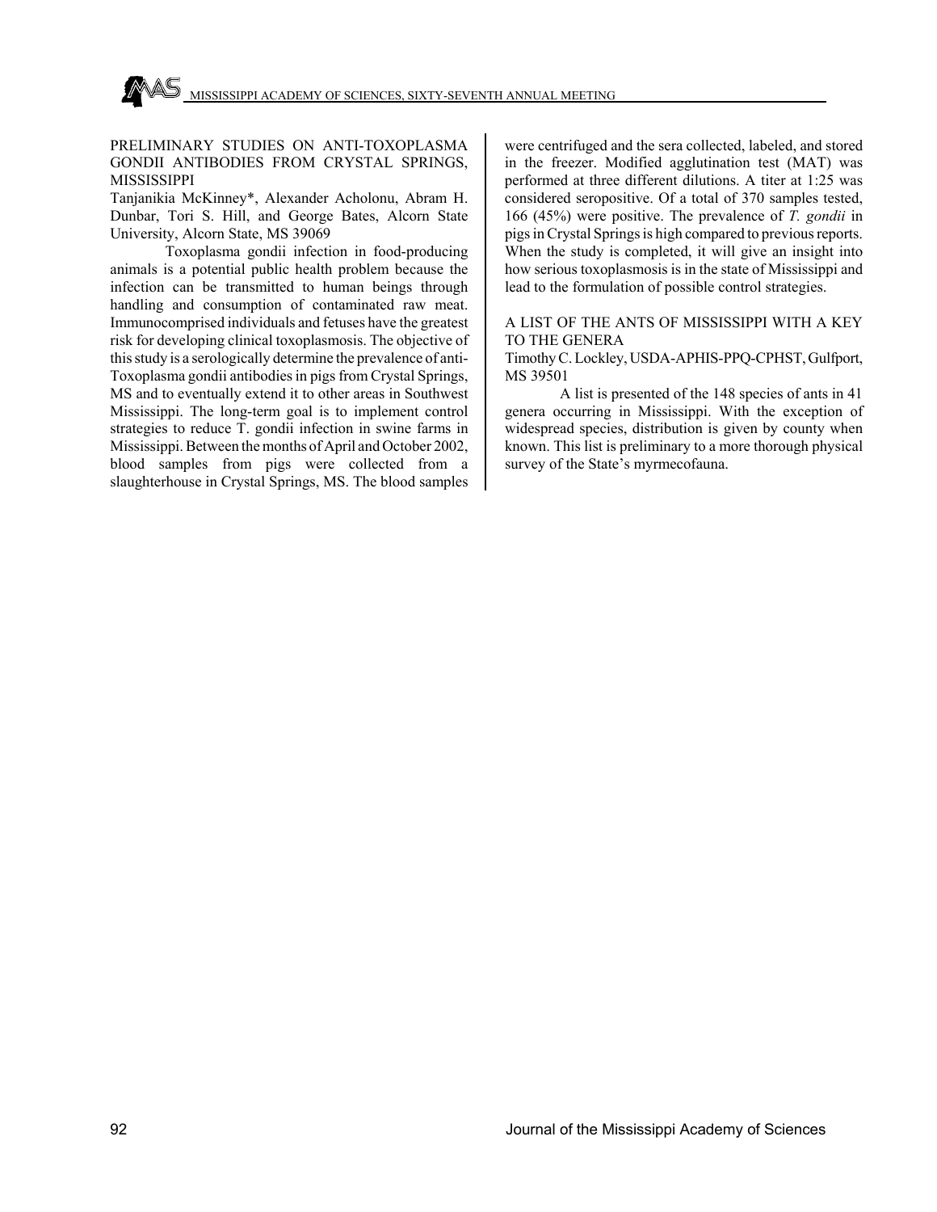## PRELIMINARY STUDIES ON ANTI-TOXOPLASMA GONDII ANTIBODIES FROM CRYSTAL SPRINGS, MISSISSIPPI

Tanjanikia McKinney*, Alexander Acholonu, Abram H. Dunbar, Tori S. Hill, and George Bates, Alcorn State University, Alcorn State, MS 39069

Toxoplasma gondii infection in food-producing animals is a potential public health problem because the infection can be transmitted to human beings through handling and consumption of contaminated raw meat. Immunocomprised individuals and fetuses have the greatest risk for developing clinical toxoplasmosis. The objective of this study is a serologically determine the prevalence of anti-Toxoplasma gondii antibodies in pigs from Crystal Springs, MS and to eventually extend it to other areas in Southwest Mississippi. The long-term goal is to implement control strategies to reduce T. gondii infection in swine farms in Mississippi. Between the months of April and October 2002, blood samples from pigs were collected from a slaughterhouse in Crystal Springs, MS. The blood samples were centrifuged and the sera collected, labeled, and stored in the freezer. Modified agglutination test (MAT) was performed at three different dilutions. A titer at 1:25 was considered seropositive. Of a total of 370 samples tested, 166 (45%) were positive. The prevalence of *T. gondii* in pigs in Crystal Springs is high compared to previous reports. When the study is completed, it will give an insight into how serious toxoplasmosis is in the state of Mississippi and lead to the formulation of possible control strategies.

## A LIST OF THE ANTS OF MISSISSIPPI WITH A KEY TO THE GENERA

Timothy C. Lockley, USDA-APHIS-PPQ-CPHST, Gulfport, MS 39501

A list is presented of the 148 species of ants in 41 genera occurring in Mississippi. With the exception of widespread species, distribution is given by county when known. This list is preliminary to a more thorough physical survey of the State's myrmecofauna.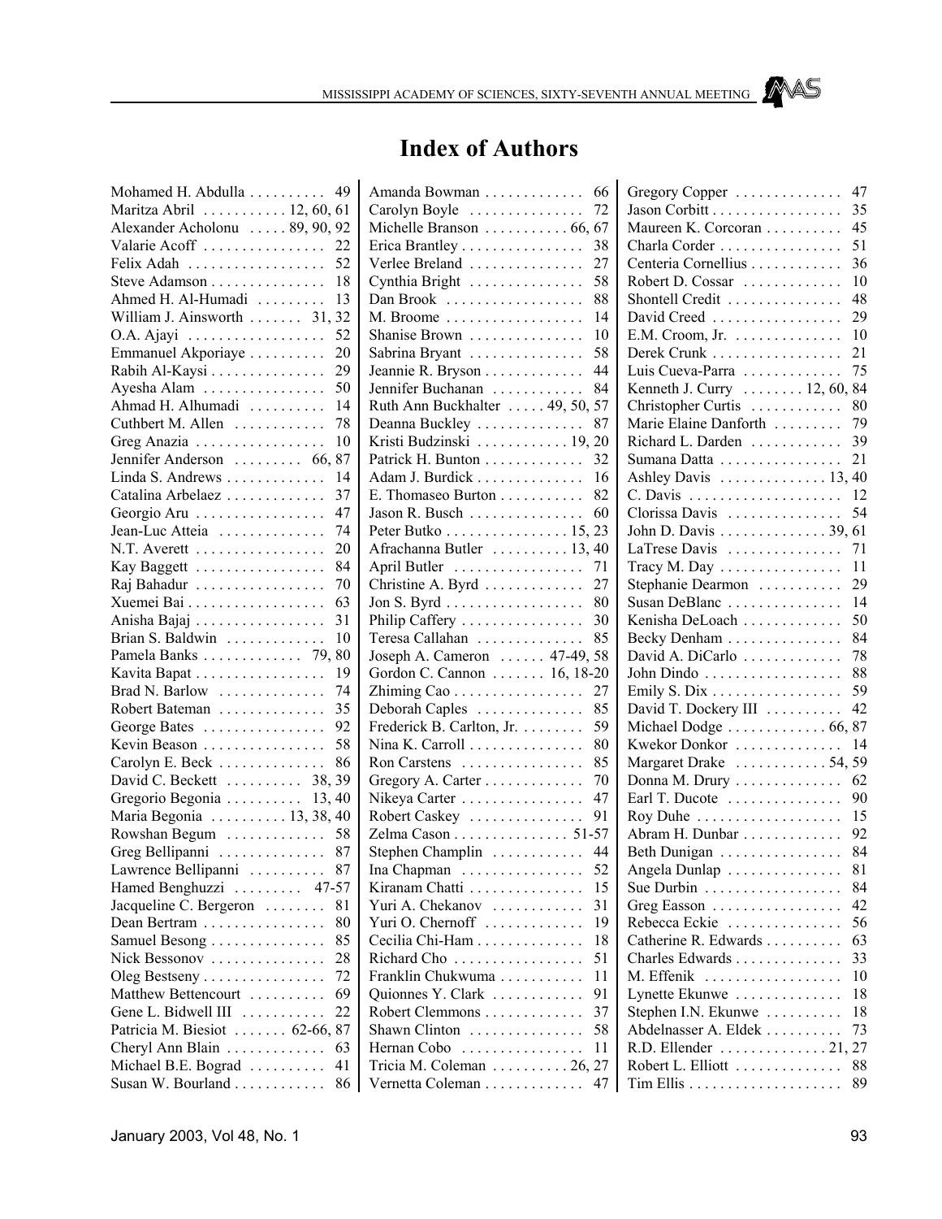# Index of Authors

Mohamed H. Abdulla . . . . . . . . . . 49
Maritza Abril . . . . . . . . . . . 12, 60, 61
Alexander Acholonu . . . . . 89, 90, 92
Valarie Acoff . . . . . . . . . . . . . . . . 22
Felix Adah . . . . . . . . . . . . . . . . . . 52
Steve Adamson . . . . . . . . . . . . . . . 18
Ahmed H. Al-Humadi . . . . . . . . . 13
William J. Ainsworth . . . . . . . 31, 32
O.A. Ajayi . . . . . . . . . . . . . . . . . . 52
Emmanuel Akporiaye . . . . . . . . . . 20
Rabih Al-Kaysi . . . . . . . . . . . . . . . 29
Ayesha Alam . . . . . . . . . . . . . . . . 50
Ahmad H. Alhumadi . . . . . . . . . . 14
Cuthbert M. Allen . . . . . . . . . . . . 78
Greg Anazia . . . . . . . . . . . . . . . . . 10
Jennifer Anderson . . . . . . . . . 66, 87
Linda S. Andrews . . . . . . . . . . . . . 14
Catalina Arbelaez . . . . . . . . . . . . . 37
Georgio Aru . . . . . . . . . . . . . . . . . 47
Jean-Luc Atteia . . . . . . . . . . . . . . 74
N.T. Averett . . . . . . . . . . . . . . . . . 20
Kay Baggett . . . . . . . . . . . . . . . . . 84
Raj Bahadur . . . . . . . . . . . . . . . . . 70
Xuemei Bai . . . . . . . . . . . . . . . . . . 63
Anisha Bajaj . . . . . . . . . . . . . . . . . 31
Brian S. Baldwin . . . . . . . . . . . . . 10
Pamela Banks . . . . . . . . . . . . . 79, 80
Kavita Bapat . . . . . . . . . . . . . . . . . 19
Brad N. Barlow . . . . . . . . . . . . . . 74
Robert Bateman . . . . . . . . . . . . . . 35
George Bates . . . . . . . . . . . . . . . . 92
Kevin Beason . . . . . . . . . . . . . . . . 58
Carolyn E. Beck . . . . . . . . . . . . . . 86
David C. Beckett . . . . . . . . . . 38, 39
Gregorio Begonia . . . . . . . . . . 13, 40
Maria Begonia . . . . . . . . . . 13, 38, 40
Rowshan Begum . . . . . . . . . . . . . 58
Greg Bellipanni . . . . . . . . . . . . . . 87
Lawrence Bellipanni . . . . . . . . . . 87
Hamed Benghuzzi . . . . . . . . . 47-57
Jacqueline C. Bergeron . . . . . . . . 81
Dean Bertram . . . . . . . . . . . . . . . . 80
Samuel Besong . . . . . . . . . . . . . . . 85
Nick Bessonov . . . . . . . . . . . . . . . 28
Oleg Bestseny . . . . . . . . . . . . . . . . 72
Matthew Bettencourt . . . . . . . . . . 69
Gene L. Bidwell III . . . . . . . . . . . 22
Patricia M. Biesiot . . . . . . . 62-66, 87
Cheryl Ann Blain . . . . . . . . . . . . . 63
Michael B.E. Bograd . . . . . . . . . . 41
Susan W. Bourland . . . . . . . . . . . . 86
Amanda Bowman . . . . . . . . . . . . . 66
Carolyn Boyle . . . . . . . . . . . . . . . 72
Michelle Branson . . . . . . . . . . . 66, 67
Erica Brantley . . . . . . . . . . . . . . . . 38
Verlee Breland . . . . . . . . . . . . . . . 27
Cynthia Bright . . . . . . . . . . . . . . . 58
Dan Brook . . . . . . . . . . . . . . . . . . 88
M. Broome . . . . . . . . . . . . . . . . . . 14
Shanise Brown . . . . . . . . . . . . . . . 10
Sabrina Bryant . . . . . . . . . . . . . . . 58
Jeannie R. Bryson . . . . . . . . . . . . . 44
Jennifer Buchanan . . . . . . . . . . . . 84
Ruth Ann Buckhalter . . . . . 49, 50, 57
Deanna Buckley . . . . . . . . . . . . . . 87
Kristi Budzinski . . . . . . . . . . . . 19, 20
Patrick H. Bunton . . . . . . . . . . . . . 32
Adam J. Burdick . . . . . . . . . . . . . . 16
E. Thomaseo Burton . . . . . . . . . . . 82
Jason R. Busch . . . . . . . . . . . . . . . 60
Peter Butko . . . . . . . . . . . . . . . . 15, 23
Afrachanna Butler . . . . . . . . . . 13, 40
April Butler . . . . . . . . . . . . . . . . . 71
Christine A. Byrd . . . . . . . . . . . . . 27
Jon S. Byrd . . . . . . . . . . . . . . . . . . 80
Philip Caffery . . . . . . . . . . . . . . . . 30
Teresa Callahan . . . . . . . . . . . . . . 85
Joseph A. Cameron . . . . . . 47-49, 58
Gordon C. Cannon . . . . . . . 16, 18-20
Zhiming Cao . . . . . . . . . . . . . . . . . 27
Deborah Caples . . . . . . . . . . . . . . 85
Frederick B. Carlton, Jr. . . . . . . . . 59
Nina K. Carroll . . . . . . . . . . . . . . . 80
Ron Carstens . . . . . . . . . . . . . . . . 85
Gregory A. Carter . . . . . . . . . . . . . 70
Nikeya Carter . . . . . . . . . . . . . . . . 47
Robert Caskey . . . . . . . . . . . . . . . 91
Zelma Cason . . . . . . . . . . . . . . . 51-57
Stephen Champlin . . . . . . . . . . . . 44
Ina Chapman . . . . . . . . . . . . . . . . 52
Kiranam Chatti . . . . . . . . . . . . . . . 15
Yuri A. Chekanov . . . . . . . . . . . . 31
Yuri O. Chernoff . . . . . . . . . . . . . 19
Cecilia Chi-Ham . . . . . . . . . . . . . . 18
Richard Cho . . . . . . . . . . . . . . . . . 51
Franklin Chukwuma . . . . . . . . . . . 11
Quionnes Y. Clark . . . . . . . . . . . . 91
Robert Clemmons . . . . . . . . . . . . . 37
Shawn Clinton . . . . . . . . . . . . . . . 58
Hernan Cobo . . . . . . . . . . . . . . . . 11
Tricia M. Coleman . . . . . . . . . . 26, 27
Vernetta Coleman . . . . . . . . . . . . . 47
Gregory Copper . . . . . . . . . . . . . . 47
Jason Corbitt . . . . . . . . . . . . . . . . . 35
Maureen K. Corcoran . . . . . . . . . . 45
Charla Corder . . . . . . . . . . . . . . . . 51
Centeria Cornellius . . . . . . . . . . . . 36
Robert D. Cossar . . . . . . . . . . . . . 10
Shontell Credit . . . . . . . . . . . . . . . 48
David Creed . . . . . . . . . . . . . . . . . 29
E.M. Croom, Jr. . . . . . . . . . . . . . . 10
Derek Crunk . . . . . . . . . . . . . . . . . 21
Luis Cueva-Parra . . . . . . . . . . . . . 75
Kenneth J. Curry . . . . . . . . 12, 60, 84
Christopher Curtis . . . . . . . . . . . . 80
Marie Elaine Danforth . . . . . . . . . 79
Richard L. Darden . . . . . . . . . . . . 39
Sumana Datta . . . . . . . . . . . . . . . . 21
Ashley Davis . . . . . . . . . . . . . . 13, 40
C. Davis . . . . . . . . . . . . . . . . . . . . 12
Clorissa Davis . . . . . . . . . . . . . . . 54
John D. Davis . . . . . . . . . . . . . . 39, 61
LaTrese Davis . . . . . . . . . . . . . . . 71
Tracy M. Day . . . . . . . . . . . . . . . . 11
Stephanie Dearmon . . . . . . . . . . . 29
Susan DeBlanc . . . . . . . . . . . . . . . 14
Kenisha DeLoach . . . . . . . . . . . . . 50
Becky Denham . . . . . . . . . . . . . . . 84
David A. DiCarlo . . . . . . . . . . . . . 78
John Dindo . . . . . . . . . . . . . . . . . . 88
Emily S. Dix . . . . . . . . . . . . . . . . . 59
David T. Dockery III . . . . . . . . . . 42
Michael Dodge . . . . . . . . . . . . . 66, 87
Kwekor Donkor . . . . . . . . . . . . . . 14
Margaret Drake . . . . . . . . . . . . 54, 59
Donna M. Drury . . . . . . . . . . . . . . 62
Earl T. Ducote . . . . . . . . . . . . . . . 90
Roy Duhe . . . . . . . . . . . . . . . . . . . 15
Abram H. Dunbar . . . . . . . . . . . . . 92
Beth Dunigan . . . . . . . . . . . . . . . . 84
Angela Dunlap . . . . . . . . . . . . . . . 81
Sue Durbin . . . . . . . . . . . . . . . . . . 84
Greg Easson . . . . . . . . . . . . . . . . . 42
Rebecca Eckie . . . . . . . . . . . . . . . 56
Catherine R. Edwards . . . . . . . . . . 63
Charles Edwards . . . . . . . . . . . . . . 33
M. Effenik . . . . . . . . . . . . . . . . . . 10
Lynette Ekunwe . . . . . . . . . . . . . . 18
Stephen I.N. Ekunwe . . . . . . . . . . 18
Abdelnasser A. Eldek . . . . . . . . . . 73
R.D. Ellender . . . . . . . . . . . . . . 21, 27
Robert L. Elliott . . . . . . . . . . . . . . 88
Tim Ellis . . . . . . . . . . . . . . . . . . . . 89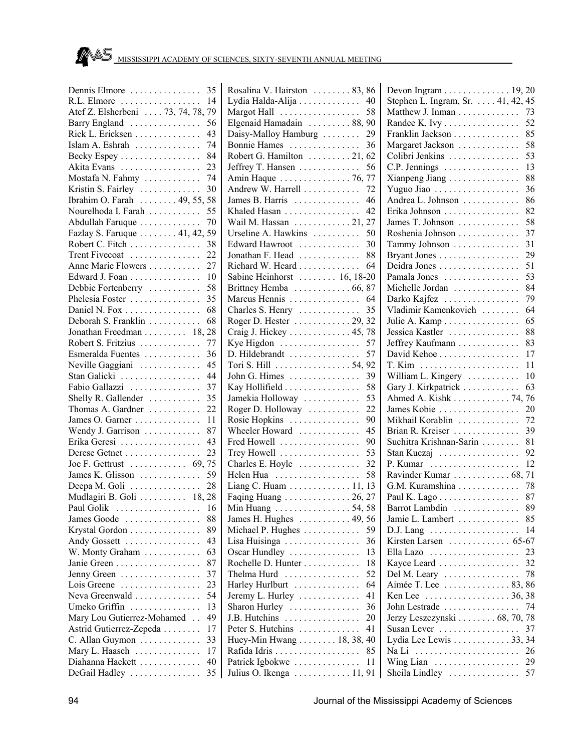Dennis Elmore . . . . . . . . . . . . . . . 35
R.L. Elmore . . . . . . . . . . . . . . . . 14
Atef Z. Elsherbeni . . . . 73, 74, 78, 79
Barry England . . . . . . . . . . . . . . . 56
Rick L. Ericksen . . . . . . . . . . . . . 43
Islam A. Eshrah . . . . . . . . . . . . . 74
Becky Espey . . . . . . . . . . . . . . . . 84
Akita Evans . . . . . . . . . . . . . . . . 23
Mostafa N. Fahmy . . . . . . . . . . . . 74
Kristin S. Fairley . . . . . . . . . . . . 30
Ibrahim O. Farah . . . . . . . . 49, 55, 58
Nourelhoda I. Farah . . . . . . . . . . 55
Abdullah Faruque . . . . . . . . . . . . 70
Fazlay S. Faruque . . . . . . . . 41, 42, 59
Robert C. Fitch . . . . . . . . . . . . . . 38
Trent Fivecoat . . . . . . . . . . . . . . 22
Anne Marie Flowers . . . . . . . . . . 27
Edward J. Foan . . . . . . . . . . . . . . 10
Debbie Fortenberry . . . . . . . . . . . 58
Phelesia Foster . . . . . . . . . . . . . . 35
Daniel N. Fox . . . . . . . . . . . . . . . 68
Deborah S. Franklin . . . . . . . . . . . 68
Jonathan Freedman . . . . . . . . . 18, 28
Robert S. Fritzius . . . . . . . . . . . . 77
Esmeralda Fuentes . . . . . . . . . . . 36
Neville Gaggiani . . . . . . . . . . . . 45
Stan Galicki . . . . . . . . . . . . . . . . 44
Fabio Gallazzi . . . . . . . . . . . . . . 37
Shelly R. Gallender . . . . . . . . . . . 35
Thomas A. Gardner . . . . . . . . . . . 22
James O. Garner . . . . . . . . . . . . . 11
Wendy J. Garrison . . . . . . . . . . . . 87
Erika Geresi . . . . . . . . . . . . . . . . 43
Derese Getnet . . . . . . . . . . . . . . . 23
Joe F. Gettrust . . . . . . . . . . . . 69, 75
James K. Glisson . . . . . . . . . . . . 59
Deepa M. Goli . . . . . . . . . . . . . . 28
Mudlagiri B. Goli . . . . . . . . . . 18, 28
Paul Golik . . . . . . . . . . . . . . . . . 16
James Goode . . . . . . . . . . . . . . . 88
Krystal Gordon . . . . . . . . . . . . . . 89
Andy Gossett . . . . . . . . . . . . . . . 43
W. Monty Graham . . . . . . . . . . . . 63
Janie Green . . . . . . . . . . . . . . . . . 87
Jenny Green . . . . . . . . . . . . . . . . 37
Lois Greene . . . . . . . . . . . . . . . . 23
Neva Greenwald . . . . . . . . . . . . . 54
Umeko Griffin . . . . . . . . . . . . . . 13
Mary Lou Gutierrez-Mohamed . . 49
Astrid Gutierrez-Zepeda . . . . . . . . 17
C. Allan Guymon . . . . . . . . . . . . 33
Mary L. Haasch . . . . . . . . . . . . . 17
Diahanna Hackett . . . . . . . . . . . . 40
DeGail Hadley . . . . . . . . . . . . . . 35
Rosalina V. Hairston . . . . . . . . 83, 86
Lydia Halda-Alija . . . . . . . . . . . . 40
Margot Hall . . . . . . . . . . . . . . . . 58
Elgenaid Hamadain . . . . . . . . . 88, 90
Daisy-Malloy Hamburg . . . . . . . . 29
Bonnie Hames . . . . . . . . . . . . . . 36
Robert G. Hamilton . . . . . . . . . 21, 62
Jeffrey T. Hansen . . . . . . . . . . . . 56
Amin Haque . . . . . . . . . . . . . . 76, 77
Andrew W. Harrell . . . . . . . . . . . 72
James B. Harris . . . . . . . . . . . . . 46
Khaled Hasan . . . . . . . . . . . . . . . 42
Wail M. Hassan . . . . . . . . . . . . 21, 27
Urseline A. Hawkins . . . . . . . . . 50
Edward Hawroot . . . . . . . . . . . . 30
Jonathan F. Head . . . . . . . . . . . . 88
Richard W. Heard . . . . . . . . . . . . 64
Sabine Heinhorst . . . . . . . . 16, 18-20
Brittney Hemba . . . . . . . . . . . . 66, 87
Marcus Hennis . . . . . . . . . . . . . . 64
Charles S. Henry . . . . . . . . . . . . 35
Roger D. Hester . . . . . . . . . . . . 29, 32
Craig J. Hickey . . . . . . . . . . . . . 45, 78
Kye Higdon . . . . . . . . . . . . . . . . 57
D. Hildebrandt . . . . . . . . . . . . . . 57
Tori S. Hill . . . . . . . . . . . . . . . 54, 92
John G. Himes . . . . . . . . . . . . . . 39
Kay Hollifield . . . . . . . . . . . . . . . 58
Jamekia Holloway . . . . . . . . . . . . 53
Roger D. Holloway . . . . . . . . . . . 22
Rosie Hopkins . . . . . . . . . . . . . . 90
Wheeler Howard . . . . . . . . . . . . 45
Fred Howell . . . . . . . . . . . . . . . . 90
Trey Howell . . . . . . . . . . . . . . . . 53
Charles E. Hoyle . . . . . . . . . . . . 32
Helen Hua . . . . . . . . . . . . . . . . . 58
Liang C. Huam . . . . . . . . . . . . 11, 13
Faqing Huang . . . . . . . . . . . . . 26, 27
Min Huang . . . . . . . . . . . . . . . 54, 58
James H. Hughes . . . . . . . . . . . 49, 56
Michael P. Hughes . . . . . . . . . . . 59
Lisa Huisinga . . . . . . . . . . . . . . . 36
Oscar Hundley . . . . . . . . . . . . . . 13
Rochelle D. Hunter . . . . . . . . . . . 18
Thelma Hurd . . . . . . . . . . . . . . . 52
Harley Hurlburt . . . . . . . . . . . . . 64
Jeremy L. Hurley . . . . . . . . . . . . 41
Sharon Hurley . . . . . . . . . . . . . . 36
J.B. Hutchins . . . . . . . . . . . . . . . 20
Peter S. Hutchins . . . . . . . . . . . . 41
Huey-Min Hwang . . . . . . . . 18, 38, 40
Rafida Idris . . . . . . . . . . . . . . . . . 85
Patrick Igbokwe . . . . . . . . . . . . . 11
Julius O. Ikenga . . . . . . . . . . . . 11, 91
Devon Ingram . . . . . . . . . . . . . 19, 20
Stephen L. Ingram, Sr. . . . . 41, 42, 45
Matthew J. Inman . . . . . . . . . . . . 73
Randee K. Ivy . . . . . . . . . . . . . . . 52
Franklin Jackson . . . . . . . . . . . . . 85
Margaret Jackson . . . . . . . . . . . . 58
Colibri Jenkins . . . . . . . . . . . . . . 53
C.P. Jennings . . . . . . . . . . . . . . . 13
Xianpeng Jiang . . . . . . . . . . . . . . 88
Yuguo Jiao . . . . . . . . . . . . . . . . . 36
Andrea L. Johnson . . . . . . . . . . . 86
Erika Johnson . . . . . . . . . . . . . . . 82
James T. Johnson . . . . . . . . . . . . 58
Roshenia Johnson . . . . . . . . . . . . 37
Tammy Johnson . . . . . . . . . . . . . 31
Bryant Jones . . . . . . . . . . . . . . . . 29
Deidra Jones . . . . . . . . . . . . . . . . 51
Pamala Jones . . . . . . . . . . . . . . . 53
Michelle Jordan . . . . . . . . . . . . . 84
Darko Kajfez . . . . . . . . . . . . . . . 79
Vladimir Kamenkovich . . . . . . . . 64
Julie A. Kamp . . . . . . . . . . . . . . . 65
Jessica Kastler . . . . . . . . . . . . . . 88
Jeffrey Kaufmann . . . . . . . . . . . . 83
David Kehoe . . . . . . . . . . . . . . . . 17
T. Kim . . . . . . . . . . . . . . . . . . . . 11
William L. Kingery . . . . . . . . . . . 10
Gary J. Kirkpatrick . . . . . . . . . . . 63
Ahmed A. Kishk . . . . . . . . . . . . 74, 76
James Kobie . . . . . . . . . . . . . . . . 20
Mikhail Korablin . . . . . . . . . . . . 72
Brian R. Kreiser . . . . . . . . . . . . . 39
Suchitra Krishnan-Sarin . . . . . . . . 81
Stan Kuczaj . . . . . . . . . . . . . . . . 92
P. Kumar . . . . . . . . . . . . . . . . . . 12
Ravinder Kumar . . . . . . . . . . . . 68, 71
G.M. Kuramshina . . . . . . . . . . . . 78
Paul K. Lago . . . . . . . . . . . . . . . . 87
Barrot Lambdin . . . . . . . . . . . . . 89
Jamie L. Lambert . . . . . . . . . . . . 85
D.J. Lang . . . . . . . . . . . . . . . . . . 14
Kirsten Larsen . . . . . . . . . . . . 65-67
Ella Lazo . . . . . . . . . . . . . . . . . . 23
Kayce Leard . . . . . . . . . . . . . . . . 32
Del M. Leary . . . . . . . . . . . . . . . 78
Aimée T. Lee . . . . . . . . . . . . . 83, 86
Ken Lee . . . . . . . . . . . . . . . . . 36, 38
John Lestrade . . . . . . . . . . . . . . . 74
Jerzy Leszczynski . . . . . . . . 68, 70, 78
Susan Lever . . . . . . . . . . . . . . . . 37
Lydia Lee Lewis . . . . . . . . . . . . 33, 34
Na Li . . . . . . . . . . . . . . . . . . . . . 26
Wing Lian . . . . . . . . . . . . . . . . . 29
Sheila Lindley . . . . . . . . . . . . . . 57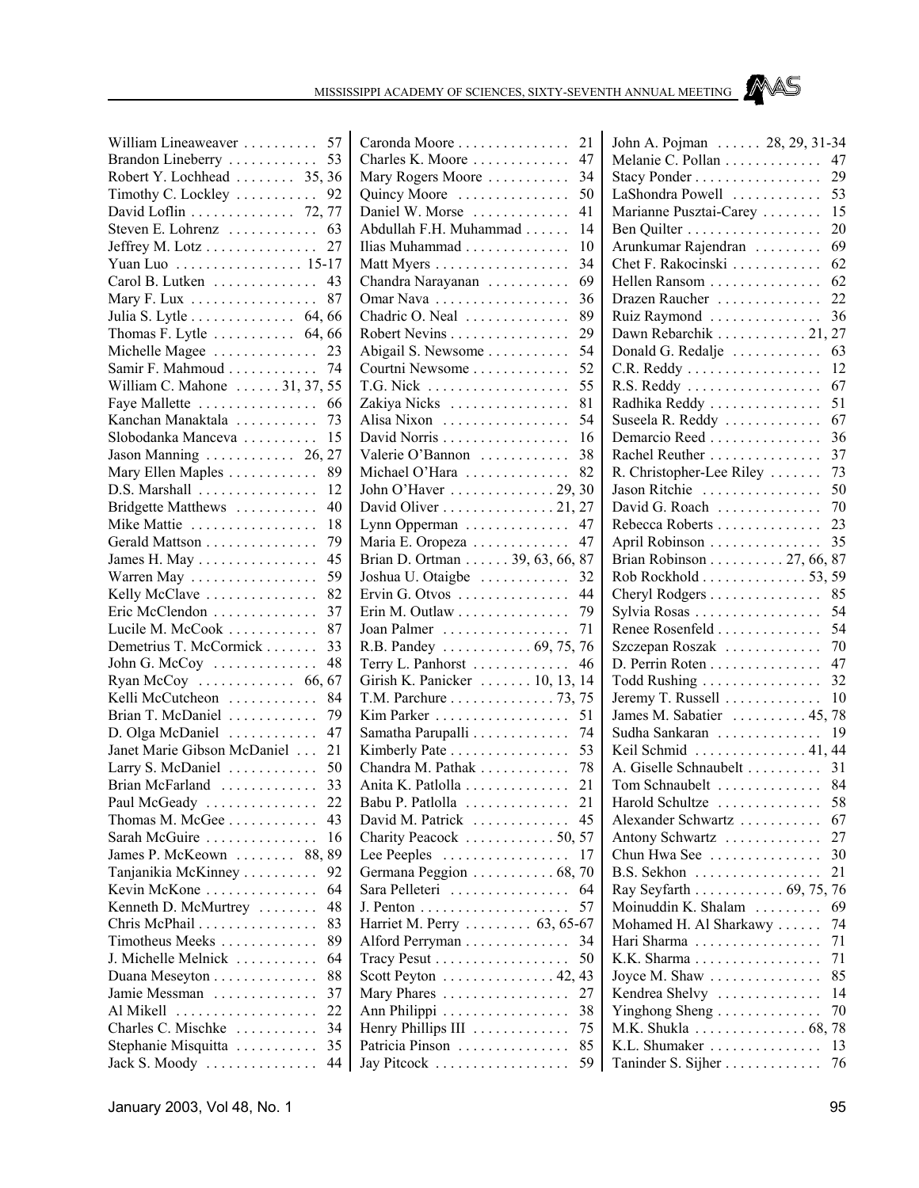William Lineaweaver . . . . . . . . . . 57
Brandon Lineberry . . . . . . . . . . . . 53
Robert Y. Lochhead . . . . . . . . 35, 36
Timothy C. Lockley . . . . . . . . . . . 92
David Loflin . . . . . . . . . . . . . . 72, 77
Steven E. Lohrenz . . . . . . . . . . . . 63
Jeffrey M. Lotz . . . . . . . . . . . . . . . 27
Yuan Luo . . . . . . . . . . . . . . . . . 15-17
Carol B. Lutken . . . . . . . . . . . . . . 43
Mary F. Lux . . . . . . . . . . . . . . . . . 87
Julia S. Lytle . . . . . . . . . . . . . . 64, 66
Thomas F. Lytle . . . . . . . . . . . 64, 66
Michelle Magee . . . . . . . . . . . . . . 23
Samir F. Mahmoud . . . . . . . . . . . . 74
William C. Mahone . . . . . . 31, 37, 55
Faye Mallette . . . . . . . . . . . . . . . . 66
Kanchan Manaktala . . . . . . . . . . . 73
Slobodanka Manceva . . . . . . . . . . 15
Jason Manning . . . . . . . . . . . . 26, 27
Mary Ellen Maples . . . . . . . . . . . . 89
D.S. Marshall . . . . . . . . . . . . . . . . 12
Bridgette Matthews . . . . . . . . . . . 40
Mike Mattie . . . . . . . . . . . . . . . . . 18
Gerald Mattson . . . . . . . . . . . . . . . 79
James H. May . . . . . . . . . . . . . . . . 45
Warren May . . . . . . . . . . . . . . . . . 59
Kelly McClave . . . . . . . . . . . . . . . 82
Eric McClendon . . . . . . . . . . . . . . 37
Lucile M. McCook . . . . . . . . . . . . 87
Demetrius T. McCormick . . . . . . . 33
John G. McCoy . . . . . . . . . . . . . . 48
Ryan McCoy . . . . . . . . . . . . . 66, 67
Kelli McCutcheon . . . . . . . . . . . . 84
Brian T. McDaniel . . . . . . . . . . . . 79
D. Olga McDaniel . . . . . . . . . . . . 47
Janet Marie Gibson McDaniel . . . 21
Larry S. McDaniel . . . . . . . . . . . . 50
Brian McFarland . . . . . . . . . . . . . 33
Paul McGeady . . . . . . . . . . . . . . . 22
Thomas M. McGee . . . . . . . . . . . . 43
Sarah McGuire . . . . . . . . . . . . . . . 16
James P. McKeown . . . . . . . . 88, 89
Tanjanikia McKinney . . . . . . . . . . 92
Kevin McKone . . . . . . . . . . . . . . . 64
Kenneth D. McMurtrey . . . . . . . . 48
Chris McPhail . . . . . . . . . . . . . . . . 83
Timotheus Meeks . . . . . . . . . . . . . 89
J. Michelle Melnick . . . . . . . . . . . 64
Duana Meseyton . . . . . . . . . . . . . . 88
Jamie Messman . . . . . . . . . . . . . . 37
Al Mikell . . . . . . . . . . . . . . . . . . . 22
Charles C. Mischke . . . . . . . . . . . 34
Stephanie Misquitta . . . . . . . . . . . 35
Jack S. Moody . . . . . . . . . . . . . . . 44
Caronda Moore . . . . . . . . . . . . . . . 21
Charles K. Moore . . . . . . . . . . . . . 47
Mary Rogers Moore . . . . . . . . . . . 34
Quincy Moore . . . . . . . . . . . . . . . 50
Daniel W. Morse . . . . . . . . . . . . . 41
Abdullah F.H. Muhammad . . . . . . 14
Ilias Muhammad . . . . . . . . . . . . . . 10
Matt Myers . . . . . . . . . . . . . . . . . . 34
Chandra Narayanan . . . . . . . . . . . 69
Omar Nava . . . . . . . . . . . . . . . . . . 36
Chadric O. Neal . . . . . . . . . . . . . . 89
Robert Nevins . . . . . . . . . . . . . . . . 29
Abigail S. Newsome . . . . . . . . . . . 54
Courtni Newsome . . . . . . . . . . . . . 52
T.G. Nick . . . . . . . . . . . . . . . . . . . 55
Zakiya Nicks . . . . . . . . . . . . . . . . 81
Alisa Nixon . . . . . . . . . . . . . . . . . 54
David Norris . . . . . . . . . . . . . . . . . 16
Valerie O'Bannon . . . . . . . . . . . . 38
Michael O'Hara . . . . . . . . . . . . . . 82
John O'Haver . . . . . . . . . . . . . . 29, 30
David Oliver . . . . . . . . . . . . . . . 21, 27
Lynn Opperman . . . . . . . . . . . . . . 47
Maria E. Oropeza . . . . . . . . . . . . . 47
Brian D. Ortman . . . . . . 39, 63, 66, 87
Joshua U. Otaigbe . . . . . . . . . . . . 32
Ervin G. Otvos . . . . . . . . . . . . . . . 44
Erin M. Outlaw . . . . . . . . . . . . . . . 79
Joan Palmer . . . . . . . . . . . . . . . . . 71
R.B. Pandey . . . . . . . . . . . . 69, 75, 76
Terry L. Panhorst . . . . . . . . . . . . . 46
Girish K. Panicker . . . . . . . 10, 13, 14
T.M. Parchure . . . . . . . . . . . . . . 73, 75
Kim Parker . . . . . . . . . . . . . . . . . . 51
Samatha Parupalli . . . . . . . . . . . . . 74
Kimberly Pate . . . . . . . . . . . . . . . . 53
Chandra M. Pathak . . . . . . . . . . . . 78
Anita K. Patlolla . . . . . . . . . . . . . . 21
Babu P. Patlolla . . . . . . . . . . . . . . 21
David M. Patrick . . . . . . . . . . . . . 45
Charity Peacock . . . . . . . . . . . . 50, 57
Lee Peeples . . . . . . . . . . . . . . . . . 17
Germana Peggion . . . . . . . . . . . 68, 70
Sara Pelleteri . . . . . . . . . . . . . . . . 64
J. Penton . . . . . . . . . . . . . . . . . . . . 57
Harriet M. Perry . . . . . . . . . 63, 65-67
Alford Perryman . . . . . . . . . . . . . . 34
Tracy Pesut . . . . . . . . . . . . . . . . . . 50
Scott Peyton . . . . . . . . . . . . . . . 42, 43
Mary Phares . . . . . . . . . . . . . . . . . 27
Ann Philippi . . . . . . . . . . . . . . . . . 38
Henry Phillips III . . . . . . . . . . . . . 75
Patricia Pinson . . . . . . . . . . . . . . . 85
Jay Pitcock . . . . . . . . . . . . . . . . . . 59
John A. Pojman . . . . . . 28, 29, 31-34
Melanie C. Pollan . . . . . . . . . . . . . 47
Stacy Ponder . . . . . . . . . . . . . . . . . 29
LaShondra Powell . . . . . . . . . . . . 53
Marianne Pusztai-Carey . . . . . . . . 15
Ben Quilter . . . . . . . . . . . . . . . . . . 20
Arunkumar Rajendran . . . . . . . . . 69
Chet F. Rakocinski . . . . . . . . . . . . 62
Hellen Ransom . . . . . . . . . . . . . . . 62
Drazen Raucher . . . . . . . . . . . . . . 22
Ruiz Raymond . . . . . . . . . . . . . . . 36
Dawn Rebarchik . . . . . . . . . . . . 21, 27
Donald G. Redalje . . . . . . . . . . . . 63
C.R. Reddy . . . . . . . . . . . . . . . . . . 12
R.S. Reddy . . . . . . . . . . . . . . . . . . 67
Radhika Reddy . . . . . . . . . . . . . . . 51
Suseela R. Reddy . . . . . . . . . . . . . 67
Demarcio Reed . . . . . . . . . . . . . . . 36
Rachel Reuther . . . . . . . . . . . . . . . 37
R. Christopher-Lee Riley . . . . . . . 73
Jason Ritchie . . . . . . . . . . . . . . . . 50
David G. Roach . . . . . . . . . . . . . . 70
Rebecca Roberts . . . . . . . . . . . . . . 23
April Robinson . . . . . . . . . . . . . . . 35
Brian Robinson . . . . . . . . . . 27, 66, 87
Rob Rockhold . . . . . . . . . . . . . . 53, 59
Cheryl Rodgers . . . . . . . . . . . . . . . 85
Sylvia Rosas . . . . . . . . . . . . . . . . . 54
Renee Rosenfeld . . . . . . . . . . . . . . 54
Szczepan Roszak . . . . . . . . . . . . . 70
D. Perrin Roten . . . . . . . . . . . . . . . 47
Todd Rushing . . . . . . . . . . . . . . . . 32
Jeremy T. Russell . . . . . . . . . . . . . 10
James M. Sabatier . . . . . . . . . . 45, 78
Sudha Sankaran . . . . . . . . . . . . . . 19
Keil Schmid . . . . . . . . . . . . . . . 41, 44
A. Giselle Schnaubelt . . . . . . . . . . 31
Tom Schnaubelt . . . . . . . . . . . . . . 84
Harold Schultze . . . . . . . . . . . . . . 58
Alexander Schwartz . . . . . . . . . . . 67
Antony Schwartz . . . . . . . . . . . . . 27
Chun Hwa See . . . . . . . . . . . . . . . 30
B.S. Sekhon . . . . . . . . . . . . . . . . . 21
Ray Seyfarth . . . . . . . . . . . . 69, 75, 76
Moinuddin K. Shalam . . . . . . . . . 69
Mohamed H. Al Sharkawy . . . . . . 74
Hari Sharma . . . . . . . . . . . . . . . . . 71
K.K. Sharma . . . . . . . . . . . . . . . . . 71
Joyce M. Shaw . . . . . . . . . . . . . . . 85
Kendrea Shelvy . . . . . . . . . . . . . . 14
Yinghong Sheng . . . . . . . . . . . . . . 70
M.K. Shukla . . . . . . . . . . . . . . . 68, 78
K.L. Shumaker . . . . . . . . . . . . . . . 13
Tanínder S. Sijher . . . . . . . . . . . . . 76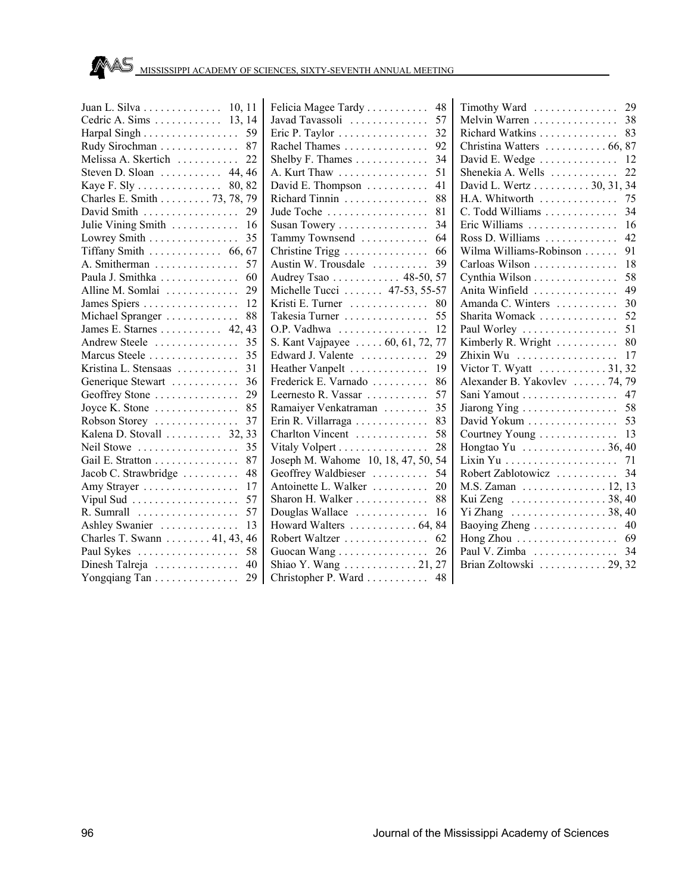Juan L. Silva . . . . . . . . . . . . . 10, 11
Cedric A. Sims . . . . . . . . . . . 13, 14
Harpal Singh . . . . . . . . . . . . . . . . 59
Rudy Sirochman . . . . . . . . . . . . . 87
Melissa A. Skertich . . . . . . . . . . 22
Steven D. Sloan . . . . . . . . . . 44, 46
Kaye F. Sly . . . . . . . . . . . . . . 80, 82
Charles E. Smith . . . . . . . . . 73, 78, 79
David Smith . . . . . . . . . . . . . . . . 29
Julie Vining Smith . . . . . . . . . . . 16
Lowrey Smith . . . . . . . . . . . . . . . 35
Tiffany Smith . . . . . . . . . . . . 66, 67
A. Smitherman . . . . . . . . . . . . . . 57
Paula J. Smithka . . . . . . . . . . . . . 60
Alline M. Somlai . . . . . . . . . . . . 29
James Spiers . . . . . . . . . . . . . . . . 12
Michael Spranger . . . . . . . . . . . . 88
James E. Starnes . . . . . . . . . . . 42, 43
Andrew Steele . . . . . . . . . . . . . . 35
Marcus Steele . . . . . . . . . . . . . . . 35
Kristina L. Stensaas . . . . . . . . . . 31
Generique Stewart . . . . . . . . . . . 36
Geoffrey Stone . . . . . . . . . . . . . . 29
Joyce K. Stone . . . . . . . . . . . . . . 85
Robson Storey . . . . . . . . . . . . . . 37
Kalena D. Stovall . . . . . . . . . . 32, 33
Neil Stowe . . . . . . . . . . . . . . . . . 35
Gail E. Stratton . . . . . . . . . . . . . . 87
Jacob C. Strawbridge . . . . . . . . . 48
Amy Strayer . . . . . . . . . . . . . . . . 17
Vipul Sud . . . . . . . . . . . . . . . . . . 57
R. Sumrall . . . . . . . . . . . . . . . . . 57
Ashley Swanier . . . . . . . . . . . . . 13
Charles T. Swann . . . . . . . . 41, 43, 46
Paul Sykes . . . . . . . . . . . . . . . . . 58
Dinesh Talreja . . . . . . . . . . . . . . 40
Yongqiang Tan . . . . . . . . . . . . . . 29
Felicia Magee Tardy . . . . . . . . . . 48
Javad Tavassoli . . . . . . . . . . . . . 57
Eric P. Taylor . . . . . . . . . . . . . . . 32
Rachel Thames . . . . . . . . . . . . . . 92
Shelby F. Thames . . . . . . . . . . . . 34
A. Kurt Thaw . . . . . . . . . . . . . . . 51
David E. Thompson . . . . . . . . . . 41
Richard Tinnin . . . . . . . . . . . . . . 88
Jude Toche . . . . . . . . . . . . . . . . . 81
Susan Towery . . . . . . . . . . . . . . . 34
Tammy Townsend . . . . . . . . . . . 64
Christine Trigg . . . . . . . . . . . . . . 66
Austin W. Trousdale . . . . . . . . . 39
Audrey Tsao . . . . . . . . . . . . 48-50, 57
Michelle Tucci . . . . . . . 47-53, 55-57
Kristi E. Turner . . . . . . . . . . . . . 80
Takesia Turner . . . . . . . . . . . . . . 55
O.P. Vadhwa . . . . . . . . . . . . . . . 12
S. Kant Vajpayee . . . . . 60, 61, 72, 77
Edward J. Valente . . . . . . . . . . . 29
Heather Vanpelt . . . . . . . . . . . . . 19
Frederick E. Varnado . . . . . . . . . 86
Leernesto R. Vassar . . . . . . . . . . 57
Ramaiyer Venkatraman . . . . . . . . 35
Erin R. Villarraga . . . . . . . . . . . . 83
Charlton Vincent . . . . . . . . . . . . 58
Vitaly Volpert . . . . . . . . . . . . . . . 28
Joseph M. Wahome 10, 18, 47, 50, 54
Geoffrey Waldbieser . . . . . . . . . 54
Antoinette L. Walker . . . . . . . . . 20
Sharon H. Walker . . . . . . . . . . . . 88
Douglas Wallace . . . . . . . . . . . . 16
Howard Walters . . . . . . . . . . . 64, 84
Robert Waltzer . . . . . . . . . . . . . . 62
Guocan Wang . . . . . . . . . . . . . . . 26
Shiao Y. Wang . . . . . . . . . . . . 21, 27
Christopher P. Ward . . . . . . . . . . 48
Timothy Ward . . . . . . . . . . . . . . 29
Melvin Warren . . . . . . . . . . . . . . 38
Richard Watkins . . . . . . . . . . . . . 83
Christina Watters . . . . . . . . . . 66, 87
David E. Wedge . . . . . . . . . . . . . 12
Shenekia A. Wells . . . . . . . . . . . 22
David L. Wertz . . . . . . . . . . 30, 31, 34
H.A. Whitworth . . . . . . . . . . . . . 75
C. Todd Williams . . . . . . . . . . . . 34
Eric Williams . . . . . . . . . . . . . . . 16
Ross D. Williams . . . . . . . . . . . . 42
Wilma Williams-Robinson . . . . . . 91
Carloas Wilson . . . . . . . . . . . . . . 18
Cynthia Wilson . . . . . . . . . . . . . . 58
Anita Winfield . . . . . . . . . . . . . . 49
Amanda C. Winters . . . . . . . . . . 30
Sharita Womack . . . . . . . . . . . . . 52
Paul Worley . . . . . . . . . . . . . . . . 51
Kimberly R. Wright . . . . . . . . . . 80
Zhixin Wu . . . . . . . . . . . . . . . . . 17
Victor T. Wyatt . . . . . . . . . . . 31, 32
Alexander B. Yakovlev . . . . . . 74, 79
Sani Yamout . . . . . . . . . . . . . . . . 47
Jiarong Ying . . . . . . . . . . . . . . . . 58
David Yokum . . . . . . . . . . . . . . . 53
Courtney Young . . . . . . . . . . . . . 13
Hongtao Yu . . . . . . . . . . . . . . 36, 40
Lixin Yu . . . . . . . . . . . . . . . . . . . 71
Robert Zablotowicz . . . . . . . . . . 34
M.S. Zaman . . . . . . . . . . . . . . 12, 13
Kui Zeng . . . . . . . . . . . . . . . . 38, 40
Yi Zhang . . . . . . . . . . . . . . . . 38, 40
Baoying Zheng . . . . . . . . . . . . . . 40
Hong Zhou . . . . . . . . . . . . . . . . . 69
Paul V. Zimba . . . . . . . . . . . . . . 34
Brian Zoltowski . . . . . . . . . . . 29, 32